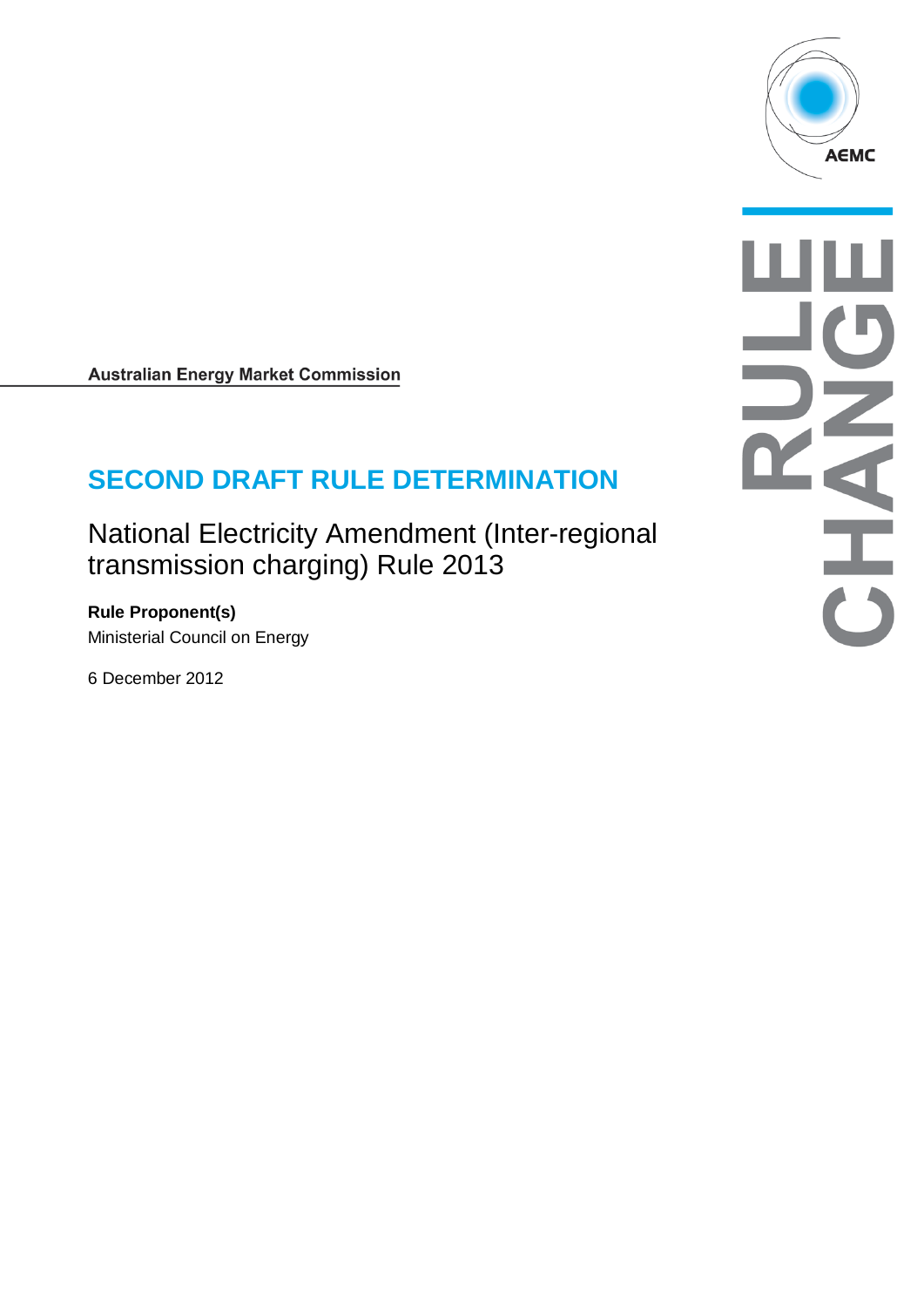Australian Energy Market Commission

# SECOND DRAFT RULE DETERMINATION

National Electricity Amendment (Inter-regional transmission charging) Rule 2013

**Rule Proponent(s)**

Ministerial Council on Energy

6 December 2012

AEMC

RULE CHANGE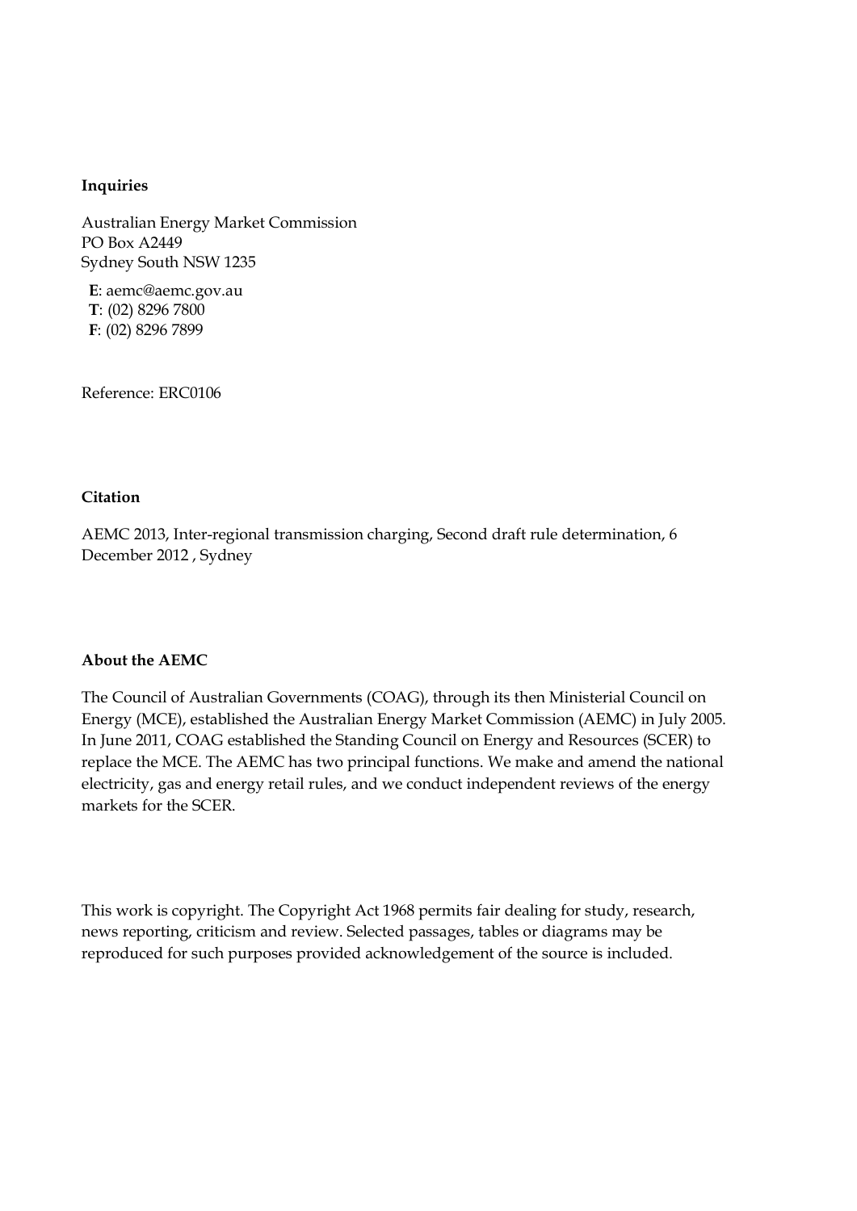**Inquiries**

Australian Energy Market Commission
PO Box A2449
Sydney South NSW 1235

**E**: aemc@aemc.gov.au
**T**: (02) 8296 7800
**F**: (02) 8296 7899

Reference: ERC0106

**Citation**

AEMC 2013, Inter-regional transmission charging, Second draft rule determination, 6 December 2012 , Sydney

**About the AEMC**

The Council of Australian Governments (COAG), through its then Ministerial Council on Energy (MCE), established the Australian Energy Market Commission (AEMC) in July 2005. In June 2011, COAG established the Standing Council on Energy and Resources (SCER) to replace the MCE. The AEMC has two principal functions. We make and amend the national electricity, gas and energy retail rules, and we conduct independent reviews of the energy markets for the SCER.

This work is copyright. The Copyright Act 1968 permits fair dealing for study, research, news reporting, criticism and review. Selected passages, tables or diagrams may be reproduced for such purposes provided acknowledgement of the source is included.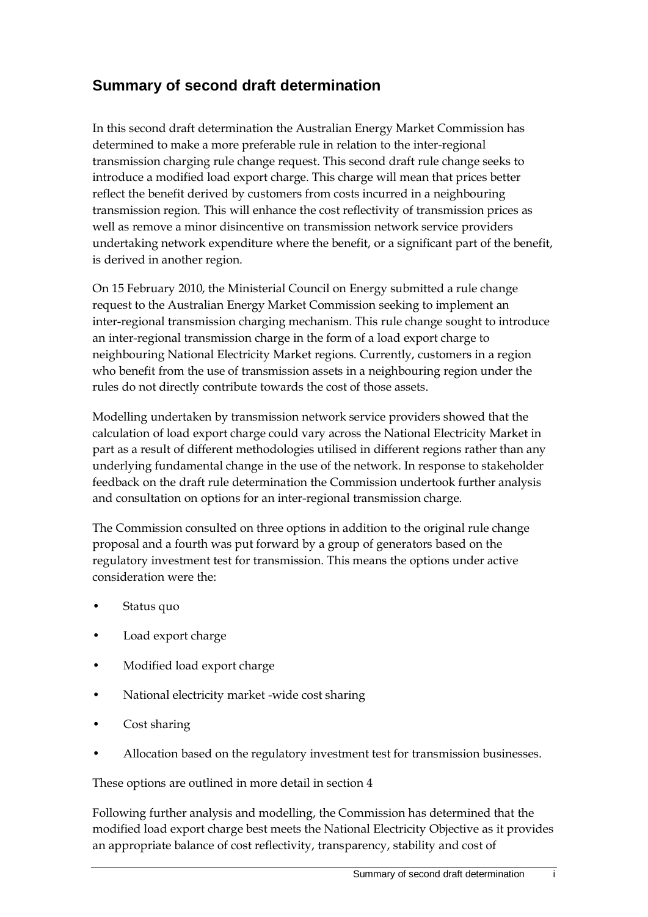## Summary of second draft determination

In this second draft determination the Australian Energy Market Commission has determined to make a more preferable rule in relation to the inter-regional transmission charging rule change request. This second draft rule change seeks to introduce a modified load export charge. This charge will mean that prices better reflect the benefit derived by customers from costs incurred in a neighbouring transmission region. This will enhance the cost reflectivity of transmission prices as well as remove a minor disincentive on transmission network service providers undertaking network expenditure where the benefit, or a significant part of the benefit, is derived in another region.

On 15 February 2010, the Ministerial Council on Energy submitted a rule change request to the Australian Energy Market Commission seeking to implement an inter-regional transmission charging mechanism. This rule change sought to introduce an inter-regional transmission charge in the form of a load export charge to neighbouring National Electricity Market regions. Currently, customers in a region who benefit from the use of transmission assets in a neighbouring region under the rules do not directly contribute towards the cost of those assets.

Modelling undertaken by transmission network service providers showed that the calculation of load export charge could vary across the National Electricity Market in part as a result of different methodologies utilised in different regions rather than any underlying fundamental change in the use of the network. In response to stakeholder feedback on the draft rule determination the Commission undertook further analysis and consultation on options for an inter-regional transmission charge.

The Commission consulted on three options in addition to the original rule change proposal and a fourth was put forward by a group of generators based on the regulatory investment test for transmission. This means the options under active consideration were the:

- Status quo
- Load export charge
- Modified load export charge
- National electricity market -wide cost sharing
- Cost sharing
- Allocation based on the regulatory investment test for transmission businesses.

These options are outlined in more detail in section 4

Following further analysis and modelling, the Commission has determined that the modified load export charge best meets the National Electricity Objective as it provides an appropriate balance of cost reflectivity, transparency, stability and cost of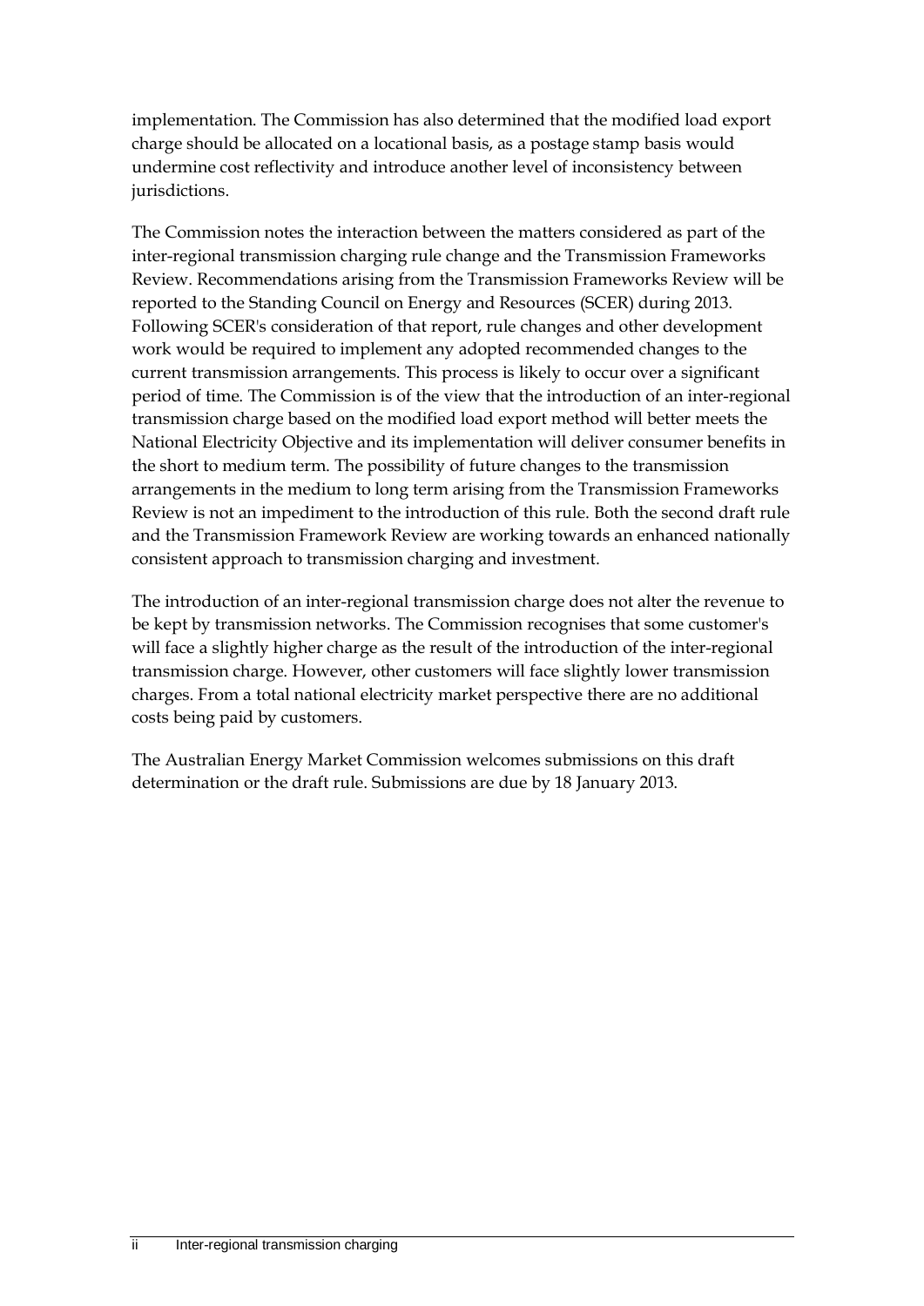implementation. The Commission has also determined that the modified load export charge should be allocated on a locational basis, as a postage stamp basis would undermine cost reflectivity and introduce another level of inconsistency between jurisdictions.

The Commission notes the interaction between the matters considered as part of the inter-regional transmission charging rule change and the Transmission Frameworks Review. Recommendations arising from the Transmission Frameworks Review will be reported to the Standing Council on Energy and Resources (SCER) during 2013. Following SCER's consideration of that report, rule changes and other development work would be required to implement any adopted recommended changes to the current transmission arrangements. This process is likely to occur over a significant period of time. The Commission is of the view that the introduction of an inter-regional transmission charge based on the modified load export method will better meets the National Electricity Objective and its implementation will deliver consumer benefits in the short to medium term. The possibility of future changes to the transmission arrangements in the medium to long term arising from the Transmission Frameworks Review is not an impediment to the introduction of this rule. Both the second draft rule and the Transmission Framework Review are working towards an enhanced nationally consistent approach to transmission charging and investment.

The introduction of an inter-regional transmission charge does not alter the revenue to be kept by transmission networks. The Commission recognises that some customer's will face a slightly higher charge as the result of the introduction of the inter-regional transmission charge. However, other customers will face slightly lower transmission charges. From a total national electricity market perspective there are no additional costs being paid by customers.

The Australian Energy Market Commission welcomes submissions on this draft determination or the draft rule. Submissions are due by 18 January 2013.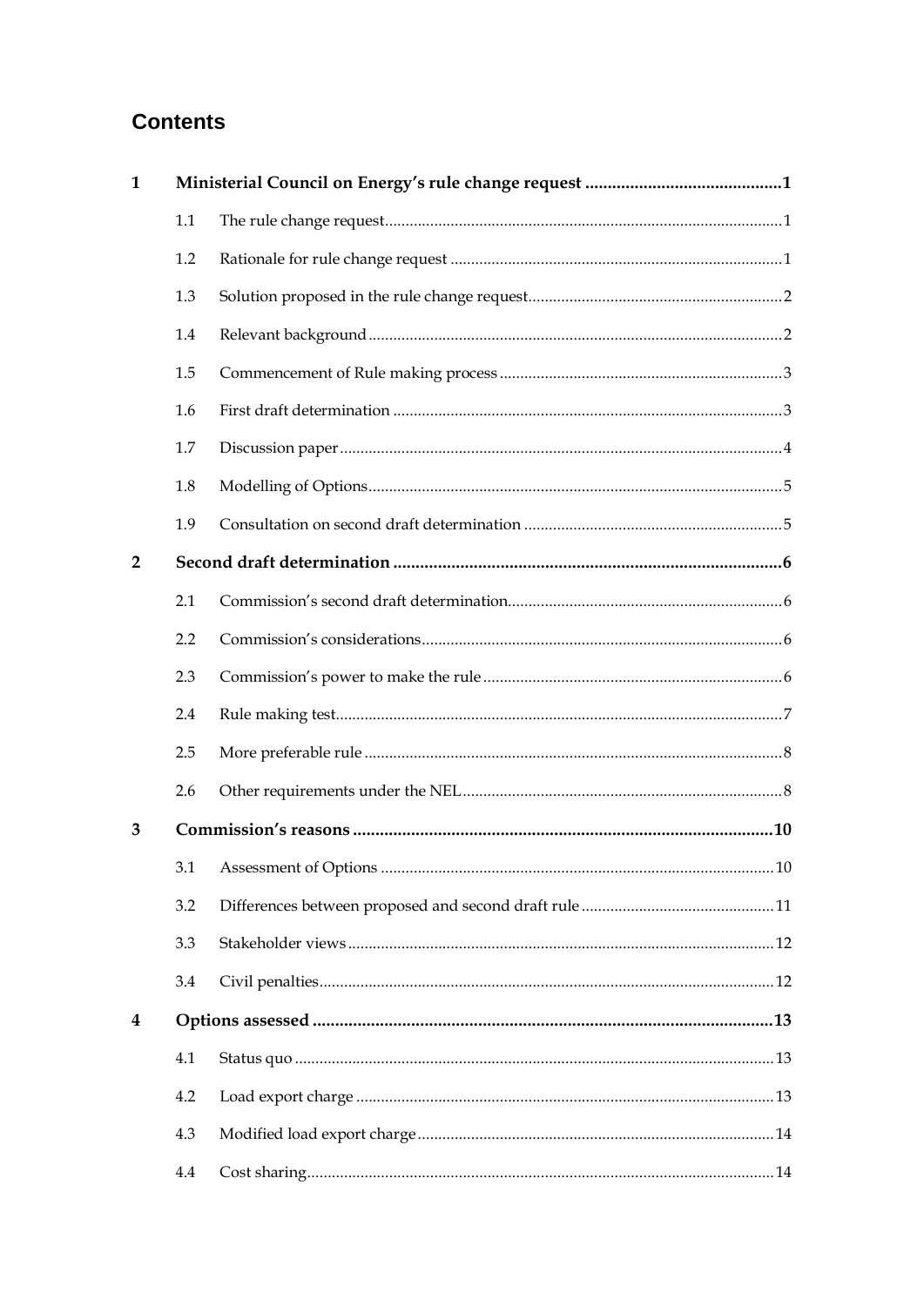## Contents

| | | | |
|---|---|---|---|
| **1** | **Ministerial Council on Energy's rule change request** | | **1** |
| | 1.1 | The rule change request | 1 |
| | 1.2 | Rationale for rule change request | 1 |
| | 1.3 | Solution proposed in the rule change request | 2 |
| | 1.4 | Relevant background | 2 |
| | 1.5 | Commencement of Rule making process | 3 |
| | 1.6 | First draft determination | 3 |
| | 1.7 | Discussion paper | 4 |
| | 1.8 | Modelling of Options | 5 |
| | 1.9 | Consultation on second draft determination | 5 |
| **2** | **Second draft determination** | | **6** |
| | 2.1 | Commission's second draft determination | 6 |
| | 2.2 | Commission's considerations | 6 |
| | 2.3 | Commission's power to make the rule | 6 |
| | 2.4 | Rule making test | 7 |
| | 2.5 | More preferable rule | 8 |
| | 2.6 | Other requirements under the NEL | 8 |
| **3** | **Commission's reasons** | | **10** |
| | 3.1 | Assessment of Options | 10 |
| | 3.2 | Differences between proposed and second draft rule | 11 |
| | 3.3 | Stakeholder views | 12 |
| | 3.4 | Civil penalties | 12 |
| **4** | **Options assessed** | | **13** |
| | 4.1 | Status quo | 13 |
| | 4.2 | Load export charge | 13 |
| | 4.3 | Modified load export charge | 14 |
| | 4.4 | Cost sharing | 14 |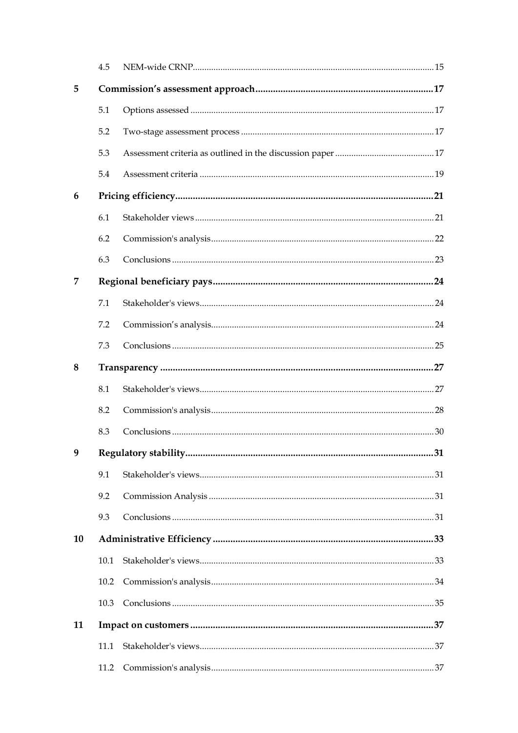| | | |
|---|---|---|
| 4.5 | NEM-wide CRNP | 15 |
| **5** | **Commission's assessment approach** | **17** |
| 5.1 | Options assessed | 17 |
| 5.2 | Two-stage assessment process | 17 |
| 5.3 | Assessment criteria as outlined in the discussion paper | 17 |
| 5.4 | Assessment criteria | 19 |
| **6** | **Pricing efficiency** | **21** |
| 6.1 | Stakeholder views | 21 |
| 6.2 | Commission's analysis | 22 |
| 6.3 | Conclusions | 23 |
| **7** | **Regional beneficiary pays** | **24** |
| 7.1 | Stakeholder's views | 24 |
| 7.2 | Commission's analysis | 24 |
| 7.3 | Conclusions | 25 |
| **8** | **Transparency** | **27** |
| 8.1 | Stakeholder's views | 27 |
| 8.2 | Commission's analysis | 28 |
| 8.3 | Conclusions | 30 |
| **9** | **Regulatory stability** | **31** |
| 9.1 | Stakeholder's views | 31 |
| 9.2 | Commission Analysis | 31 |
| 9.3 | Conclusions | 31 |
| **10** | **Administrative Efficiency** | **33** |
| 10.1 | Stakeholder's views | 33 |
| 10.2 | Commission's analysis | 34 |
| 10.3 | Conclusions | 35 |
| **11** | **Impact on customers** | **37** |
| 11.1 | Stakeholder's views | 37 |
| 11.2 | Commission's analysis | 37 |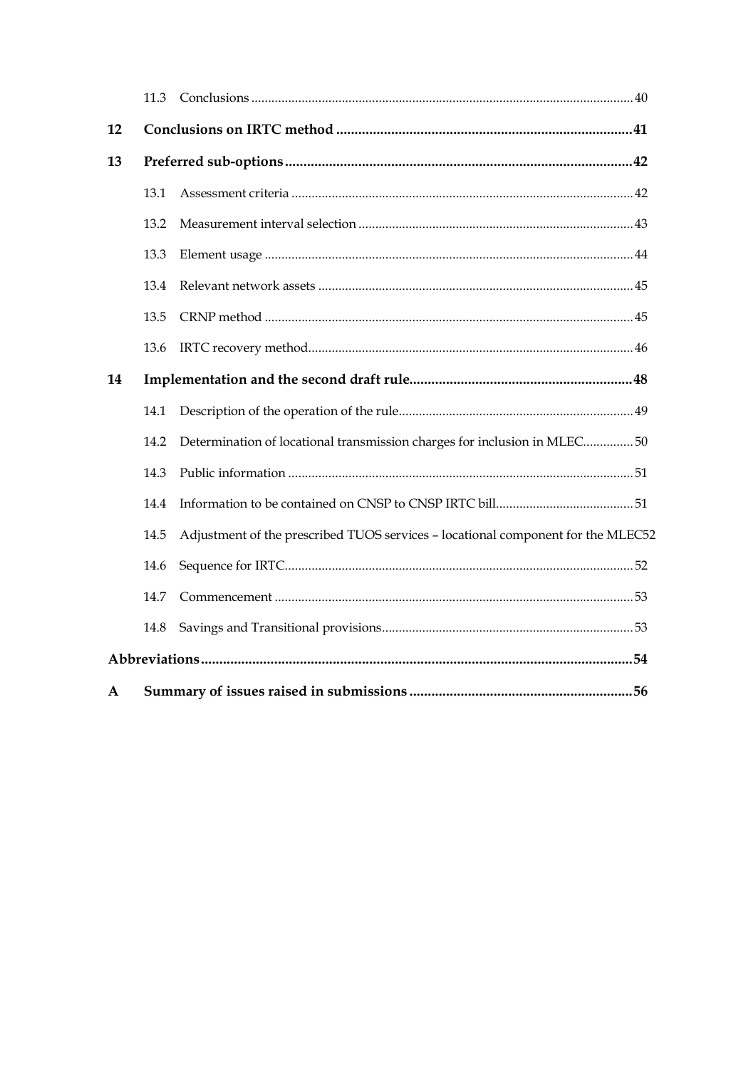11.3 Conclusions ........................................................................................................ 40

**12 Conclusions on IRTC method ........................................................................... 41**

**13 Preferred sub-options ......................................................................................... 42**

13.1 Assessment criteria ............................................................................................ 42

13.2 Measurement interval selection ........................................................................ 43

13.3 Element usage .................................................................................................... 44

13.4 Relevant network assets ................................................................................... 45

13.5 CRNP method .................................................................................................... 45

13.6 IRTC recovery method ...................................................................................... 46

**14 Implementation and the second draft rule ....................................................... 48**

14.1 Description of the operation of the rule ........................................................... 49

14.2 Determination of locational transmission charges for inclusion in MLEC ............... 50

14.3 Public information ............................................................................................. 51

14.4 Information to be contained on CNSP to CNSP IRTC bill ................................. 51

14.5 Adjustment of the prescribed TUOS services – locational component for the MLEC 52

14.6 Sequence for IRTC ............................................................................................. 52

14.7 Commencement ................................................................................................. 53

14.8 Savings and Transitional provisions .................................................................. 53

**Abbreviations ............................................................................................................ 54**

**A Summary of issues raised in submissions ........................................................ 56**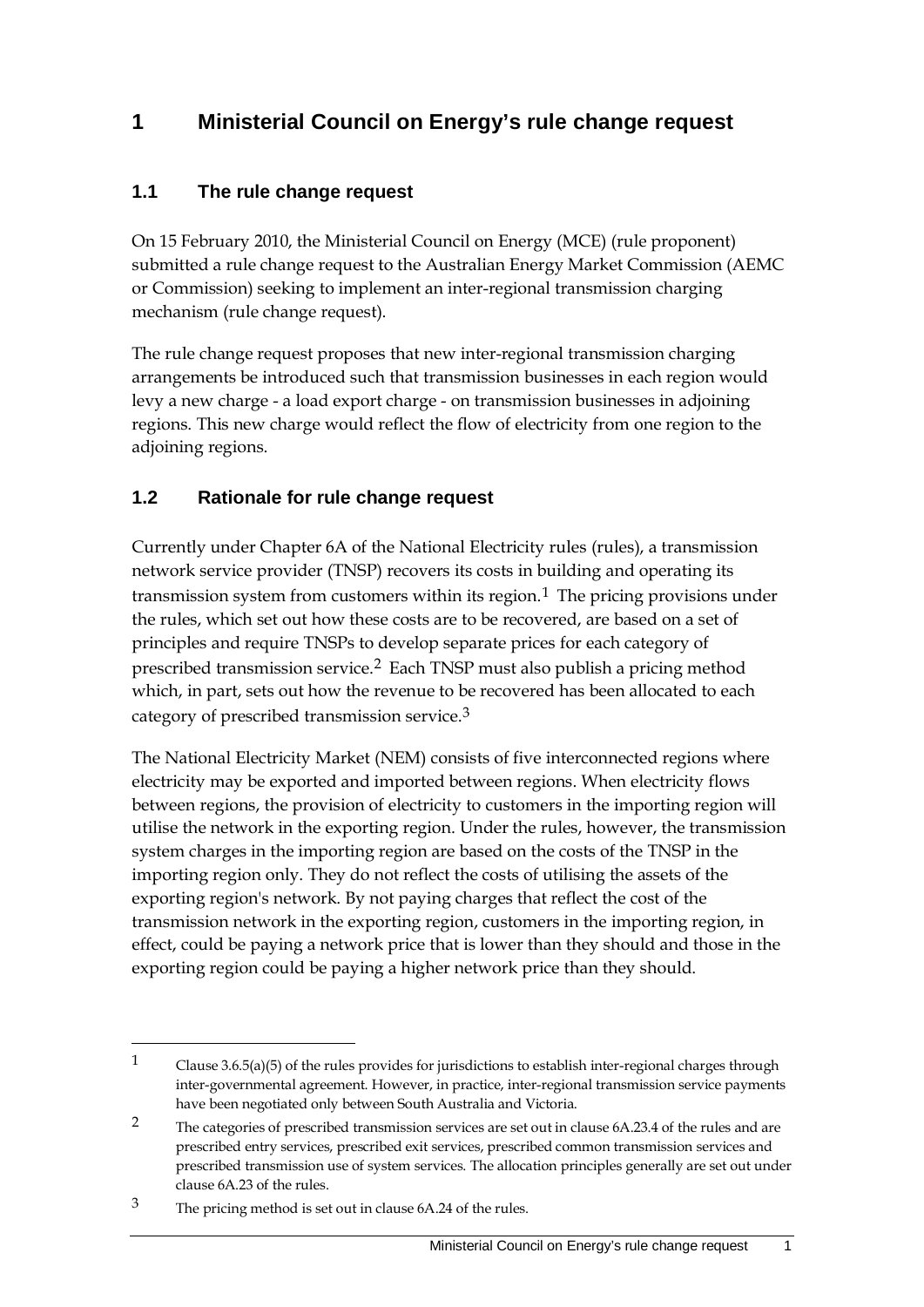# 1 Ministerial Council on Energy's rule change request

## 1.1 The rule change request

On 15 February 2010, the Ministerial Council on Energy (MCE) (rule proponent) submitted a rule change request to the Australian Energy Market Commission (AEMC or Commission) seeking to implement an inter-regional transmission charging mechanism (rule change request).

The rule change request proposes that new inter-regional transmission charging arrangements be introduced such that transmission businesses in each region would levy a new charge - a load export charge - on transmission businesses in adjoining regions. This new charge would reflect the flow of electricity from one region to the adjoining regions.

## 1.2 Rationale for rule change request

Currently under Chapter 6A of the National Electricity rules (rules), a transmission network service provider (TNSP) recovers its costs in building and operating its transmission system from customers within its region.[1] The pricing provisions under the rules, which set out how these costs are to be recovered, are based on a set of principles and require TNSPs to develop separate prices for each category of prescribed transmission service.[2] Each TNSP must also publish a pricing method which, in part, sets out how the revenue to be recovered has been allocated to each category of prescribed transmission service.[3]

The National Electricity Market (NEM) consists of five interconnected regions where electricity may be exported and imported between regions. When electricity flows between regions, the provision of electricity to customers in the importing region will utilise the network in the exporting region. Under the rules, however, the transmission system charges in the importing region are based on the costs of the TNSP in the importing region only. They do not reflect the costs of utilising the assets of the exporting region's network. By not paying charges that reflect the cost of the transmission network in the exporting region, customers in the importing region, in effect, could be paying a network price that is lower than they should and those in the exporting region could be paying a higher network price than they should.

---

1 Clause 3.6.5(a)(5) of the rules provides for jurisdictions to establish inter-regional charges through inter-governmental agreement. However, in practice, inter-regional transmission service payments have been negotiated only between South Australia and Victoria.

2 The categories of prescribed transmission services are set out in clause 6A.23.4 of the rules and are prescribed entry services, prescribed exit services, prescribed common transmission services and prescribed transmission use of system services. The allocation principles generally are set out under clause 6A.23 of the rules.

3 The pricing method is set out in clause 6A.24 of the rules.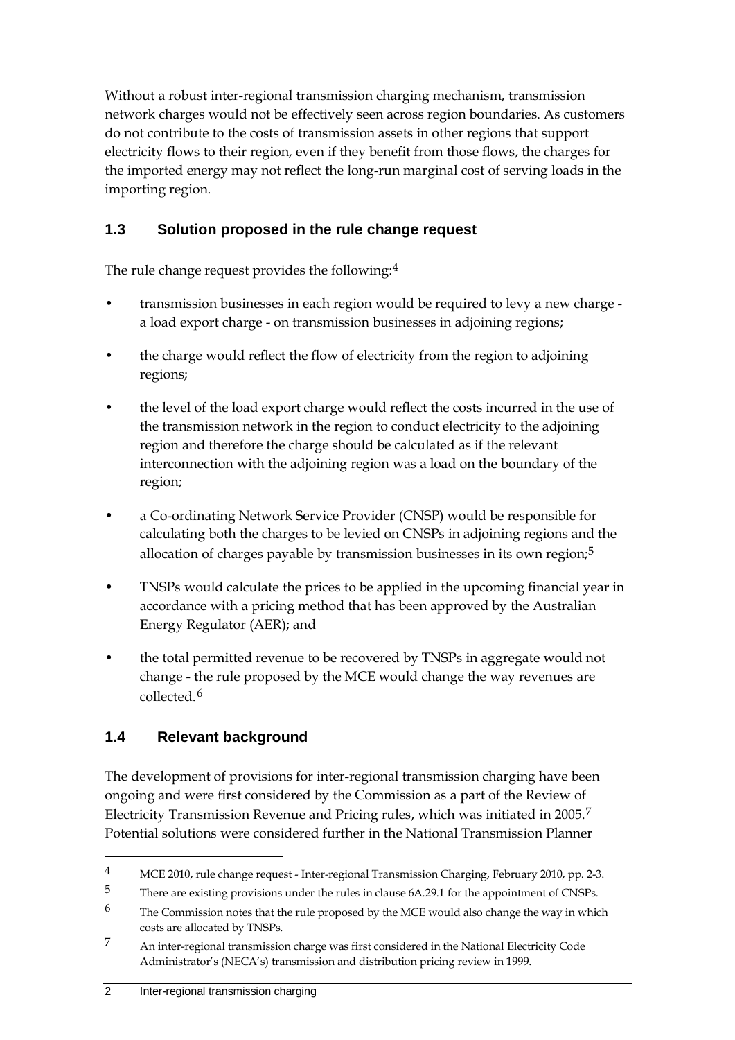Without a robust inter-regional transmission charging mechanism, transmission network charges would not be effectively seen across region boundaries. As customers do not contribute to the costs of transmission assets in other regions that support electricity flows to their region, even if they benefit from those flows, the charges for the imported energy may not reflect the long-run marginal cost of serving loads in the importing region.

## 1.3 Solution proposed in the rule change request

The rule change request provides the following:[4]

- transmission businesses in each region would be required to levy a new charge - a load export charge - on transmission businesses in adjoining regions;
- the charge would reflect the flow of electricity from the region to adjoining regions;
- the level of the load export charge would reflect the costs incurred in the use of the transmission network in the region to conduct electricity to the adjoining region and therefore the charge should be calculated as if the relevant interconnection with the adjoining region was a load on the boundary of the region;
- a Co-ordinating Network Service Provider (CNSP) would be responsible for calculating both the charges to be levied on CNSPs in adjoining regions and the allocation of charges payable by transmission businesses in its own region;[5]
- TNSPs would calculate the prices to be applied in the upcoming financial year in accordance with a pricing method that has been approved by the Australian Energy Regulator (AER); and
- the total permitted revenue to be recovered by TNSPs in aggregate would not change - the rule proposed by the MCE would change the way revenues are collected.[6]

## 1.4 Relevant background

The development of provisions for inter-regional transmission charging have been ongoing and were first considered by the Commission as a part of the Review of Electricity Transmission Revenue and Pricing rules, which was initiated in 2005.[7] Potential solutions were considered further in the National Transmission Planner

---

4 MCE 2010, rule change request - Inter-regional Transmission Charging, February 2010, pp. 2-3.

5 There are existing provisions under the rules in clause 6A.29.1 for the appointment of CNSPs.

6 The Commission notes that the rule proposed by the MCE would also change the way in which costs are allocated by TNSPs.

7 An inter-regional transmission charge was first considered in the National Electricity Code Administrator's (NECA's) transmission and distribution pricing review in 1999.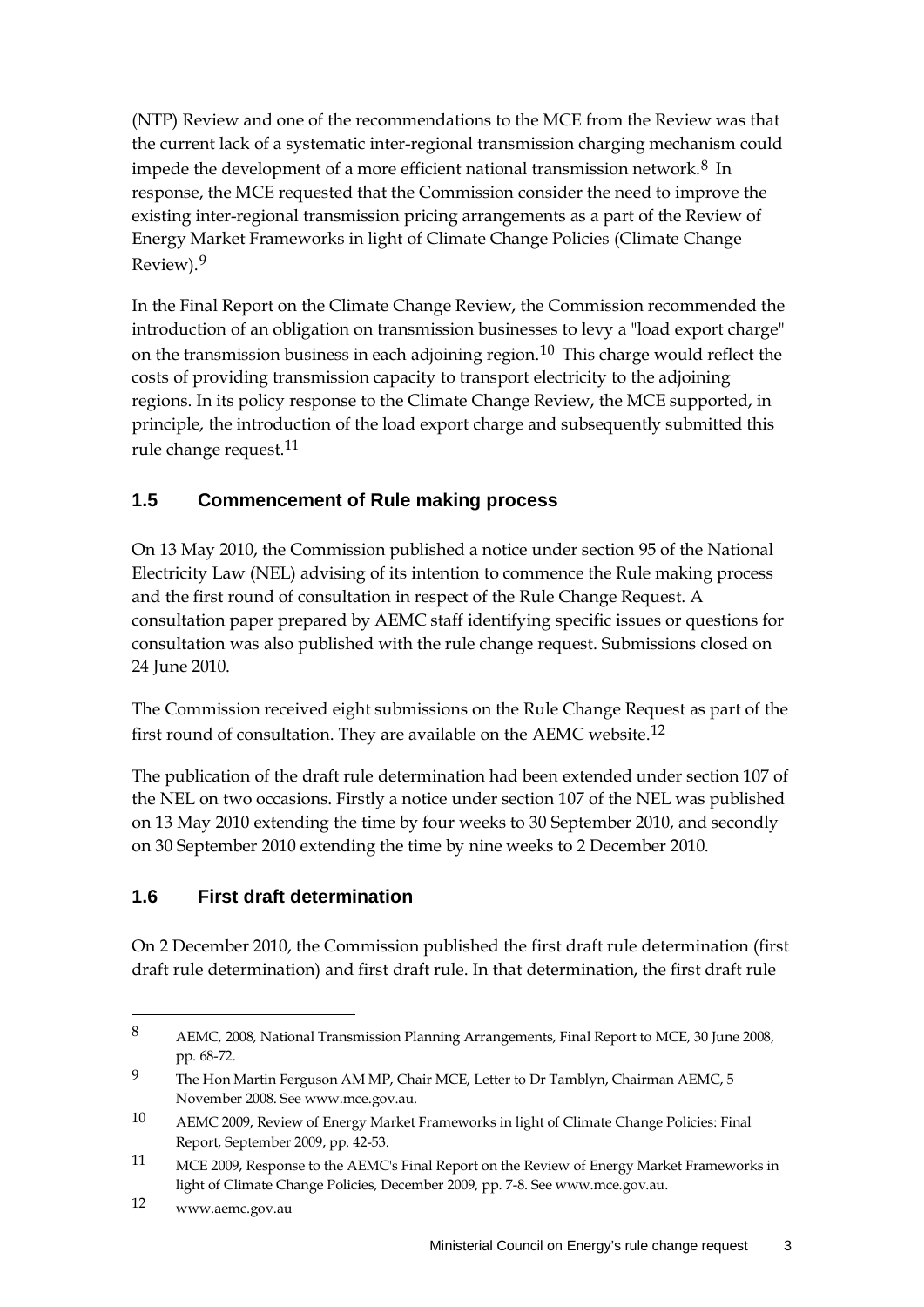(NTP) Review and one of the recommendations to the MCE from the Review was that the current lack of a systematic inter-regional transmission charging mechanism could impede the development of a more efficient national transmission network.[8] In response, the MCE requested that the Commission consider the need to improve the existing inter-regional transmission pricing arrangements as a part of the Review of Energy Market Frameworks in light of Climate Change Policies (Climate Change Review).[9]

In the Final Report on the Climate Change Review, the Commission recommended the introduction of an obligation on transmission businesses to levy a "load export charge" on the transmission business in each adjoining region.[10] This charge would reflect the costs of providing transmission capacity to transport electricity to the adjoining regions. In its policy response to the Climate Change Review, the MCE supported, in principle, the introduction of the load export charge and subsequently submitted this rule change request.[11]

## 1.5 Commencement of Rule making process

On 13 May 2010, the Commission published a notice under section 95 of the National Electricity Law (NEL) advising of its intention to commence the Rule making process and the first round of consultation in respect of the Rule Change Request. A consultation paper prepared by AEMC staff identifying specific issues or questions for consultation was also published with the rule change request. Submissions closed on 24 June 2010.

The Commission received eight submissions on the Rule Change Request as part of the first round of consultation. They are available on the AEMC website.[12]

The publication of the draft rule determination had been extended under section 107 of the NEL on two occasions. Firstly a notice under section 107 of the NEL was published on 13 May 2010 extending the time by four weeks to 30 September 2010, and secondly on 30 September 2010 extending the time by nine weeks to 2 December 2010.

## 1.6 First draft determination

On 2 December 2010, the Commission published the first draft rule determination (first draft rule determination) and first draft rule. In that determination, the first draft rule

---

8 AEMC, 2008, National Transmission Planning Arrangements, Final Report to MCE, 30 June 2008, pp. 68-72.

9 The Hon Martin Ferguson AM MP, Chair MCE, Letter to Dr Tamblyn, Chairman AEMC, 5 November 2008. See www.mce.gov.au.

10 AEMC 2009, Review of Energy Market Frameworks in light of Climate Change Policies: Final Report, September 2009, pp. 42-53.

11 MCE 2009, Response to the AEMC's Final Report on the Review of Energy Market Frameworks in light of Climate Change Policies, December 2009, pp. 7-8. See www.mce.gov.au.

12 www.aemc.gov.au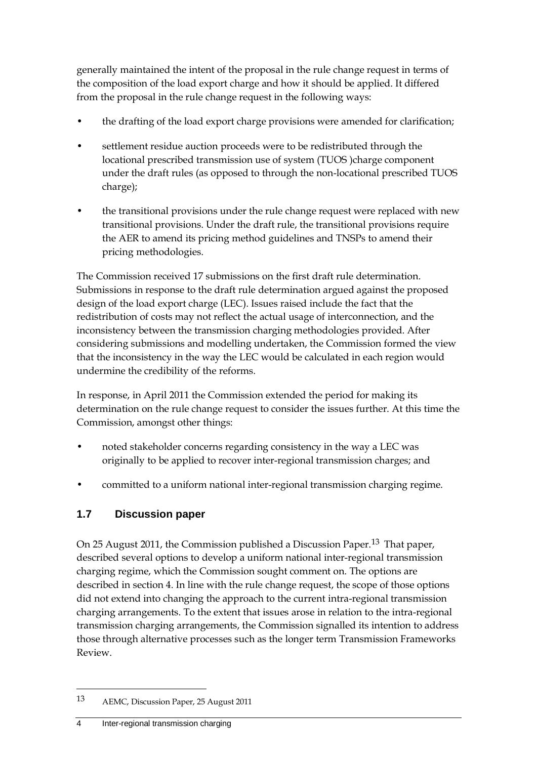generally maintained the intent of the proposal in the rule change request in terms of the composition of the load export charge and how it should be applied. It differed from the proposal in the rule change request in the following ways:

- the drafting of the load export charge provisions were amended for clarification;
- settlement residue auction proceeds were to be redistributed through the locational prescribed transmission use of system (TUOS )charge component under the draft rules (as opposed to through the non-locational prescribed TUOS charge);
- the transitional provisions under the rule change request were replaced with new transitional provisions. Under the draft rule, the transitional provisions require the AER to amend its pricing method guidelines and TNSPs to amend their pricing methodologies.

The Commission received 17 submissions on the first draft rule determination. Submissions in response to the draft rule determination argued against the proposed design of the load export charge (LEC). Issues raised include the fact that the redistribution of costs may not reflect the actual usage of interconnection, and the inconsistency between the transmission charging methodologies provided. After considering submissions and modelling undertaken, the Commission formed the view that the inconsistency in the way the LEC would be calculated in each region would undermine the credibility of the reforms.

In response, in April 2011 the Commission extended the period for making its determination on the rule change request to consider the issues further. At this time the Commission, amongst other things:

- noted stakeholder concerns regarding consistency in the way a LEC was originally to be applied to recover inter-regional transmission charges; and
- committed to a uniform national inter-regional transmission charging regime.

## 1.7 Discussion paper

On 25 August 2011, the Commission published a Discussion Paper.[13] That paper, described several options to develop a uniform national inter-regional transmission charging regime, which the Commission sought comment on. The options are described in section 4. In line with the rule change request, the scope of those options did not extend into changing the approach to the current intra-regional transmission charging arrangements. To the extent that issues arose in relation to the intra-regional transmission charging arrangements, the Commission signalled its intention to address those through alternative processes such as the longer term Transmission Frameworks Review.

13 AEMC, Discussion Paper, 25 August 2011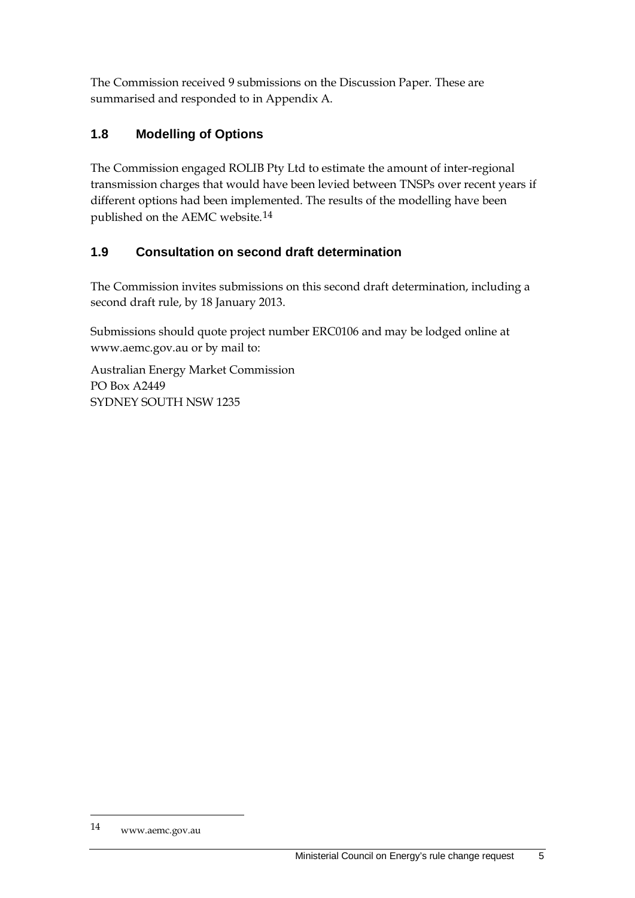The Commission received 9 submissions on the Discussion Paper. These are summarised and responded to in Appendix A.

## 1.8 Modelling of Options

The Commission engaged ROLIB Pty Ltd to estimate the amount of inter-regional transmission charges that would have been levied between TNSPs over recent years if different options had been implemented. The results of the modelling have been published on the AEMC website.[14]

## 1.9 Consultation on second draft determination

The Commission invites submissions on this second draft determination, including a second draft rule, by 18 January 2013.

Submissions should quote project number ERC0106 and may be lodged online at www.aemc.gov.au or by mail to:

Australian Energy Market Commission
PO Box A2449
SYDNEY SOUTH NSW 1235

---

14 www.aemc.gov.au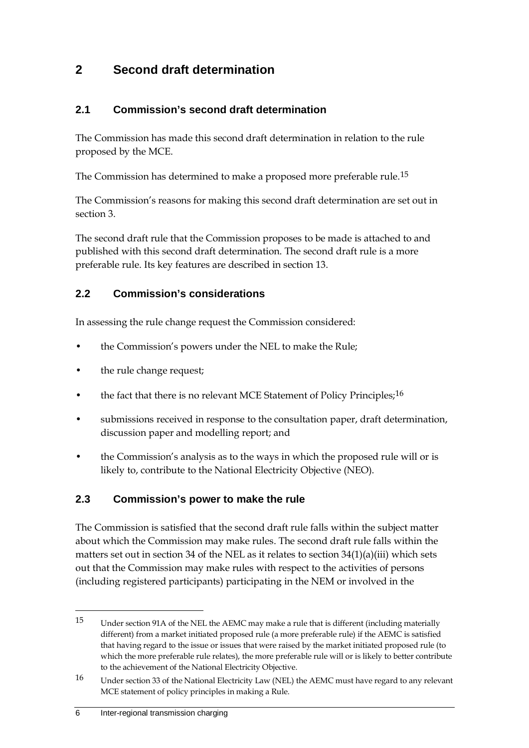# 2 Second draft determination

## 2.1 Commission's second draft determination

The Commission has made this second draft determination in relation to the rule proposed by the MCE.

The Commission has determined to make a proposed more preferable rule.[15]

The Commission's reasons for making this second draft determination are set out in section 3.

The second draft rule that the Commission proposes to be made is attached to and published with this second draft determination. The second draft rule is a more preferable rule. Its key features are described in section 13.

## 2.2 Commission's considerations

In assessing the rule change request the Commission considered:

- the Commission's powers under the NEL to make the Rule;
- the rule change request;
- the fact that there is no relevant MCE Statement of Policy Principles;[16]
- submissions received in response to the consultation paper, draft determination, discussion paper and modelling report; and
- the Commission's analysis as to the ways in which the proposed rule will or is likely to, contribute to the National Electricity Objective (NEO).

## 2.3 Commission's power to make the rule

The Commission is satisfied that the second draft rule falls within the subject matter about which the Commission may make rules. The second draft rule falls within the matters set out in section 34 of the NEL as it relates to section 34(1)(a)(iii) which sets out that the Commission may make rules with respect to the activities of persons (including registered participants) participating in the NEM or involved in the

---

15 Under section 91A of the NEL the AEMC may make a rule that is different (including materially different) from a market initiated proposed rule (a more preferable rule) if the AEMC is satisfied that having regard to the issue or issues that were raised by the market initiated proposed rule (to which the more preferable rule relates), the more preferable rule will or is likely to better contribute to the achievement of the National Electricity Objective.

16 Under section 33 of the National Electricity Law (NEL) the AEMC must have regard to any relevant MCE statement of policy principles in making a Rule.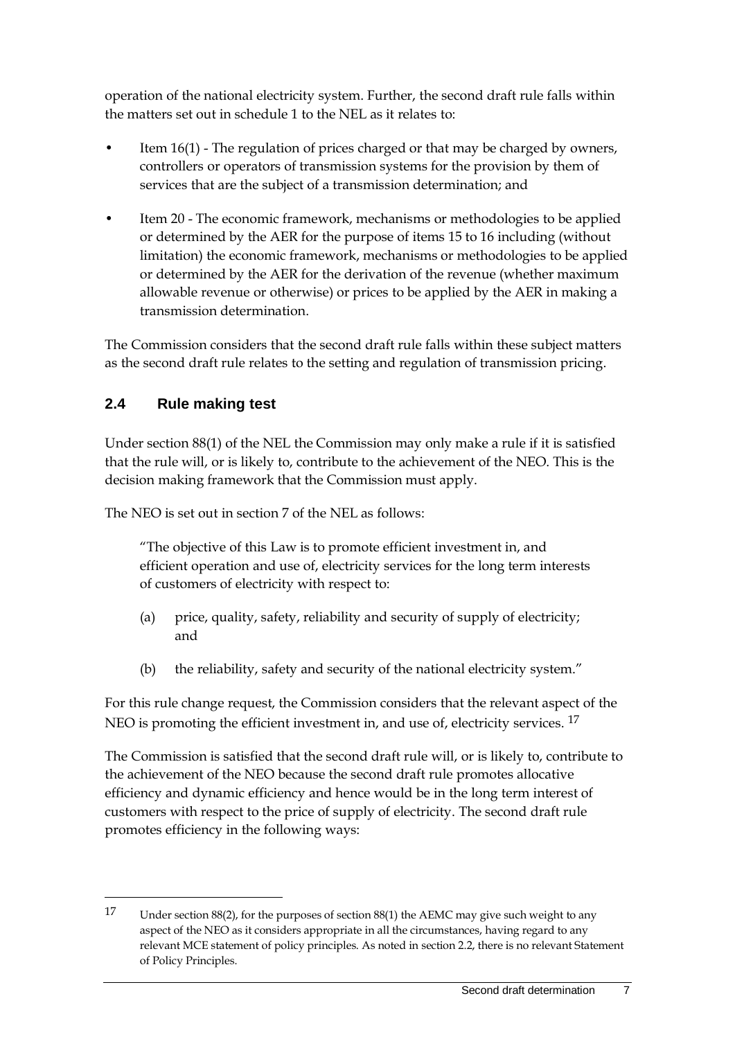operation of the national electricity system. Further, the second draft rule falls within the matters set out in schedule 1 to the NEL as it relates to:

- Item 16(1) - The regulation of prices charged or that may be charged by owners, controllers or operators of transmission systems for the provision by them of services that are the subject of a transmission determination; and
- Item 20 - The economic framework, mechanisms or methodologies to be applied or determined by the AER for the purpose of items 15 to 16 including (without limitation) the economic framework, mechanisms or methodologies to be applied or determined by the AER for the derivation of the revenue (whether maximum allowable revenue or otherwise) or prices to be applied by the AER in making a transmission determination.

The Commission considers that the second draft rule falls within these subject matters as the second draft rule relates to the setting and regulation of transmission pricing.

## 2.4 Rule making test

Under section 88(1) of the NEL the Commission may only make a rule if it is satisfied that the rule will, or is likely to, contribute to the achievement of the NEO. This is the decision making framework that the Commission must apply.

The NEO is set out in section 7 of the NEL as follows:

> "The objective of this Law is to promote efficient investment in, and efficient operation and use of, electricity services for the long term interests of customers of electricity with respect to:
>
> (a) price, quality, safety, reliability and security of supply of electricity; and
>
> (b) the reliability, safety and security of the national electricity system."

For this rule change request, the Commission considers that the relevant aspect of the NEO is promoting the efficient investment in, and use of, electricity services. [17]

The Commission is satisfied that the second draft rule will, or is likely to, contribute to the achievement of the NEO because the second draft rule promotes allocative efficiency and dynamic efficiency and hence would be in the long term interest of customers with respect to the price of supply of electricity. The second draft rule promotes efficiency in the following ways:

---

17 Under section 88(2), for the purposes of section 88(1) the AEMC may give such weight to any aspect of the NEO as it considers appropriate in all the circumstances, having regard to any relevant MCE statement of policy principles. As noted in section 2.2, there is no relevant Statement of Policy Principles.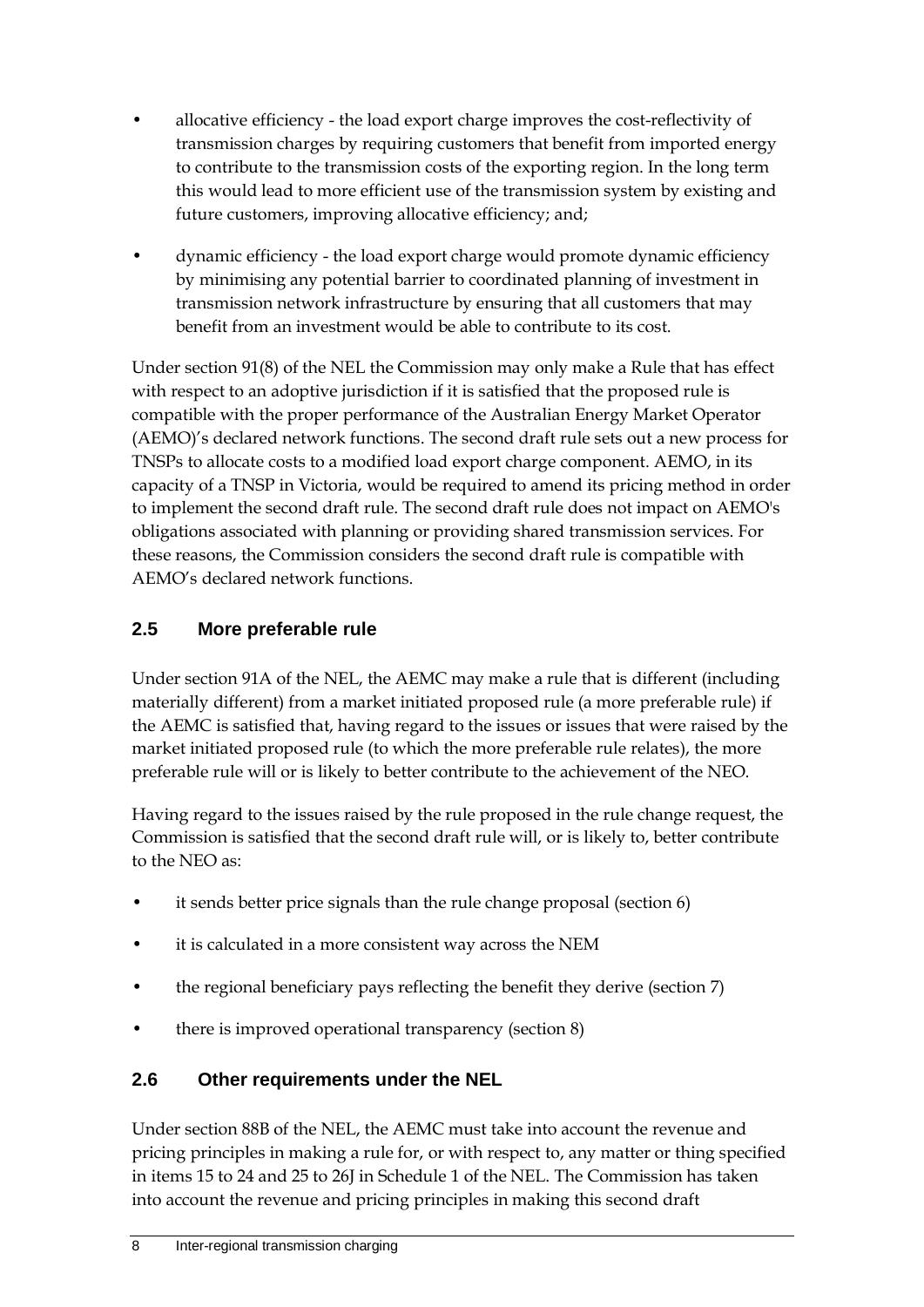- allocative efficiency - the load export charge improves the cost-reflectivity of transmission charges by requiring customers that benefit from imported energy to contribute to the transmission costs of the exporting region. In the long term this would lead to more efficient use of the transmission system by existing and future customers, improving allocative efficiency; and;
- dynamic efficiency - the load export charge would promote dynamic efficiency by minimising any potential barrier to coordinated planning of investment in transmission network infrastructure by ensuring that all customers that may benefit from an investment would be able to contribute to its cost.

Under section 91(8) of the NEL the Commission may only make a Rule that has effect with respect to an adoptive jurisdiction if it is satisfied that the proposed rule is compatible with the proper performance of the Australian Energy Market Operator (AEMO)'s declared network functions. The second draft rule sets out a new process for TNSPs to allocate costs to a modified load export charge component. AEMO, in its capacity of a TNSP in Victoria, would be required to amend its pricing method in order to implement the second draft rule. The second draft rule does not impact on AEMO's obligations associated with planning or providing shared transmission services. For these reasons, the Commission considers the second draft rule is compatible with AEMO's declared network functions.

## 2.5 More preferable rule

Under section 91A of the NEL, the AEMC may make a rule that is different (including materially different) from a market initiated proposed rule (a more preferable rule) if the AEMC is satisfied that, having regard to the issues or issues that were raised by the market initiated proposed rule (to which the more preferable rule relates), the more preferable rule will or is likely to better contribute to the achievement of the NEO.

Having regard to the issues raised by the rule proposed in the rule change request, the Commission is satisfied that the second draft rule will, or is likely to, better contribute to the NEO as:

- it sends better price signals than the rule change proposal (section 6)
- it is calculated in a more consistent way across the NEM
- the regional beneficiary pays reflecting the benefit they derive (section 7)
- there is improved operational transparency (section 8)

## 2.6 Other requirements under the NEL

Under section 88B of the NEL, the AEMC must take into account the revenue and pricing principles in making a rule for, or with respect to, any matter or thing specified in items 15 to 24 and 25 to 26J in Schedule 1 of the NEL. The Commission has taken into account the revenue and pricing principles in making this second draft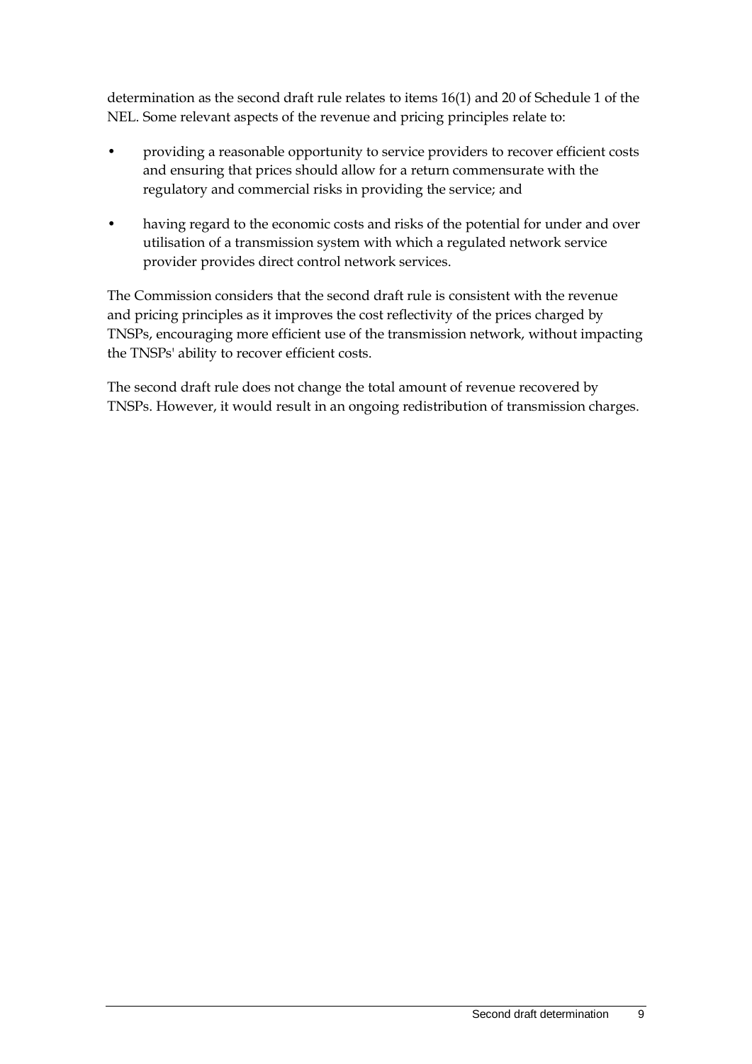determination as the second draft rule relates to items 16(1) and 20 of Schedule 1 of the NEL. Some relevant aspects of the revenue and pricing principles relate to:

- providing a reasonable opportunity to service providers to recover efficient costs and ensuring that prices should allow for a return commensurate with the regulatory and commercial risks in providing the service; and
- having regard to the economic costs and risks of the potential for under and over utilisation of a transmission system with which a regulated network service provider provides direct control network services.

The Commission considers that the second draft rule is consistent with the revenue and pricing principles as it improves the cost reflectivity of the prices charged by TNSPs, encouraging more efficient use of the transmission network, without impacting the TNSPs' ability to recover efficient costs.

The second draft rule does not change the total amount of revenue recovered by TNSPs. However, it would result in an ongoing redistribution of transmission charges.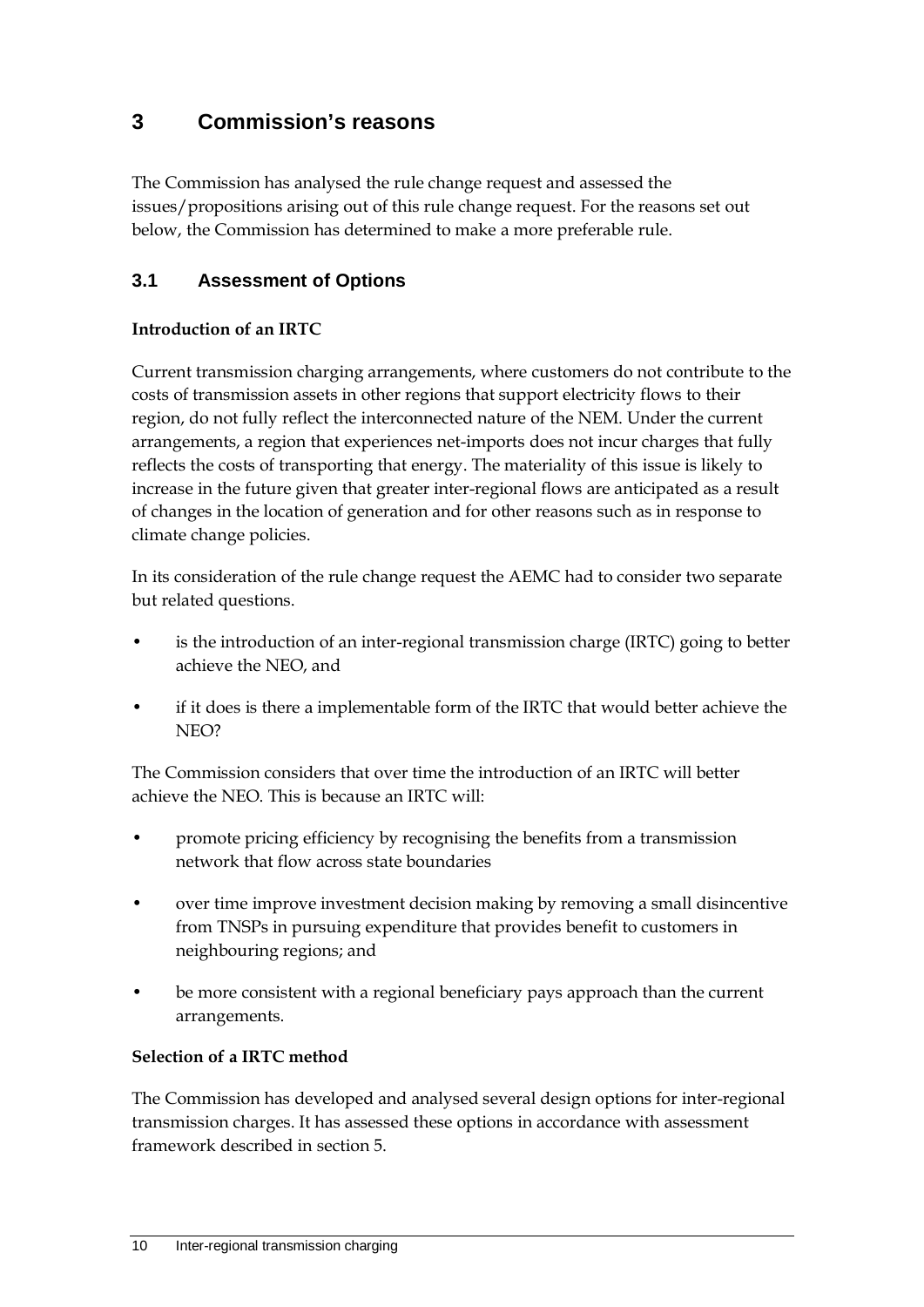# 3 Commission's reasons

The Commission has analysed the rule change request and assessed the issues/propositions arising out of this rule change request. For the reasons set out below, the Commission has determined to make a more preferable rule.

## 3.1 Assessment of Options

**Introduction of an IRTC**

Current transmission charging arrangements, where customers do not contribute to the costs of transmission assets in other regions that support electricity flows to their region, do not fully reflect the interconnected nature of the NEM. Under the current arrangements, a region that experiences net-imports does not incur charges that fully reflects the costs of transporting that energy. The materiality of this issue is likely to increase in the future given that greater inter-regional flows are anticipated as a result of changes in the location of generation and for other reasons such as in response to climate change policies.

In its consideration of the rule change request the AEMC had to consider two separate but related questions.

- is the introduction of an inter-regional transmission charge (IRTC) going to better achieve the NEO, and
- if it does is there a implementable form of the IRTC that would better achieve the NEO?

The Commission considers that over time the introduction of an IRTC will better achieve the NEO. This is because an IRTC will:

- promote pricing efficiency by recognising the benefits from a transmission network that flow across state boundaries
- over time improve investment decision making by removing a small disincentive from TNSPs in pursuing expenditure that provides benefit to customers in neighbouring regions; and
- be more consistent with a regional beneficiary pays approach than the current arrangements.

**Selection of a IRTC method**

The Commission has developed and analysed several design options for inter-regional transmission charges. It has assessed these options in accordance with assessment framework described in section 5.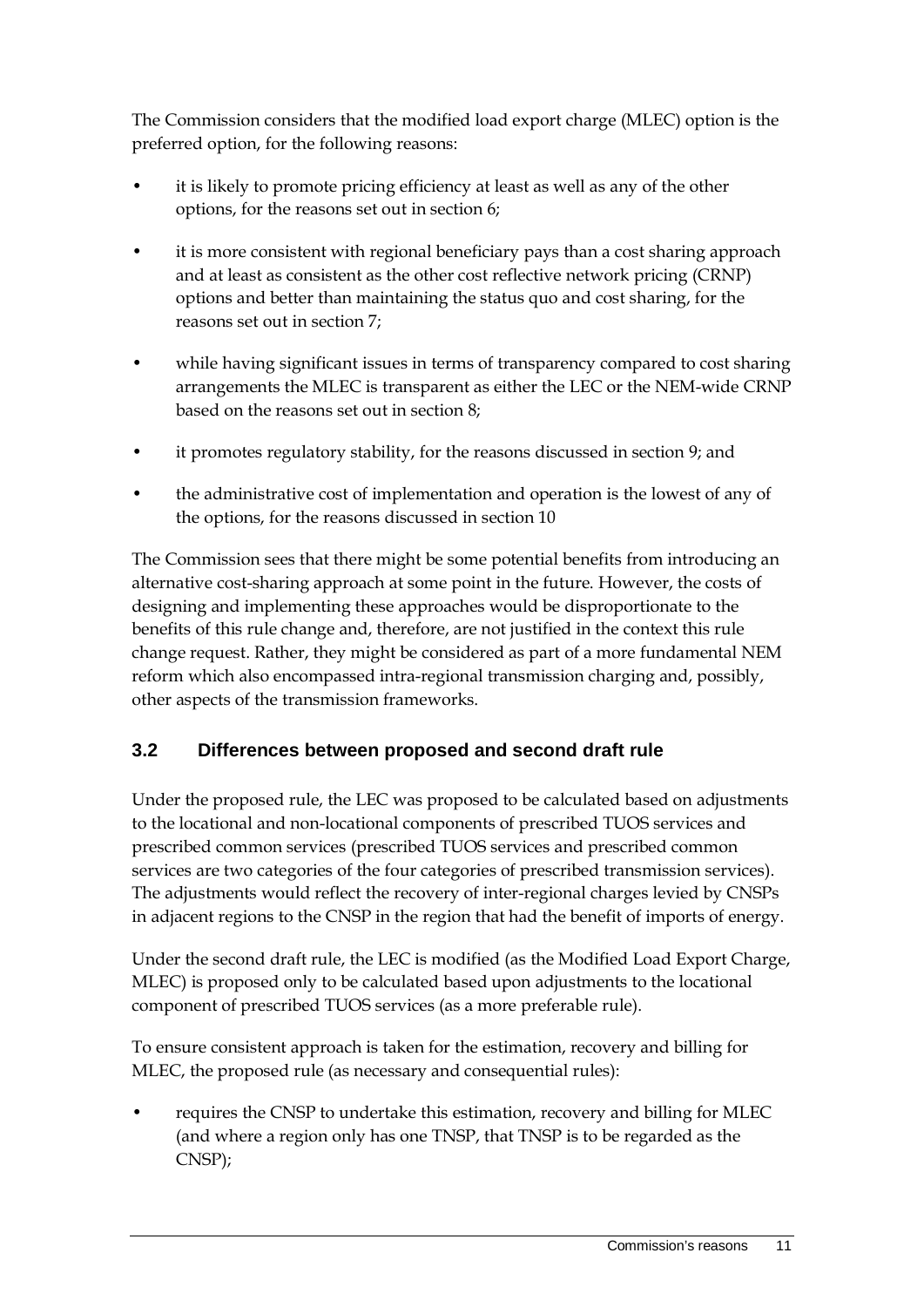The Commission considers that the modified load export charge (MLEC) option is the preferred option, for the following reasons:

- it is likely to promote pricing efficiency at least as well as any of the other options, for the reasons set out in section 6;
- it is more consistent with regional beneficiary pays than a cost sharing approach and at least as consistent as the other cost reflective network pricing (CRNP) options and better than maintaining the status quo and cost sharing, for the reasons set out in section 7;
- while having significant issues in terms of transparency compared to cost sharing arrangements the MLEC is transparent as either the LEC or the NEM-wide CRNP based on the reasons set out in section 8;
- it promotes regulatory stability, for the reasons discussed in section 9; and
- the administrative cost of implementation and operation is the lowest of any of the options, for the reasons discussed in section 10

The Commission sees that there might be some potential benefits from introducing an alternative cost-sharing approach at some point in the future. However, the costs of designing and implementing these approaches would be disproportionate to the benefits of this rule change and, therefore, are not justified in the context this rule change request. Rather, they might be considered as part of a more fundamental NEM reform which also encompassed intra-regional transmission charging and, possibly, other aspects of the transmission frameworks.

## 3.2 Differences between proposed and second draft rule

Under the proposed rule, the LEC was proposed to be calculated based on adjustments to the locational and non-locational components of prescribed TUOS services and prescribed common services (prescribed TUOS services and prescribed common services are two categories of the four categories of prescribed transmission services). The adjustments would reflect the recovery of inter-regional charges levied by CNSPs in adjacent regions to the CNSP in the region that had the benefit of imports of energy.

Under the second draft rule, the LEC is modified (as the Modified Load Export Charge, MLEC) is proposed only to be calculated based upon adjustments to the locational component of prescribed TUOS services (as a more preferable rule).

To ensure consistent approach is taken for the estimation, recovery and billing for MLEC, the proposed rule (as necessary and consequential rules):

- requires the CNSP to undertake this estimation, recovery and billing for MLEC (and where a region only has one TNSP, that TNSP is to be regarded as the CNSP);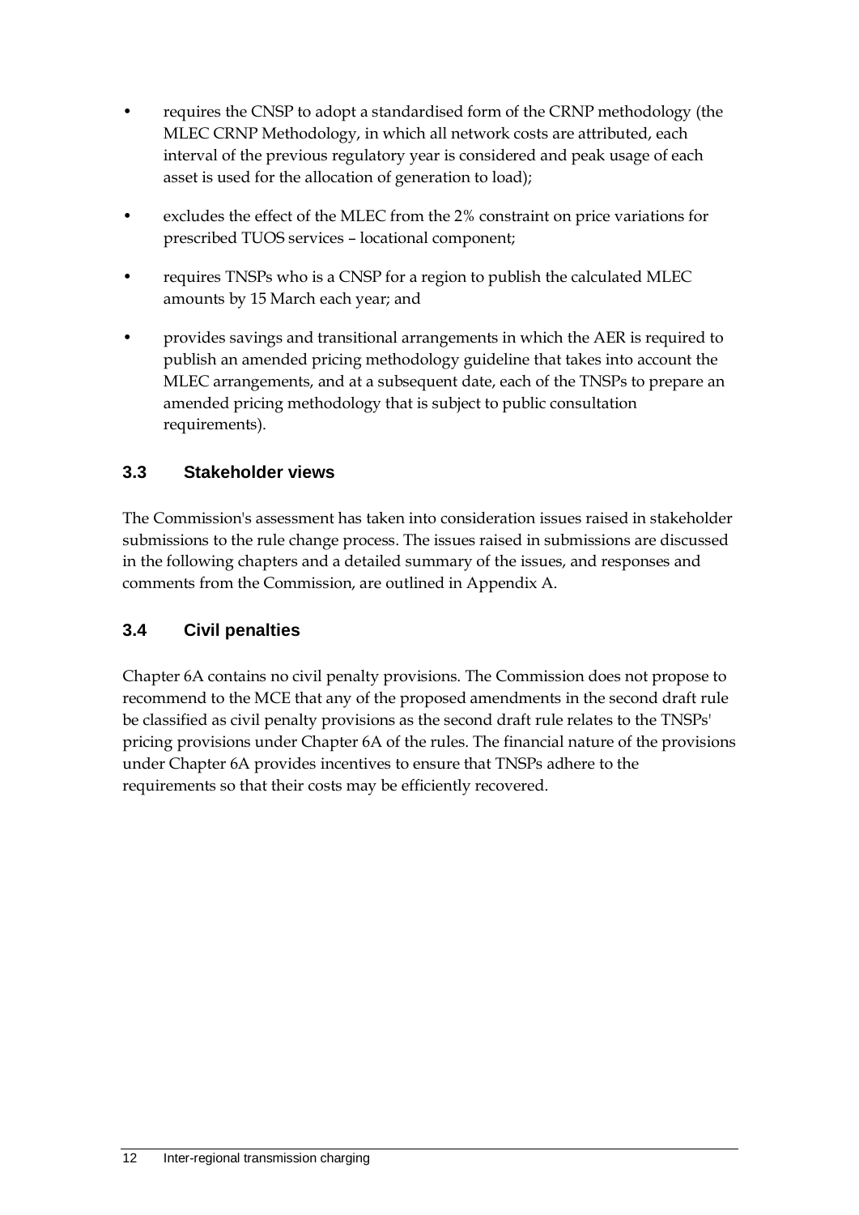- requires the CNSP to adopt a standardised form of the CRNP methodology (the MLEC CRNP Methodology, in which all network costs are attributed, each interval of the previous regulatory year is considered and peak usage of each asset is used for the allocation of generation to load);
- excludes the effect of the MLEC from the 2% constraint on price variations for prescribed TUOS services – locational component;
- requires TNSPs who is a CNSP for a region to publish the calculated MLEC amounts by 15 March each year; and
- provides savings and transitional arrangements in which the AER is required to publish an amended pricing methodology guideline that takes into account the MLEC arrangements, and at a subsequent date, each of the TNSPs to prepare an amended pricing methodology that is subject to public consultation requirements).

## 3.3 Stakeholder views

The Commission's assessment has taken into consideration issues raised in stakeholder submissions to the rule change process. The issues raised in submissions are discussed in the following chapters and a detailed summary of the issues, and responses and comments from the Commission, are outlined in Appendix A.

## 3.4 Civil penalties

Chapter 6A contains no civil penalty provisions. The Commission does not propose to recommend to the MCE that any of the proposed amendments in the second draft rule be classified as civil penalty provisions as the second draft rule relates to the TNSPs' pricing provisions under Chapter 6A of the rules. The financial nature of the provisions under Chapter 6A provides incentives to ensure that TNSPs adhere to the requirements so that their costs may be efficiently recovered.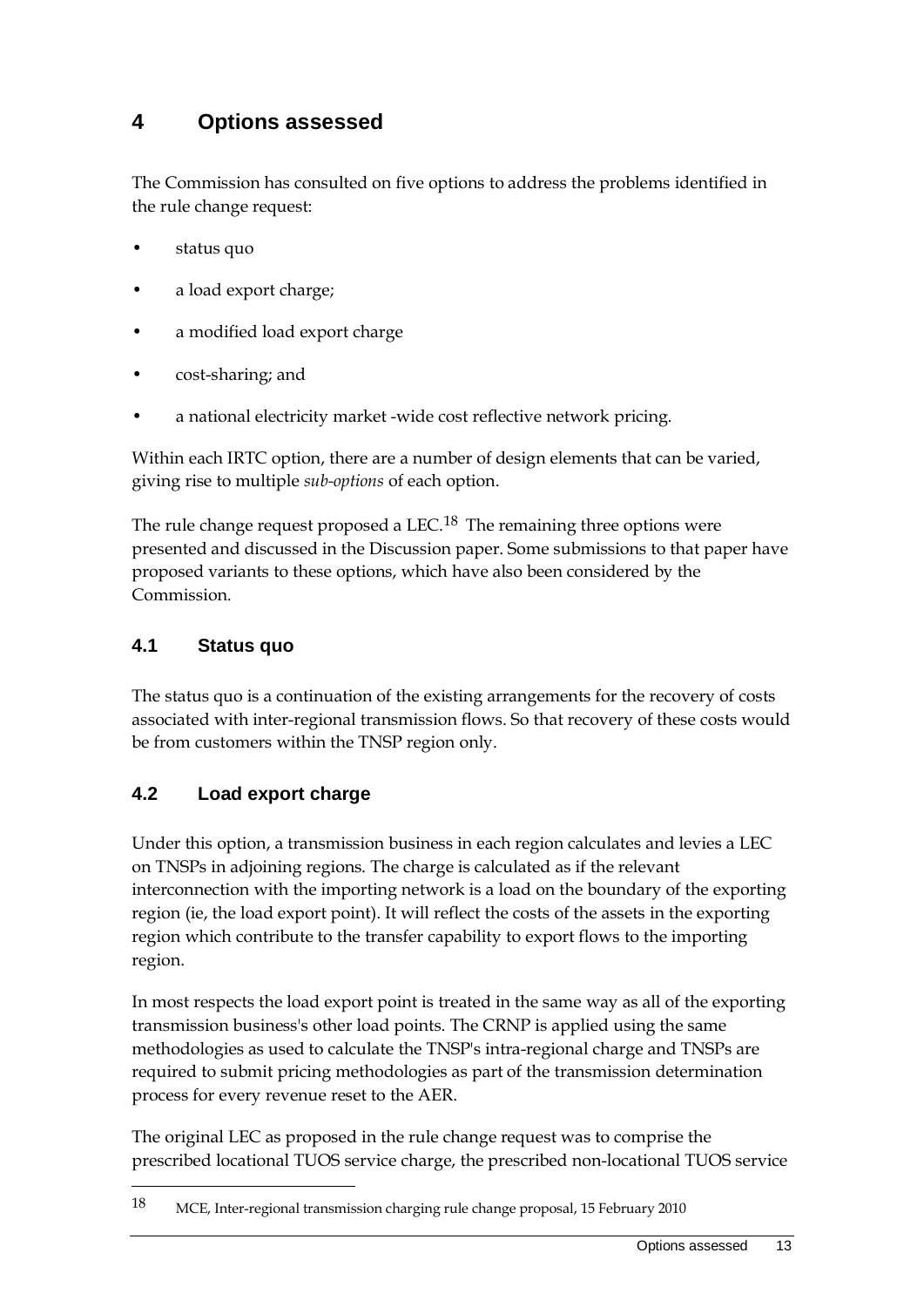# 4 Options assessed

The Commission has consulted on five options to address the problems identified in the rule change request:

- status quo
- a load export charge;
- a modified load export charge
- cost-sharing; and
- a national electricity market -wide cost reflective network pricing.

Within each IRTC option, there are a number of design elements that can be varied, giving rise to multiple *sub-options* of each option.

The rule change request proposed a LEC.[18] The remaining three options were presented and discussed in the Discussion paper. Some submissions to that paper have proposed variants to these options, which have also been considered by the Commission.

## 4.1 Status quo

The status quo is a continuation of the existing arrangements for the recovery of costs associated with inter-regional transmission flows. So that recovery of these costs would be from customers within the TNSP region only.

## 4.2 Load export charge

Under this option, a transmission business in each region calculates and levies a LEC on TNSPs in adjoining regions. The charge is calculated as if the relevant interconnection with the importing network is a load on the boundary of the exporting region (ie, the load export point). It will reflect the costs of the assets in the exporting region which contribute to the transfer capability to export flows to the importing region.

In most respects the load export point is treated in the same way as all of the exporting transmission business's other load points. The CRNP is applied using the same methodologies as used to calculate the TNSP's intra-regional charge and TNSPs are required to submit pricing methodologies as part of the transmission determination process for every revenue reset to the AER.

The original LEC as proposed in the rule change request was to comprise the prescribed locational TUOS service charge, the prescribed non-locational TUOS service

---

18 MCE, Inter-regional transmission charging rule change proposal, 15 February 2010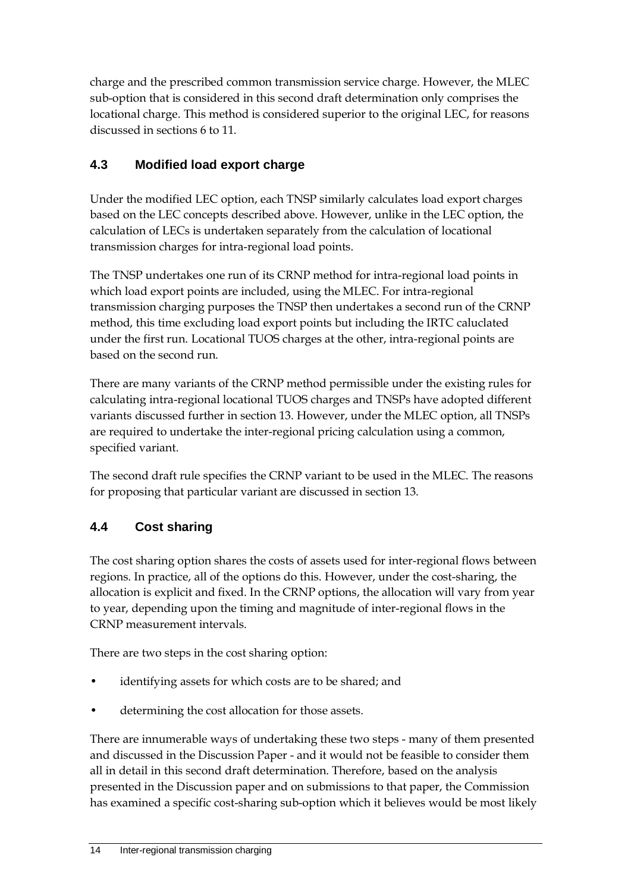charge and the prescribed common transmission service charge. However, the MLEC sub-option that is considered in this second draft determination only comprises the locational charge. This method is considered superior to the original LEC, for reasons discussed in sections 6 to 11.

## 4.3 Modified load export charge

Under the modified LEC option, each TNSP similarly calculates load export charges based on the LEC concepts described above. However, unlike in the LEC option, the calculation of LECs is undertaken separately from the calculation of locational transmission charges for intra-regional load points.

The TNSP undertakes one run of its CRNP method for intra-regional load points in which load export points are included, using the MLEC. For intra-regional transmission charging purposes the TNSP then undertakes a second run of the CRNP method, this time excluding load export points but including the IRTC caluclated under the first run. Locational TUOS charges at the other, intra-regional points are based on the second run.

There are many variants of the CRNP method permissible under the existing rules for calculating intra-regional locational TUOS charges and TNSPs have adopted different variants discussed further in section 13. However, under the MLEC option, all TNSPs are required to undertake the inter-regional pricing calculation using a common, specified variant.

The second draft rule specifies the CRNP variant to be used in the MLEC. The reasons for proposing that particular variant are discussed in section 13.

## 4.4 Cost sharing

The cost sharing option shares the costs of assets used for inter-regional flows between regions. In practice, all of the options do this. However, under the cost-sharing, the allocation is explicit and fixed. In the CRNP options, the allocation will vary from year to year, depending upon the timing and magnitude of inter-regional flows in the CRNP measurement intervals.

There are two steps in the cost sharing option:

- identifying assets for which costs are to be shared; and
- determining the cost allocation for those assets.

There are innumerable ways of undertaking these two steps - many of them presented and discussed in the Discussion Paper - and it would not be feasible to consider them all in detail in this second draft determination. Therefore, based on the analysis presented in the Discussion paper and on submissions to that paper, the Commission has examined a specific cost-sharing sub-option which it believes would be most likely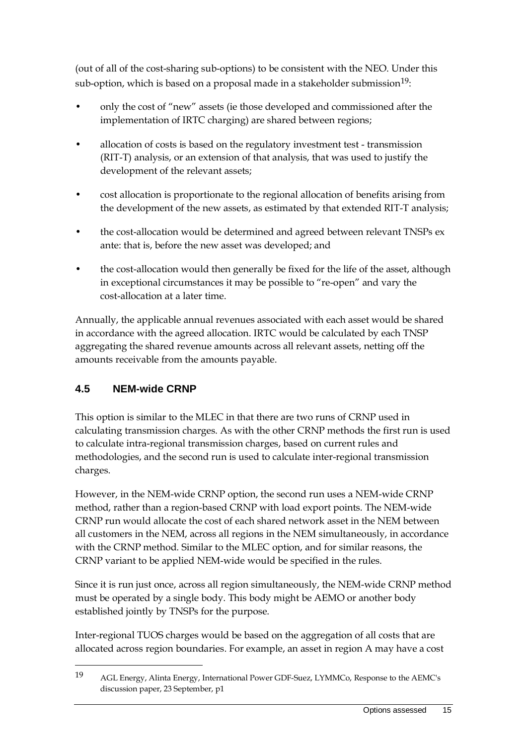(out of all of the cost-sharing sub-options) to be consistent with the NEO. Under this sub-option, which is based on a proposal made in a stakeholder submission[19]:

- only the cost of "new" assets (ie those developed and commissioned after the implementation of IRTC charging) are shared between regions;
- allocation of costs is based on the regulatory investment test - transmission (RIT-T) analysis, or an extension of that analysis, that was used to justify the development of the relevant assets;
- cost allocation is proportionate to the regional allocation of benefits arising from the development of the new assets, as estimated by that extended RIT-T analysis;
- the cost-allocation would be determined and agreed between relevant TNSPs ex ante: that is, before the new asset was developed; and
- the cost-allocation would then generally be fixed for the life of the asset, although in exceptional circumstances it may be possible to "re-open" and vary the cost-allocation at a later time.

Annually, the applicable annual revenues associated with each asset would be shared in accordance with the agreed allocation. IRTC would be calculated by each TNSP aggregating the shared revenue amounts across all relevant assets, netting off the amounts receivable from the amounts payable.

## 4.5 NEM-wide CRNP

This option is similar to the MLEC in that there are two runs of CRNP used in calculating transmission charges. As with the other CRNP methods the first run is used to calculate intra-regional transmission charges, based on current rules and methodologies, and the second run is used to calculate inter-regional transmission charges.

However, in the NEM-wide CRNP option, the second run uses a NEM-wide CRNP method, rather than a region-based CRNP with load export points. The NEM-wide CRNP run would allocate the cost of each shared network asset in the NEM between all customers in the NEM, across all regions in the NEM simultaneously, in accordance with the CRNP method. Similar to the MLEC option, and for similar reasons, the CRNP variant to be applied NEM-wide would be specified in the rules.

Since it is run just once, across all region simultaneously, the NEM-wide CRNP method must be operated by a single body. This body might be AEMO or another body established jointly by TNSPs for the purpose.

Inter-regional TUOS charges would be based on the aggregation of all costs that are allocated across region boundaries. For example, an asset in region A may have a cost

[19] AGL Energy, Alinta Energy, International Power GDF-Suez, LYMMCo, Response to the AEMC's discussion paper, 23 September, p1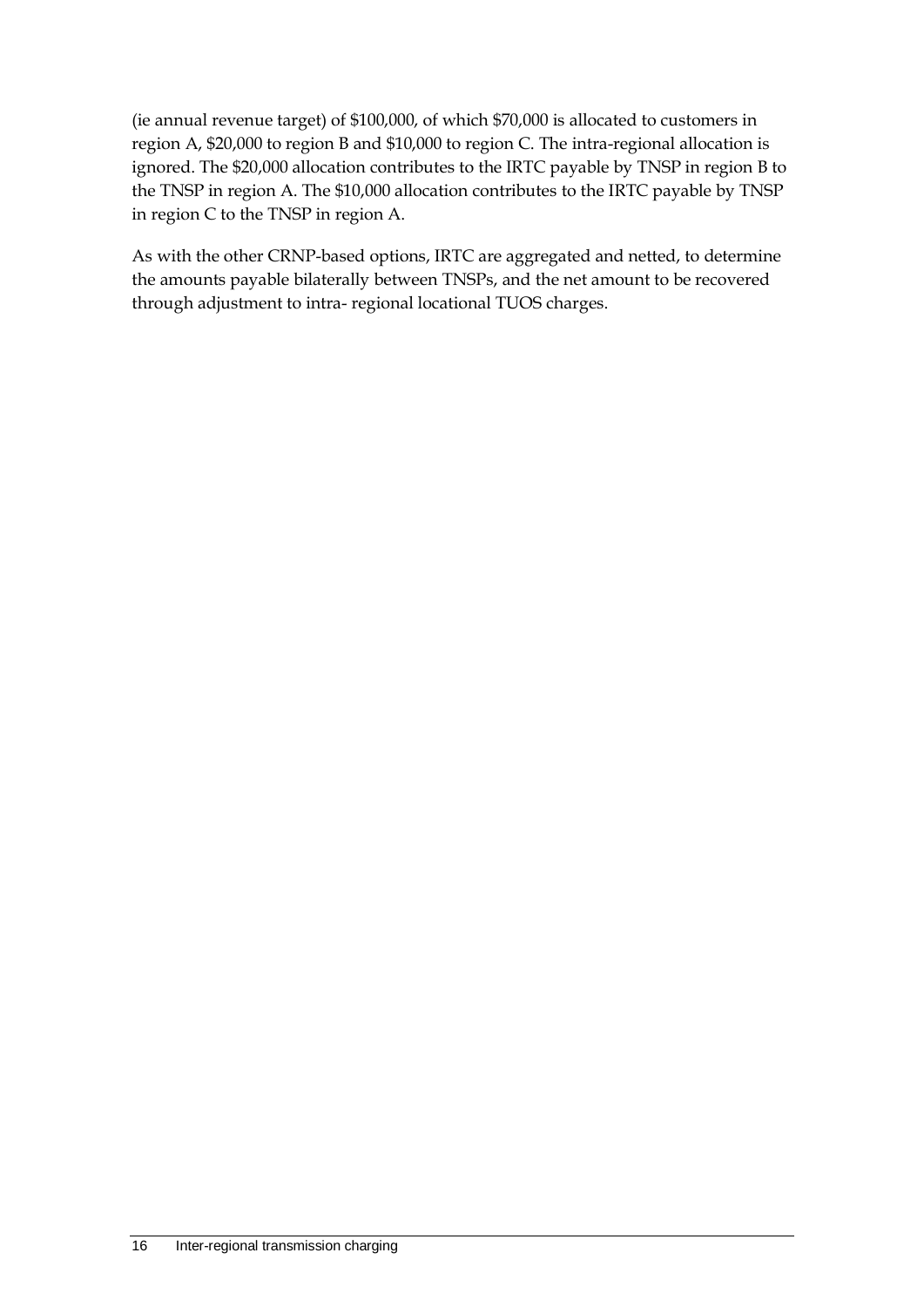(ie annual revenue target) of $100,000, of which $70,000 is allocated to customers in region A, $20,000 to region B and $10,000 to region C. The intra-regional allocation is ignored. The $20,000 allocation contributes to the IRTC payable by TNSP in region B to the TNSP in region A. The $10,000 allocation contributes to the IRTC payable by TNSP in region C to the TNSP in region A.

As with the other CRNP-based options, IRTC are aggregated and netted, to determine the amounts payable bilaterally between TNSPs, and the net amount to be recovered through adjustment to intra- regional locational TUOS charges.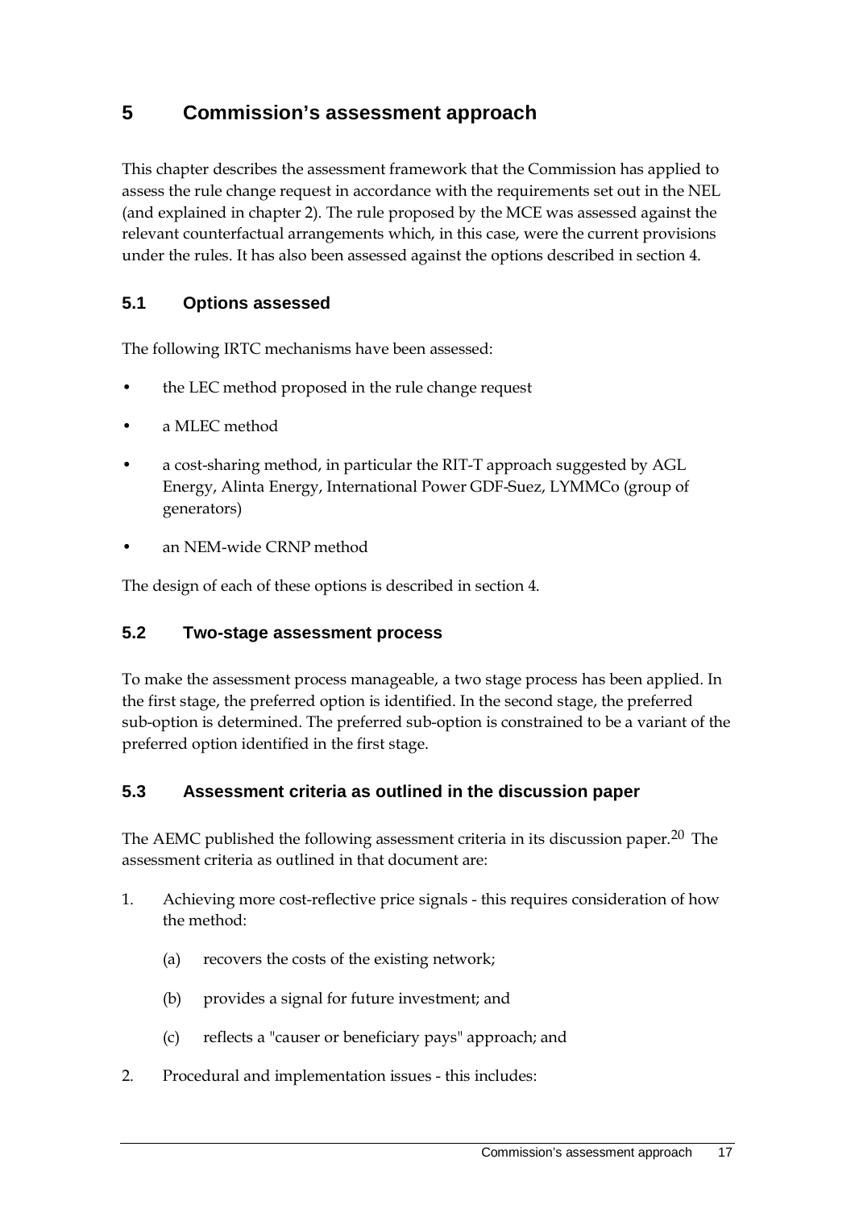# 5 Commission's assessment approach

This chapter describes the assessment framework that the Commission has applied to assess the rule change request in accordance with the requirements set out in the NEL (and explained in chapter 2). The rule proposed by the MCE was assessed against the relevant counterfactual arrangements which, in this case, were the current provisions under the rules. It has also been assessed against the options described in section 4.

## 5.1 Options assessed

The following IRTC mechanisms have been assessed:

- the LEC method proposed in the rule change request
- a MLEC method
- a cost-sharing method, in particular the RIT-T approach suggested by AGL Energy, Alinta Energy, International Power GDF-Suez, LYMMCo (group of generators)
- an NEM-wide CRNP method

The design of each of these options is described in section 4.

## 5.2 Two-stage assessment process

To make the assessment process manageable, a two stage process has been applied. In the first stage, the preferred option is identified. In the second stage, the preferred sub-option is determined. The preferred sub-option is constrained to be a variant of the preferred option identified in the first stage.

## 5.3 Assessment criteria as outlined in the discussion paper

The AEMC published the following assessment criteria in its discussion paper.[20] The assessment criteria as outlined in that document are:

1. Achieving more cost-reflective price signals - this requires consideration of how the method:
   (a) recovers the costs of the existing network;
   (b) provides a signal for future investment; and
   (c) reflects a "causer or beneficiary pays" approach; and
2. Procedural and implementation issues - this includes: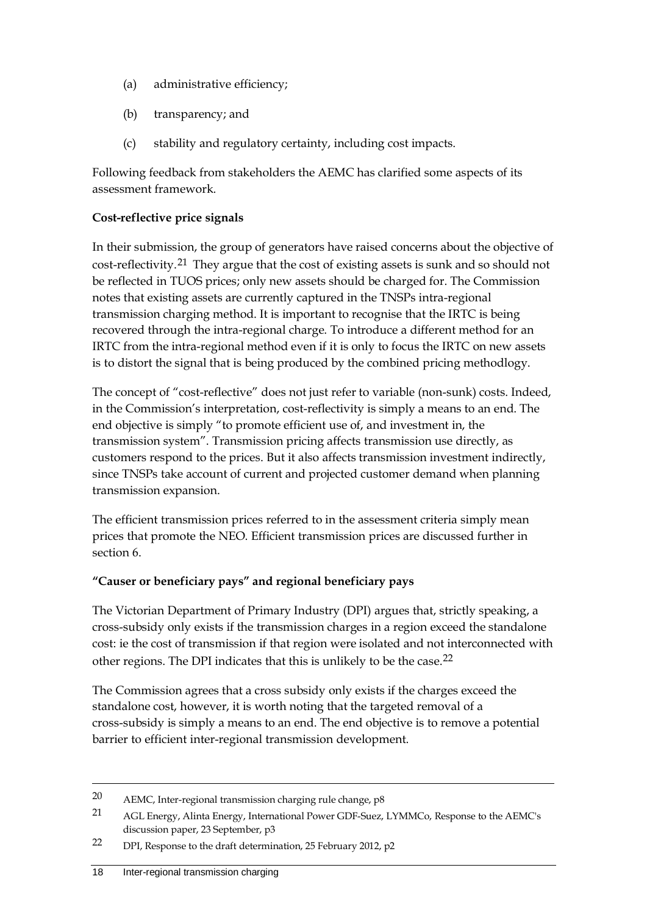(a) administrative efficiency;

(b) transparency; and

(c) stability and regulatory certainty, including cost impacts.

Following feedback from stakeholders the AEMC has clarified some aspects of its assessment framework.

**Cost-reflective price signals**

In their submission, the group of generators have raised concerns about the objective of cost-reflectivity.[21] They argue that the cost of existing assets is sunk and so should not be reflected in TUOS prices; only new assets should be charged for. The Commission notes that existing assets are currently captured in the TNSPs intra-regional transmission charging method. It is important to recognise that the IRTC is being recovered through the intra-regional charge. To introduce a different method for an IRTC from the intra-regional method even if it is only to focus the IRTC on new assets is to distort the signal that is being produced by the combined pricing methodlogy.

The concept of "cost-reflective" does not just refer to variable (non-sunk) costs. Indeed, in the Commission's interpretation, cost-reflectivity is simply a means to an end. The end objective is simply "to promote efficient use of, and investment in, the transmission system". Transmission pricing affects transmission use directly, as customers respond to the prices. But it also affects transmission investment indirectly, since TNSPs take account of current and projected customer demand when planning transmission expansion.

The efficient transmission prices referred to in the assessment criteria simply mean prices that promote the NEO. Efficient transmission prices are discussed further in section 6.

**"Causer or beneficiary pays" and regional beneficiary pays**

The Victorian Department of Primary Industry (DPI) argues that, strictly speaking, a cross-subsidy only exists if the transmission charges in a region exceed the standalone cost: ie the cost of transmission if that region were isolated and not interconnected with other regions. The DPI indicates that this is unlikely to be the case.[22]

The Commission agrees that a cross subsidy only exists if the charges exceed the standalone cost, however, it is worth noting that the targeted removal of a cross-subsidy is simply a means to an end. The end objective is to remove a potential barrier to efficient inter-regional transmission development.

---

20 AEMC, Inter-regional transmission charging rule change, p8

21 AGL Energy, Alinta Energy, International Power GDF-Suez, LYMMCo, Response to the AEMC's discussion paper, 23 September, p3

22 DPI, Response to the draft determination, 25 February 2012, p2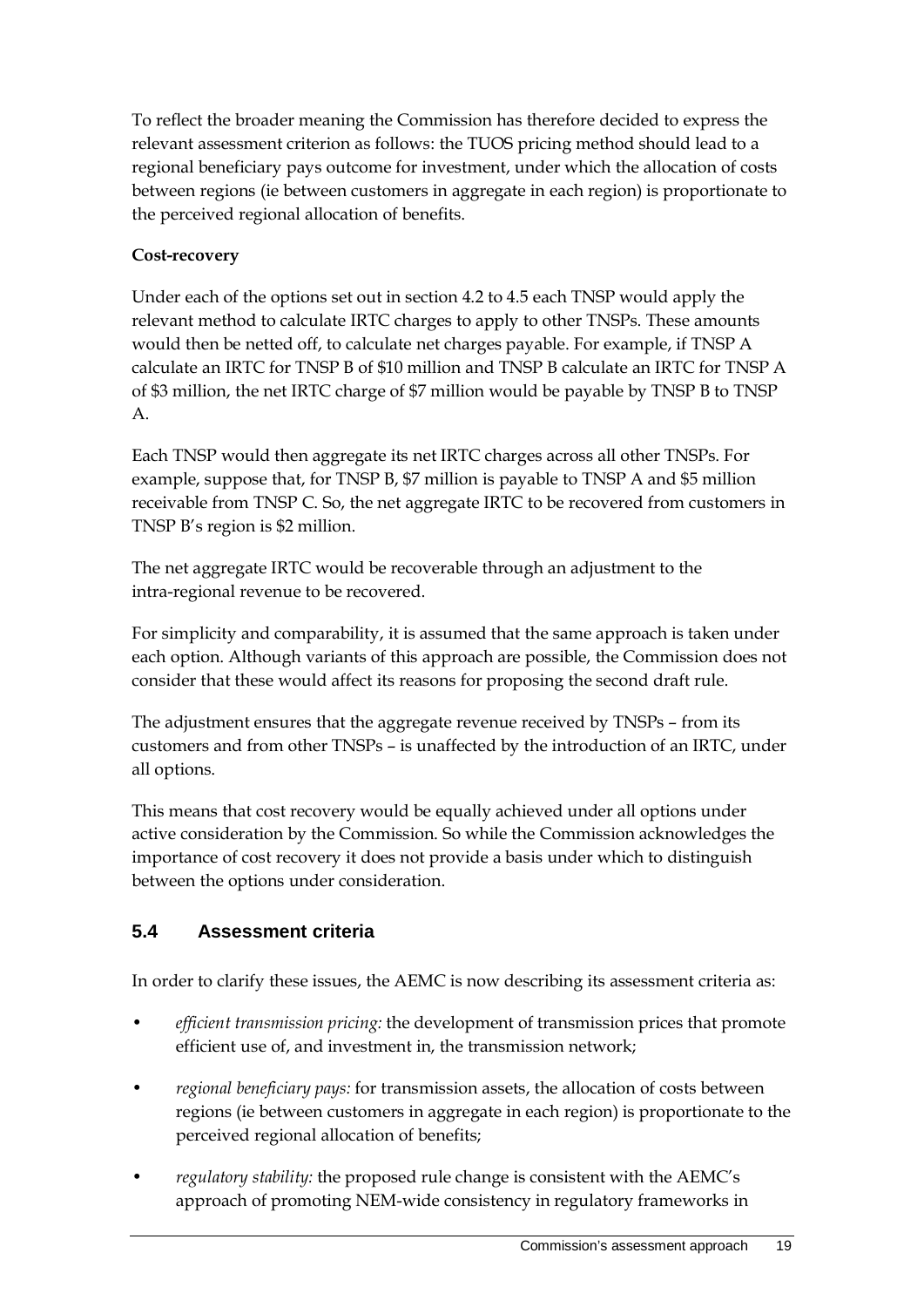To reflect the broader meaning the Commission has therefore decided to express the relevant assessment criterion as follows: the TUOS pricing method should lead to a regional beneficiary pays outcome for investment, under which the allocation of costs between regions (ie between customers in aggregate in each region) is proportionate to the perceived regional allocation of benefits.

**Cost-recovery**

Under each of the options set out in section 4.2 to 4.5 each TNSP would apply the relevant method to calculate IRTC charges to apply to other TNSPs. These amounts would then be netted off, to calculate net charges payable. For example, if TNSP A calculate an IRTC for TNSP B of $10 million and TNSP B calculate an IRTC for TNSP A of $3 million, the net IRTC charge of $7 million would be payable by TNSP B to TNSP A.

Each TNSP would then aggregate its net IRTC charges across all other TNSPs. For example, suppose that, for TNSP B, $7 million is payable to TNSP A and $5 million receivable from TNSP C. So, the net aggregate IRTC to be recovered from customers in TNSP B's region is $2 million.

The net aggregate IRTC would be recoverable through an adjustment to the intra-regional revenue to be recovered.

For simplicity and comparability, it is assumed that the same approach is taken under each option. Although variants of this approach are possible, the Commission does not consider that these would affect its reasons for proposing the second draft rule.

The adjustment ensures that the aggregate revenue received by TNSPs – from its customers and from other TNSPs – is unaffected by the introduction of an IRTC, under all options.

This means that cost recovery would be equally achieved under all options under active consideration by the Commission. So while the Commission acknowledges the importance of cost recovery it does not provide a basis under which to distinguish between the options under consideration.

## 5.4 Assessment criteria

In order to clarify these issues, the AEMC is now describing its assessment criteria as:

- *efficient transmission pricing:* the development of transmission prices that promote efficient use of, and investment in, the transmission network;
- *regional beneficiary pays:* for transmission assets, the allocation of costs between regions (ie between customers in aggregate in each region) is proportionate to the perceived regional allocation of benefits;
- *regulatory stability:* the proposed rule change is consistent with the AEMC's approach of promoting NEM-wide consistency in regulatory frameworks in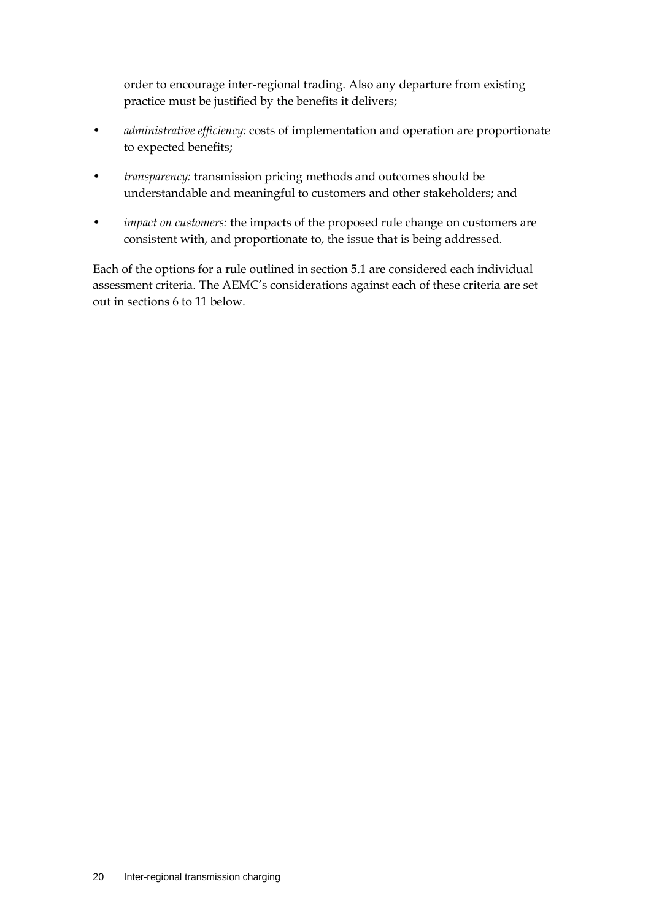order to encourage inter-regional trading. Also any departure from existing practice must be justified by the benefits it delivers;

- *administrative efficiency:* costs of implementation and operation are proportionate to expected benefits;
- *transparency:* transmission pricing methods and outcomes should be understandable and meaningful to customers and other stakeholders; and
- *impact on customers:* the impacts of the proposed rule change on customers are consistent with, and proportionate to, the issue that is being addressed.

Each of the options for a rule outlined in section 5.1 are considered each individual assessment criteria. The AEMC's considerations against each of these criteria are set out in sections 6 to 11 below.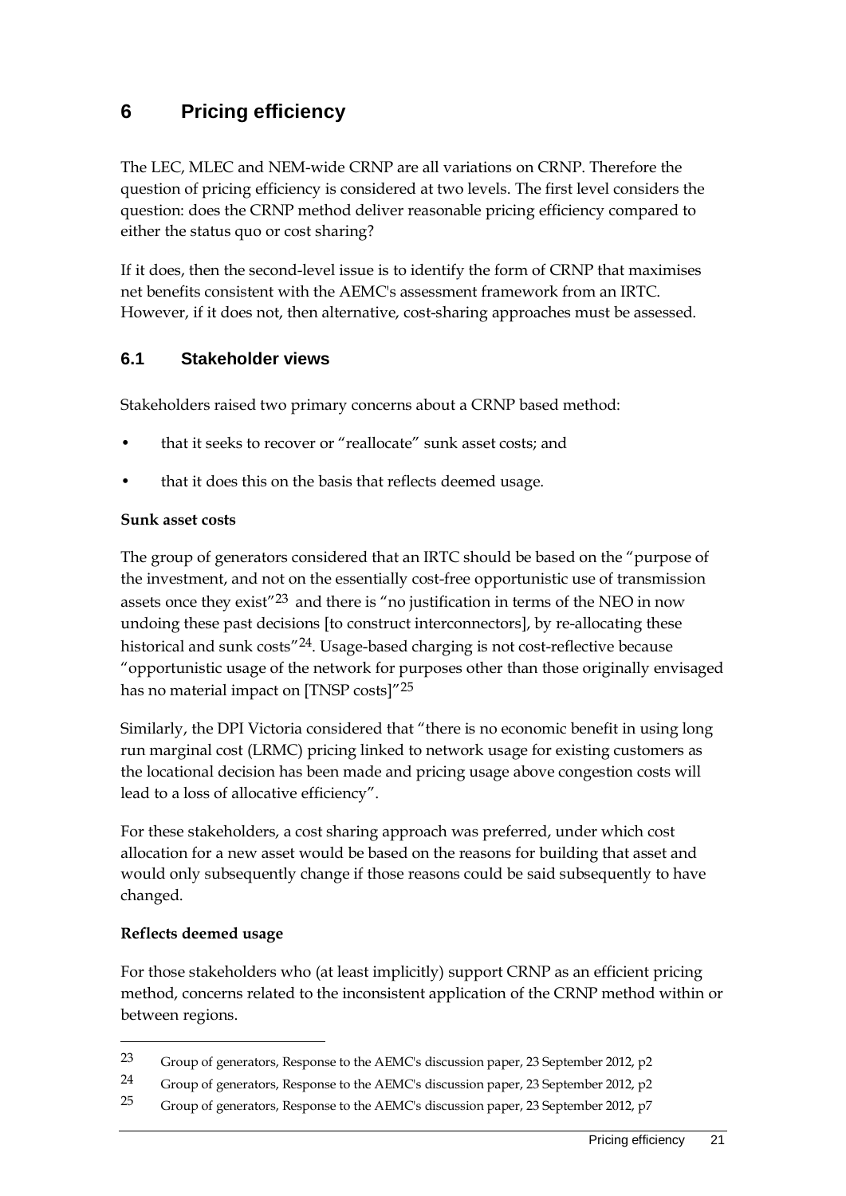# 6 Pricing efficiency

The LEC, MLEC and NEM-wide CRNP are all variations on CRNP. Therefore the question of pricing efficiency is considered at two levels. The first level considers the question: does the CRNP method deliver reasonable pricing efficiency compared to either the status quo or cost sharing?

If it does, then the second-level issue is to identify the form of CRNP that maximises net benefits consistent with the AEMC's assessment framework from an IRTC. However, if it does not, then alternative, cost-sharing approaches must be assessed.

## 6.1 Stakeholder views

Stakeholders raised two primary concerns about a CRNP based method:

- that it seeks to recover or "reallocate" sunk asset costs; and
- that it does this on the basis that reflects deemed usage.

**Sunk asset costs**

The group of generators considered that an IRTC should be based on the "purpose of the investment, and not on the essentially cost-free opportunistic use of transmission assets once they exist"[23] and there is "no justification in terms of the NEO in now undoing these past decisions [to construct interconnectors], by re-allocating these historical and sunk costs"[24]. Usage-based charging is not cost-reflective because "opportunistic usage of the network for purposes other than those originally envisaged has no material impact on [TNSP costs]"[25]

Similarly, the DPI Victoria considered that "there is no economic benefit in using long run marginal cost (LRMC) pricing linked to network usage for existing customers as the locational decision has been made and pricing usage above congestion costs will lead to a loss of allocative efficiency".

For these stakeholders, a cost sharing approach was preferred, under which cost allocation for a new asset would be based on the reasons for building that asset and would only subsequently change if those reasons could be said subsequently to have changed.

**Reflects deemed usage**

For those stakeholders who (at least implicitly) support CRNP as an efficient pricing method, concerns related to the inconsistent application of the CRNP method within or between regions.

---

[23] Group of generators, Response to the AEMC's discussion paper, 23 September 2012, p2

[24] Group of generators, Response to the AEMC's discussion paper, 23 September 2012, p2

[25] Group of generators, Response to the AEMC's discussion paper, 23 September 2012, p7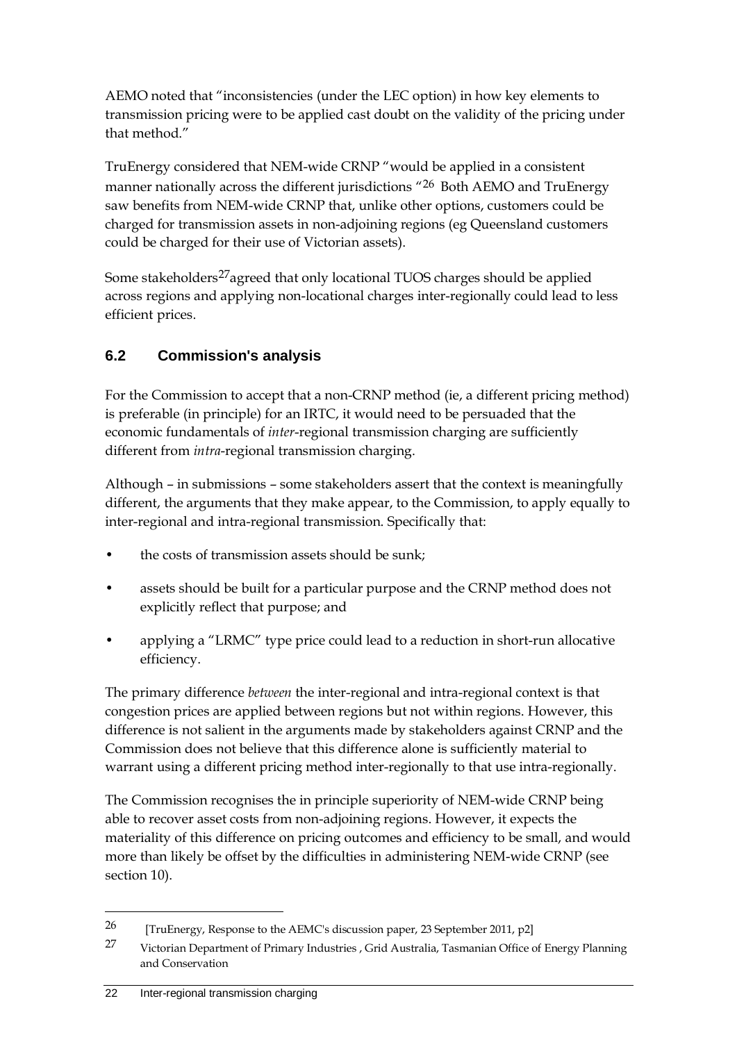AEMO noted that "inconsistencies (under the LEC option) in how key elements to transmission pricing were to be applied cast doubt on the validity of the pricing under that method."

TruEnergy considered that NEM-wide CRNP "would be applied in a consistent manner nationally across the different jurisdictions "[26] Both AEMO and TruEnergy saw benefits from NEM-wide CRNP that, unlike other options, customers could be charged for transmission assets in non-adjoining regions (eg Queensland customers could be charged for their use of Victorian assets).

Some stakeholders[27] agreed that only locational TUOS charges should be applied across regions and applying non-locational charges inter-regionally could lead to less efficient prices.

## 6.2 Commission's analysis

For the Commission to accept that a non-CRNP method (ie, a different pricing method) is preferable (in principle) for an IRTC, it would need to be persuaded that the economic fundamentals of *inter*-regional transmission charging are sufficiently different from *intra*-regional transmission charging.

Although – in submissions – some stakeholders assert that the context is meaningfully different, the arguments that they make appear, to the Commission, to apply equally to inter-regional and intra-regional transmission. Specifically that:

- the costs of transmission assets should be sunk;
- assets should be built for a particular purpose and the CRNP method does not explicitly reflect that purpose; and
- applying a "LRMC" type price could lead to a reduction in short-run allocative efficiency.

The primary difference *between* the inter-regional and intra-regional context is that congestion prices are applied between regions but not within regions. However, this difference is not salient in the arguments made by stakeholders against CRNP and the Commission does not believe that this difference alone is sufficiently material to warrant using a different pricing method inter-regionally to that use intra-regionally.

The Commission recognises the in principle superiority of NEM-wide CRNP being able to recover asset costs from non-adjoining regions. However, it expects the materiality of this difference on pricing outcomes and efficiency to be small, and would more than likely be offset by the difficulties in administering NEM-wide CRNP (see section 10).

---

[26] [TruEnergy, Response to the AEMC's discussion paper, 23 September 2011, p2]

[27] Victorian Department of Primary Industries , Grid Australia, Tasmanian Office of Energy Planning and Conservation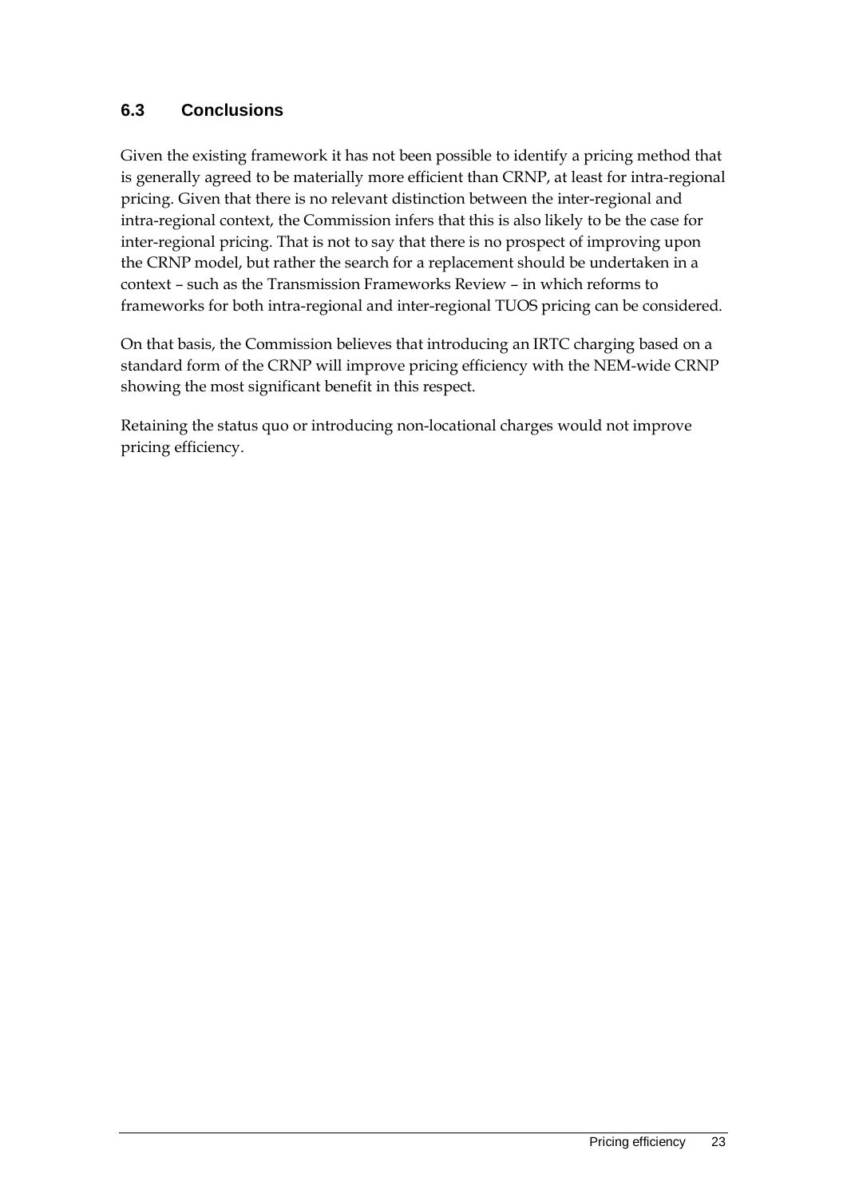### 6.3 Conclusions

Given the existing framework it has not been possible to identify a pricing method that is generally agreed to be materially more efficient than CRNP, at least for intra-regional pricing. Given that there is no relevant distinction between the inter-regional and intra-regional context, the Commission infers that this is also likely to be the case for inter-regional pricing. That is not to say that there is no prospect of improving upon the CRNP model, but rather the search for a replacement should be undertaken in a context – such as the Transmission Frameworks Review – in which reforms to frameworks for both intra-regional and inter-regional TUOS pricing can be considered.

On that basis, the Commission believes that introducing an IRTC charging based on a standard form of the CRNP will improve pricing efficiency with the NEM-wide CRNP showing the most significant benefit in this respect.

Retaining the status quo or introducing non-locational charges would not improve pricing efficiency.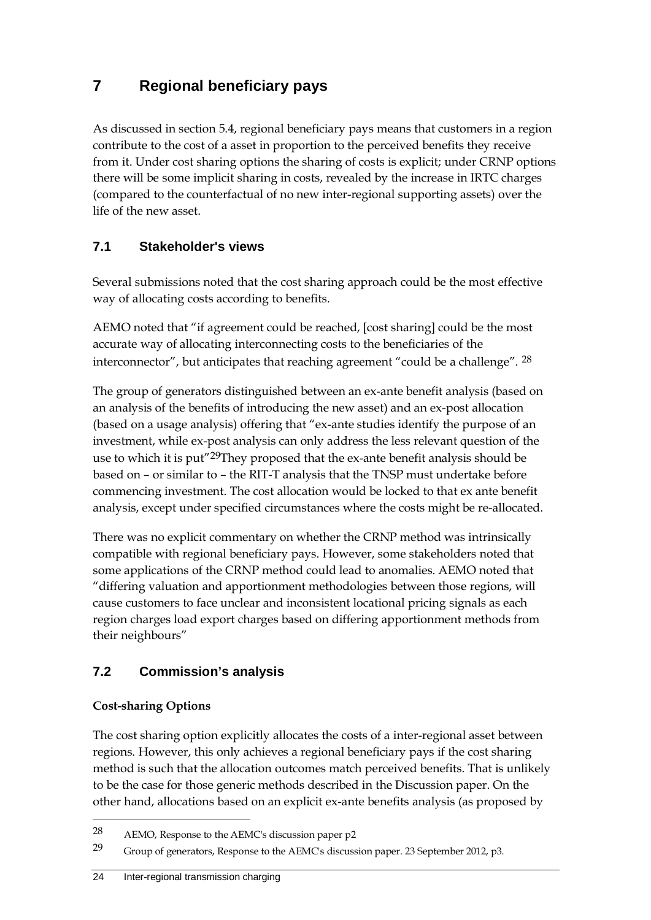# 7 Regional beneficiary pays

As discussed in section 5.4, regional beneficiary pays means that customers in a region contribute to the cost of a asset in proportion to the perceived benefits they receive from it. Under cost sharing options the sharing of costs is explicit; under CRNP options there will be some implicit sharing in costs, revealed by the increase in IRTC charges (compared to the counterfactual of no new inter-regional supporting assets) over the life of the new asset.

## 7.1 Stakeholder's views

Several submissions noted that the cost sharing approach could be the most effective way of allocating costs according to benefits.

AEMO noted that "if agreement could be reached, [cost sharing] could be the most accurate way of allocating interconnecting costs to the beneficiaries of the interconnector", but anticipates that reaching agreement "could be a challenge". [28]

The group of generators distinguished between an ex-ante benefit analysis (based on an analysis of the benefits of introducing the new asset) and an ex-post allocation (based on a usage analysis) offering that "ex-ante studies identify the purpose of an investment, while ex-post analysis can only address the less relevant question of the use to which it is put"[29]They proposed that the ex-ante benefit analysis should be based on – or similar to – the RIT-T analysis that the TNSP must undertake before commencing investment. The cost allocation would be locked to that ex ante benefit analysis, except under specified circumstances where the costs might be re-allocated.

There was no explicit commentary on whether the CRNP method was intrinsically compatible with regional beneficiary pays. However, some stakeholders noted that some applications of the CRNP method could lead to anomalies. AEMO noted that "differing valuation and apportionment methodologies between those regions, will cause customers to face unclear and inconsistent locational pricing signals as each region charges load export charges based on differing apportionment methods from their neighbours"

## 7.2 Commission's analysis

**Cost-sharing Options**

The cost sharing option explicitly allocates the costs of a inter-regional asset between regions. However, this only achieves a regional beneficiary pays if the cost sharing method is such that the allocation outcomes match perceived benefits. That is unlikely to be the case for those generic methods described in the Discussion paper. On the other hand, allocations based on an explicit ex-ante benefits analysis (as proposed by

---

[28] AEMO, Response to the AEMC's discussion paper p2

[29] Group of generators, Response to the AEMC's discussion paper. 23 September 2012, p3.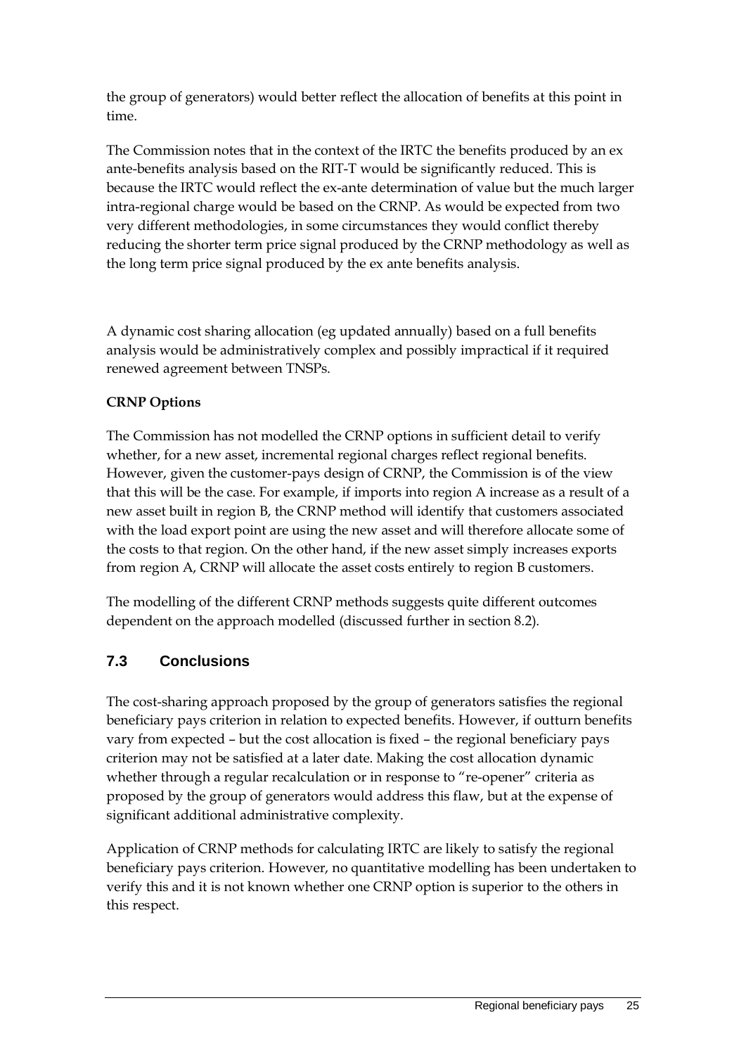the group of generators) would better reflect the allocation of benefits at this point in time.

The Commission notes that in the context of the IRTC the benefits produced by an ex ante-benefits analysis based on the RIT-T would be significantly reduced. This is because the IRTC would reflect the ex-ante determination of value but the much larger intra-regional charge would be based on the CRNP. As would be expected from two very different methodologies, in some circumstances they would conflict thereby reducing the shorter term price signal produced by the CRNP methodology as well as the long term price signal produced by the ex ante benefits analysis.

A dynamic cost sharing allocation (eg updated annually) based on a full benefits analysis would be administratively complex and possibly impractical if it required renewed agreement between TNSPs.

**CRNP Options**

The Commission has not modelled the CRNP options in sufficient detail to verify whether, for a new asset, incremental regional charges reflect regional benefits. However, given the customer-pays design of CRNP, the Commission is of the view that this will be the case. For example, if imports into region A increase as a result of a new asset built in region B, the CRNP method will identify that customers associated with the load export point are using the new asset and will therefore allocate some of the costs to that region. On the other hand, if the new asset simply increases exports from region A, CRNP will allocate the asset costs entirely to region B customers.

The modelling of the different CRNP methods suggests quite different outcomes dependent on the approach modelled (discussed further in section 8.2).

## 7.3 Conclusions

The cost-sharing approach proposed by the group of generators satisfies the regional beneficiary pays criterion in relation to expected benefits. However, if outturn benefits vary from expected – but the cost allocation is fixed – the regional beneficiary pays criterion may not be satisfied at a later date. Making the cost allocation dynamic whether through a regular recalculation or in response to "re-opener" criteria as proposed by the group of generators would address this flaw, but at the expense of significant additional administrative complexity.

Application of CRNP methods for calculating IRTC are likely to satisfy the regional beneficiary pays criterion. However, no quantitative modelling has been undertaken to verify this and it is not known whether one CRNP option is superior to the others in this respect.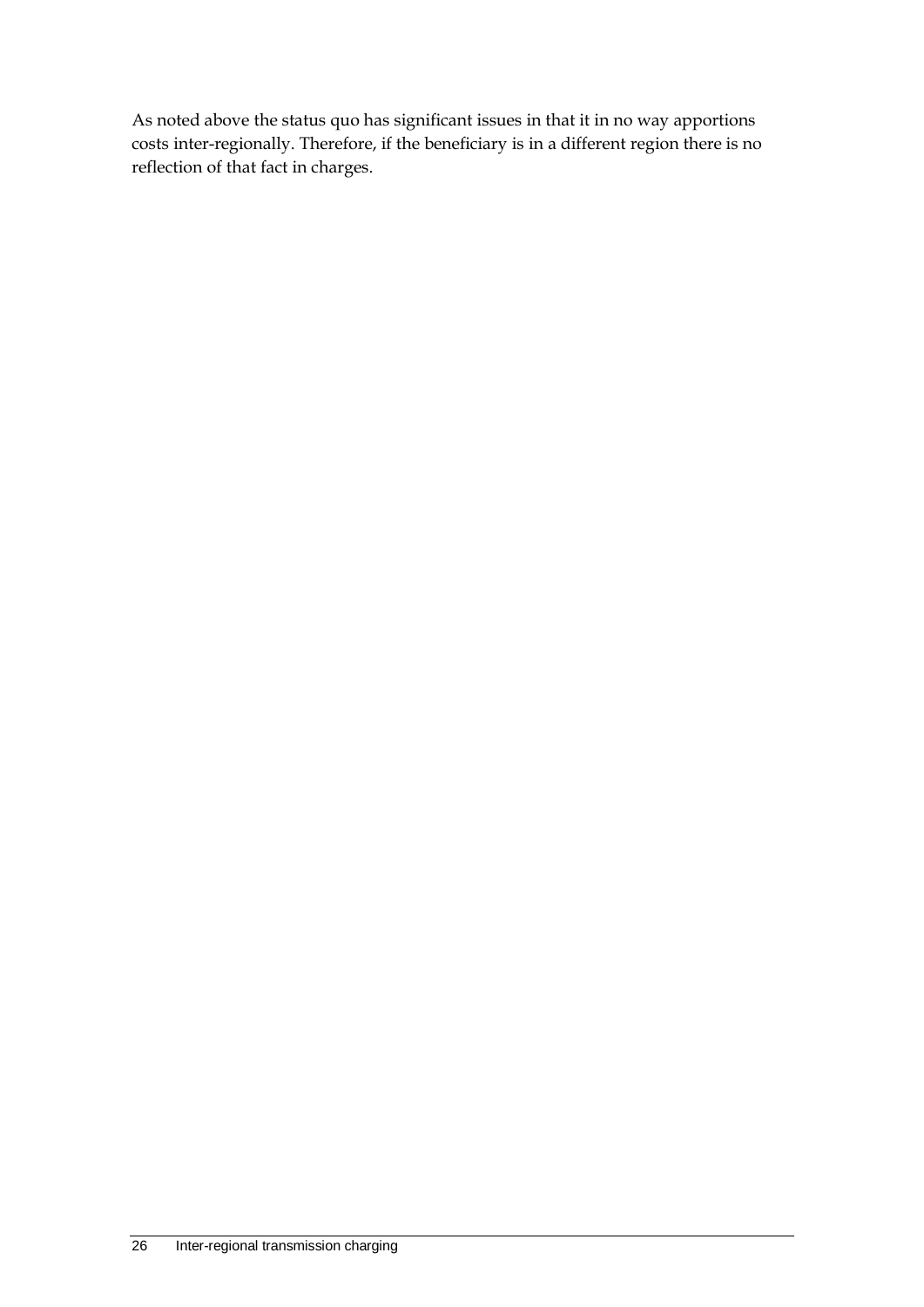As noted above the status quo has significant issues in that it in no way apportions costs inter-regionally. Therefore, if the beneficiary is in a different region there is no reflection of that fact in charges.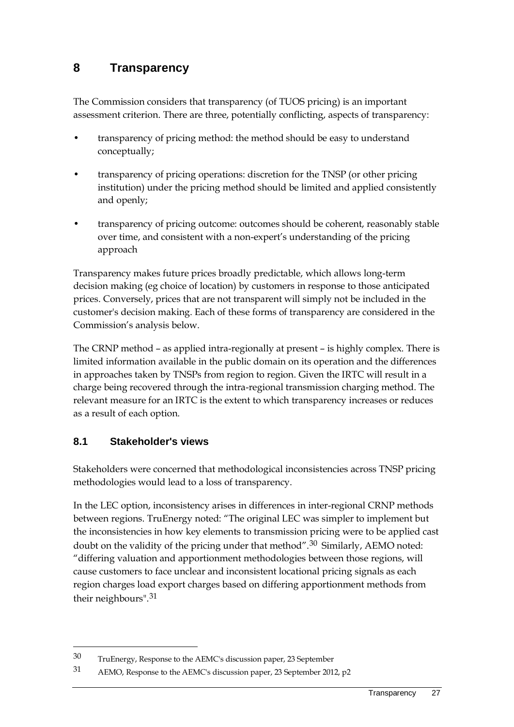# 8 Transparency

The Commission considers that transparency (of TUOS pricing) is an important assessment criterion. There are three, potentially conflicting, aspects of transparency:

- transparency of pricing method: the method should be easy to understand conceptually;
- transparency of pricing operations: discretion for the TNSP (or other pricing institution) under the pricing method should be limited and applied consistently and openly;
- transparency of pricing outcome: outcomes should be coherent, reasonably stable over time, and consistent with a non-expert's understanding of the pricing approach

Transparency makes future prices broadly predictable, which allows long-term decision making (eg choice of location) by customers in response to those anticipated prices. Conversely, prices that are not transparent will simply not be included in the customer's decision making. Each of these forms of transparency are considered in the Commission's analysis below.

The CRNP method – as applied intra-regionally at present – is highly complex. There is limited information available in the public domain on its operation and the differences in approaches taken by TNSPs from region to region. Given the IRTC will result in a charge being recovered through the intra-regional transmission charging method. The relevant measure for an IRTC is the extent to which transparency increases or reduces as a result of each option.

## 8.1 Stakeholder's views

Stakeholders were concerned that methodological inconsistencies across TNSP pricing methodologies would lead to a loss of transparency.

In the LEC option, inconsistency arises in differences in inter-regional CRNP methods between regions. TruEnergy noted: "The original LEC was simpler to implement but the inconsistencies in how key elements to transmission pricing were to be applied cast doubt on the validity of the pricing under that method".[30] Similarly, AEMO noted: "differing valuation and apportionment methodologies between those regions, will cause customers to face unclear and inconsistent locational pricing signals as each region charges load export charges based on differing apportionment methods from their neighbours".[31]

---

30 TruEnergy, Response to the AEMC's discussion paper, 23 September

31 AEMO, Response to the AEMC's discussion paper, 23 September 2012, p2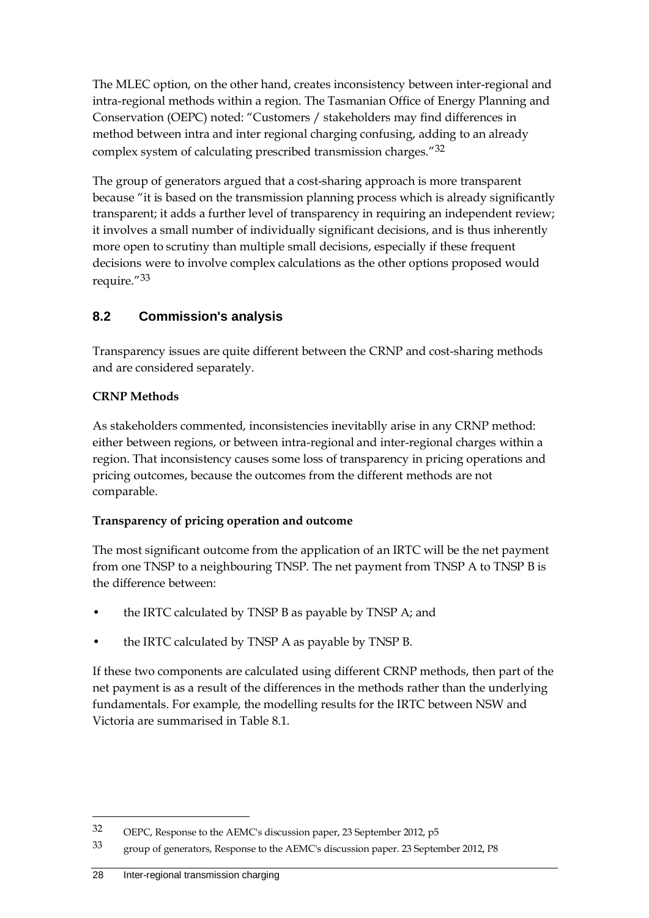The MLEC option, on the other hand, creates inconsistency between inter-regional and intra-regional methods within a region. The Tasmanian Office of Energy Planning and Conservation (OEPC) noted: "Customers / stakeholders may find differences in method between intra and inter regional charging confusing, adding to an already complex system of calculating prescribed transmission charges."[32]

The group of generators argued that a cost-sharing approach is more transparent because "it is based on the transmission planning process which is already significantly transparent; it adds a further level of transparency in requiring an independent review; it involves a small number of individually significant decisions, and is thus inherently more open to scrutiny than multiple small decisions, especially if these frequent decisions were to involve complex calculations as the other options proposed would require."[33]

## 8.2 Commission's analysis

Transparency issues are quite different between the CRNP and cost-sharing methods and are considered separately.

**CRNP Methods**

As stakeholders commented, inconsistencies inevitablly arise in any CRNP method: either between regions, or between intra-regional and inter-regional charges within a region. That inconsistency causes some loss of transparency in pricing operations and pricing outcomes, because the outcomes from the different methods are not comparable.

**Transparency of pricing operation and outcome**

The most significant outcome from the application of an IRTC will be the net payment from one TNSP to a neighbouring TNSP. The net payment from TNSP A to TNSP B is the difference between:

- the IRTC calculated by TNSP B as payable by TNSP A; and
- the IRTC calculated by TNSP A as payable by TNSP B.

If these two components are calculated using different CRNP methods, then part of the net payment is as a result of the differences in the methods rather than the underlying fundamentals. For example, the modelling results for the IRTC between NSW and Victoria are summarised in Table 8.1.

32 OEPC, Response to the AEMC's discussion paper, 23 September 2012, p5

33 group of generators, Response to the AEMC's discussion paper. 23 September 2012, P8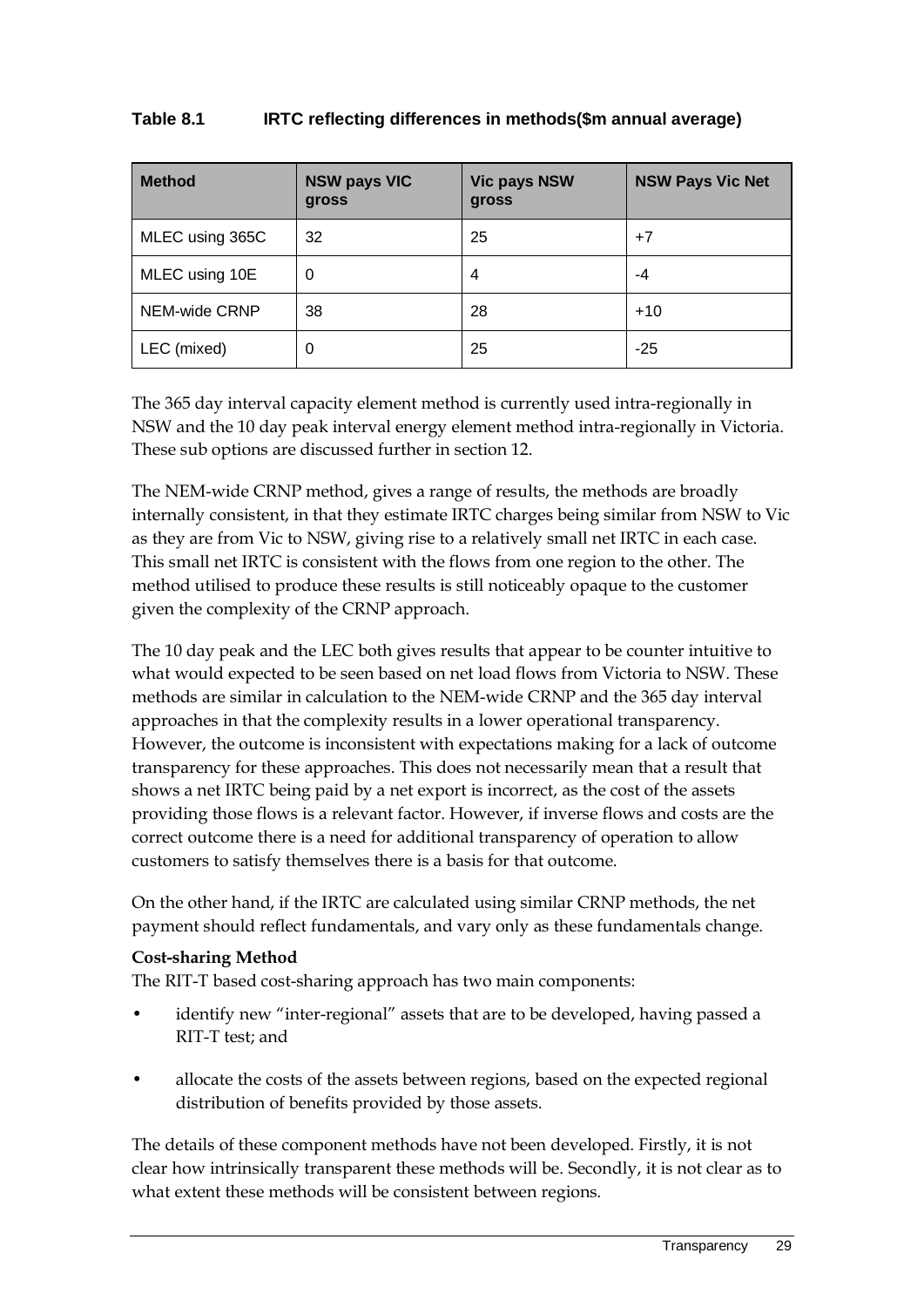**Table 8.1 IRTC reflecting differences in methods($m annual average)**

| Method | NSW pays VIC gross | Vic pays NSW gross | NSW Pays Vic Net |
|---|---|---|---|
| MLEC using 365C | 32 | 25 | +7 |
| MLEC using 10E | 0 | 4 | -4 |
| NEM-wide CRNP | 38 | 28 | +10 |
| LEC (mixed) | 0 | 25 | -25 |

The 365 day interval capacity element method is currently used intra-regionally in NSW and the 10 day peak interval energy element method intra-regionally in Victoria. These sub options are discussed further in section 12.

The NEM-wide CRNP method, gives a range of results, the methods are broadly internally consistent, in that they estimate IRTC charges being similar from NSW to Vic as they are from Vic to NSW, giving rise to a relatively small net IRTC in each case. This small net IRTC is consistent with the flows from one region to the other. The method utilised to produce these results is still noticeably opaque to the customer given the complexity of the CRNP approach.

The 10 day peak and the LEC both gives results that appear to be counter intuitive to what would expected to be seen based on net load flows from Victoria to NSW. These methods are similar in calculation to the NEM-wide CRNP and the 365 day interval approaches in that the complexity results in a lower operational transparency. However, the outcome is inconsistent with expectations making for a lack of outcome transparency for these approaches. This does not necessarily mean that a result that shows a net IRTC being paid by a net export is incorrect, as the cost of the assets providing those flows is a relevant factor. However, if inverse flows and costs are the correct outcome there is a need for additional transparency of operation to allow customers to satisfy themselves there is a basis for that outcome.

On the other hand, if the IRTC are calculated using similar CRNP methods, the net payment should reflect fundamentals, and vary only as these fundamentals change.

**Cost-sharing Method**

The RIT-T based cost-sharing approach has two main components:

- identify new "inter-regional" assets that are to be developed, having passed a RIT-T test; and
- allocate the costs of the assets between regions, based on the expected regional distribution of benefits provided by those assets.

The details of these component methods have not been developed. Firstly, it is not clear how intrinsically transparent these methods will be. Secondly, it is not clear as to what extent these methods will be consistent between regions.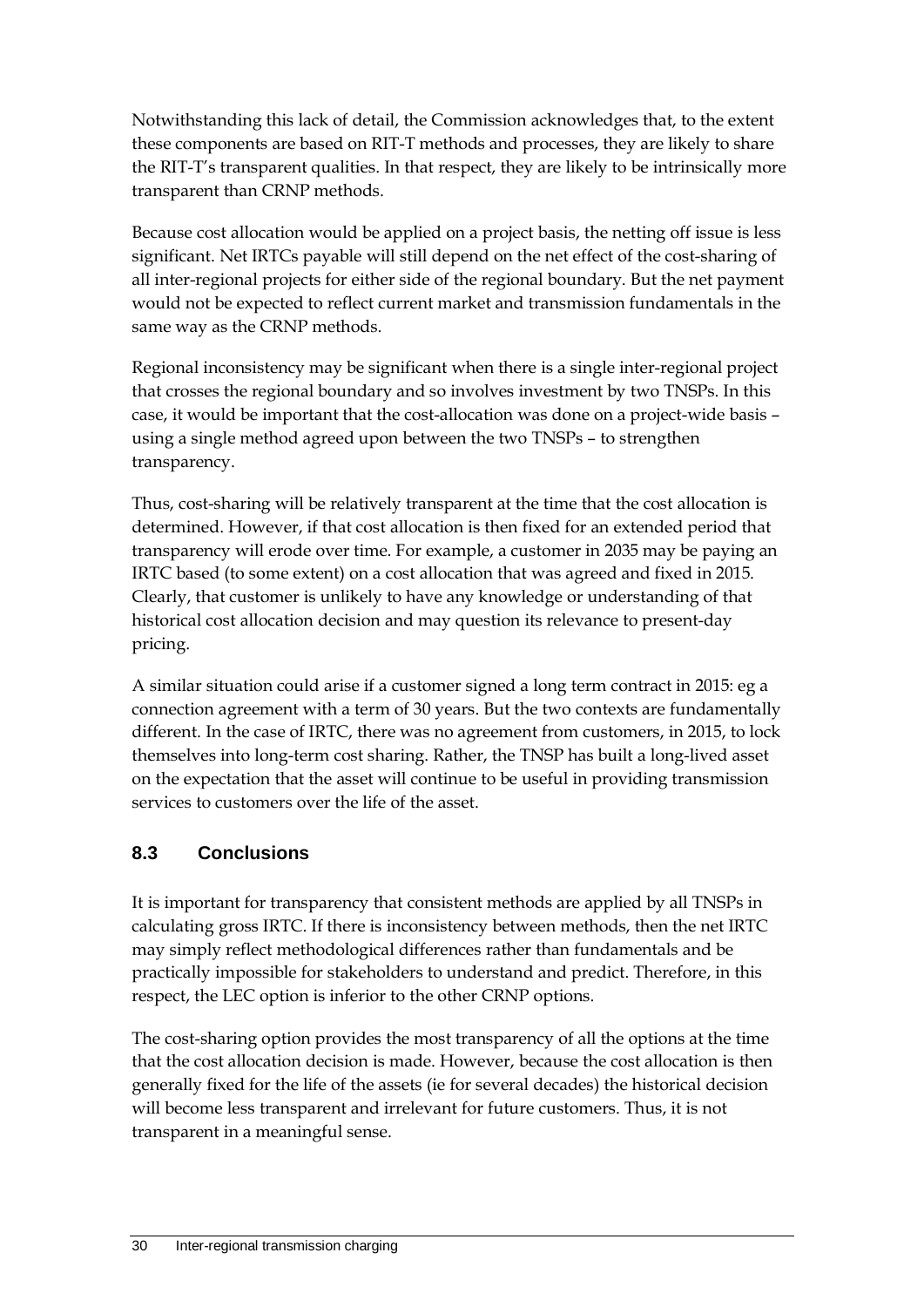Notwithstanding this lack of detail, the Commission acknowledges that, to the extent these components are based on RIT-T methods and processes, they are likely to share the RIT-T's transparent qualities. In that respect, they are likely to be intrinsically more transparent than CRNP methods.

Because cost allocation would be applied on a project basis, the netting off issue is less significant. Net IRTCs payable will still depend on the net effect of the cost-sharing of all inter-regional projects for either side of the regional boundary. But the net payment would not be expected to reflect current market and transmission fundamentals in the same way as the CRNP methods.

Regional inconsistency may be significant when there is a single inter-regional project that crosses the regional boundary and so involves investment by two TNSPs. In this case, it would be important that the cost-allocation was done on a project-wide basis – using a single method agreed upon between the two TNSPs – to strengthen transparency.

Thus, cost-sharing will be relatively transparent at the time that the cost allocation is determined. However, if that cost allocation is then fixed for an extended period that transparency will erode over time. For example, a customer in 2035 may be paying an IRTC based (to some extent) on a cost allocation that was agreed and fixed in 2015. Clearly, that customer is unlikely to have any knowledge or understanding of that historical cost allocation decision and may question its relevance to present-day pricing.

A similar situation could arise if a customer signed a long term contract in 2015: eg a connection agreement with a term of 30 years. But the two contexts are fundamentally different. In the case of IRTC, there was no agreement from customers, in 2015, to lock themselves into long-term cost sharing. Rather, the TNSP has built a long-lived asset on the expectation that the asset will continue to be useful in providing transmission services to customers over the life of the asset.

## 8.3 Conclusions

It is important for transparency that consistent methods are applied by all TNSPs in calculating gross IRTC. If there is inconsistency between methods, then the net IRTC may simply reflect methodological differences rather than fundamentals and be practically impossible for stakeholders to understand and predict. Therefore, in this respect, the LEC option is inferior to the other CRNP options.

The cost-sharing option provides the most transparency of all the options at the time that the cost allocation decision is made. However, because the cost allocation is then generally fixed for the life of the assets (ie for several decades) the historical decision will become less transparent and irrelevant for future customers. Thus, it is not transparent in a meaningful sense.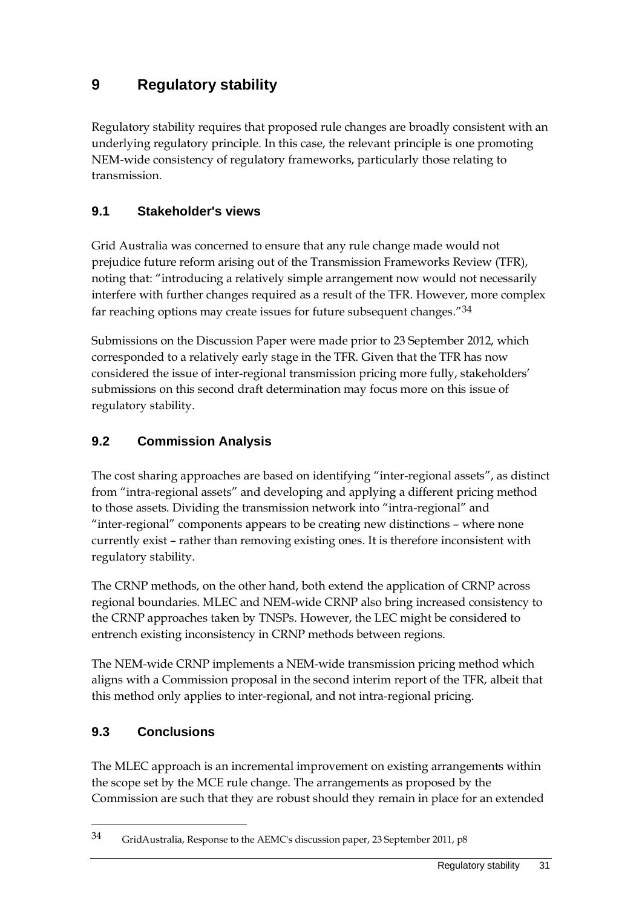# 9 Regulatory stability

Regulatory stability requires that proposed rule changes are broadly consistent with an underlying regulatory principle. In this case, the relevant principle is one promoting NEM-wide consistency of regulatory frameworks, particularly those relating to transmission.

## 9.1 Stakeholder's views

Grid Australia was concerned to ensure that any rule change made would not prejudice future reform arising out of the Transmission Frameworks Review (TFR), noting that: "introducing a relatively simple arrangement now would not necessarily interfere with further changes required as a result of the TFR. However, more complex far reaching options may create issues for future subsequent changes."[34]

Submissions on the Discussion Paper were made prior to 23 September 2012, which corresponded to a relatively early stage in the TFR. Given that the TFR has now considered the issue of inter-regional transmission pricing more fully, stakeholders' submissions on this second draft determination may focus more on this issue of regulatory stability.

## 9.2 Commission Analysis

The cost sharing approaches are based on identifying "inter-regional assets", as distinct from "intra-regional assets" and developing and applying a different pricing method to those assets. Dividing the transmission network into "intra-regional" and "inter-regional" components appears to be creating new distinctions – where none currently exist – rather than removing existing ones. It is therefore inconsistent with regulatory stability.

The CRNP methods, on the other hand, both extend the application of CRNP across regional boundaries. MLEC and NEM-wide CRNP also bring increased consistency to the CRNP approaches taken by TNSPs. However, the LEC might be considered to entrench existing inconsistency in CRNP methods between regions.

The NEM-wide CRNP implements a NEM-wide transmission pricing method which aligns with a Commission proposal in the second interim report of the TFR, albeit that this method only applies to inter-regional, and not intra-regional pricing.

## 9.3 Conclusions

The MLEC approach is an incremental improvement on existing arrangements within the scope set by the MCE rule change. The arrangements as proposed by the Commission are such that they are robust should they remain in place for an extended

[34] GridAustralia, Response to the AEMC's discussion paper, 23 September 2011, p8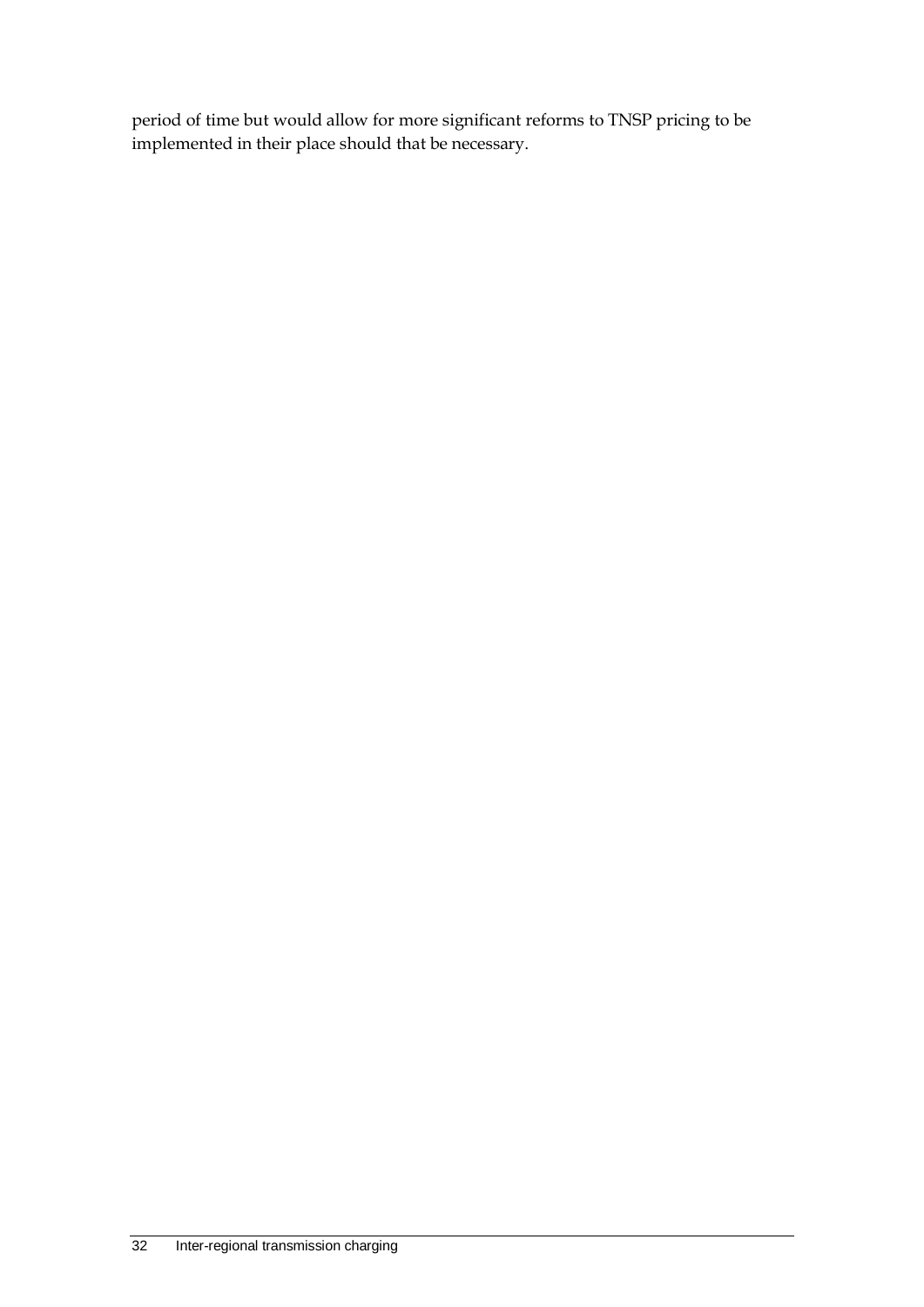period of time but would allow for more significant reforms to TNSP pricing to be implemented in their place should that be necessary.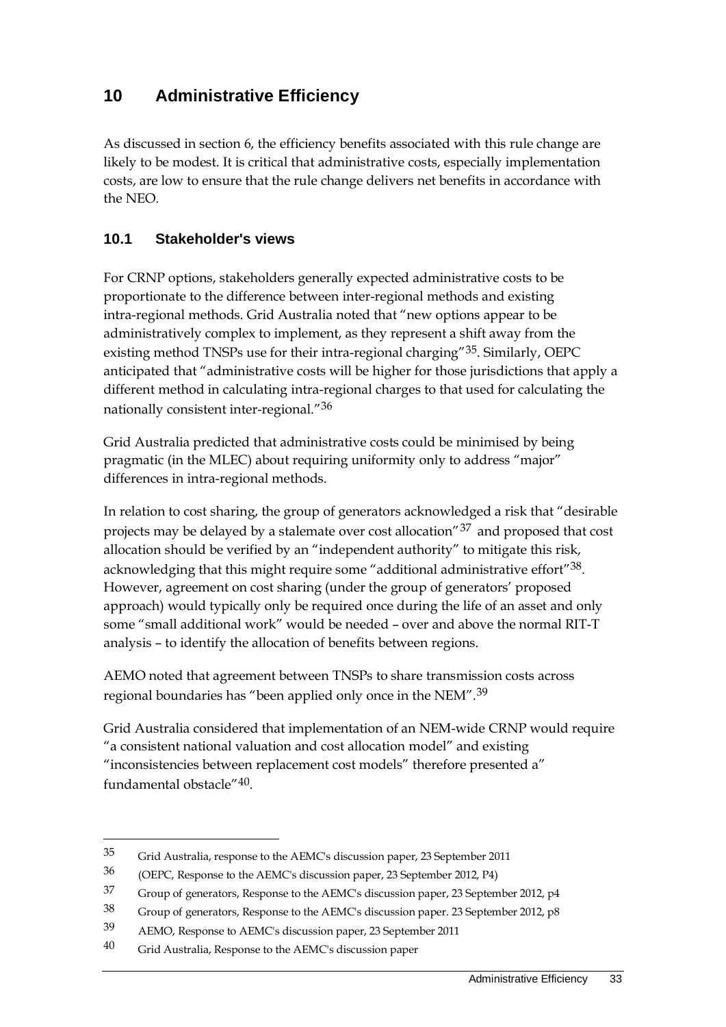# 10 Administrative Efficiency

As discussed in section 6, the efficiency benefits associated with this rule change are likely to be modest. It is critical that administrative costs, especially implementation costs, are low to ensure that the rule change delivers net benefits in accordance with the NEO.

## 10.1 Stakeholder's views

For CRNP options, stakeholders generally expected administrative costs to be proportionate to the difference between inter-regional methods and existing intra-regional methods. Grid Australia noted that "new options appear to be administratively complex to implement, as they represent a shift away from the existing method TNSPs use for their intra-regional charging"[35]. Similarly, OEPC anticipated that "administrative costs will be higher for those jurisdictions that apply a different method in calculating intra-regional charges to that used for calculating the nationally consistent inter-regional."[36]

Grid Australia predicted that administrative costs could be minimised by being pragmatic (in the MLEC) about requiring uniformity only to address "major" differences in intra-regional methods.

In relation to cost sharing, the group of generators acknowledged a risk that "desirable projects may be delayed by a stalemate over cost allocation"[37] and proposed that cost allocation should be verified by an "independent authority" to mitigate this risk, acknowledging that this might require some "additional administrative effort"[38]. However, agreement on cost sharing (under the group of generators' proposed approach) would typically only be required once during the life of an asset and only some "small additional work" would be needed – over and above the normal RIT-T analysis – to identify the allocation of benefits between regions.

AEMO noted that agreement between TNSPs to share transmission costs across regional boundaries has "been applied only once in the NEM".[39]

Grid Australia considered that implementation of an NEM-wide CRNP would require "a consistent national valuation and cost allocation model" and existing "inconsistencies between replacement cost models" therefore presented a" fundamental obstacle"[40].

---

35 Grid Australia, response to the AEMC's discussion paper, 23 September 2011

36 (OEPC, Response to the AEMC's discussion paper, 23 September 2012, P4)

37 Group of generators, Response to the AEMC's discussion paper, 23 September 2012, p4

38 Group of generators, Response to the AEMC's discussion paper. 23 September 2012, p8

39 AEMO, Response to AEMC's discussion paper, 23 September 2011

40 Grid Australia, Response to the AEMC's discussion paper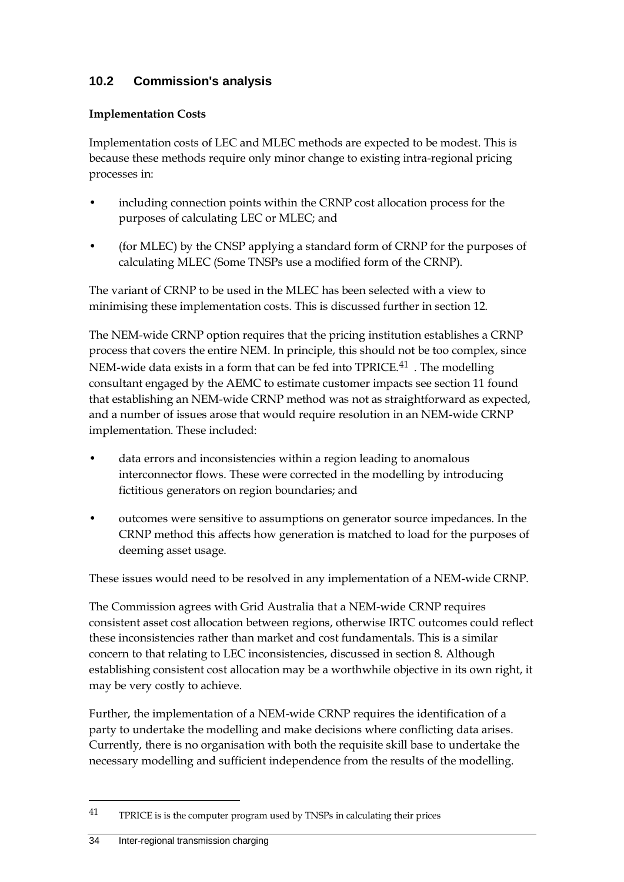## 10.2 Commission's analysis

**Implementation Costs**

Implementation costs of LEC and MLEC methods are expected to be modest. This is because these methods require only minor change to existing intra-regional pricing processes in:

- including connection points within the CRNP cost allocation process for the purposes of calculating LEC or MLEC; and
- (for MLEC) by the CNSP applying a standard form of CRNP for the purposes of calculating MLEC (Some TNSPs use a modified form of the CRNP).

The variant of CRNP to be used in the MLEC has been selected with a view to minimising these implementation costs. This is discussed further in section 12.

The NEM-wide CRNP option requires that the pricing institution establishes a CRNP process that covers the entire NEM. In principle, this should not be too complex, since NEM-wide data exists in a form that can be fed into TPRICE.[41] . The modelling consultant engaged by the AEMC to estimate customer impacts see section 11 found that establishing an NEM-wide CRNP method was not as straightforward as expected, and a number of issues arose that would require resolution in an NEM-wide CRNP implementation. These included:

- data errors and inconsistencies within a region leading to anomalous interconnector flows. These were corrected in the modelling by introducing fictitious generators on region boundaries; and
- outcomes were sensitive to assumptions on generator source impedances. In the CRNP method this affects how generation is matched to load for the purposes of deeming asset usage.

These issues would need to be resolved in any implementation of a NEM-wide CRNP.

The Commission agrees with Grid Australia that a NEM-wide CRNP requires consistent asset cost allocation between regions, otherwise IRTC outcomes could reflect these inconsistencies rather than market and cost fundamentals. This is a similar concern to that relating to LEC inconsistencies, discussed in section 8. Although establishing consistent cost allocation may be a worthwhile objective in its own right, it may be very costly to achieve.

Further, the implementation of a NEM-wide CRNP requires the identification of a party to undertake the modelling and make decisions where conflicting data arises. Currently, there is no organisation with both the requisite skill base to undertake the necessary modelling and sufficient independence from the results of the modelling.

---

[41] TPRICE is is the computer program used by TNSPs in calculating their prices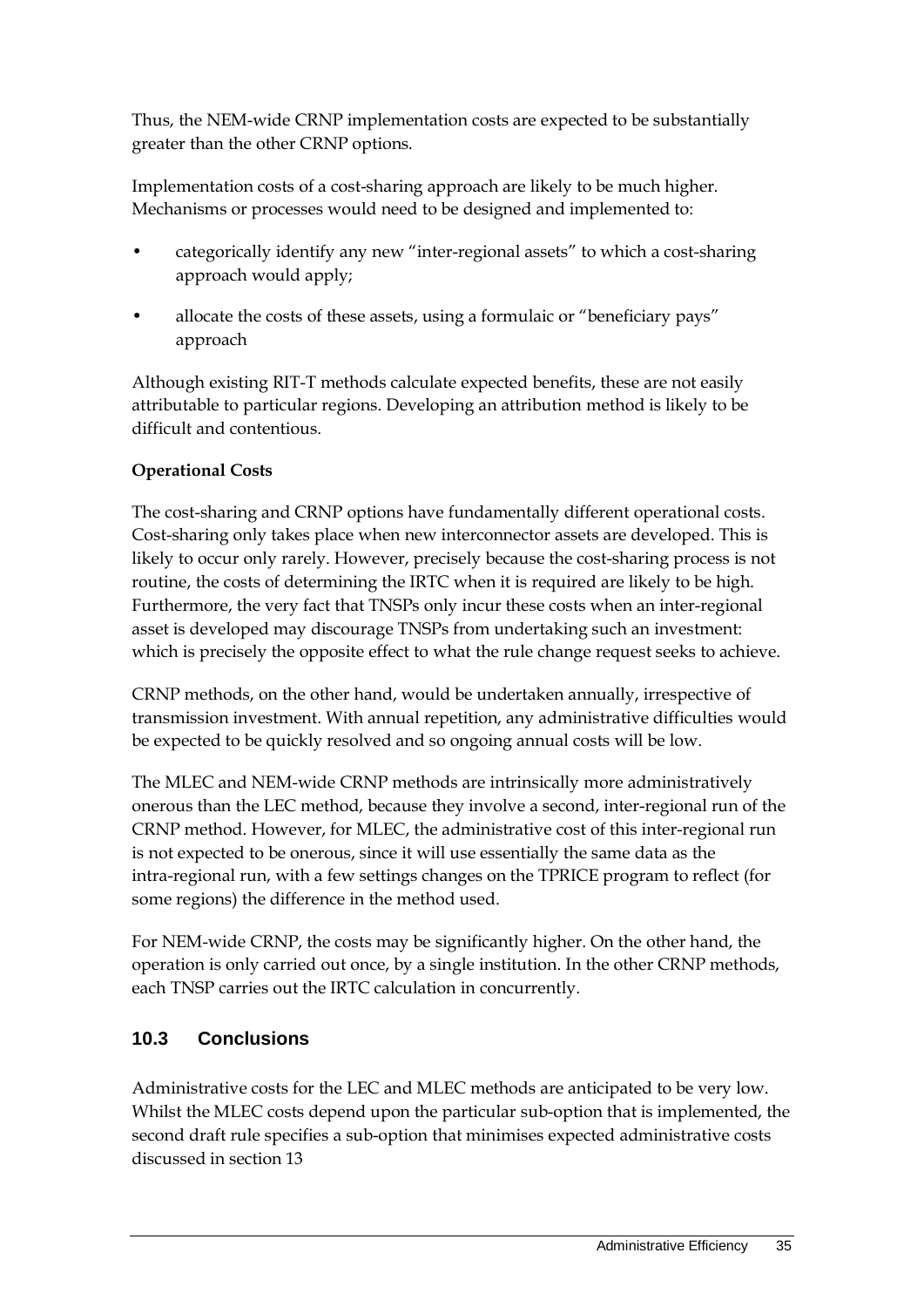Thus, the NEM-wide CRNP implementation costs are expected to be substantially greater than the other CRNP options.

Implementation costs of a cost-sharing approach are likely to be much higher. Mechanisms or processes would need to be designed and implemented to:

- categorically identify any new "inter-regional assets" to which a cost-sharing approach would apply;
- allocate the costs of these assets, using a formulaic or "beneficiary pays" approach

Although existing RIT-T methods calculate expected benefits, these are not easily attributable to particular regions. Developing an attribution method is likely to be difficult and contentious.

**Operational Costs**

The cost-sharing and CRNP options have fundamentally different operational costs. Cost-sharing only takes place when new interconnector assets are developed. This is likely to occur only rarely. However, precisely because the cost-sharing process is not routine, the costs of determining the IRTC when it is required are likely to be high. Furthermore, the very fact that TNSPs only incur these costs when an inter-regional asset is developed may discourage TNSPs from undertaking such an investment: which is precisely the opposite effect to what the rule change request seeks to achieve.

CRNP methods, on the other hand, would be undertaken annually, irrespective of transmission investment. With annual repetition, any administrative difficulties would be expected to be quickly resolved and so ongoing annual costs will be low.

The MLEC and NEM-wide CRNP methods are intrinsically more administratively onerous than the LEC method, because they involve a second, inter-regional run of the CRNP method. However, for MLEC, the administrative cost of this inter-regional run is not expected to be onerous, since it will use essentially the same data as the intra-regional run, with a few settings changes on the TPRICE program to reflect (for some regions) the difference in the method used.

For NEM-wide CRNP, the costs may be significantly higher. On the other hand, the operation is only carried out once, by a single institution. In the other CRNP methods, each TNSP carries out the IRTC calculation in concurrently.

## 10.3 Conclusions

Administrative costs for the LEC and MLEC methods are anticipated to be very low. Whilst the MLEC costs depend upon the particular sub-option that is implemented, the second draft rule specifies a sub-option that minimises expected administrative costs discussed in section 13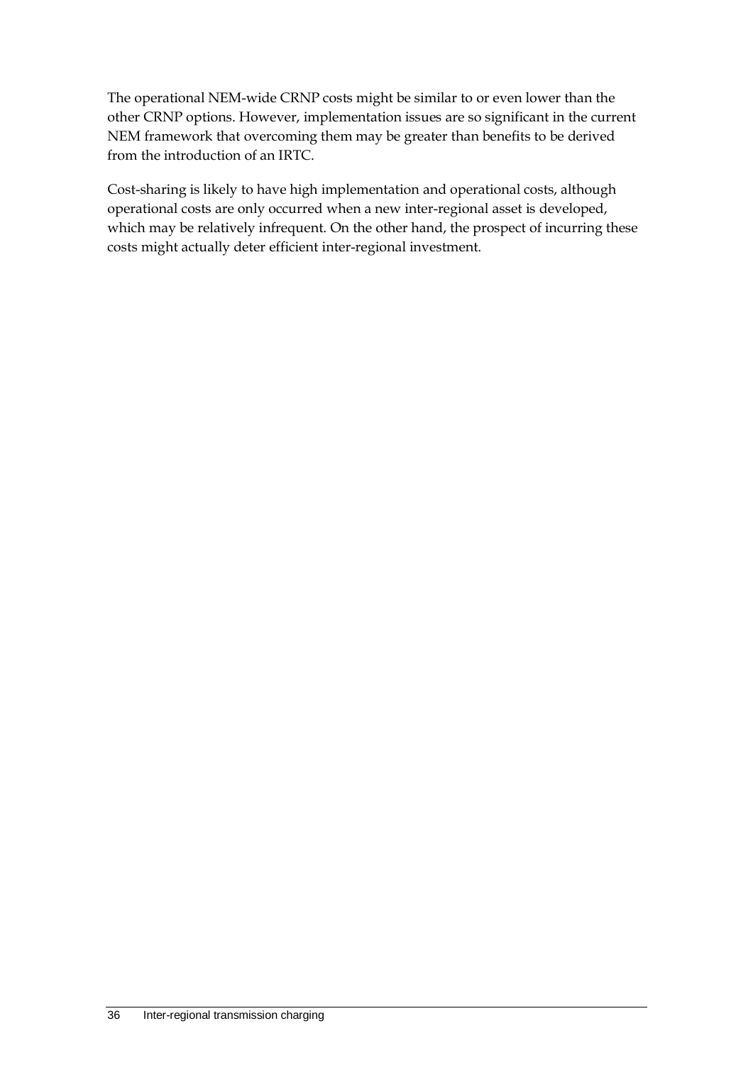The operational NEM-wide CRNP costs might be similar to or even lower than the other CRNP options. However, implementation issues are so significant in the current NEM framework that overcoming them may be greater than benefits to be derived from the introduction of an IRTC.

Cost-sharing is likely to have high implementation and operational costs, although operational costs are only occurred when a new inter-regional asset is developed, which may be relatively infrequent. On the other hand, the prospect of incurring these costs might actually deter efficient inter-regional investment.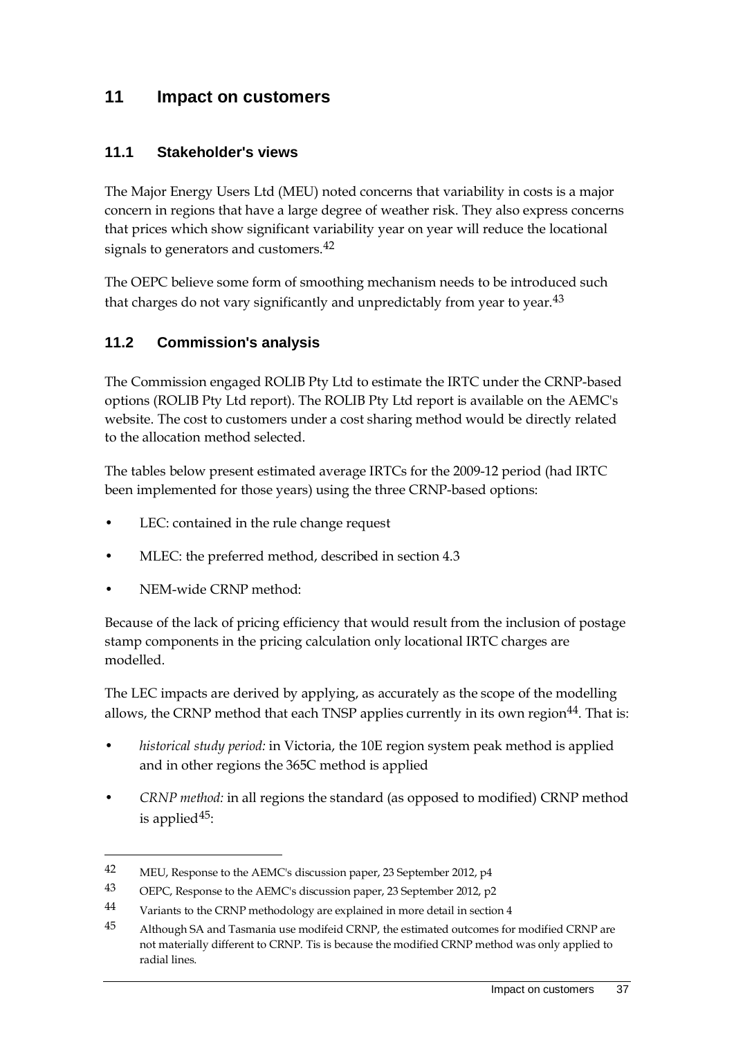# 11 Impact on customers

## 11.1 Stakeholder's views

The Major Energy Users Ltd (MEU) noted concerns that variability in costs is a major concern in regions that have a large degree of weather risk. They also express concerns that prices which show significant variability year on year will reduce the locational signals to generators and customers.[42]

The OEPC believe some form of smoothing mechanism needs to be introduced such that charges do not vary significantly and unpredictably from year to year.[43]

## 11.2 Commission's analysis

The Commission engaged ROLIB Pty Ltd to estimate the IRTC under the CRNP-based options (ROLIB Pty Ltd report). The ROLIB Pty Ltd report is available on the AEMC's website. The cost to customers under a cost sharing method would be directly related to the allocation method selected.

The tables below present estimated average IRTCs for the 2009-12 period (had IRTC been implemented for those years) using the three CRNP-based options:

- LEC: contained in the rule change request
- MLEC: the preferred method, described in section 4.3
- NEM-wide CRNP method:

Because of the lack of pricing efficiency that would result from the inclusion of postage stamp components in the pricing calculation only locational IRTC charges are modelled.

The LEC impacts are derived by applying, as accurately as the scope of the modelling allows, the CRNP method that each TNSP applies currently in its own region[44]. That is:

- *historical study period:* in Victoria, the 10E region system peak method is applied and in other regions the 365C method is applied
- *CRNP method:* in all regions the standard (as opposed to modified) CRNP method is applied[45]:

---

42 MEU, Response to the AEMC's discussion paper, 23 September 2012, p4

43 OEPC, Response to the AEMC's discussion paper, 23 September 2012, p2

44 Variants to the CRNP methodology are explained in more detail in section 4

45 Although SA and Tasmania use modifeid CRNP, the estimated outcomes for modified CRNP are not materially different to CRNP. Tis is because the modified CRNP method was only applied to radial lines.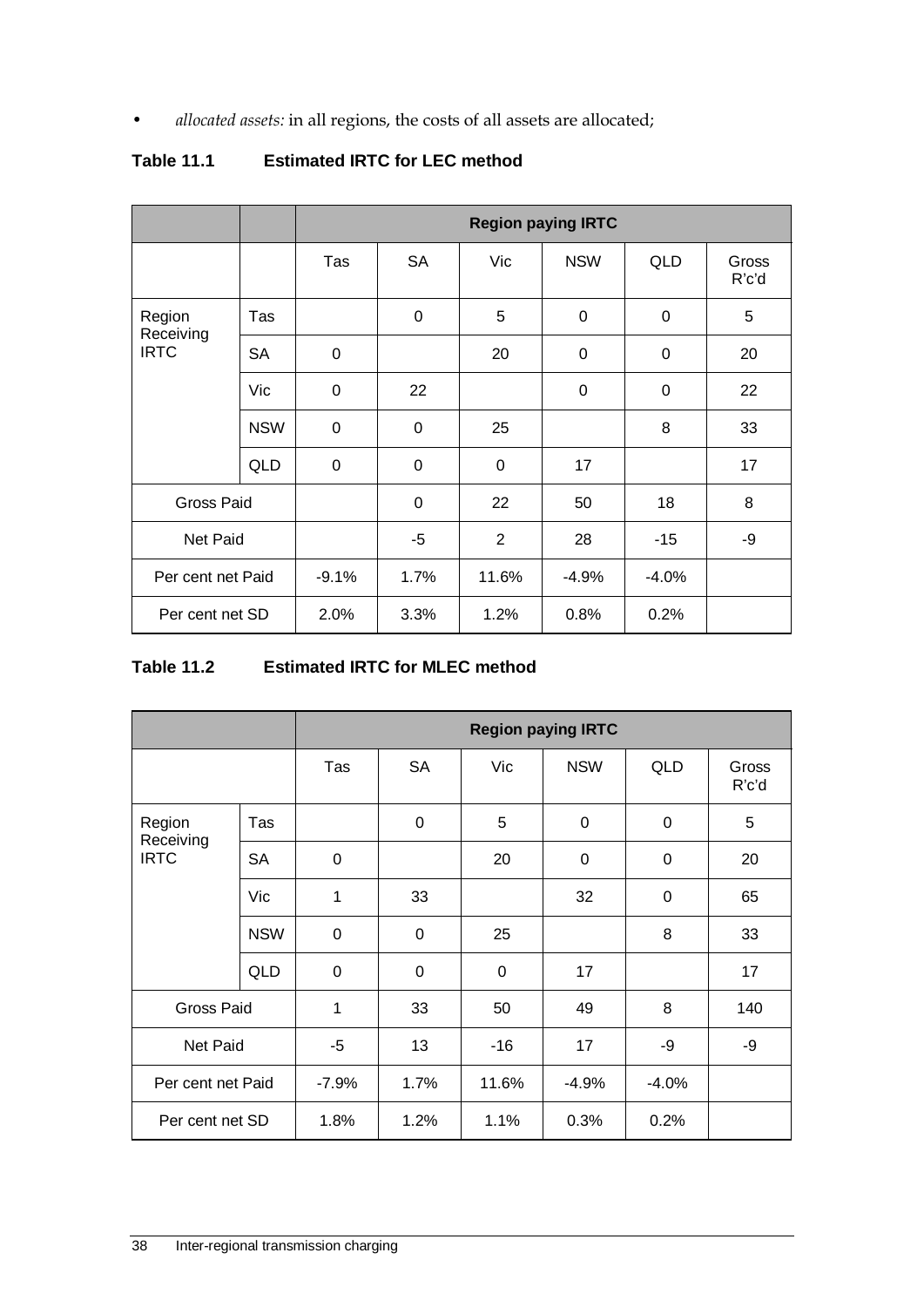- *allocated assets:* in all regions, the costs of all assets are allocated;

**Table 11.1 Estimated IRTC for LEC method**

| | | Region paying IRTC | | | | | |
|---|---|---|---|---|---|---|---|
| | | Tas | SA | Vic | NSW | QLD | Gross R'c'd |
| Region Receiving IRTC | Tas | | 0 | 5 | 0 | 0 | 5 |
| | SA | 0 | | 20 | 0 | 0 | 20 |
| | Vic | 0 | 22 | | 0 | 0 | 22 |
| | NSW | 0 | 0 | 25 | | 8 | 33 |
| | QLD | 0 | 0 | 0 | 17 | | 17 |
| Gross Paid | | | 0 | 22 | 50 | 18 | 8 |
| Net Paid | | | -5 | 2 | 28 | -15 | -9 |
| Per cent net Paid | | -9.1% | 1.7% | 11.6% | -4.9% | -4.0% | |
| Per cent net SD | | 2.0% | 3.3% | 1.2% | 0.8% | 0.2% | |

**Table 11.2 Estimated IRTC for MLEC method**

| | | Region paying IRTC | | | | | |
|---|---|---|---|---|---|---|---|
| | | Tas | SA | Vic | NSW | QLD | Gross R'c'd |
| Region Receiving IRTC | Tas | | 0 | 5 | 0 | 0 | 5 |
| | SA | 0 | | 20 | 0 | 0 | 20 |
| | Vic | 1 | 33 | | 32 | 0 | 65 |
| | NSW | 0 | 0 | 25 | | 8 | 33 |
| | QLD | 0 | 0 | 0 | 17 | | 17 |
| Gross Paid | | 1 | 33 | 50 | 49 | 8 | 140 |
| Net Paid | | -5 | 13 | -16 | 17 | -9 | -9 |
| Per cent net Paid | | -7.9% | 1.7% | 11.6% | -4.9% | -4.0% | |
| Per cent net SD | | 1.8% | 1.2% | 1.1% | 0.3% | 0.2% | |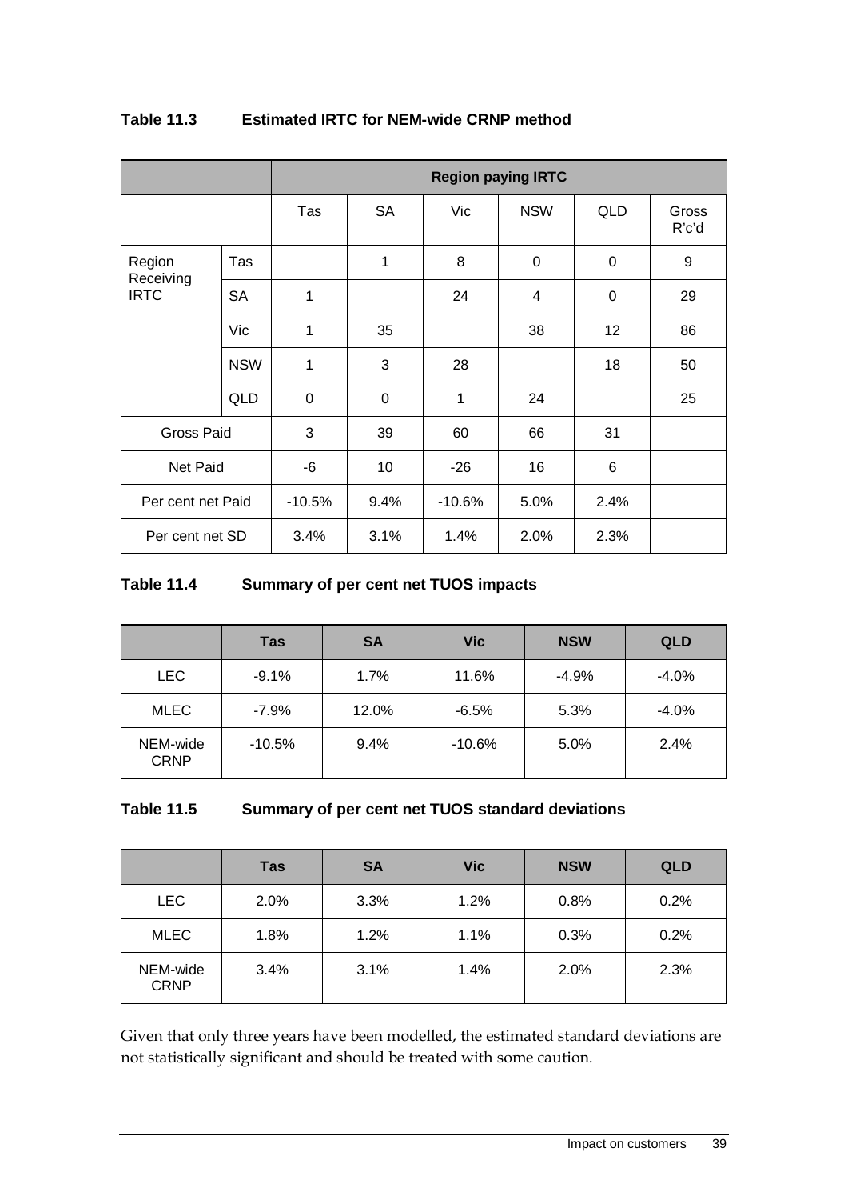**Table 11.3 Estimated IRTC for NEM-wide CRNP method**

| | | Region paying IRTC | | | | | |
|---|---|---|---|---|---|---|---|
| | | Tas | SA | Vic | NSW | QLD | Gross R'c'd |
| Region Receiving IRTC | Tas | | 1 | 8 | 0 | 0 | 9 |
| | SA | 1 | | 24 | 4 | 0 | 29 |
| | Vic | 1 | 35 | | 38 | 12 | 86 |
| | NSW | 1 | 3 | 28 | | 18 | 50 |
| | QLD | 0 | 0 | 1 | 24 | | 25 |
| Gross Paid | | 3 | 39 | 60 | 66 | 31 | |
| Net Paid | | -6 | 10 | -26 | 16 | 6 | |
| Per cent net Paid | | -10.5% | 9.4% | -10.6% | 5.0% | 2.4% | |
| Per cent net SD | | 3.4% | 3.1% | 1.4% | 2.0% | 2.3% | |

**Table 11.4 Summary of per cent net TUOS impacts**

| | Tas | SA | Vic | NSW | QLD |
|---|---|---|---|---|---|
| LEC | -9.1% | 1.7% | 11.6% | -4.9% | -4.0% |
| MLEC | -7.9% | 12.0% | -6.5% | 5.3% | -4.0% |
| NEM-wide CRNP | -10.5% | 9.4% | -10.6% | 5.0% | 2.4% |

**Table 11.5 Summary of per cent net TUOS standard deviations**

| | Tas | SA | Vic | NSW | QLD |
|---|---|---|---|---|---|
| LEC | 2.0% | 3.3% | 1.2% | 0.8% | 0.2% |
| MLEC | 1.8% | 1.2% | 1.1% | 0.3% | 0.2% |
| NEM-wide CRNP | 3.4% | 3.1% | 1.4% | 2.0% | 2.3% |

Given that only three years have been modelled, the estimated standard deviations are not statistically significant and should be treated with some caution.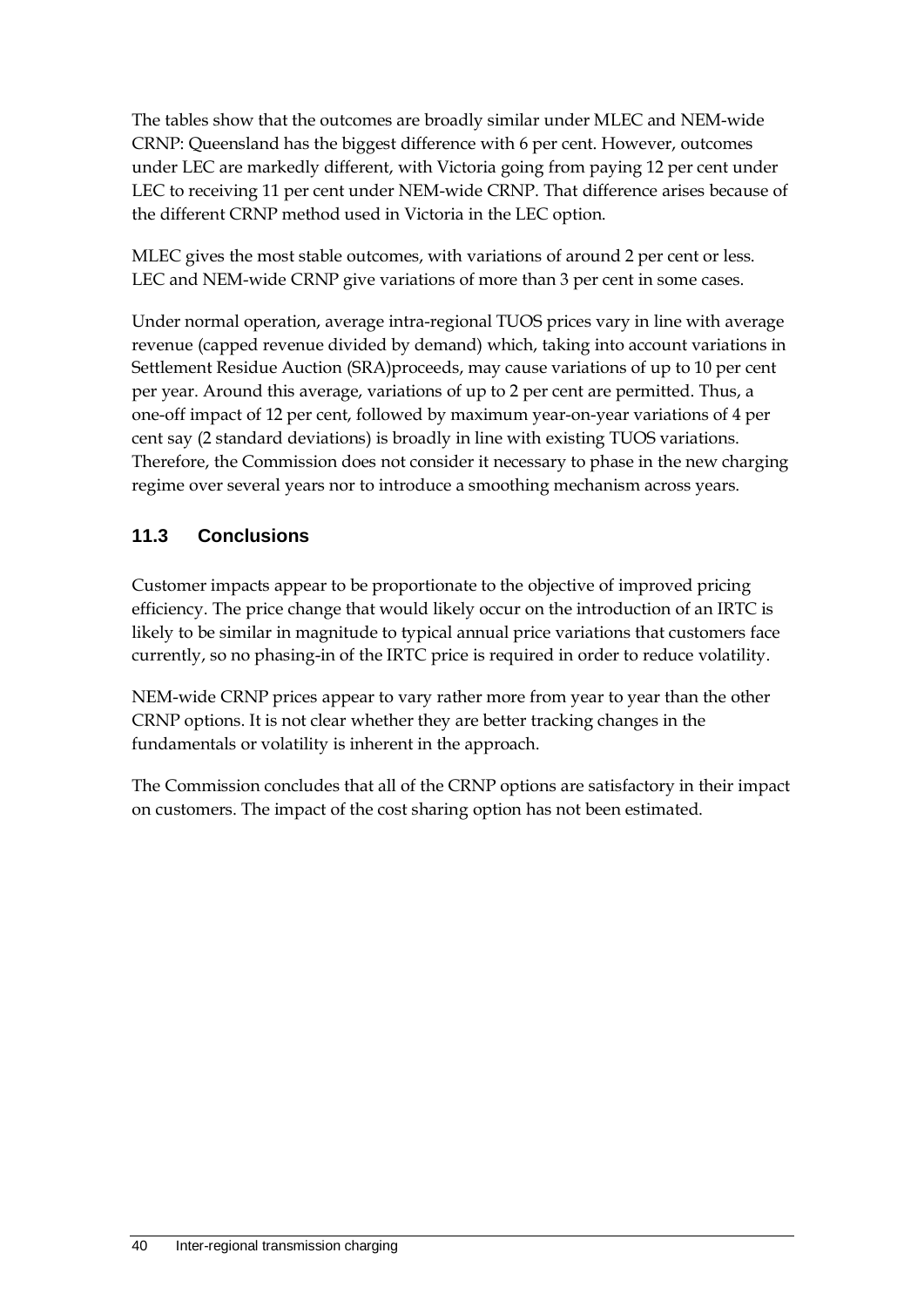The tables show that the outcomes are broadly similar under MLEC and NEM-wide CRNP: Queensland has the biggest difference with 6 per cent. However, outcomes under LEC are markedly different, with Victoria going from paying 12 per cent under LEC to receiving 11 per cent under NEM-wide CRNP. That difference arises because of the different CRNP method used in Victoria in the LEC option.

MLEC gives the most stable outcomes, with variations of around 2 per cent or less. LEC and NEM-wide CRNP give variations of more than 3 per cent in some cases.

Under normal operation, average intra-regional TUOS prices vary in line with average revenue (capped revenue divided by demand) which, taking into account variations in Settlement Residue Auction (SRA)proceeds, may cause variations of up to 10 per cent per year. Around this average, variations of up to 2 per cent are permitted. Thus, a one-off impact of 12 per cent, followed by maximum year-on-year variations of 4 per cent say (2 standard deviations) is broadly in line with existing TUOS variations. Therefore, the Commission does not consider it necessary to phase in the new charging regime over several years nor to introduce a smoothing mechanism across years.

## 11.3 Conclusions

Customer impacts appear to be proportionate to the objective of improved pricing efficiency. The price change that would likely occur on the introduction of an IRTC is likely to be similar in magnitude to typical annual price variations that customers face currently, so no phasing-in of the IRTC price is required in order to reduce volatility.

NEM-wide CRNP prices appear to vary rather more from year to year than the other CRNP options. It is not clear whether they are better tracking changes in the fundamentals or volatility is inherent in the approach.

The Commission concludes that all of the CRNP options are satisfactory in their impact on customers. The impact of the cost sharing option has not been estimated.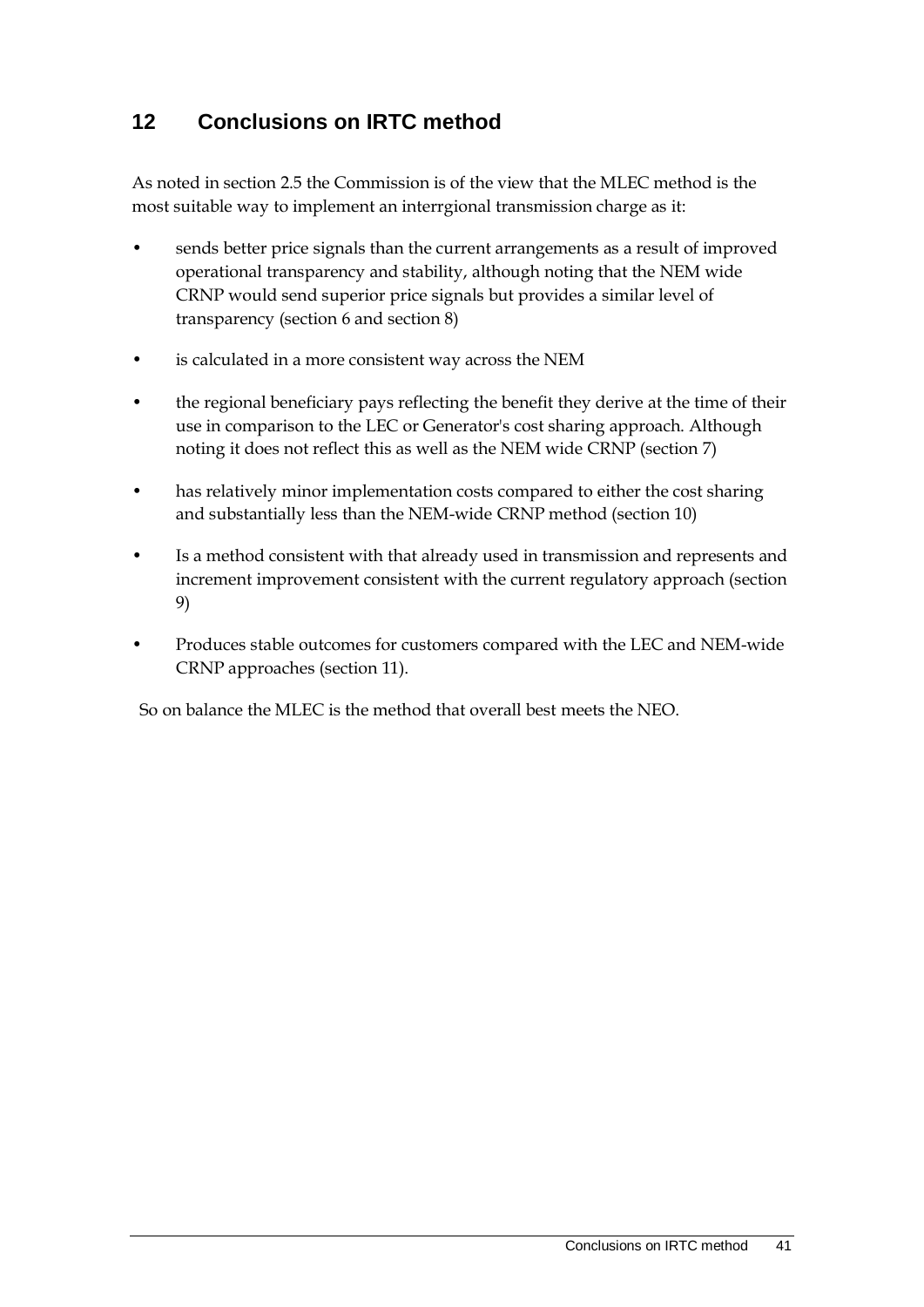# 12 Conclusions on IRTC method

As noted in section 2.5 the Commission is of the view that the MLEC method is the most suitable way to implement an interrgional transmission charge as it:

- sends better price signals than the current arrangements as a result of improved operational transparency and stability, although noting that the NEM wide CRNP would send superior price signals but provides a similar level of transparency (section 6 and section 8)
- is calculated in a more consistent way across the NEM
- the regional beneficiary pays reflecting the benefit they derive at the time of their use in comparison to the LEC or Generator's cost sharing approach. Although noting it does not reflect this as well as the NEM wide CRNP (section 7)
- has relatively minor implementation costs compared to either the cost sharing and substantially less than the NEM-wide CRNP method (section 10)
- Is a method consistent with that already used in transmission and represents and increment improvement consistent with the current regulatory approach (section 9)
- Produces stable outcomes for customers compared with the LEC and NEM-wide CRNP approaches (section 11).

So on balance the MLEC is the method that overall best meets the NEO.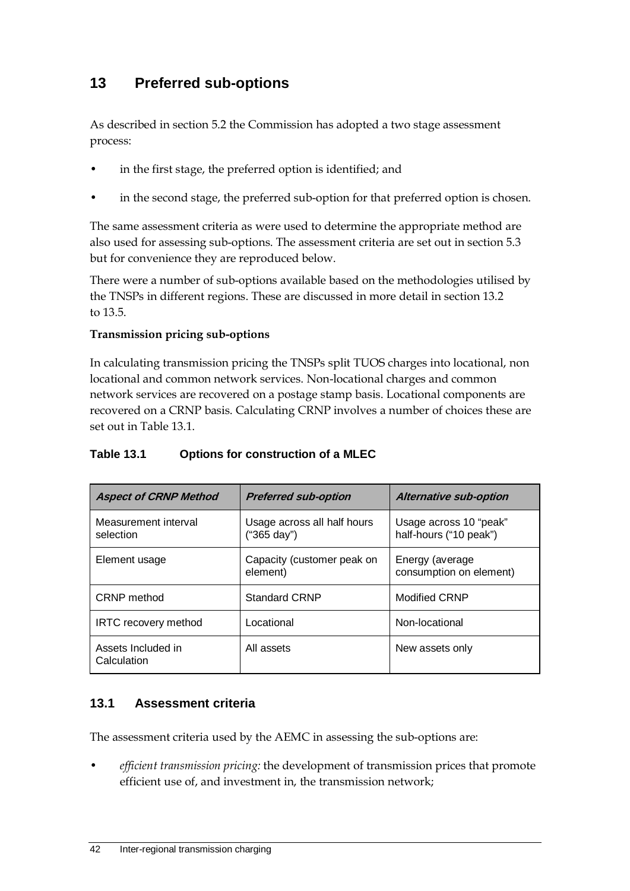# 13 Preferred sub-options

As described in section 5.2 the Commission has adopted a two stage assessment process:

- in the first stage, the preferred option is identified; and
- in the second stage, the preferred sub-option for that preferred option is chosen.

The same assessment criteria as were used to determine the appropriate method are also used for assessing sub-options. The assessment criteria are set out in section 5.3 but for convenience they are reproduced below.

There were a number of sub-options available based on the methodologies utilised by the TNSPs in different regions. These are discussed in more detail in section 13.2 to 13.5.

**Transmission pricing sub-options**

In calculating transmission pricing the TNSPs split TUOS charges into locational, non locational and common network services. Non-locational charges and common network services are recovered on a postage stamp basis. Locational components are recovered on a CRNP basis. Calculating CRNP involves a number of choices these are set out in Table 13.1.

**Table 13.1 Options for construction of a MLEC**

| *Aspect of CRNP Method* | *Preferred sub-option* | *Alternative sub-option* |
| --- | --- | --- |
| Measurement interval selection | Usage across all half hours ("365 day") | Usage across 10 "peak" half-hours ("10 peak") |
| Element usage | Capacity (customer peak on element) | Energy (average consumption on element) |
| CRNP method | Standard CRNP | Modified CRNP |
| IRTC recovery method | Locational | Non-locational |
| Assets Included in Calculation | All assets | New assets only |

## 13.1 Assessment criteria

The assessment criteria used by the AEMC in assessing the sub-options are:

- *efficient transmission pricing:* the development of transmission prices that promote efficient use of, and investment in, the transmission network;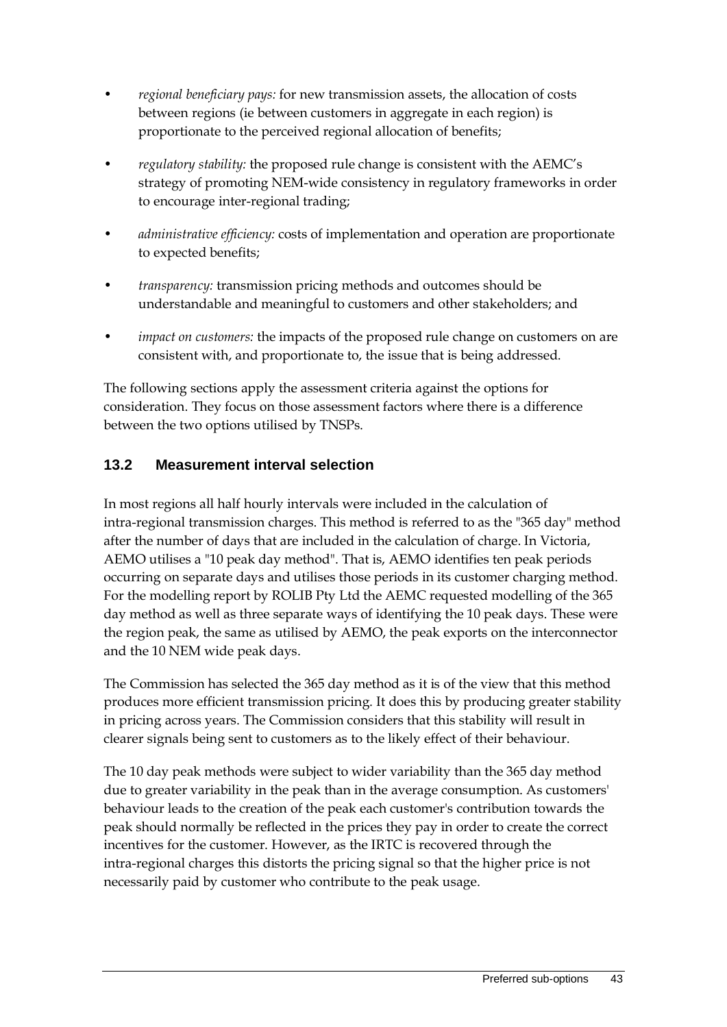- *regional beneficiary pays:* for new transmission assets, the allocation of costs between regions (ie between customers in aggregate in each region) is proportionate to the perceived regional allocation of benefits;
- *regulatory stability:* the proposed rule change is consistent with the AEMC's strategy of promoting NEM-wide consistency in regulatory frameworks in order to encourage inter-regional trading;
- *administrative efficiency:* costs of implementation and operation are proportionate to expected benefits;
- *transparency:* transmission pricing methods and outcomes should be understandable and meaningful to customers and other stakeholders; and
- *impact on customers:* the impacts of the proposed rule change on customers on are consistent with, and proportionate to, the issue that is being addressed.

The following sections apply the assessment criteria against the options for consideration. They focus on those assessment factors where there is a difference between the two options utilised by TNSPs.

## 13.2 Measurement interval selection

In most regions all half hourly intervals were included in the calculation of intra-regional transmission charges. This method is referred to as the "365 day" method after the number of days that are included in the calculation of charge. In Victoria, AEMO utilises a "10 peak day method". That is, AEMO identifies ten peak periods occurring on separate days and utilises those periods in its customer charging method. For the modelling report by ROLIB Pty Ltd the AEMC requested modelling of the 365 day method as well as three separate ways of identifying the 10 peak days. These were the region peak, the same as utilised by AEMO, the peak exports on the interconnector and the 10 NEM wide peak days.

The Commission has selected the 365 day method as it is of the view that this method produces more efficient transmission pricing. It does this by producing greater stability in pricing across years. The Commission considers that this stability will result in clearer signals being sent to customers as to the likely effect of their behaviour.

The 10 day peak methods were subject to wider variability than the 365 day method due to greater variability in the peak than in the average consumption. As customers' behaviour leads to the creation of the peak each customer's contribution towards the peak should normally be reflected in the prices they pay in order to create the correct incentives for the customer. However, as the IRTC is recovered through the intra-regional charges this distorts the pricing signal so that the higher price is not necessarily paid by customer who contribute to the peak usage.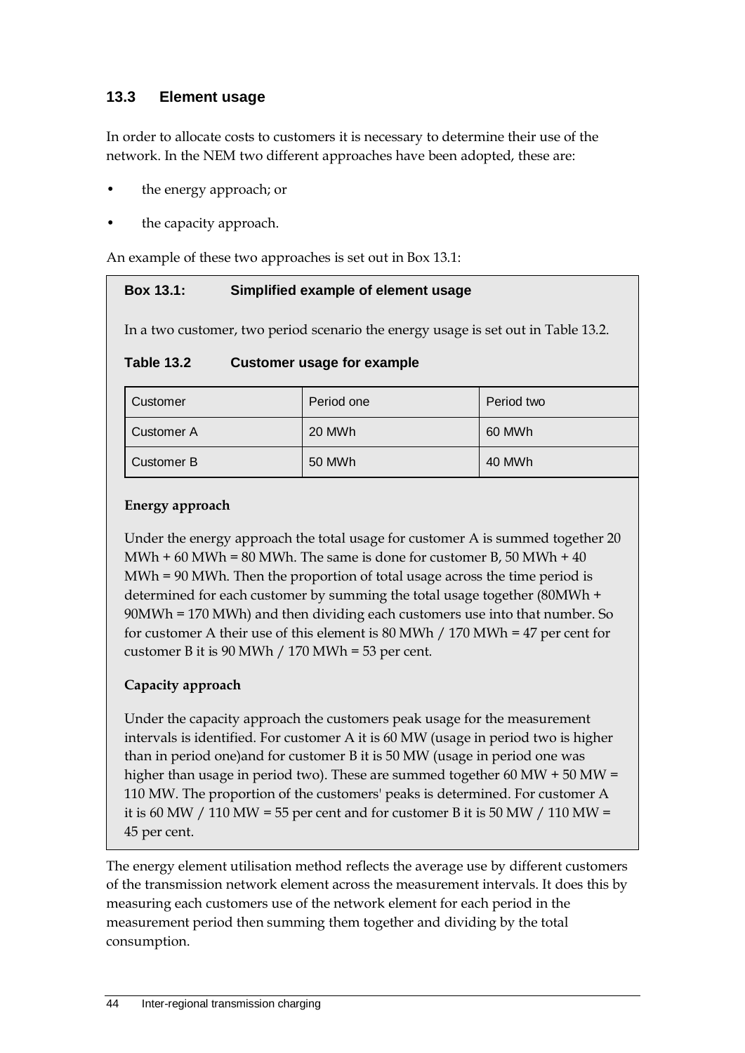## 13.3 Element usage

In order to allocate costs to customers it is necessary to determine their use of the network. In the NEM two different approaches have been adopted, these are:

- the energy approach; or
- the capacity approach.

An example of these two approaches is set out in Box 13.1:

**Box 13.1: Simplified example of element usage**

In a two customer, two period scenario the energy usage is set out in Table 13.2.

**Table 13.2 Customer usage for example**

| Customer | Period one | Period two |
| --- | --- | --- |
| Customer A | 20 MWh | 60 MWh |
| Customer B | 50 MWh | 40 MWh |

**Energy approach**

Under the energy approach the total usage for customer A is summed together 20 MWh + 60 MWh = 80 MWh. The same is done for customer B, 50 MWh + 40 MWh = 90 MWh. Then the proportion of total usage across the time period is determined for each customer by summing the total usage together (80MWh + 90MWh = 170 MWh) and then dividing each customers use into that number. So for customer A their use of this element is 80 MWh / 170 MWh = 47 per cent for customer B it is 90 MWh / 170 MWh = 53 per cent.

**Capacity approach**

Under the capacity approach the customers peak usage for the measurement intervals is identified. For customer A it is 60 MW (usage in period two is higher than in period one)and for customer B it is 50 MW (usage in period one was higher than usage in period two). These are summed together 60 MW + 50 MW = 110 MW. The proportion of the customers' peaks is determined. For customer A it is 60 MW / 110 MW = 55 per cent and for customer B it is 50 MW / 110 MW = 45 per cent.

The energy element utilisation method reflects the average use by different customers of the transmission network element across the measurement intervals. It does this by measuring each customers use of the network element for each period in the measurement period then summing them together and dividing by the total consumption.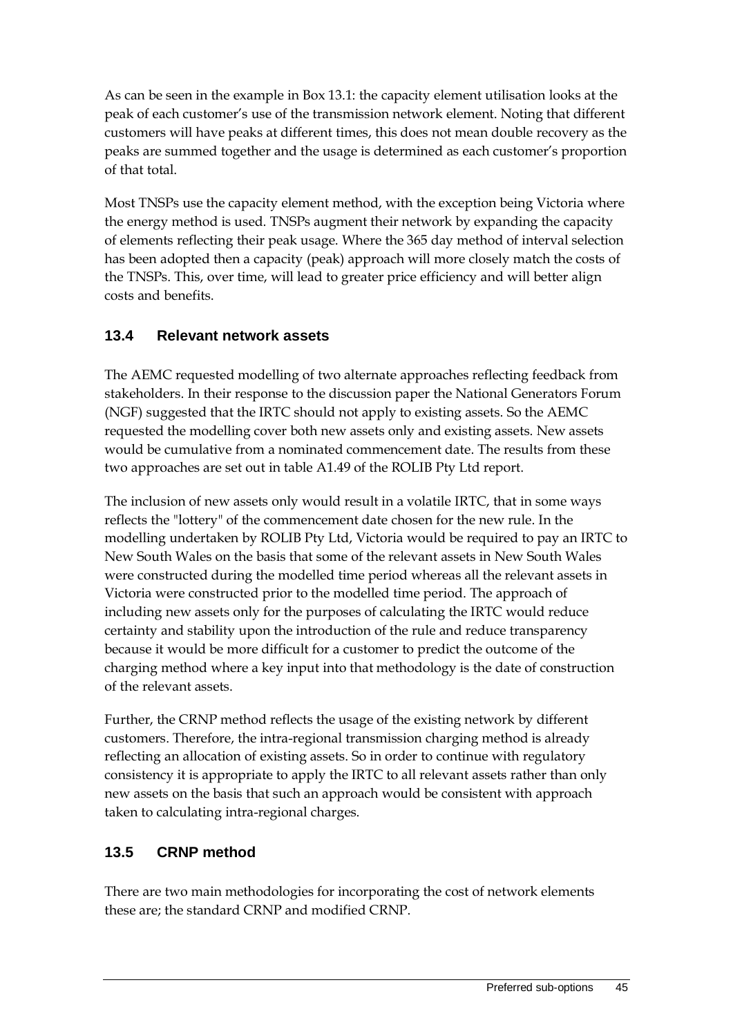As can be seen in the example in Box 13.1: the capacity element utilisation looks at the peak of each customer's use of the transmission network element. Noting that different customers will have peaks at different times, this does not mean double recovery as the peaks are summed together and the usage is determined as each customer's proportion of that total.

Most TNSPs use the capacity element method, with the exception being Victoria where the energy method is used. TNSPs augment their network by expanding the capacity of elements reflecting their peak usage. Where the 365 day method of interval selection has been adopted then a capacity (peak) approach will more closely match the costs of the TNSPs. This, over time, will lead to greater price efficiency and will better align costs and benefits.

## 13.4 Relevant network assets

The AEMC requested modelling of two alternate approaches reflecting feedback from stakeholders. In their response to the discussion paper the National Generators Forum (NGF) suggested that the IRTC should not apply to existing assets. So the AEMC requested the modelling cover both new assets only and existing assets. New assets would be cumulative from a nominated commencement date. The results from these two approaches are set out in table A1.49 of the ROLIB Pty Ltd report.

The inclusion of new assets only would result in a volatile IRTC, that in some ways reflects the "lottery" of the commencement date chosen for the new rule. In the modelling undertaken by ROLIB Pty Ltd, Victoria would be required to pay an IRTC to New South Wales on the basis that some of the relevant assets in New South Wales were constructed during the modelled time period whereas all the relevant assets in Victoria were constructed prior to the modelled time period. The approach of including new assets only for the purposes of calculating the IRTC would reduce certainty and stability upon the introduction of the rule and reduce transparency because it would be more difficult for a customer to predict the outcome of the charging method where a key input into that methodology is the date of construction of the relevant assets.

Further, the CRNP method reflects the usage of the existing network by different customers. Therefore, the intra-regional transmission charging method is already reflecting an allocation of existing assets. So in order to continue with regulatory consistency it is appropriate to apply the IRTC to all relevant assets rather than only new assets on the basis that such an approach would be consistent with approach taken to calculating intra-regional charges.

## 13.5 CRNP method

There are two main methodologies for incorporating the cost of network elements these are; the standard CRNP and modified CRNP.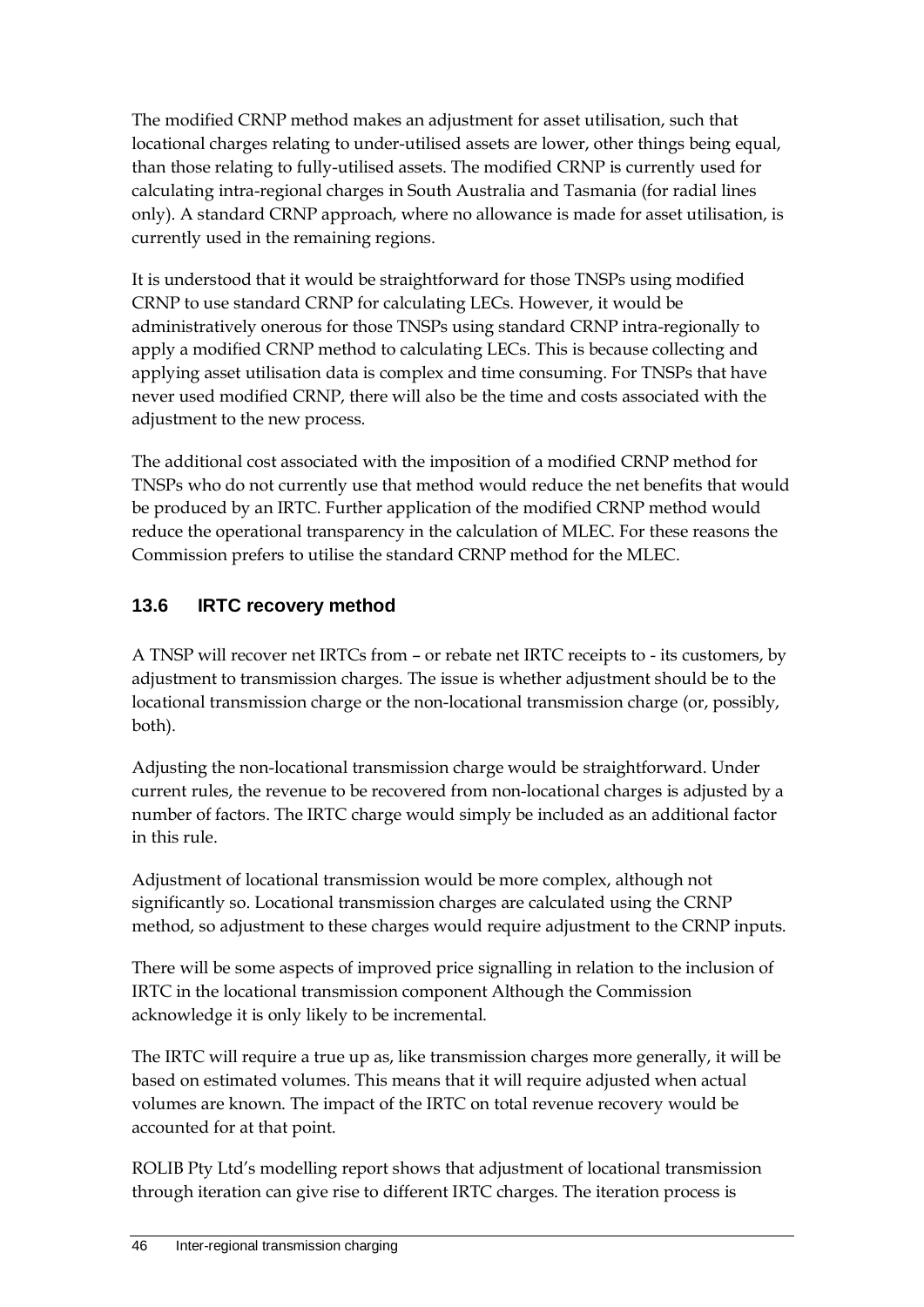The modified CRNP method makes an adjustment for asset utilisation, such that locational charges relating to under-utilised assets are lower, other things being equal, than those relating to fully-utilised assets. The modified CRNP is currently used for calculating intra-regional charges in South Australia and Tasmania (for radial lines only). A standard CRNP approach, where no allowance is made for asset utilisation, is currently used in the remaining regions.

It is understood that it would be straightforward for those TNSPs using modified CRNP to use standard CRNP for calculating LECs. However, it would be administratively onerous for those TNSPs using standard CRNP intra-regionally to apply a modified CRNP method to calculating LECs. This is because collecting and applying asset utilisation data is complex and time consuming. For TNSPs that have never used modified CRNP, there will also be the time and costs associated with the adjustment to the new process.

The additional cost associated with the imposition of a modified CRNP method for TNSPs who do not currently use that method would reduce the net benefits that would be produced by an IRTC. Further application of the modified CRNP method would reduce the operational transparency in the calculation of MLEC. For these reasons the Commission prefers to utilise the standard CRNP method for the MLEC.

## 13.6 IRTC recovery method

A TNSP will recover net IRTCs from – or rebate net IRTC receipts to - its customers, by adjustment to transmission charges. The issue is whether adjustment should be to the locational transmission charge or the non-locational transmission charge (or, possibly, both).

Adjusting the non-locational transmission charge would be straightforward. Under current rules, the revenue to be recovered from non-locational charges is adjusted by a number of factors. The IRTC charge would simply be included as an additional factor in this rule.

Adjustment of locational transmission would be more complex, although not significantly so. Locational transmission charges are calculated using the CRNP method, so adjustment to these charges would require adjustment to the CRNP inputs.

There will be some aspects of improved price signalling in relation to the inclusion of IRTC in the locational transmission component Although the Commission acknowledge it is only likely to be incremental.

The IRTC will require a true up as, like transmission charges more generally, it will be based on estimated volumes. This means that it will require adjusted when actual volumes are known. The impact of the IRTC on total revenue recovery would be accounted for at that point.

ROLIB Pty Ltd's modelling report shows that adjustment of locational transmission through iteration can give rise to different IRTC charges. The iteration process is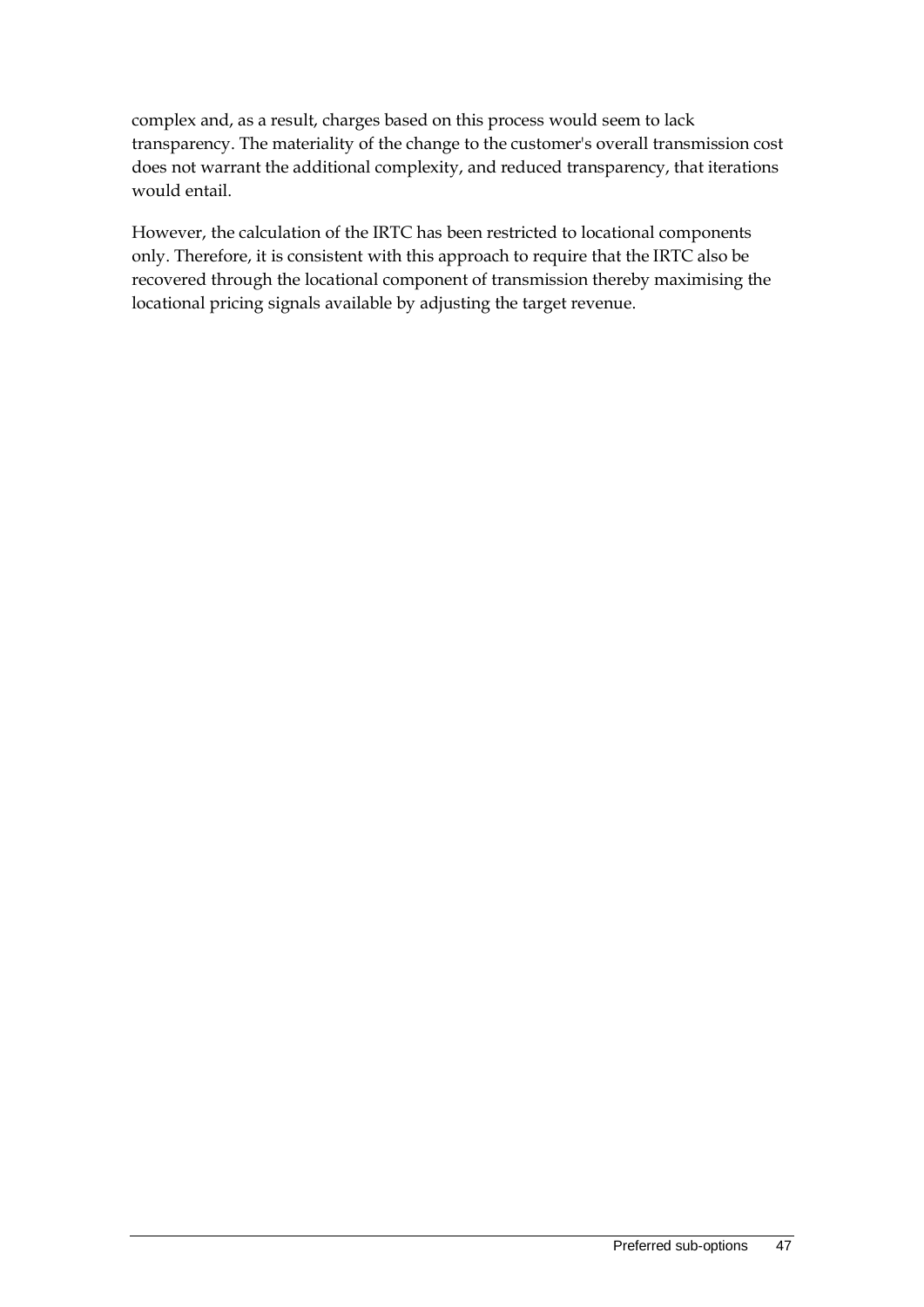complex and, as a result, charges based on this process would seem to lack transparency. The materiality of the change to the customer's overall transmission cost does not warrant the additional complexity, and reduced transparency, that iterations would entail.

However, the calculation of the IRTC has been restricted to locational components only. Therefore, it is consistent with this approach to require that the IRTC also be recovered through the locational component of transmission thereby maximising the locational pricing signals available by adjusting the target revenue.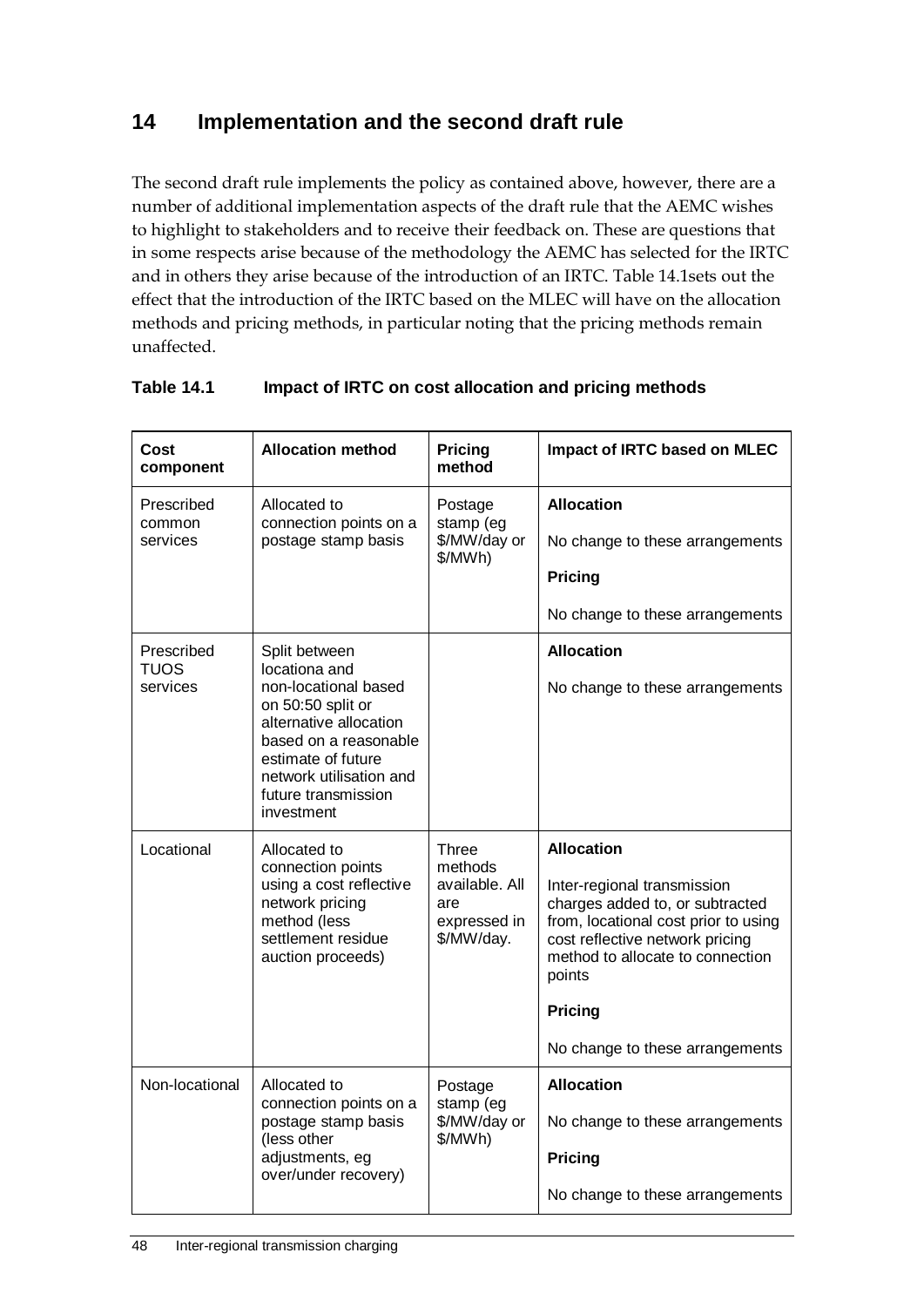# 14 Implementation and the second draft rule

The second draft rule implements the policy as contained above, however, there are a number of additional implementation aspects of the draft rule that the AEMC wishes to highlight to stakeholders and to receive their feedback on. These are questions that in some respects arise because of the methodology the AEMC has selected for the IRTC and in others they arise because of the introduction of an IRTC. Table 14.1sets out the effect that the introduction of the IRTC based on the MLEC will have on the allocation methods and pricing methods, in particular noting that the pricing methods remain unaffected.

**Table 14.1 Impact of IRTC on cost allocation and pricing methods**

| Cost component | Allocation method | Pricing method | Impact of IRTC based on MLEC |
|---|---|---|---|
| Prescribed common services | Allocated to connection points on a postage stamp basis | Postage stamp (eg $/MW/day or $/MWh) | **Allocation**<br>No change to these arrangements<br>**Pricing**<br>No change to these arrangements |
| Prescribed TUOS services | Split between locationa and non-locational based on 50:50 split or alternative allocation based on a reasonable estimate of future network utilisation and future transmission investment | | **Allocation**<br>No change to these arrangements |
| Locational | Allocated to connection points using a cost reflective network pricing method (less settlement residue auction proceeds) | Three methods available. All are expressed in $/MW/day. | **Allocation**<br>Inter-regional transmission charges added to, or subtracted from, locational cost prior to using cost reflective network pricing method to allocate to connection points<br>**Pricing**<br>No change to these arrangements |
| Non-locational | Allocated to connection points on a postage stamp basis (less other adjustments, eg over/under recovery) | Postage stamp (eg $/MW/day or $/MWh) | **Allocation**<br>No change to these arrangements<br>**Pricing**<br>No change to these arrangements |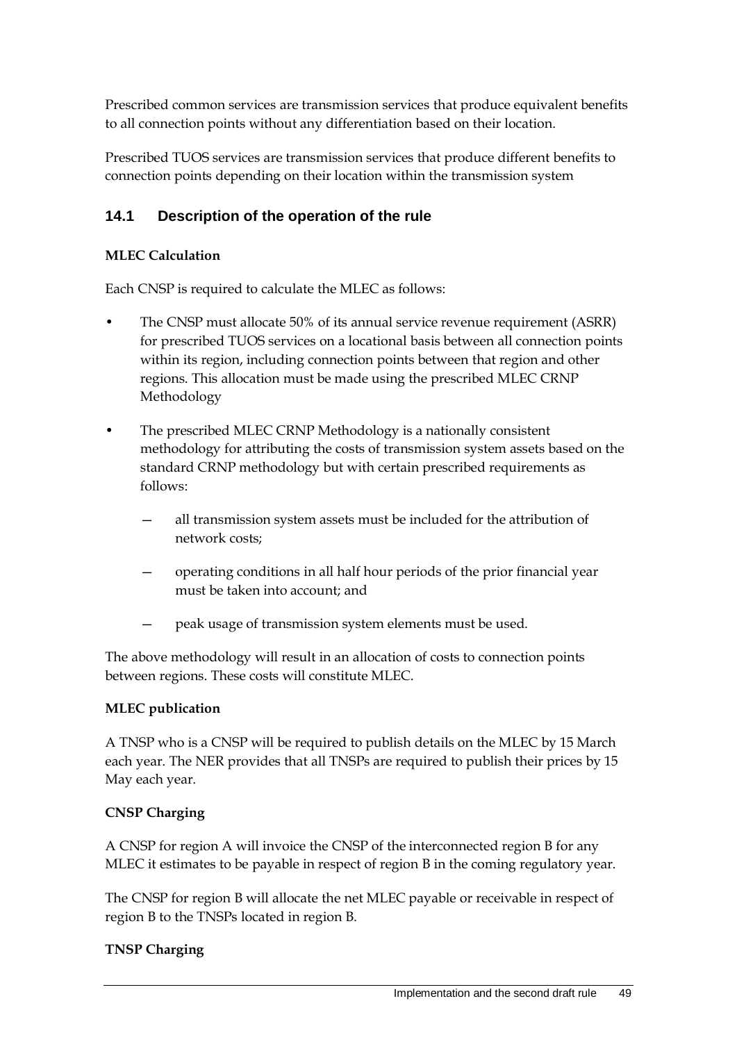Prescribed common services are transmission services that produce equivalent benefits to all connection points without any differentiation based on their location.

Prescribed TUOS services are transmission services that produce different benefits to connection points depending on their location within the transmission system

## 14.1 Description of the operation of the rule

**MLEC Calculation**

Each CNSP is required to calculate the MLEC as follows:

- The CNSP must allocate 50% of its annual service revenue requirement (ASRR) for prescribed TUOS services on a locational basis between all connection points within its region, including connection points between that region and other regions. This allocation must be made using the prescribed MLEC CRNP Methodology
- The prescribed MLEC CRNP Methodology is a nationally consistent methodology for attributing the costs of transmission system assets based on the standard CRNP methodology but with certain prescribed requirements as follows:
  - all transmission system assets must be included for the attribution of network costs;
  - operating conditions in all half hour periods of the prior financial year must be taken into account; and
  - peak usage of transmission system elements must be used.

The above methodology will result in an allocation of costs to connection points between regions. These costs will constitute MLEC.

**MLEC publication**

A TNSP who is a CNSP will be required to publish details on the MLEC by 15 March each year. The NER provides that all TNSPs are required to publish their prices by 15 May each year.

**CNSP Charging**

A CNSP for region A will invoice the CNSP of the interconnected region B for any MLEC it estimates to be payable in respect of region B in the coming regulatory year.

The CNSP for region B will allocate the net MLEC payable or receivable in respect of region B to the TNSPs located in region B.

**TNSP Charging**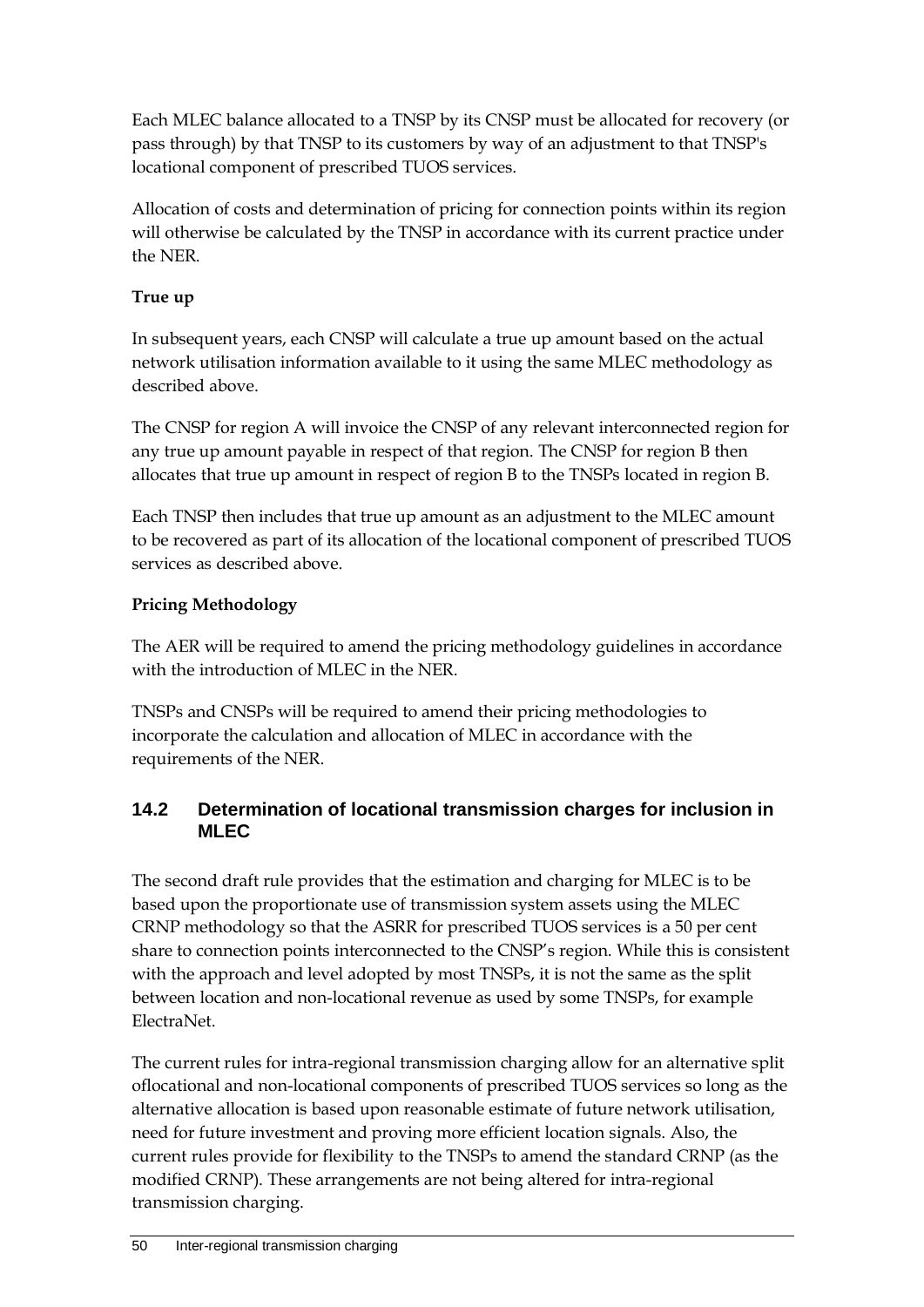Each MLEC balance allocated to a TNSP by its CNSP must be allocated for recovery (or pass through) by that TNSP to its customers by way of an adjustment to that TNSP's locational component of prescribed TUOS services.

Allocation of costs and determination of pricing for connection points within its region will otherwise be calculated by the TNSP in accordance with its current practice under the NER.

**True up**

In subsequent years, each CNSP will calculate a true up amount based on the actual network utilisation information available to it using the same MLEC methodology as described above.

The CNSP for region A will invoice the CNSP of any relevant interconnected region for any true up amount payable in respect of that region. The CNSP for region B then allocates that true up amount in respect of region B to the TNSPs located in region B.

Each TNSP then includes that true up amount as an adjustment to the MLEC amount to be recovered as part of its allocation of the locational component of prescribed TUOS services as described above.

**Pricing Methodology**

The AER will be required to amend the pricing methodology guidelines in accordance with the introduction of MLEC in the NER.

TNSPs and CNSPs will be required to amend their pricing methodologies to incorporate the calculation and allocation of MLEC in accordance with the requirements of the NER.

## 14.2 Determination of locational transmission charges for inclusion in MLEC

The second draft rule provides that the estimation and charging for MLEC is to be based upon the proportionate use of transmission system assets using the MLEC CRNP methodology so that the ASRR for prescribed TUOS services is a 50 per cent share to connection points interconnected to the CNSP's region. While this is consistent with the approach and level adopted by most TNSPs, it is not the same as the split between location and non-locational revenue as used by some TNSPs, for example ElectraNet.

The current rules for intra-regional transmission charging allow for an alternative split oflocational and non-locational components of prescribed TUOS services so long as the alternative allocation is based upon reasonable estimate of future network utilisation, need for future investment and proving more efficient location signals. Also, the current rules provide for flexibility to the TNSPs to amend the standard CRNP (as the modified CRNP). These arrangements are not being altered for intra-regional transmission charging.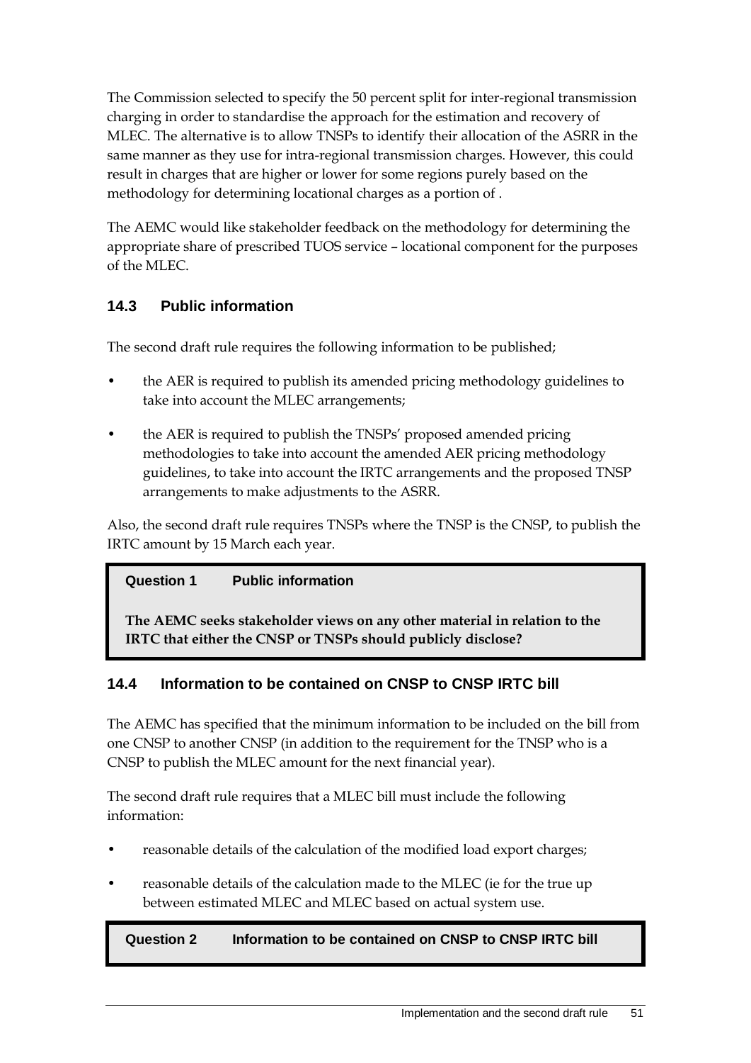The Commission selected to specify the 50 percent split for inter-regional transmission charging in order to standardise the approach for the estimation and recovery of MLEC. The alternative is to allow TNSPs to identify their allocation of the ASRR in the same manner as they use for intra-regional transmission charges. However, this could result in charges that are higher or lower for some regions purely based on the methodology for determining locational charges as a portion of .

The AEMC would like stakeholder feedback on the methodology for determining the appropriate share of prescribed TUOS service – locational component for the purposes of the MLEC.

### 14.3 Public information

The second draft rule requires the following information to be published;

- the AER is required to publish its amended pricing methodology guidelines to take into account the MLEC arrangements;
- the AER is required to publish the TNSPs' proposed amended pricing methodologies to take into account the amended AER pricing methodology guidelines, to take into account the IRTC arrangements and the proposed TNSP arrangements to make adjustments to the ASRR.

Also, the second draft rule requires TNSPs where the TNSP is the CNSP, to publish the IRTC amount by 15 March each year.

> **Question 1 Public information**
>
> **The AEMC seeks stakeholder views on any other material in relation to the IRTC that either the CNSP or TNSPs should publicly disclose?**

### 14.4 Information to be contained on CNSP to CNSP IRTC bill

The AEMC has specified that the minimum information to be included on the bill from one CNSP to another CNSP (in addition to the requirement for the TNSP who is a CNSP to publish the MLEC amount for the next financial year).

The second draft rule requires that a MLEC bill must include the following information:

- reasonable details of the calculation of the modified load export charges;
- reasonable details of the calculation made to the MLEC (ie for the true up between estimated MLEC and MLEC based on actual system use.

> **Question 2 Information to be contained on CNSP to CNSP IRTC bill**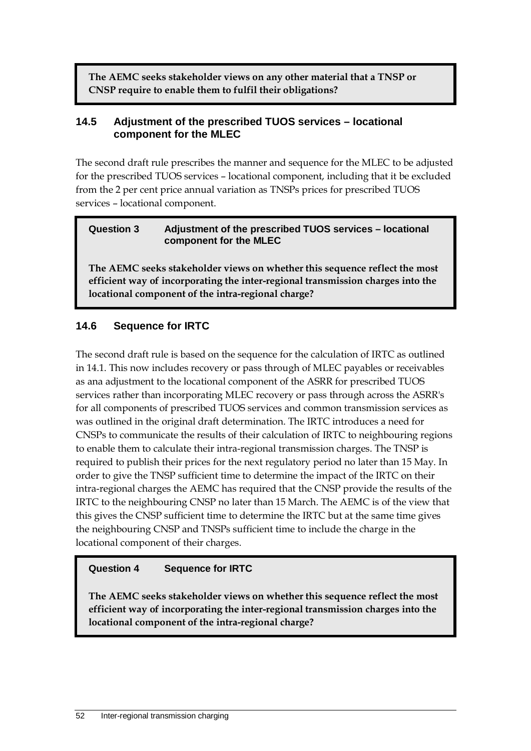**The AEMC seeks stakeholder views on any other material that a TNSP or CNSP require to enable them to fulfil their obligations?**

### 14.5 Adjustment of the prescribed TUOS services – locational component for the MLEC

The second draft rule prescribes the manner and sequence for the MLEC to be adjusted for the prescribed TUOS services – locational component, including that it be excluded from the 2 per cent price annual variation as TNSPs prices for prescribed TUOS services – locational component.

**Question 3 Adjustment of the prescribed TUOS services – locational component for the MLEC**

**The AEMC seeks stakeholder views on whether this sequence reflect the most efficient way of incorporating the inter-regional transmission charges into the locational component of the intra-regional charge?**

### 14.6 Sequence for IRTC

The second draft rule is based on the sequence for the calculation of IRTC as outlined in 14.1. This now includes recovery or pass through of MLEC payables or receivables as ana adjustment to the locational component of the ASRR for prescribed TUOS services rather than incorporating MLEC recovery or pass through across the ASRR's for all components of prescribed TUOS services and common transmission services as was outlined in the original draft determination. The IRTC introduces a need for CNSPs to communicate the results of their calculation of IRTC to neighbouring regions to enable them to calculate their intra-regional transmission charges. The TNSP is required to publish their prices for the next regulatory period no later than 15 May. In order to give the TNSP sufficient time to determine the impact of the IRTC on their intra-regional charges the AEMC has required that the CNSP provide the results of the IRTC to the neighbouring CNSP no later than 15 March. The AEMC is of the view that this gives the CNSP sufficient time to determine the IRTC but at the same time gives the neighbouring CNSP and TNSPs sufficient time to include the charge in the locational component of their charges.

**Question 4 Sequence for IRTC**

**The AEMC seeks stakeholder views on whether this sequence reflect the most efficient way of incorporating the inter-regional transmission charges into the locational component of the intra-regional charge?**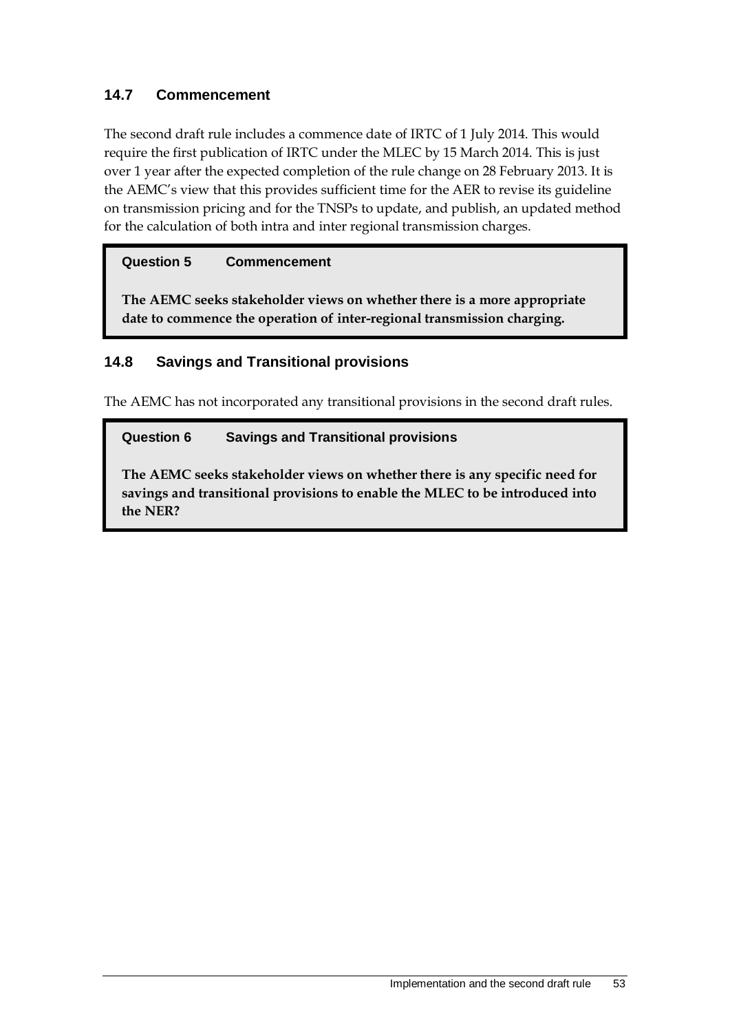## 14.7 Commencement

The second draft rule includes a commence date of IRTC of 1 July 2014. This would require the first publication of IRTC under the MLEC by 15 March 2014. This is just over 1 year after the expected completion of the rule change on 28 February 2013. It is the AEMC's view that this provides sufficient time for the AER to revise its guideline on transmission pricing and for the TNSPs to update, and publish, an updated method for the calculation of both intra and inter regional transmission charges.

**Question 5 Commencement**

**The AEMC seeks stakeholder views on whether there is a more appropriate date to commence the operation of inter-regional transmission charging.**

## 14.8 Savings and Transitional provisions

The AEMC has not incorporated any transitional provisions in the second draft rules.

**Question 6 Savings and Transitional provisions**

**The AEMC seeks stakeholder views on whether there is any specific need for savings and transitional provisions to enable the MLEC to be introduced into the NER?**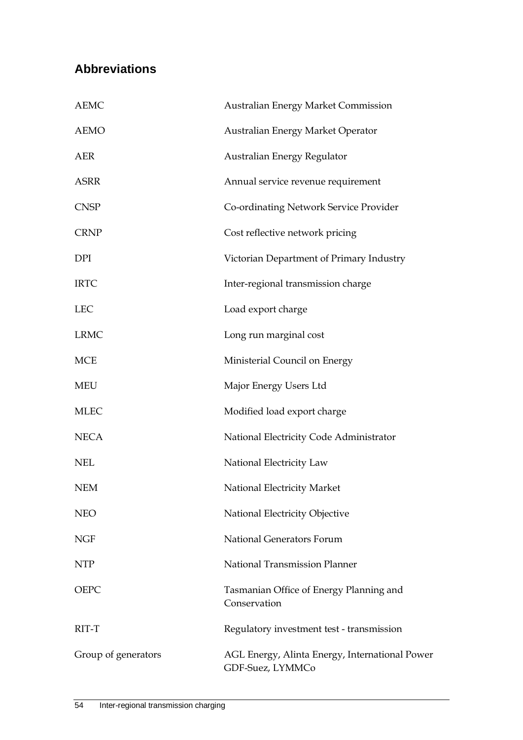## Abbreviations

| | |
|---|---|
| AEMC | Australian Energy Market Commission |
| AEMO | Australian Energy Market Operator |
| AER | Australian Energy Regulator |
| ASRR | Annual service revenue requirement |
| CNSP | Co-ordinating Network Service Provider |
| CRNP | Cost reflective network pricing |
| DPI | Victorian Department of Primary Industry |
| IRTC | Inter-regional transmission charge |
| LEC | Load export charge |
| LRMC | Long run marginal cost |
| MCE | Ministerial Council on Energy |
| MEU | Major Energy Users Ltd |
| MLEC | Modified load export charge |
| NECA | National Electricity Code Administrator |
| NEL | National Electricity Law |
| NEM | National Electricity Market |
| NEO | National Electricity Objective |
| NGF | National Generators Forum |
| NTP | National Transmission Planner |
| OEPC | Tasmanian Office of Energy Planning and Conservation |
| RIT-T | Regulatory investment test - transmission |
| Group of generators | AGL Energy, Alinta Energy, International Power GDF-Suez, LYMMCo |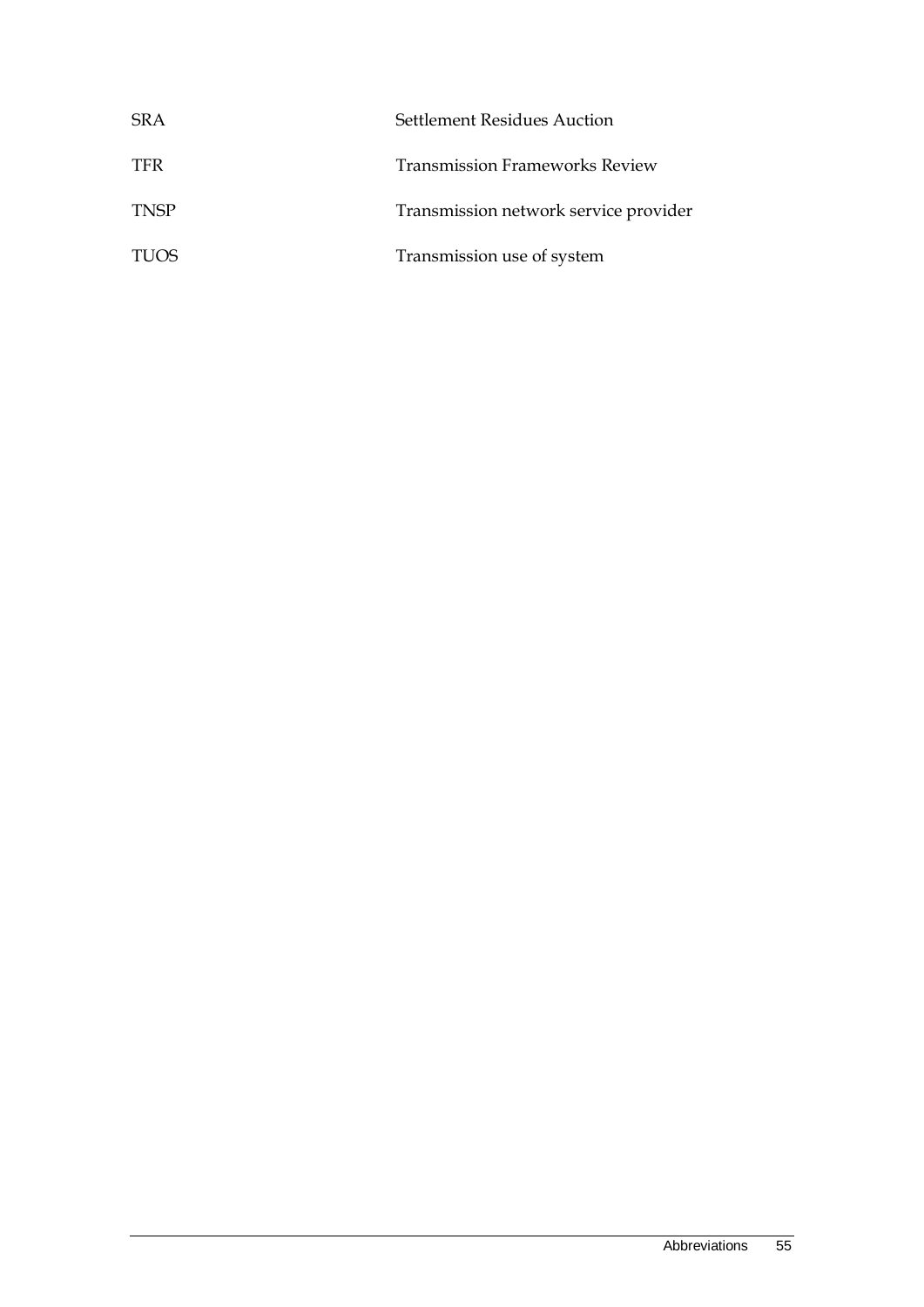| | |
|---|---|
| SRA | Settlement Residues Auction |
| TFR | Transmission Frameworks Review |
| TNSP | Transmission network service provider |
| TUOS | Transmission use of system |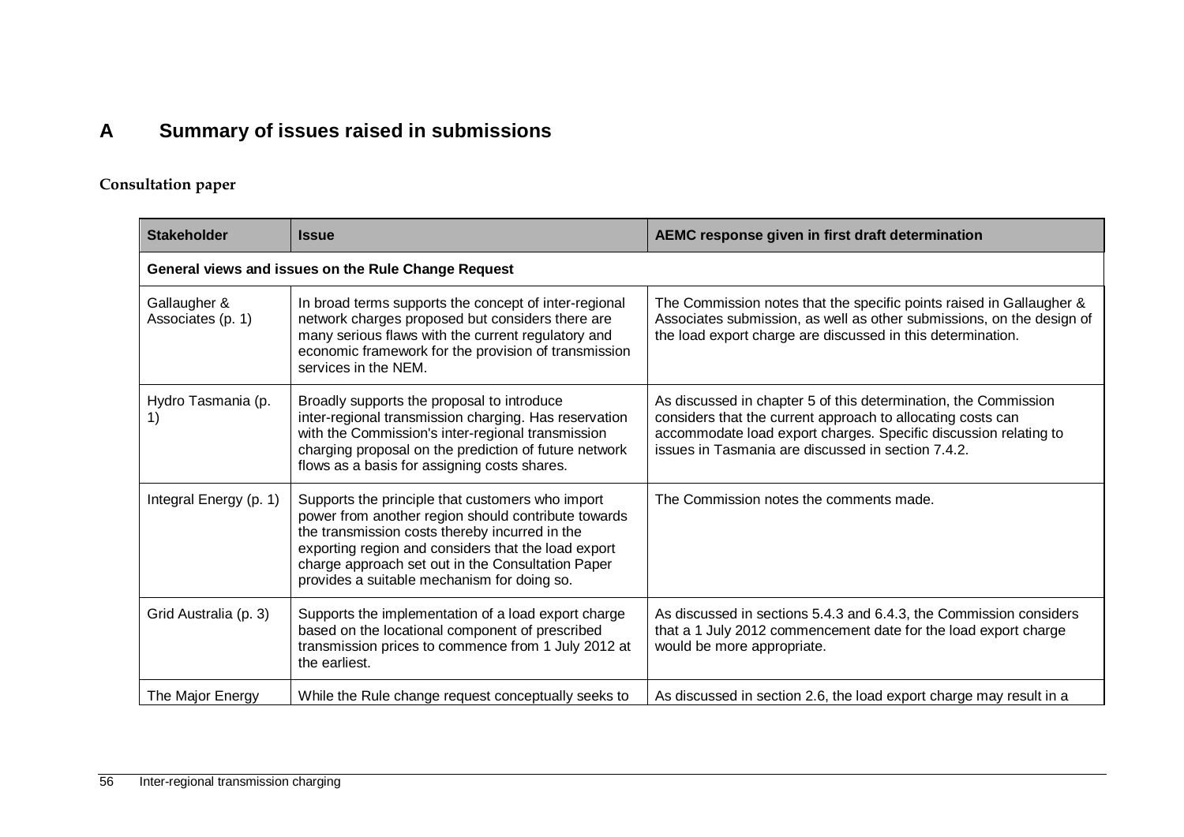# A Summary of issues raised in submissions

**Consultation paper**

| Stakeholder | Issue | AEMC response given in first draft determination |
|---|---|---|
| **General views and issues on the Rule Change Request** | | |
| Gallaugher & Associates (p. 1) | In broad terms supports the concept of inter-regional network charges proposed but considers there are many serious flaws with the current regulatory and economic framework for the provision of transmission services in the NEM. | The Commission notes that the specific points raised in Gallaugher & Associates submission, as well as other submissions, on the design of the load export charge are discussed in this determination. |
| Hydro Tasmania (p. 1) | Broadly supports the proposal to introduce inter-regional transmission charging. Has reservation with the Commission's inter-regional transmission charging proposal on the prediction of future network flows as a basis for assigning costs shares. | As discussed in chapter 5 of this determination, the Commission considers that the current approach to allocating costs can accommodate load export charges. Specific discussion relating to issues in Tasmania are discussed in section 7.4.2. |
| Integral Energy (p. 1) | Supports the principle that customers who import power from another region should contribute towards the transmission costs thereby incurred in the exporting region and considers that the load export charge approach set out in the Consultation Paper provides a suitable mechanism for doing so. | The Commission notes the comments made. |
| Grid Australia (p. 3) | Supports the implementation of a load export charge based on the locational component of prescribed transmission prices to commence from 1 July 2012 at the earliest. | As discussed in sections 5.4.3 and 6.4.3, the Commission considers that a 1 July 2012 commencement date for the load export charge would be more appropriate. |
| The Major Energy | While the Rule change request conceptually seeks to | As discussed in section 2.6, the load export charge may result in a |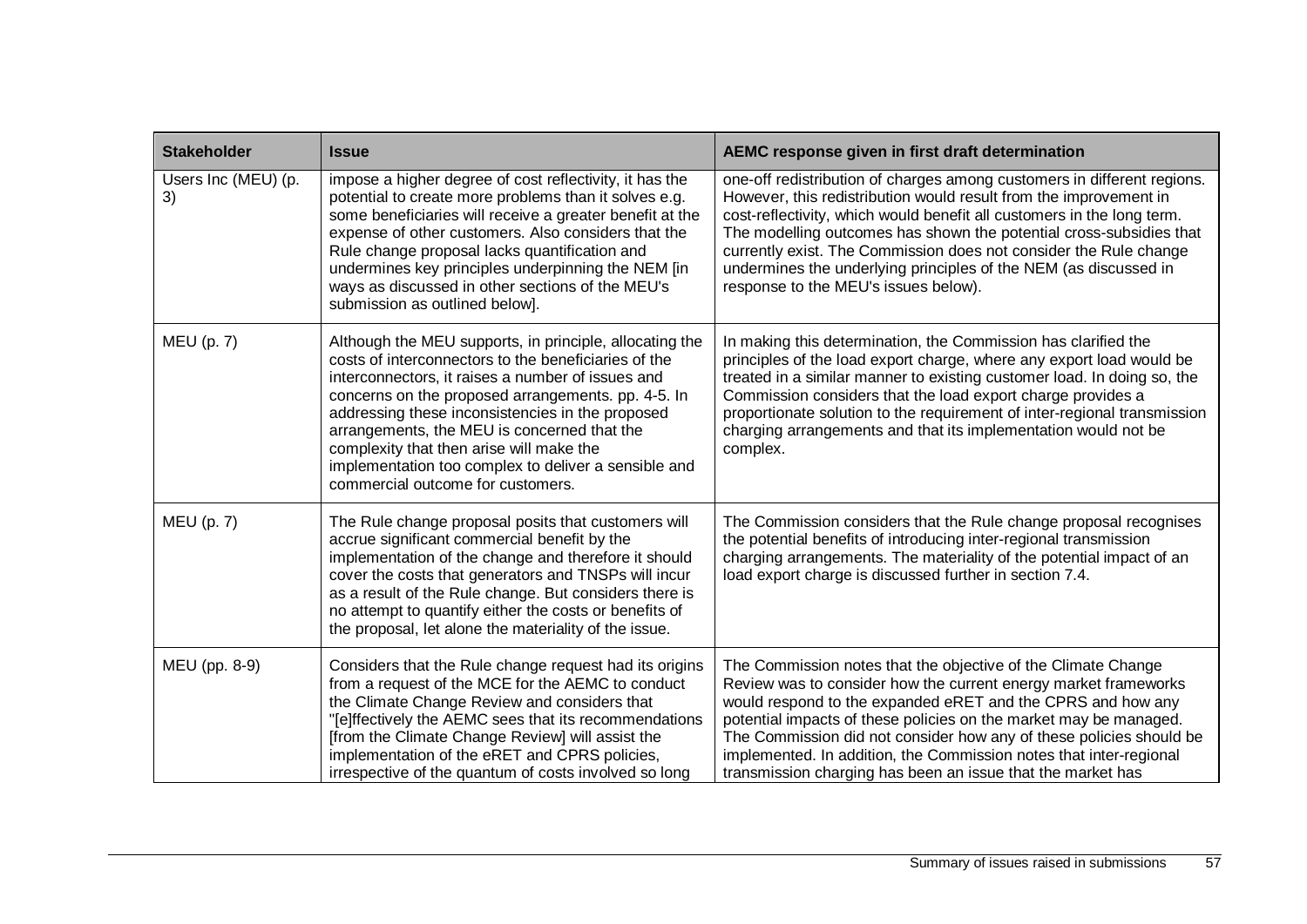| Stakeholder | Issue | AEMC response given in first draft determination |
| --- | --- | --- |
| Users Inc (MEU) (p. 3) | impose a higher degree of cost reflectivity, it has the potential to create more problems than it solves e.g. some beneficiaries will receive a greater benefit at the expense of other customers. Also considers that the Rule change proposal lacks quantification and undermines key principles underpinning the NEM [in ways as discussed in other sections of the MEU's submission as outlined below]. | one-off redistribution of charges among customers in different regions. However, this redistribution would result from the improvement in cost-reflectivity, which would benefit all customers in the long term. The modelling outcomes has shown the potential cross-subsidies that currently exist. The Commission does not consider the Rule change undermines the underlying principles of the NEM (as discussed in response to the MEU's issues below). |
| MEU (p. 7) | Although the MEU supports, in principle, allocating the costs of interconnectors to the beneficiaries of the interconnectors, it raises a number of issues and concerns on the proposed arrangements. pp. 4-5. In addressing these inconsistencies in the proposed arrangements, the MEU is concerned that the complexity that then arise will make the implementation too complex to deliver a sensible and commercial outcome for customers. | In making this determination, the Commission has clarified the principles of the load export charge, where any export load would be treated in a similar manner to existing customer load. In doing so, the Commission considers that the load export charge provides a proportionate solution to the requirement of inter-regional transmission charging arrangements and that its implementation would not be complex. |
| MEU (p. 7) | The Rule change proposal posits that customers will accrue significant commercial benefit by the implementation of the change and therefore it should cover the costs that generators and TNSPs will incur as a result of the Rule change. But considers there is no attempt to quantify either the costs or benefits of the proposal, let alone the materiality of the issue. | The Commission considers that the Rule change proposal recognises the potential benefits of introducing inter-regional transmission charging arrangements. The materiality of the potential impact of an load export charge is discussed further in section 7.4. |
| MEU (pp. 8-9) | Considers that the Rule change request had its origins from a request of the MCE for the AEMC to conduct the Climate Change Review and considers that "[e]ffectively the AEMC sees that its recommendations [from the Climate Change Review] will assist the implementation of the eRET and CPRS policies, irrespective of the quantum of costs involved so long | The Commission notes that the objective of the Climate Change Review was to consider how the current energy market frameworks would respond to the expanded eRET and the CPRS and how any potential impacts of these policies on the market may be managed. The Commission did not consider how any of these policies should be implemented. In addition, the Commission notes that inter-regional transmission charging has been an issue that the market has |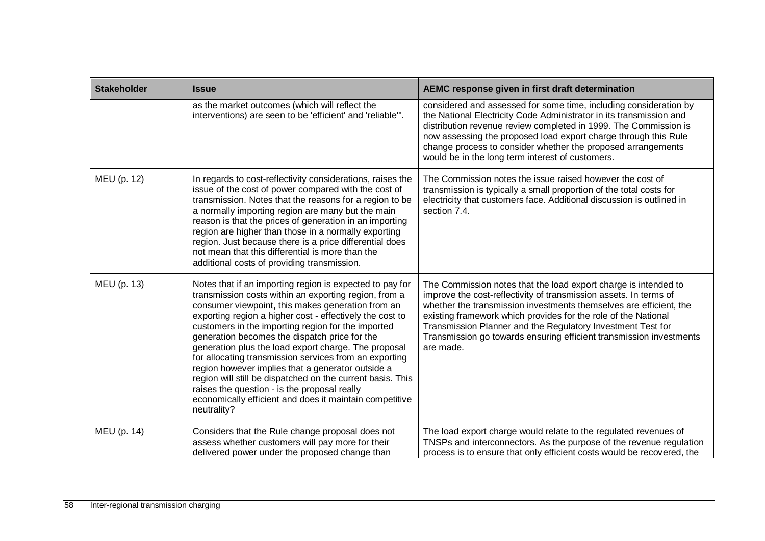| Stakeholder | Issue | AEMC response given in first draft determination |
|---|---|---|
| | as the market outcomes (which will reflect the interventions) are seen to be 'efficient' and 'reliable'". | considered and assessed for some time, including consideration by the National Electricity Code Administrator in its transmission and distribution revenue review completed in 1999. The Commission is now assessing the proposed load export charge through this Rule change process to consider whether the proposed arrangements would be in the long term interest of customers. |
| MEU (p. 12) | In regards to cost-reflectivity considerations, raises the issue of the cost of power compared with the cost of transmission. Notes that the reasons for a region to be a normally importing region are many but the main reason is that the prices of generation in an importing region are higher than those in a normally exporting region. Just because there is a price differential does not mean that this differential is more than the additional costs of providing transmission. | The Commission notes the issue raised however the cost of transmission is typically a small proportion of the total costs for electricity that customers face. Additional discussion is outlined in section 7.4. |
| MEU (p. 13) | Notes that if an importing region is expected to pay for transmission costs within an exporting region, from a consumer viewpoint, this makes generation from an exporting region a higher cost - effectively the cost to customers in the importing region for the imported generation becomes the dispatch price for the generation plus the load export charge. The proposal for allocating transmission services from an exporting region however implies that a generator outside a region will still be dispatched on the current basis. This raises the question - is the proposal really economically efficient and does it maintain competitive neutrality? | The Commission notes that the load export charge is intended to improve the cost-reflectivity of transmission assets. In terms of whether the transmission investments themselves are efficient, the existing framework which provides for the role of the National Transmission Planner and the Regulatory Investment Test for Transmission go towards ensuring efficient transmission investments are made. |
| MEU (p. 14) | Considers that the Rule change proposal does not assess whether customers will pay more for their delivered power under the proposed change than | The load export charge would relate to the regulated revenues of TNSPs and interconnectors. As the purpose of the revenue regulation process is to ensure that only efficient costs would be recovered, the |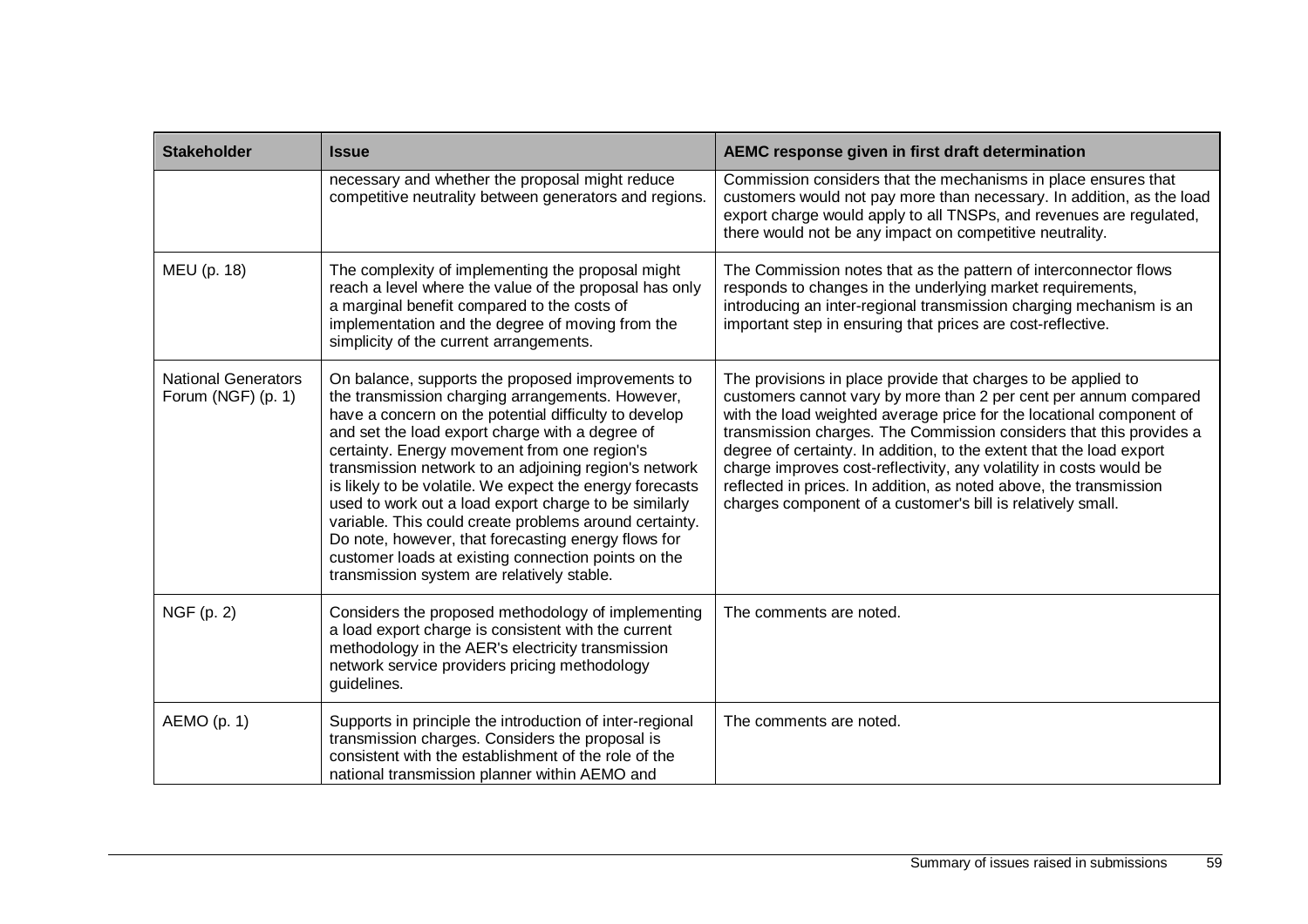| Stakeholder | Issue | AEMC response given in first draft determination |
|---|---|---|
| | necessary and whether the proposal might reduce competitive neutrality between generators and regions. | Commission considers that the mechanisms in place ensures that customers would not pay more than necessary. In addition, as the load export charge would apply to all TNSPs, and revenues are regulated, there would not be any impact on competitive neutrality. |
| MEU (p. 18) | The complexity of implementing the proposal might reach a level where the value of the proposal has only a marginal benefit compared to the costs of implementation and the degree of moving from the simplicity of the current arrangements. | The Commission notes that as the pattern of interconnector flows responds to changes in the underlying market requirements, introducing an inter-regional transmission charging mechanism is an important step in ensuring that prices are cost-reflective. |
| National Generators Forum (NGF) (p. 1) | On balance, supports the proposed improvements to the transmission charging arrangements. However, have a concern on the potential difficulty to develop and set the load export charge with a degree of certainty. Energy movement from one region's transmission network to an adjoining region's network is likely to be volatile. We expect the energy forecasts used to work out a load export charge to be similarly variable. This could create problems around certainty. Do note, however, that forecasting energy flows for customer loads at existing connection points on the transmission system are relatively stable. | The provisions in place provide that charges to be applied to customers cannot vary by more than 2 per cent per annum compared with the load weighted average price for the locational component of transmission charges. The Commission considers that this provides a degree of certainty. In addition, to the extent that the load export charge improves cost-reflectivity, any volatility in costs would be reflected in prices. In addition, as noted above, the transmission charges component of a customer's bill is relatively small. |
| NGF (p. 2) | Considers the proposed methodology of implementing a load export charge is consistent with the current methodology in the AER's electricity transmission network service providers pricing methodology guidelines. | The comments are noted. |
| AEMO (p. 1) | Supports in principle the introduction of inter-regional transmission charges. Considers the proposal is consistent with the establishment of the role of the national transmission planner within AEMO and | The comments are noted. |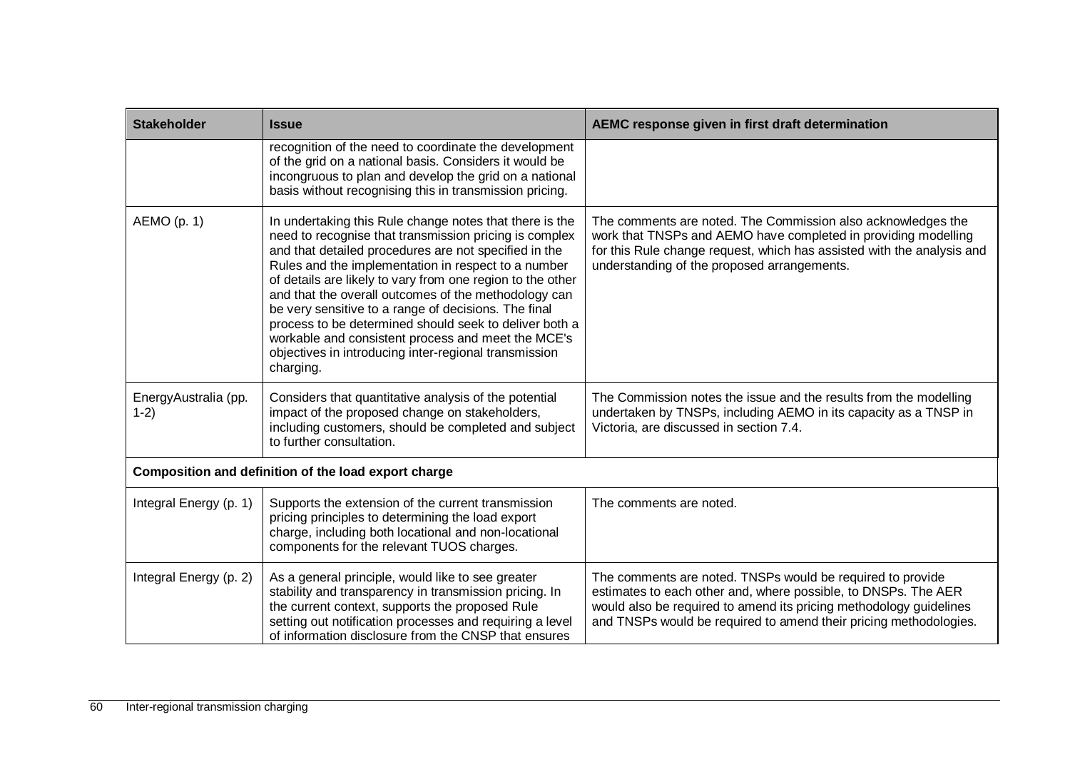| Stakeholder | Issue | AEMC response given in first draft determination |
|---|---|---|
| | recognition of the need to coordinate the development of the grid on a national basis. Considers it would be incongruous to plan and develop the grid on a national basis without recognising this in transmission pricing. | |
| AEMO (p. 1) | In undertaking this Rule change notes that there is the need to recognise that transmission pricing is complex and that detailed procedures are not specified in the Rules and the implementation in respect to a number of details are likely to vary from one region to the other and that the overall outcomes of the methodology can be very sensitive to a range of decisions. The final process to be determined should seek to deliver both a workable and consistent process and meet the MCE's objectives in introducing inter-regional transmission charging. | The comments are noted. The Commission also acknowledges the work that TNSPs and AEMO have completed in providing modelling for this Rule change request, which has assisted with the analysis and understanding of the proposed arrangements. |
| EnergyAustralia (pp. 1-2) | Considers that quantitative analysis of the potential impact of the proposed change on stakeholders, including customers, should be completed and subject to further consultation. | The Commission notes the issue and the results from the modelling undertaken by TNSPs, including AEMO in its capacity as a TNSP in Victoria, are discussed in section 7.4. |
| **Composition and definition of the load export charge** | | |
| Integral Energy (p. 1) | Supports the extension of the current transmission pricing principles to determining the load export charge, including both locational and non-locational components for the relevant TUOS charges. | The comments are noted. |
| Integral Energy (p. 2) | As a general principle, would like to see greater stability and transparency in transmission pricing. In the current context, supports the proposed Rule setting out notification processes and requiring a level of information disclosure from the CNSP that ensures | The comments are noted. TNSPs would be required to provide estimates to each other and, where possible, to DNSPs. The AER would also be required to amend its pricing methodology guidelines and TNSPs would be required to amend their pricing methodologies. |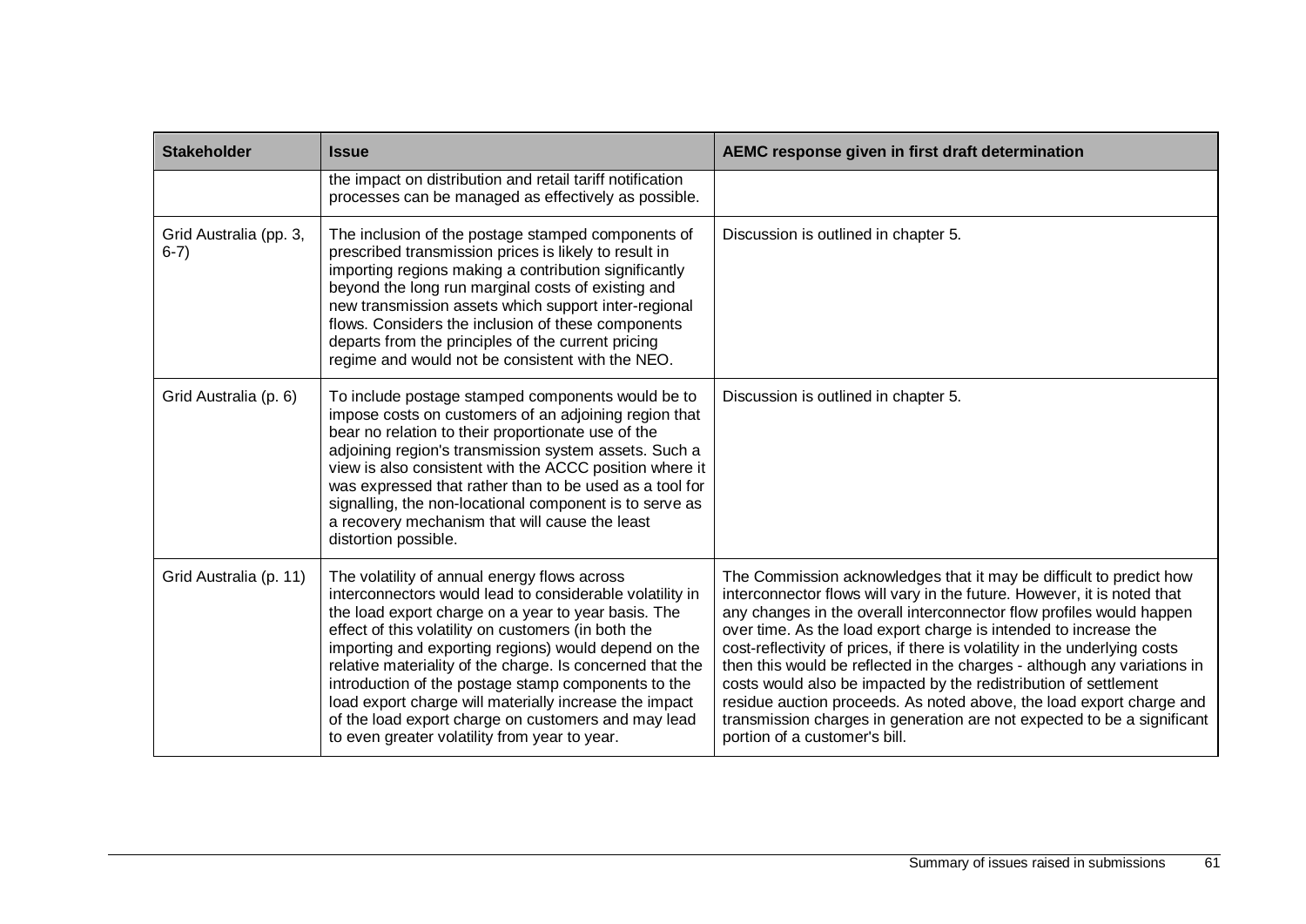| Stakeholder | Issue | AEMC response given in first draft determination |
| --- | --- | --- |
| | the impact on distribution and retail tariff notification processes can be managed as effectively as possible. | |
| Grid Australia (pp. 3, 6-7) | The inclusion of the postage stamped components of prescribed transmission prices is likely to result in importing regions making a contribution significantly beyond the long run marginal costs of existing and new transmission assets which support inter-regional flows. Considers the inclusion of these components departs from the principles of the current pricing regime and would not be consistent with the NEO. | Discussion is outlined in chapter 5. |
| Grid Australia (p. 6) | To include postage stamped components would be to impose costs on customers of an adjoining region that bear no relation to their proportionate use of the adjoining region's transmission system assets. Such a view is also consistent with the ACCC position where it was expressed that rather than to be used as a tool for signalling, the non-locational component is to serve as a recovery mechanism that will cause the least distortion possible. | Discussion is outlined in chapter 5. |
| Grid Australia (p. 11) | The volatility of annual energy flows across interconnectors would lead to considerable volatility in the load export charge on a year to year basis. The effect of this volatility on customers (in both the importing and exporting regions) would depend on the relative materiality of the charge. Is concerned that the introduction of the postage stamp components to the load export charge will materially increase the impact of the load export charge on customers and may lead to even greater volatility from year to year. | The Commission acknowledges that it may be difficult to predict how interconnector flows will vary in the future. However, it is noted that any changes in the overall interconnector flow profiles would happen over time. As the load export charge is intended to increase the cost-reflectivity of prices, if there is volatility in the underlying costs then this would be reflected in the charges - although any variations in costs would also be impacted by the redistribution of settlement residue auction proceeds. As noted above, the load export charge and transmission charges in generation are not expected to be a significant portion of a customer's bill. |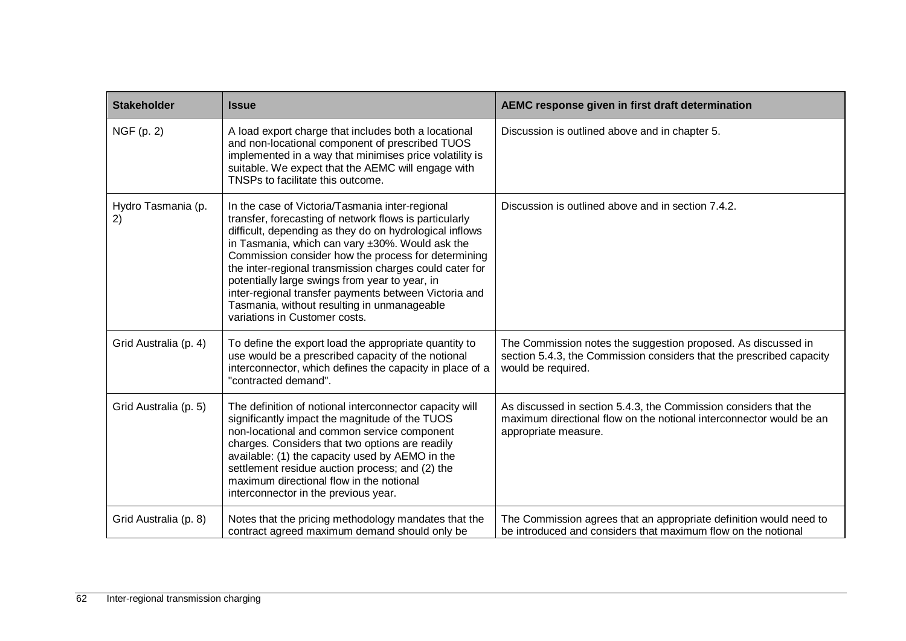| Stakeholder | Issue | AEMC response given in first draft determination |
| --- | --- | --- |
| NGF (p. 2) | A load export charge that includes both a locational and non-locational component of prescribed TUOS implemented in a way that minimises price volatility is suitable. We expect that the AEMC will engage with TNSPs to facilitate this outcome. | Discussion is outlined above and in chapter 5. |
| Hydro Tasmania (p. 2) | In the case of Victoria/Tasmania inter-regional transfer, forecasting of network flows is particularly difficult, depending as they do on hydrological inflows in Tasmania, which can vary ±30%. Would ask the Commission consider how the process for determining the inter-regional transmission charges could cater for potentially large swings from year to year, in inter-regional transfer payments between Victoria and Tasmania, without resulting in unmanageable variations in Customer costs. | Discussion is outlined above and in section 7.4.2. |
| Grid Australia (p. 4) | To define the export load the appropriate quantity to use would be a prescribed capacity of the notional interconnector, which defines the capacity in place of a "contracted demand". | The Commission notes the suggestion proposed. As discussed in section 5.4.3, the Commission considers that the prescribed capacity would be required. |
| Grid Australia (p. 5) | The definition of notional interconnector capacity will significantly impact the magnitude of the TUOS non-locational and common service component charges. Considers that two options are readily available: (1) the capacity used by AEMO in the settlement residue auction process; and (2) the maximum directional flow in the notional interconnector in the previous year. | As discussed in section 5.4.3, the Commission considers that the maximum directional flow on the notional interconnector would be an appropriate measure. |
| Grid Australia (p. 8) | Notes that the pricing methodology mandates that the contract agreed maximum demand should only be | The Commission agrees that an appropriate definition would need to be introduced and considers that maximum flow on the notional |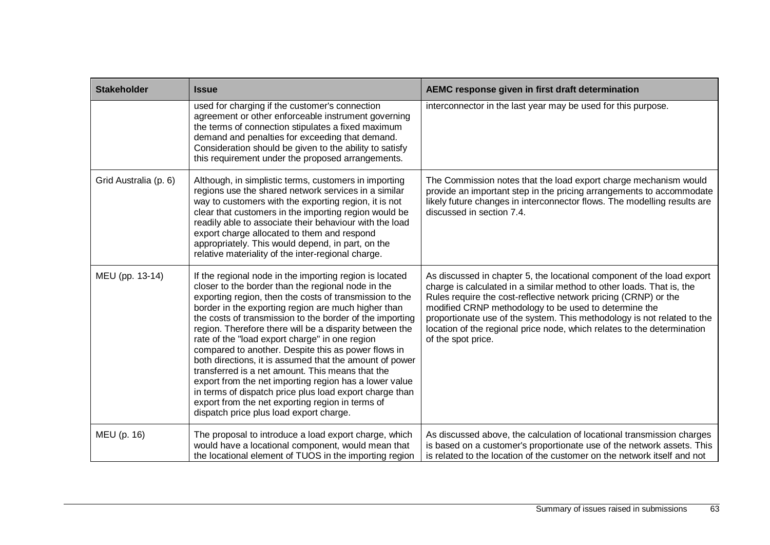| Stakeholder | Issue | AEMC response given in first draft determination |
|---|---|---|
| | used for charging if the customer's connection agreement or other enforceable instrument governing the terms of connection stipulates a fixed maximum demand and penalties for exceeding that demand. Consideration should be given to the ability to satisfy this requirement under the proposed arrangements. | interconnector in the last year may be used for this purpose. |
| Grid Australia (p. 6) | Although, in simplistic terms, customers in importing regions use the shared network services in a similar way to customers with the exporting region, it is not clear that customers in the importing region would be readily able to associate their behaviour with the load export charge allocated to them and respond appropriately. This would depend, in part, on the relative materiality of the inter-regional charge. | The Commission notes that the load export charge mechanism would provide an important step in the pricing arrangements to accommodate likely future changes in interconnector flows. The modelling results are discussed in section 7.4. |
| MEU (pp. 13-14) | If the regional node in the importing region is located closer to the border than the regional node in the exporting region, then the costs of transmission to the border in the exporting region are much higher than the costs of transmission to the border of the importing region. Therefore there will be a disparity between the rate of the "load export charge" in one region compared to another. Despite this as power flows in both directions, it is assumed that the amount of power transferred is a net amount. This means that the export from the net importing region has a lower value in terms of dispatch price plus load export charge than export from the net exporting region in terms of dispatch price plus load export charge. | As discussed in chapter 5, the locational component of the load export charge is calculated in a similar method to other loads. That is, the Rules require the cost-reflective network pricing (CRNP) or the modified CRNP methodology to be used to determine the proportionate use of the system. This methodology is not related to the location of the regional price node, which relates to the determination of the spot price. |
| MEU (p. 16) | The proposal to introduce a load export charge, which would have a locational component, would mean that the locational element of TUOS in the importing region | As discussed above, the calculation of locational transmission charges is based on a customer's proportionate use of the network assets. This is related to the location of the customer on the network itself and not |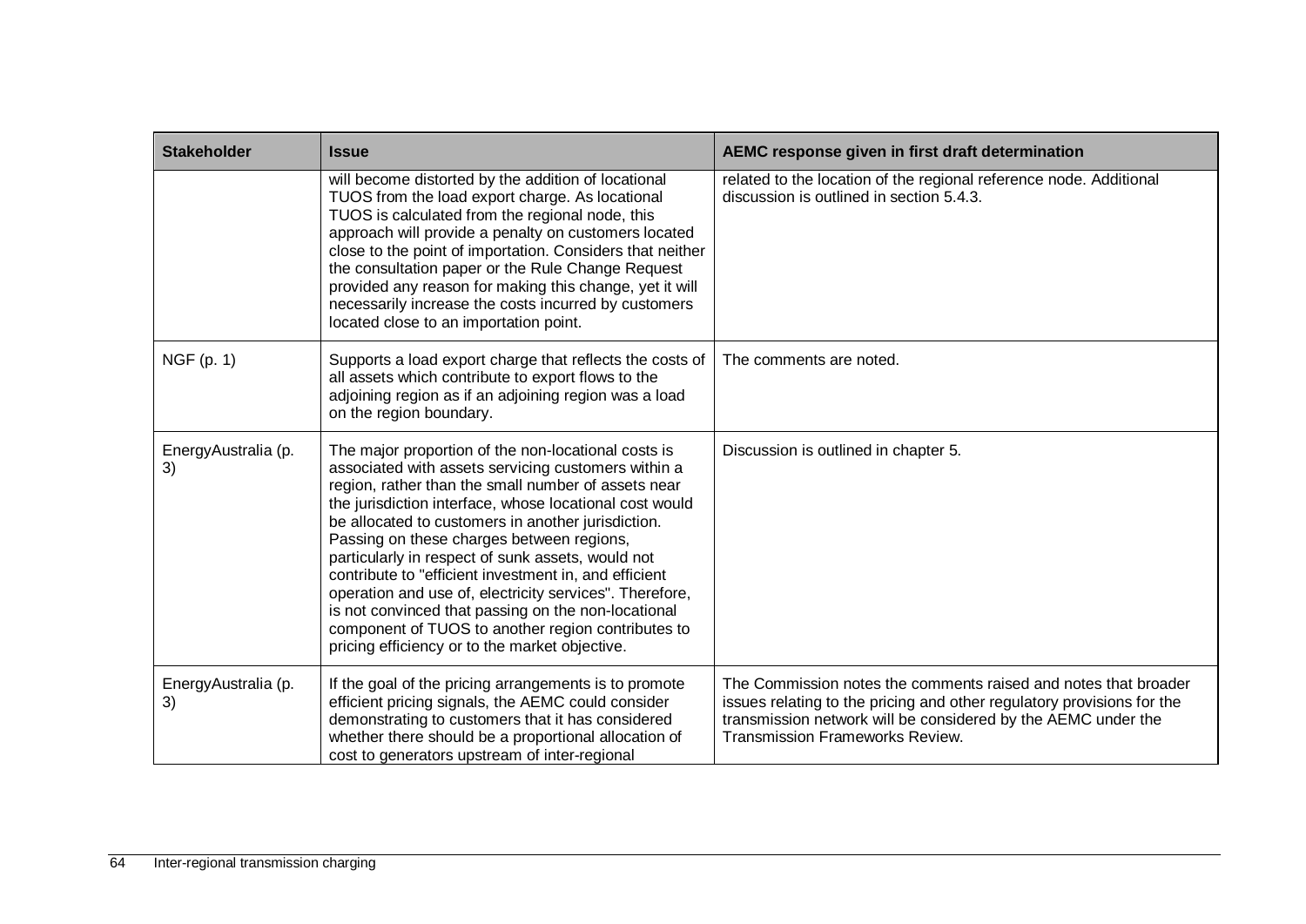| Stakeholder | Issue | AEMC response given in first draft determination |
| --- | --- | --- |
| | will become distorted by the addition of locational TUOS from the load export charge. As locational TUOS is calculated from the regional node, this approach will provide a penalty on customers located close to the point of importation. Considers that neither the consultation paper or the Rule Change Request provided any reason for making this change, yet it will necessarily increase the costs incurred by customers located close to an importation point. | related to the location of the regional reference node. Additional discussion is outlined in section 5.4.3. |
| NGF (p. 1) | Supports a load export charge that reflects the costs of all assets which contribute to export flows to the adjoining region as if an adjoining region was a load on the region boundary. | The comments are noted. |
| EnergyAustralia (p. 3) | The major proportion of the non-locational costs is associated with assets servicing customers within a region, rather than the small number of assets near the jurisdiction interface, whose locational cost would be allocated to customers in another jurisdiction. Passing on these charges between regions, particularly in respect of sunk assets, would not contribute to "efficient investment in, and efficient operation and use of, electricity services". Therefore, is not convinced that passing on the non-locational component of TUOS to another region contributes to pricing efficiency or to the market objective. | Discussion is outlined in chapter 5. |
| EnergyAustralia (p. 3) | If the goal of the pricing arrangements is to promote efficient pricing signals, the AEMC could consider demonstrating to customers that it has considered whether there should be a proportional allocation of cost to generators upstream of inter-regional | The Commission notes the comments raised and notes that broader issues relating to the pricing and other regulatory provisions for the transmission network will be considered by the AEMC under the Transmission Frameworks Review. |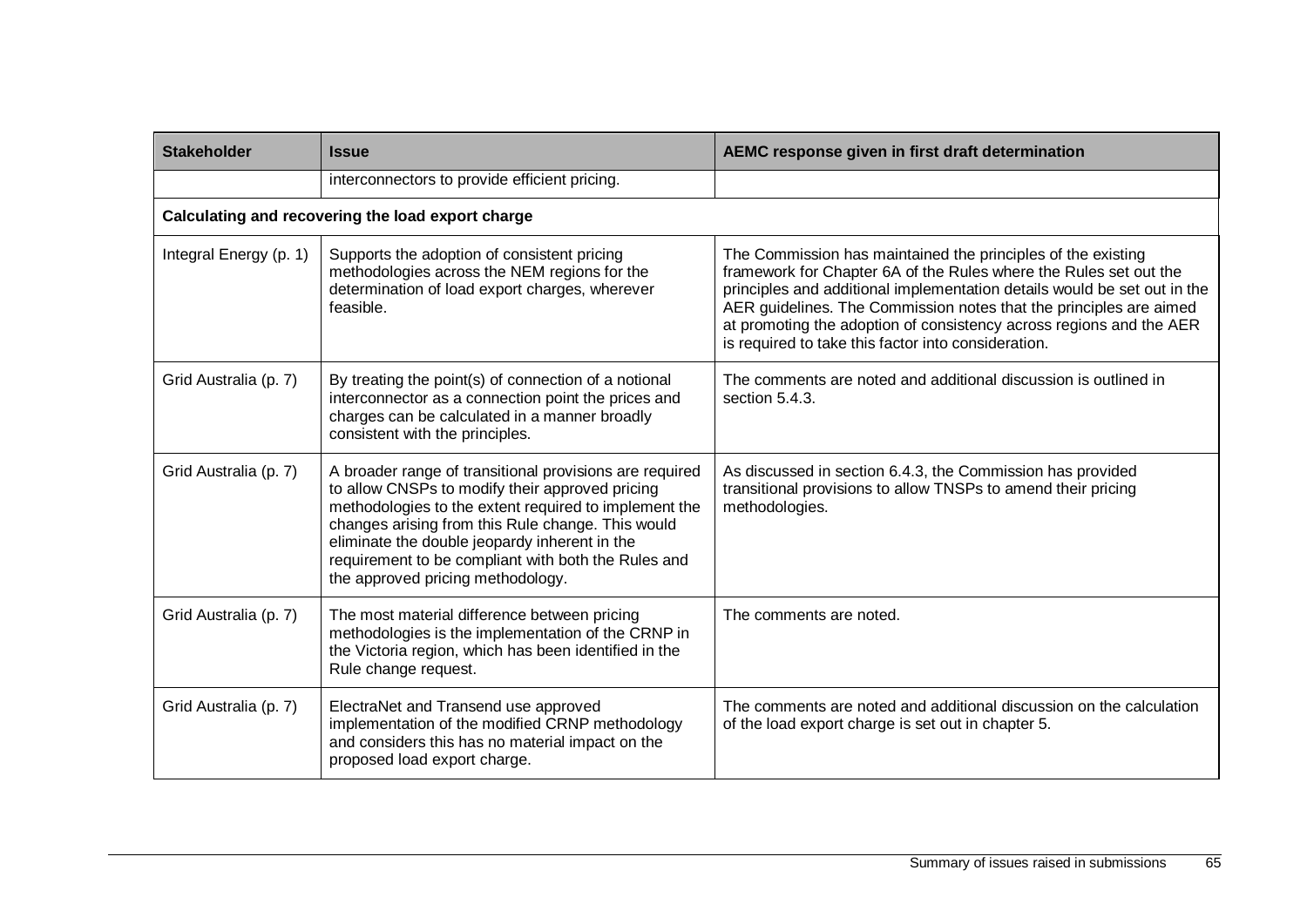| Stakeholder | Issue | AEMC response given in first draft determination |
|---|---|---|
| | interconnectors to provide efficient pricing. | |
| **Calculating and recovering the load export charge** | | |
| Integral Energy (p. 1) | Supports the adoption of consistent pricing methodologies across the NEM regions for the determination of load export charges, wherever feasible. | The Commission has maintained the principles of the existing framework for Chapter 6A of the Rules where the Rules set out the principles and additional implementation details would be set out in the AER guidelines. The Commission notes that the principles are aimed at promoting the adoption of consistency across regions and the AER is required to take this factor into consideration. |
| Grid Australia (p. 7) | By treating the point(s) of connection of a notional interconnector as a connection point the prices and charges can be calculated in a manner broadly consistent with the principles. | The comments are noted and additional discussion is outlined in section 5.4.3. |
| Grid Australia (p. 7) | A broader range of transitional provisions are required to allow CNSPs to modify their approved pricing methodologies to the extent required to implement the changes arising from this Rule change. This would eliminate the double jeopardy inherent in the requirement to be compliant with both the Rules and the approved pricing methodology. | As discussed in section 6.4.3, the Commission has provided transitional provisions to allow TNSPs to amend their pricing methodologies. |
| Grid Australia (p. 7) | The most material difference between pricing methodologies is the implementation of the CRNP in the Victoria region, which has been identified in the Rule change request. | The comments are noted. |
| Grid Australia (p. 7) | ElectraNet and Transend use approved implementation of the modified CRNP methodology and considers this has no material impact on the proposed load export charge. | The comments are noted and additional discussion on the calculation of the load export charge is set out in chapter 5. |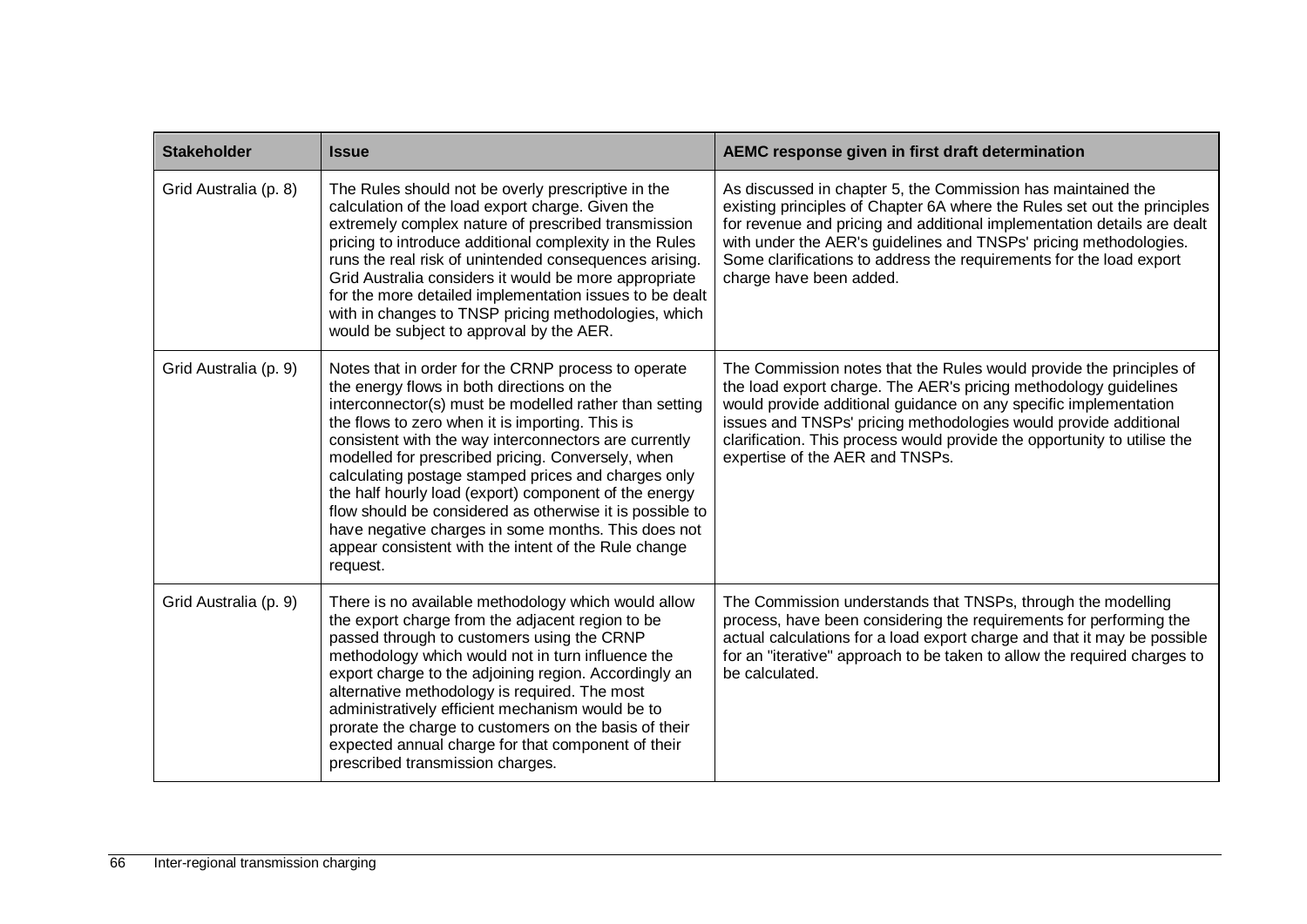| Stakeholder | Issue | AEMC response given in first draft determination |
|---|---|---|
| Grid Australia (p. 8) | The Rules should not be overly prescriptive in the calculation of the load export charge. Given the extremely complex nature of prescribed transmission pricing to introduce additional complexity in the Rules runs the real risk of unintended consequences arising. Grid Australia considers it would be more appropriate for the more detailed implementation issues to be dealt with in changes to TNSP pricing methodologies, which would be subject to approval by the AER. | As discussed in chapter 5, the Commission has maintained the existing principles of Chapter 6A where the Rules set out the principles for revenue and pricing and additional implementation details are dealt with under the AER's guidelines and TNSPs' pricing methodologies. Some clarifications to address the requirements for the load export charge have been added. |
| Grid Australia (p. 9) | Notes that in order for the CRNP process to operate the energy flows in both directions on the interconnector(s) must be modelled rather than setting the flows to zero when it is importing. This is consistent with the way interconnectors are currently modelled for prescribed pricing. Conversely, when calculating postage stamped prices and charges only the half hourly load (export) component of the energy flow should be considered as otherwise it is possible to have negative charges in some months. This does not appear consistent with the intent of the Rule change request. | The Commission notes that the Rules would provide the principles of the load export charge. The AER's pricing methodology guidelines would provide additional guidance on any specific implementation issues and TNSPs' pricing methodologies would provide additional clarification. This process would provide the opportunity to utilise the expertise of the AER and TNSPs. |
| Grid Australia (p. 9) | There is no available methodology which would allow the export charge from the adjacent region to be passed through to customers using the CRNP methodology which would not in turn influence the export charge to the adjoining region. Accordingly an alternative methodology is required. The most administratively efficient mechanism would be to prorate the charge to customers on the basis of their expected annual charge for that component of their prescribed transmission charges. | The Commission understands that TNSPs, through the modelling process, have been considering the requirements for performing the actual calculations for a load export charge and that it may be possible for an "iterative" approach to be taken to allow the required charges to be calculated. |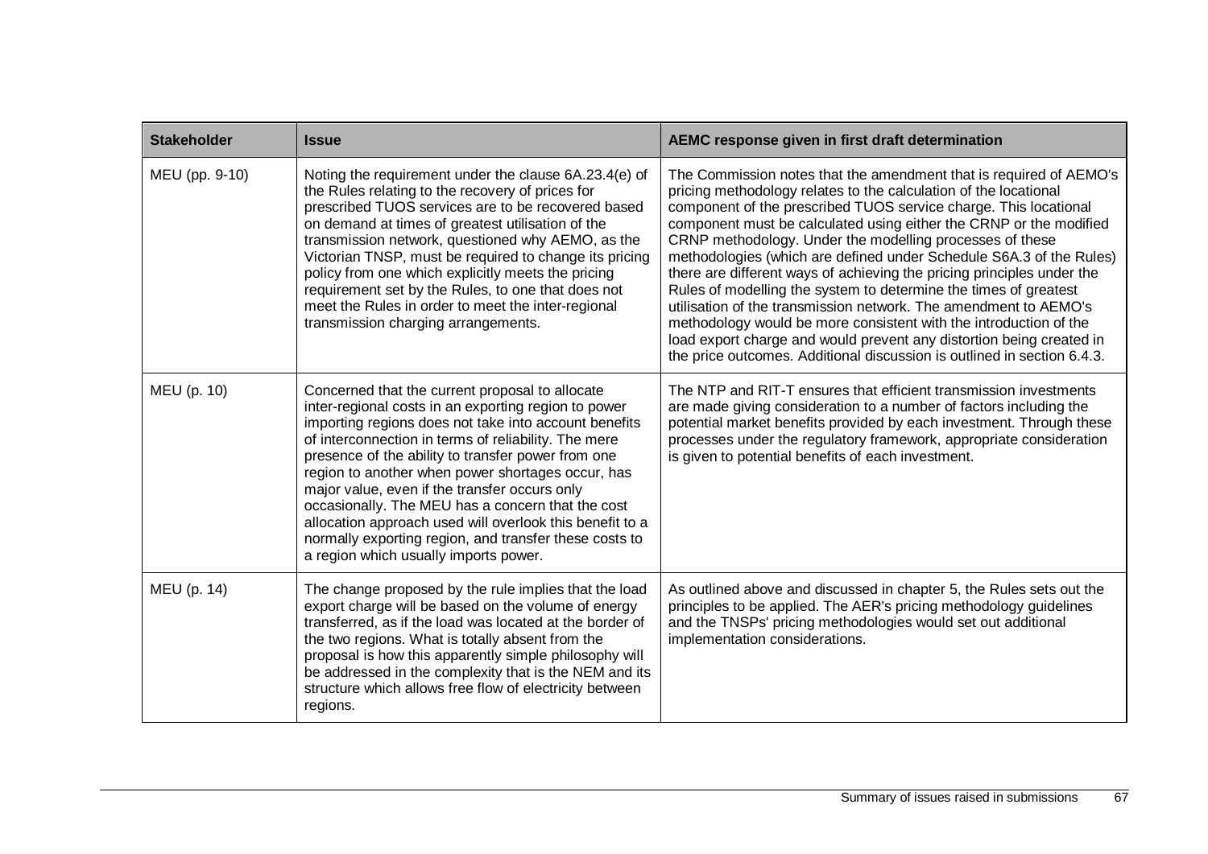| Stakeholder | Issue | AEMC response given in first draft determination |
| --- | --- | --- |
| MEU (pp. 9-10) | Noting the requirement under the clause 6A.23.4(e) of the Rules relating to the recovery of prices for prescribed TUOS services are to be recovered based on demand at times of greatest utilisation of the transmission network, questioned why AEMO, as the Victorian TNSP, must be required to change its pricing policy from one which explicitly meets the pricing requirement set by the Rules, to one that does not meet the Rules in order to meet the inter-regional transmission charging arrangements. | The Commission notes that the amendment that is required of AEMO's pricing methodology relates to the calculation of the locational component of the prescribed TUOS service charge. This locational component must be calculated using either the CRNP or the modified CRNP methodology. Under the modelling processes of these methodologies (which are defined under Schedule S6A.3 of the Rules) there are different ways of achieving the pricing principles under the Rules of modelling the system to determine the times of greatest utilisation of the transmission network. The amendment to AEMO's methodology would be more consistent with the introduction of the load export charge and would prevent any distortion being created in the price outcomes. Additional discussion is outlined in section 6.4.3. |
| MEU (p. 10) | Concerned that the current proposal to allocate inter-regional costs in an exporting region to power importing regions does not take into account benefits of interconnection in terms of reliability. The mere presence of the ability to transfer power from one region to another when power shortages occur, has major value, even if the transfer occurs only occasionally. The MEU has a concern that the cost allocation approach used will overlook this benefit to a normally exporting region, and transfer these costs to a region which usually imports power. | The NTP and RIT-T ensures that efficient transmission investments are made giving consideration to a number of factors including the potential market benefits provided by each investment. Through these processes under the regulatory framework, appropriate consideration is given to potential benefits of each investment. |
| MEU (p. 14) | The change proposed by the rule implies that the load export charge will be based on the volume of energy transferred, as if the load was located at the border of the two regions. What is totally absent from the proposal is how this apparently simple philosophy will be addressed in the complexity that is the NEM and its structure which allows free flow of electricity between regions. | As outlined above and discussed in chapter 5, the Rules sets out the principles to be applied. The AER's pricing methodology guidelines and the TNSPs' pricing methodologies would set out additional implementation considerations. |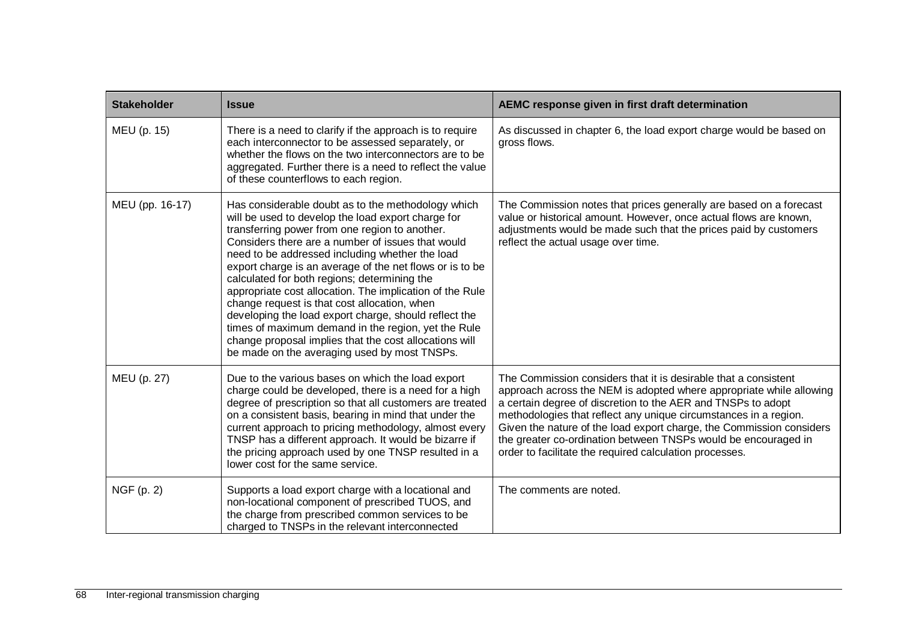| Stakeholder | Issue | AEMC response given in first draft determination |
| --- | --- | --- |
| MEU (p. 15) | There is a need to clarify if the approach is to require each interconnector to be assessed separately, or whether the flows on the two interconnectors are to be aggregated. Further there is a need to reflect the value of these counterflows to each region. | As discussed in chapter 6, the load export charge would be based on gross flows. |
| MEU (pp. 16-17) | Has considerable doubt as to the methodology which will be used to develop the load export charge for transferring power from one region to another. Considers there are a number of issues that would need to be addressed including whether the load export charge is an average of the net flows or is to be calculated for both regions; determining the appropriate cost allocation. The implication of the Rule change request is that cost allocation, when developing the load export charge, should reflect the times of maximum demand in the region, yet the Rule change proposal implies that the cost allocations will be made on the averaging used by most TNSPs. | The Commission notes that prices generally are based on a forecast value or historical amount. However, once actual flows are known, adjustments would be made such that the prices paid by customers reflect the actual usage over time. |
| MEU (p. 27) | Due to the various bases on which the load export charge could be developed, there is a need for a high degree of prescription so that all customers are treated on a consistent basis, bearing in mind that under the current approach to pricing methodology, almost every TNSP has a different approach. It would be bizarre if the pricing approach used by one TNSP resulted in a lower cost for the same service. | The Commission considers that it is desirable that a consistent approach across the NEM is adopted where appropriate while allowing a certain degree of discretion to the AER and TNSPs to adopt methodologies that reflect any unique circumstances in a region. Given the nature of the load export charge, the Commission considers the greater co-ordination between TNSPs would be encouraged in order to facilitate the required calculation processes. |
| NGF (p. 2) | Supports a load export charge with a locational and non-locational component of prescribed TUOS, and the charge from prescribed common services to be charged to TNSPs in the relevant interconnected | The comments are noted. |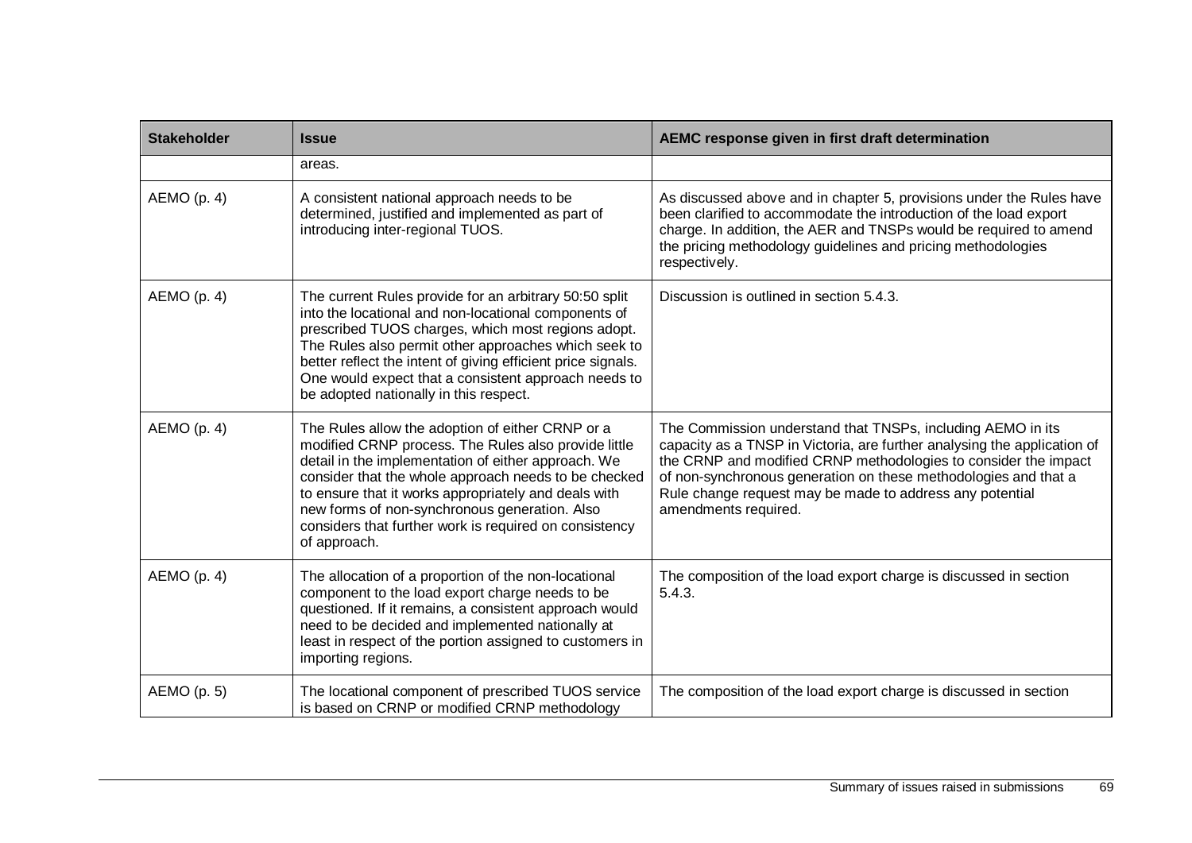| Stakeholder | Issue | AEMC response given in first draft determination |
|---|---|---|
| | areas. | |
| AEMO (p. 4) | A consistent national approach needs to be determined, justified and implemented as part of introducing inter-regional TUOS. | As discussed above and in chapter 5, provisions under the Rules have been clarified to accommodate the introduction of the load export charge. In addition, the AER and TNSPs would be required to amend the pricing methodology guidelines and pricing methodologies respectively. |
| AEMO (p. 4) | The current Rules provide for an arbitrary 50:50 split into the locational and non-locational components of prescribed TUOS charges, which most regions adopt. The Rules also permit other approaches which seek to better reflect the intent of giving efficient price signals. One would expect that a consistent approach needs to be adopted nationally in this respect. | Discussion is outlined in section 5.4.3. |
| AEMO (p. 4) | The Rules allow the adoption of either CRNP or a modified CRNP process. The Rules also provide little detail in the implementation of either approach. We consider that the whole approach needs to be checked to ensure that it works appropriately and deals with new forms of non-synchronous generation. Also considers that further work is required on consistency of approach. | The Commission understand that TNSPs, including AEMO in its capacity as a TNSP in Victoria, are further analysing the application of the CRNP and modified CRNP methodologies to consider the impact of non-synchronous generation on these methodologies and that a Rule change request may be made to address any potential amendments required. |
| AEMO (p. 4) | The allocation of a proportion of the non-locational component to the load export charge needs to be questioned. If it remains, a consistent approach would need to be decided and implemented nationally at least in respect of the portion assigned to customers in importing regions. | The composition of the load export charge is discussed in section 5.4.3. |
| AEMO (p. 5) | The locational component of prescribed TUOS service is based on CRNP or modified CRNP methodology | The composition of the load export charge is discussed in section |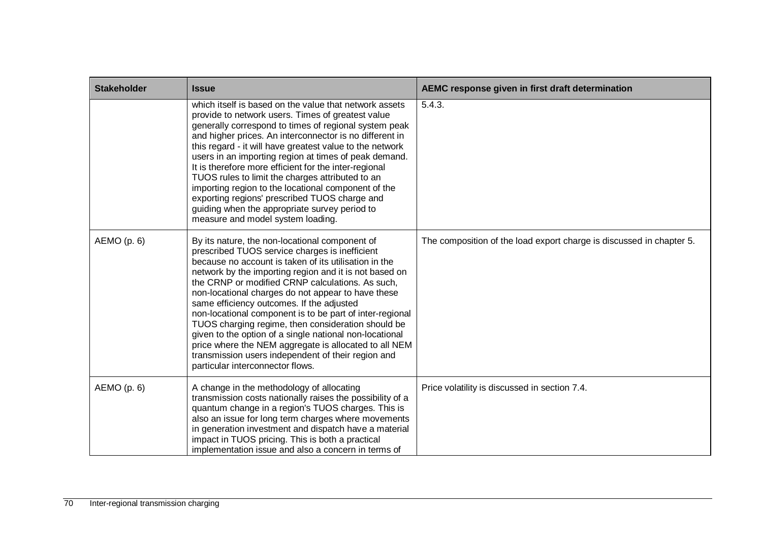| Stakeholder | Issue | AEMC response given in first draft determination |
| --- | --- | --- |
| | which itself is based on the value that network assets provide to network users. Times of greatest value generally correspond to times of regional system peak and higher prices. An interconnector is no different in this regard - it will have greatest value to the network users in an importing region at times of peak demand. It is therefore more efficient for the inter-regional TUOS rules to limit the charges attributed to an importing region to the locational component of the exporting regions' prescribed TUOS charge and guiding when the appropriate survey period to measure and model system loading. | 5.4.3. |
| AEMO (p. 6) | By its nature, the non-locational component of prescribed TUOS service charges is inefficient because no account is taken of its utilisation in the network by the importing region and it is not based on the CRNP or modified CRNP calculations. As such, non-locational charges do not appear to have these same efficiency outcomes. If the adjusted non-locational component is to be part of inter-regional TUOS charging regime, then consideration should be given to the option of a single national non-locational price where the NEM aggregate is allocated to all NEM transmission users independent of their region and particular interconnector flows. | The composition of the load export charge is discussed in chapter 5. |
| AEMO (p. 6) | A change in the methodology of allocating transmission costs nationally raises the possibility of a quantum change in a region's TUOS charges. This is also an issue for long term charges where movements in generation investment and dispatch have a material impact in TUOS pricing. This is both a practical implementation issue and also a concern in terms of | Price volatility is discussed in section 7.4. |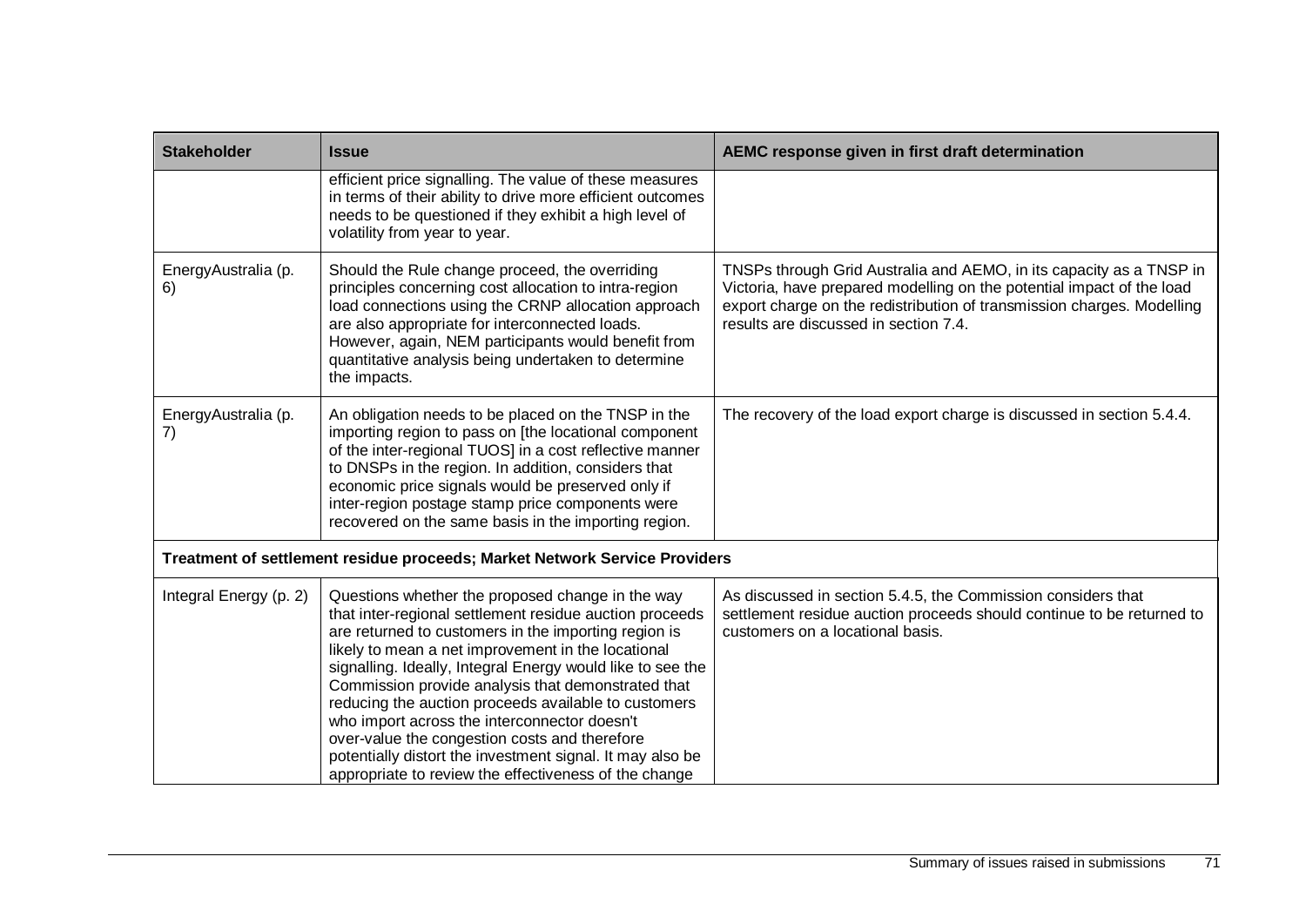| Stakeholder | Issue | AEMC response given in first draft determination |
| --- | --- | --- |
| | efficient price signalling. The value of these measures in terms of their ability to drive more efficient outcomes needs to be questioned if they exhibit a high level of volatility from year to year. | |
| EnergyAustralia (p. 6) | Should the Rule change proceed, the overriding principles concerning cost allocation to intra-region load connections using the CRNP allocation approach are also appropriate for interconnected loads. However, again, NEM participants would benefit from quantitative analysis being undertaken to determine the impacts. | TNSPs through Grid Australia and AEMO, in its capacity as a TNSP in Victoria, have prepared modelling on the potential impact of the load export charge on the redistribution of transmission charges. Modelling results are discussed in section 7.4. |
| EnergyAustralia (p. 7) | An obligation needs to be placed on the TNSP in the importing region to pass on [the locational component of the inter-regional TUOS] in a cost reflective manner to DNSPs in the region. In addition, considers that economic price signals would be preserved only if inter-region postage stamp price components were recovered on the same basis in the importing region. | The recovery of the load export charge is discussed in section 5.4.4. |
| **Treatment of settlement residue proceeds; Market Network Service Providers** | | |
| Integral Energy (p. 2) | Questions whether the proposed change in the way that inter-regional settlement residue auction proceeds are returned to customers in the importing region is likely to mean a net improvement in the locational signalling. Ideally, Integral Energy would like to see the Commission provide analysis that demonstrated that reducing the auction proceeds available to customers who import across the interconnector doesn't over-value the congestion costs and therefore potentially distort the investment signal. It may also be appropriate to review the effectiveness of the change | As discussed in section 5.4.5, the Commission considers that settlement residue auction proceeds should continue to be returned to customers on a locational basis. |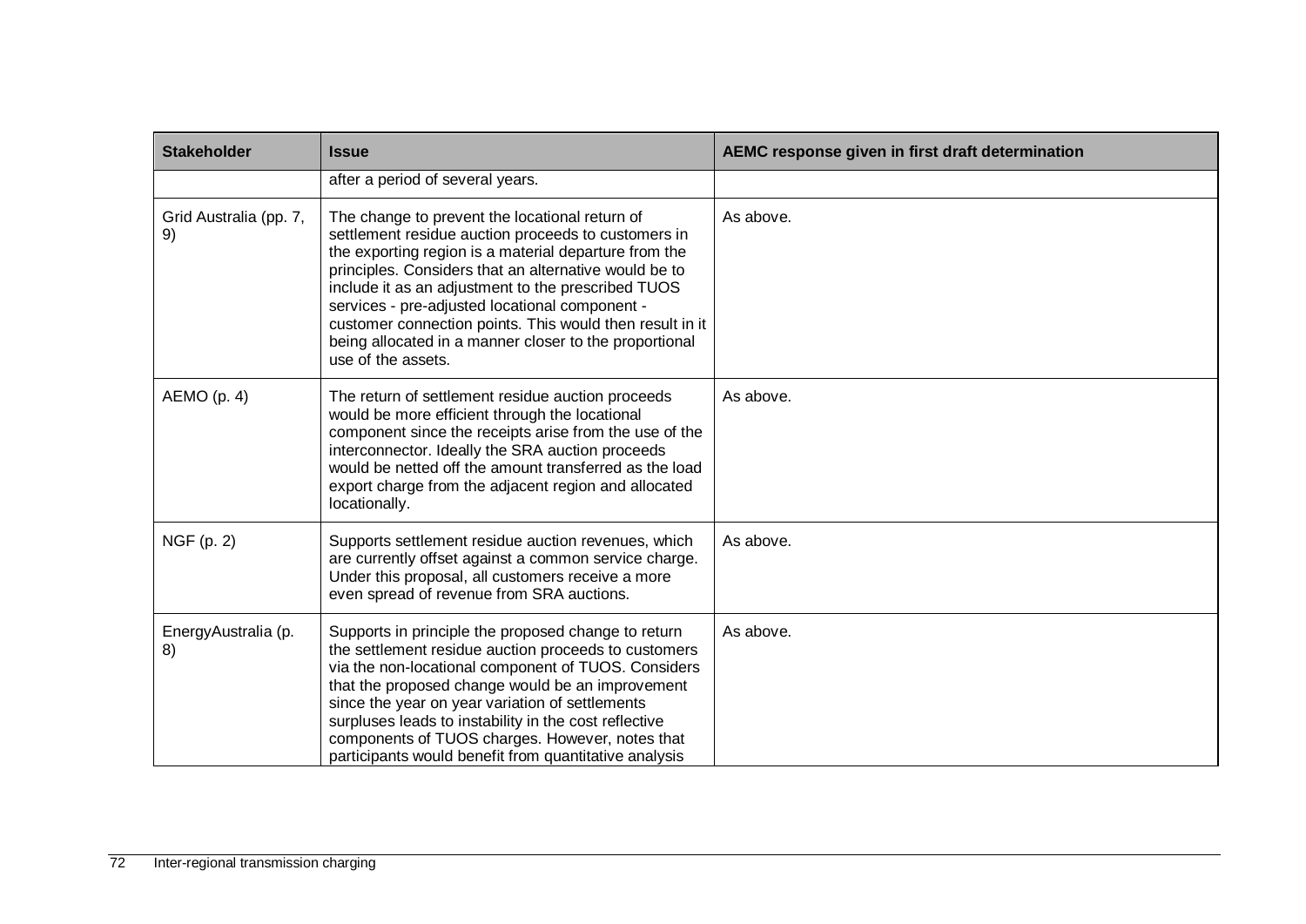| Stakeholder | Issue | AEMC response given in first draft determination |
|---|---|---|
| | after a period of several years. | |
| Grid Australia (pp. 7, 9) | The change to prevent the locational return of settlement residue auction proceeds to customers in the exporting region is a material departure from the principles. Considers that an alternative would be to include it as an adjustment to the prescribed TUOS services - pre-adjusted locational component - customer connection points. This would then result in it being allocated in a manner closer to the proportional use of the assets. | As above. |
| AEMO (p. 4) | The return of settlement residue auction proceeds would be more efficient through the locational component since the receipts arise from the use of the interconnector. Ideally the SRA auction proceeds would be netted off the amount transferred as the load export charge from the adjacent region and allocated locationally. | As above. |
| NGF (p. 2) | Supports settlement residue auction revenues, which are currently offset against a common service charge. Under this proposal, all customers receive a more even spread of revenue from SRA auctions. | As above. |
| EnergyAustralia (p. 8) | Supports in principle the proposed change to return the settlement residue auction proceeds to customers via the non-locational component of TUOS. Considers that the proposed change would be an improvement since the year on year variation of settlements surpluses leads to instability in the cost reflective components of TUOS charges. However, notes that participants would benefit from quantitative analysis | As above. |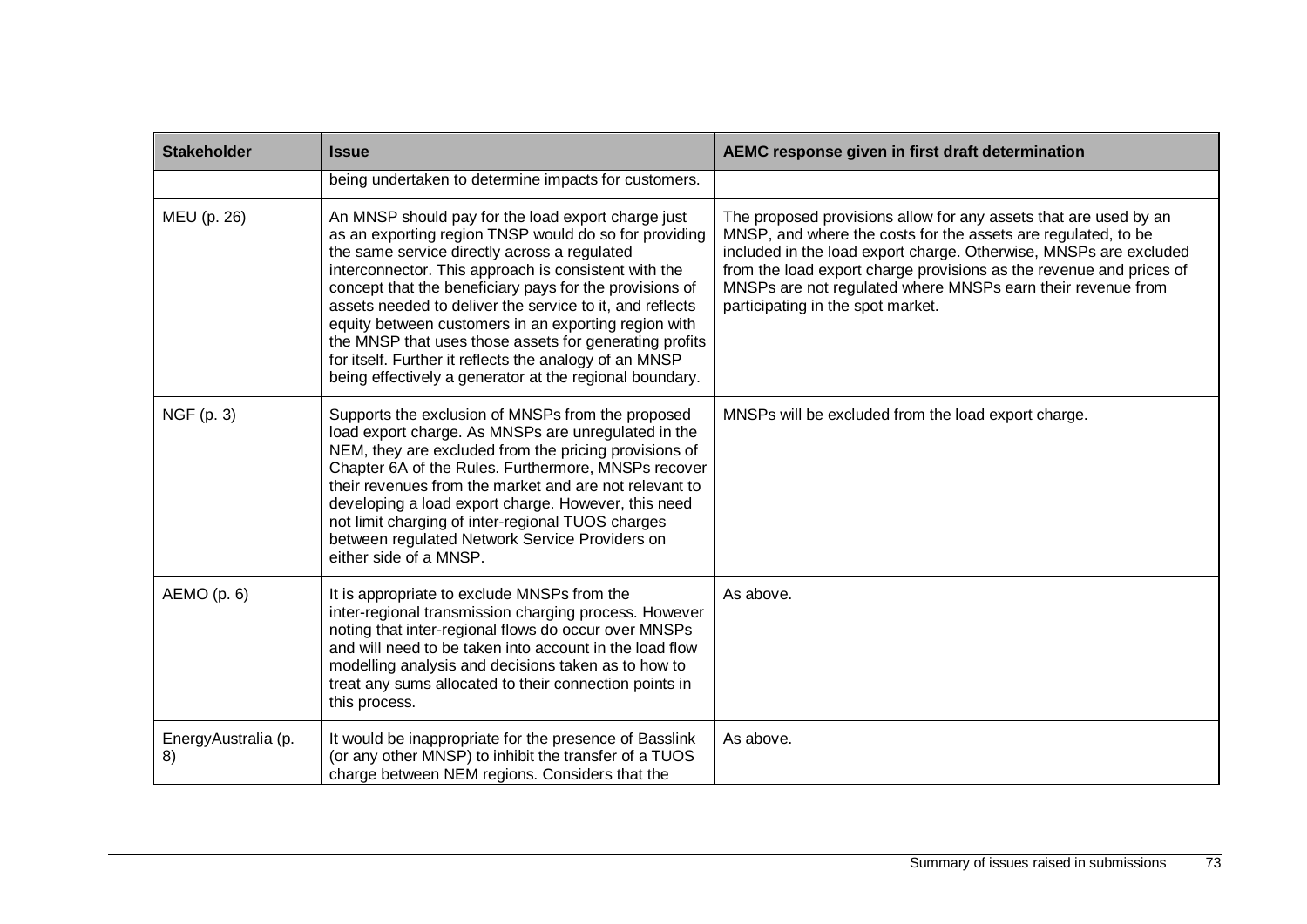| Stakeholder | Issue | AEMC response given in first draft determination |
|---|---|---|
| | being undertaken to determine impacts for customers. | |
| MEU (p. 26) | An MNSP should pay for the load export charge just as an exporting region TNSP would do so for providing the same service directly across a regulated interconnector. This approach is consistent with the concept that the beneficiary pays for the provisions of assets needed to deliver the service to it, and reflects equity between customers in an exporting region with the MNSP that uses those assets for generating profits for itself. Further it reflects the analogy of an MNSP being effectively a generator at the regional boundary. | The proposed provisions allow for any assets that are used by an MNSP, and where the costs for the assets are regulated, to be included in the load export charge. Otherwise, MNSPs are excluded from the load export charge provisions as the revenue and prices of MNSPs are not regulated where MNSPs earn their revenue from participating in the spot market. |
| NGF (p. 3) | Supports the exclusion of MNSPs from the proposed load export charge. As MNSPs are unregulated in the NEM, they are excluded from the pricing provisions of Chapter 6A of the Rules. Furthermore, MNSPs recover their revenues from the market and are not relevant to developing a load export charge. However, this need not limit charging of inter-regional TUOS charges between regulated Network Service Providers on either side of a MNSP. | MNSPs will be excluded from the load export charge. |
| AEMO (p. 6) | It is appropriate to exclude MNSPs from the inter-regional transmission charging process. However noting that inter-regional flows do occur over MNSPs and will need to be taken into account in the load flow modelling analysis and decisions taken as to how to treat any sums allocated to their connection points in this process. | As above. |
| EnergyAustralia (p. 8) | It would be inappropriate for the presence of Basslink (or any other MNSP) to inhibit the transfer of a TUOS charge between NEM regions. Considers that the | As above. |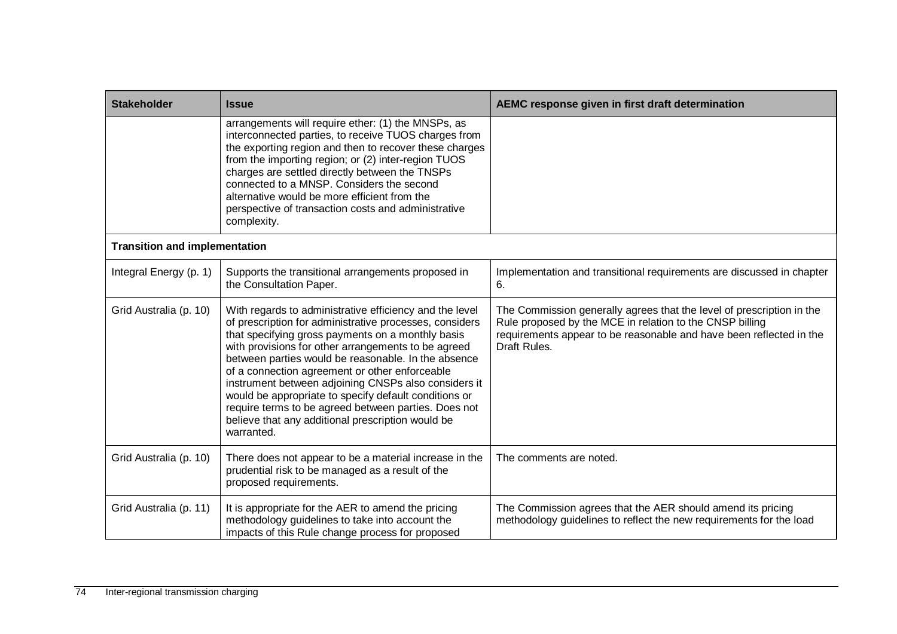| Stakeholder | Issue | AEMC response given in first draft determination |
|---|---|---|
| | arrangements will require ether: (1) the MNSPs, as interconnected parties, to receive TUOS charges from the exporting region and then to recover these charges from the importing region; or (2) inter-region TUOS charges are settled directly between the TNSPs connected to a MNSP. Considers the second alternative would be more efficient from the perspective of transaction costs and administrative complexity. | |
| **Transition and implementation** | | |
| Integral Energy (p. 1) | Supports the transitional arrangements proposed in the Consultation Paper. | Implementation and transitional requirements are discussed in chapter 6. |
| Grid Australia (p. 10) | With regards to administrative efficiency and the level of prescription for administrative processes, considers that specifying gross payments on a monthly basis with provisions for other arrangements to be agreed between parties would be reasonable. In the absence of a connection agreement or other enforceable instrument between adjoining CNSPs also considers it would be appropriate to specify default conditions or require terms to be agreed between parties. Does not believe that any additional prescription would be warranted. | The Commission generally agrees that the level of prescription in the Rule proposed by the MCE in relation to the CNSP billing requirements appear to be reasonable and have been reflected in the Draft Rules. |
| Grid Australia (p. 10) | There does not appear to be a material increase in the prudential risk to be managed as a result of the proposed requirements. | The comments are noted. |
| Grid Australia (p. 11) | It is appropriate for the AER to amend the pricing methodology guidelines to take into account the impacts of this Rule change process for proposed | The Commission agrees that the AER should amend its pricing methodology guidelines to reflect the new requirements for the load |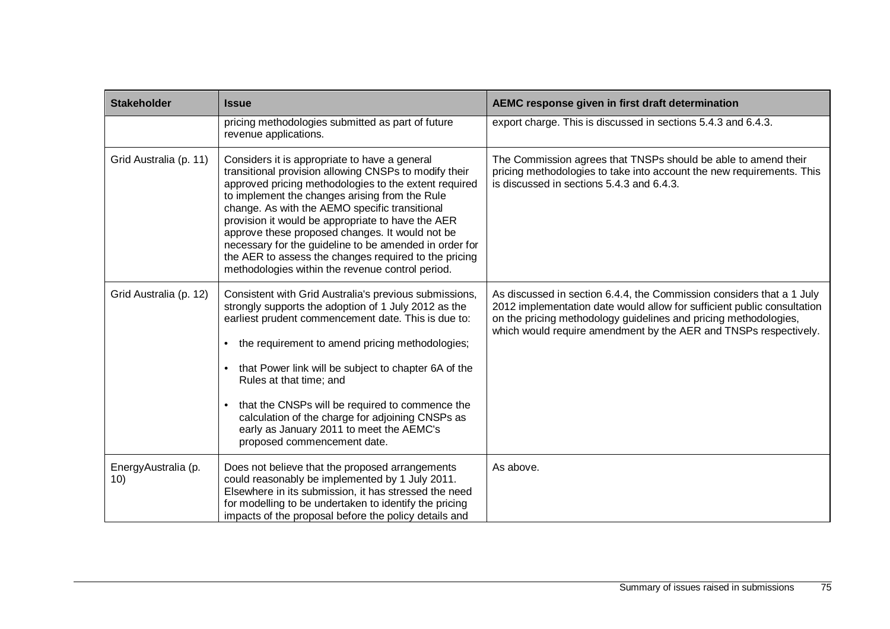| Stakeholder | Issue | AEMC response given in first draft determination |
|---|---|---|
| | pricing methodologies submitted as part of future revenue applications. | export charge. This is discussed in sections 5.4.3 and 6.4.3. |
| Grid Australia (p. 11) | Considers it is appropriate to have a general transitional provision allowing CNSPs to modify their approved pricing methodologies to the extent required to implement the changes arising from the Rule change. As with the AEMO specific transitional provision it would be appropriate to have the AER approve these proposed changes. It would not be necessary for the guideline to be amended in order for the AER to assess the changes required to the pricing methodologies within the revenue control period. | The Commission agrees that TNSPs should be able to amend their pricing methodologies to take into account the new requirements. This is discussed in sections 5.4.3 and 6.4.3. |
| Grid Australia (p. 12) | Consistent with Grid Australia's previous submissions, strongly supports the adoption of 1 July 2012 as the earliest prudent commencement date. This is due to:<br>• the requirement to amend pricing methodologies;<br>• that Power link will be subject to chapter 6A of the Rules at that time; and<br>• that the CNSPs will be required to commence the calculation of the charge for adjoining CNSPs as early as January 2011 to meet the AEMC's proposed commencement date. | As discussed in section 6.4.4, the Commission considers that a 1 July 2012 implementation date would allow for sufficient public consultation on the pricing methodology guidelines and pricing methodologies, which would require amendment by the AER and TNSPs respectively. |
| EnergyAustralia (p. 10) | Does not believe that the proposed arrangements could reasonably be implemented by 1 July 2011. Elsewhere in its submission, it has stressed the need for modelling to be undertaken to identify the pricing impacts of the proposal before the policy details and | As above. |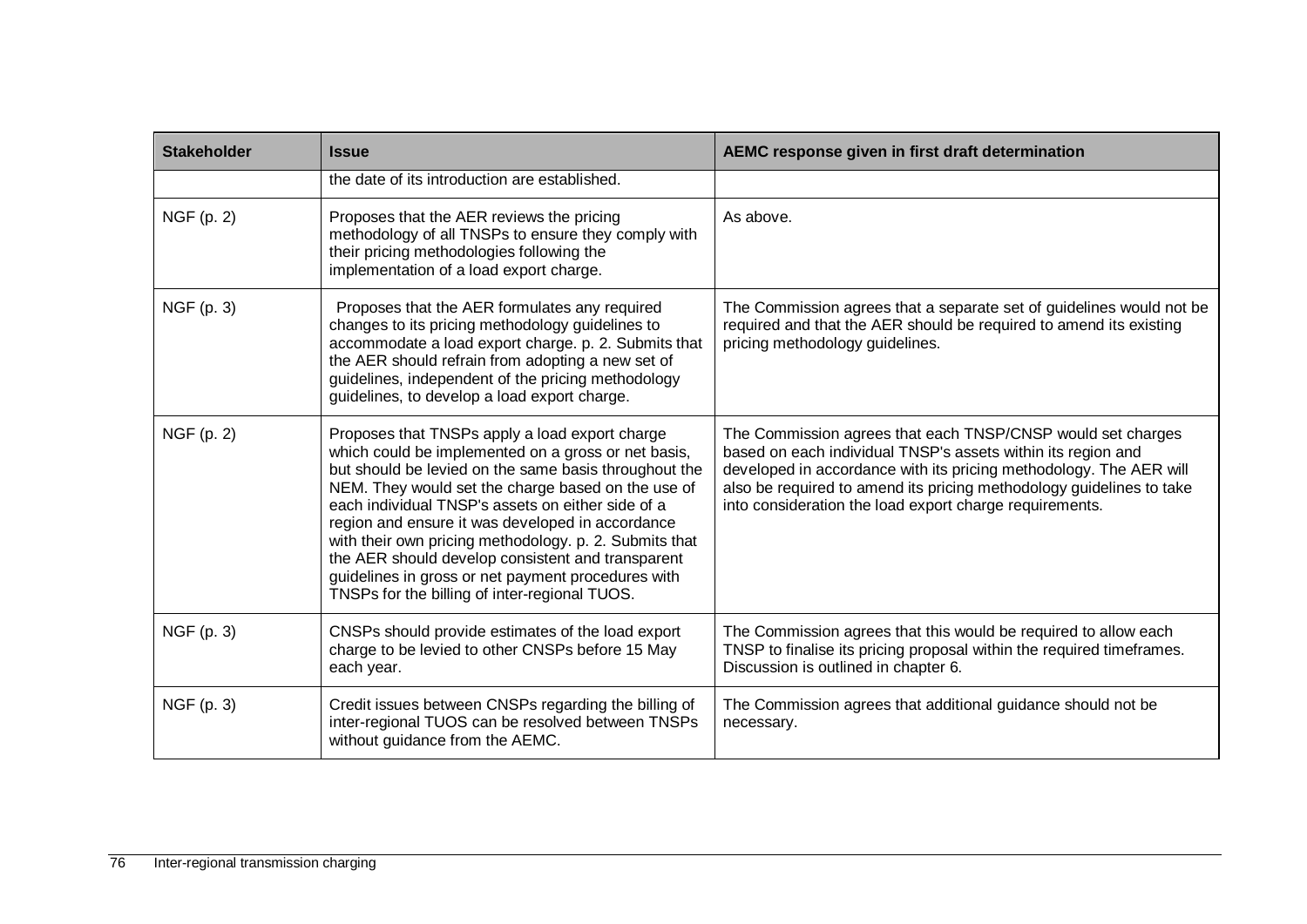| Stakeholder | Issue | AEMC response given in first draft determination |
|---|---|---|
| | the date of its introduction are established. | |
| NGF (p. 2) | Proposes that the AER reviews the pricing methodology of all TNSPs to ensure they comply with their pricing methodologies following the implementation of a load export charge. | As above. |
| NGF (p. 3) | Proposes that the AER formulates any required changes to its pricing methodology guidelines to accommodate a load export charge. p. 2. Submits that the AER should refrain from adopting a new set of guidelines, independent of the pricing methodology guidelines, to develop a load export charge. | The Commission agrees that a separate set of guidelines would not be required and that the AER should be required to amend its existing pricing methodology guidelines. |
| NGF (p. 2) | Proposes that TNSPs apply a load export charge which could be implemented on a gross or net basis, but should be levied on the same basis throughout the NEM. They would set the charge based on the use of each individual TNSP's assets on either side of a region and ensure it was developed in accordance with their own pricing methodology. p. 2. Submits that the AER should develop consistent and transparent guidelines in gross or net payment procedures with TNSPs for the billing of inter-regional TUOS. | The Commission agrees that each TNSP/CNSP would set charges based on each individual TNSP's assets within its region and developed in accordance with its pricing methodology. The AER will also be required to amend its pricing methodology guidelines to take into consideration the load export charge requirements. |
| NGF (p. 3) | CNSPs should provide estimates of the load export charge to be levied to other CNSPs before 15 May each year. | The Commission agrees that this would be required to allow each TNSP to finalise its pricing proposal within the required timeframes. Discussion is outlined in chapter 6. |
| NGF (p. 3) | Credit issues between CNSPs regarding the billing of inter-regional TUOS can be resolved between TNSPs without guidance from the AEMC. | The Commission agrees that additional guidance should not be necessary. |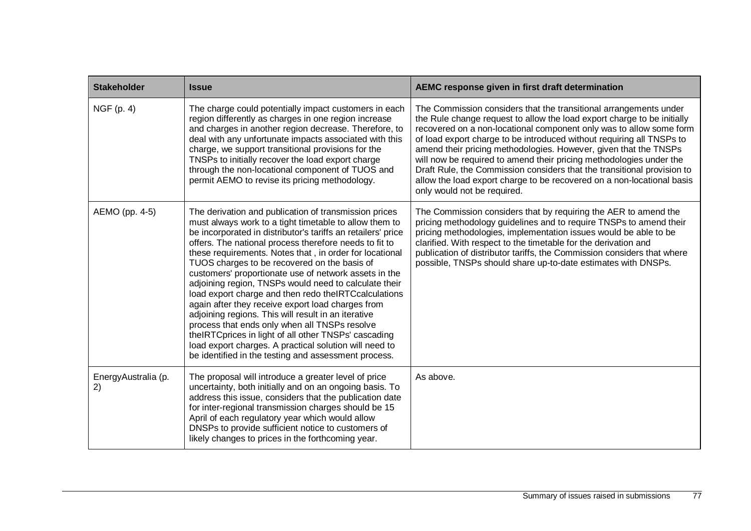| Stakeholder | Issue | AEMC response given in first draft determination |
|---|---|---|
| NGF (p. 4) | The charge could potentially impact customers in each region differently as charges in one region increase and charges in another region decrease. Therefore, to deal with any unfortunate impacts associated with this charge, we support transitional provisions for the TNSPs to initially recover the load export charge through the non-locational component of TUOS and permit AEMO to revise its pricing methodology. | The Commission considers that the transitional arrangements under the Rule change request to allow the load export charge to be initially recovered on a non-locational component only was to allow some form of load export charge to be introduced without requiring all TNSPs to amend their pricing methodologies. However, given that the TNSPs will now be required to amend their pricing methodologies under the Draft Rule, the Commission considers that the transitional provision to allow the load export charge to be recovered on a non-locational basis only would not be required. |
| AEMO (pp. 4-5) | The derivation and publication of transmission prices must always work to a tight timetable to allow them to be incorporated in distributor's tariffs an retailers' price offers. The national process therefore needs to fit to these requirements. Notes that , in order for locational TUOS charges to be recovered on the basis of customers' proportionate use of network assets in the adjoining region, TNSPs would need to calculate their load export charge and then redo theIRTCcalculations again after they receive export load charges from adjoining regions. This will result in an iterative process that ends only when all TNSPs resolve theIRTCprices in light of all other TNSPs' cascading load export charges. A practical solution will need to be identified in the testing and assessment process. | The Commission considers that by requiring the AER to amend the pricing methodology guidelines and to require TNSPs to amend their pricing methodologies, implementation issues would be able to be clarified. With respect to the timetable for the derivation and publication of distributor tariffs, the Commission considers that where possible, TNSPs should share up-to-date estimates with DNSPs. |
| EnergyAustralia (p. 2) | The proposal will introduce a greater level of price uncertainty, both initially and on an ongoing basis. To address this issue, considers that the publication date for inter-regional transmission charges should be 15 April of each regulatory year which would allow DNSPs to provide sufficient notice to customers of likely changes to prices in the forthcoming year. | As above. |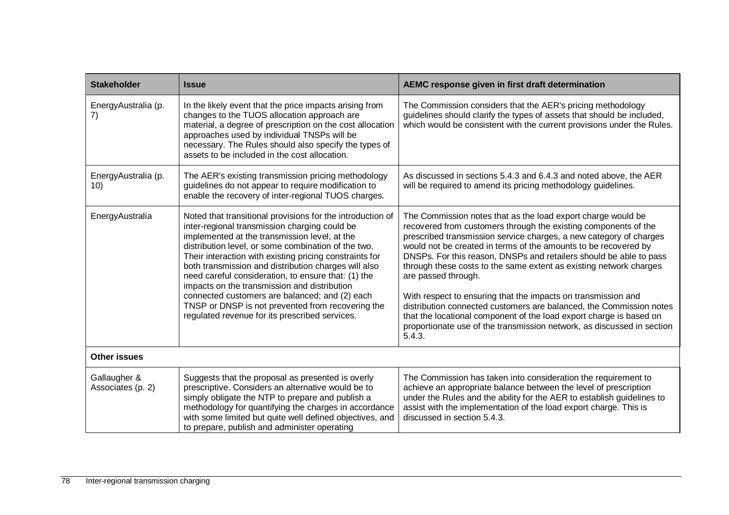| Stakeholder | Issue | AEMC response given in first draft determination |
|---|---|---|
| EnergyAustralia (p. 7) | In the likely event that the price impacts arising from changes to the TUOS allocation approach are material, a degree of prescription on the cost allocation approaches used by individual TNSPs will be necessary. The Rules should also specify the types of assets to be included in the cost allocation. | The Commission considers that the AER's pricing methodology guidelines should clarify the types of assets that should be included, which would be consistent with the current provisions under the Rules. |
| EnergyAustralia (p. 10) | The AER's existing transmission pricing methodology guidelines do not appear to require modification to enable the recovery of inter-regional TUOS charges. | As discussed in sections 5.4.3 and 6.4.3 and noted above, the AER will be required to amend its pricing methodology guidelines. |
| EnergyAustralia | Noted that transitional provisions for the introduction of inter-regional transmission charging could be implemented at the transmission level, at the distribution level, or some combination of the two. Their interaction with existing pricing constraints for both transmission and distribution charges will also need careful consideration, to ensure that: (1) the impacts on the transmission and distribution connected customers are balanced; and (2) each TNSP or DNSP is not prevented from recovering the regulated revenue for its prescribed services. | The Commission notes that as the load export charge would be recovered from customers through the existing components of the prescribed transmission service charges, a new category of charges would not be created in terms of the amounts to be recovered by DNSPs. For this reason, DNSPs and retailers should be able to pass through these costs to the same extent as existing network charges are passed through.<br><br>With respect to ensuring that the impacts on transmission and distribution connected customers are balanced, the Commission notes that the locational component of the load export charge is based on proportionate use of the transmission network, as discussed in section 5.4.3. |
| **Other issues** | | |
| Gallaugher & Associates (p. 2) | Suggests that the proposal as presented is overly prescriptive. Considers an alternative would be to simply obligate the NTP to prepare and publish a methodology for quantifying the charges in accordance with some limited but quite well defined objectives, and to prepare, publish and administer operating | The Commission has taken into consideration the requirement to achieve an appropriate balance between the level of prescription under the Rules and the ability for the AER to establish guidelines to assist with the implementation of the load export charge. This is discussed in section 5.4.3. |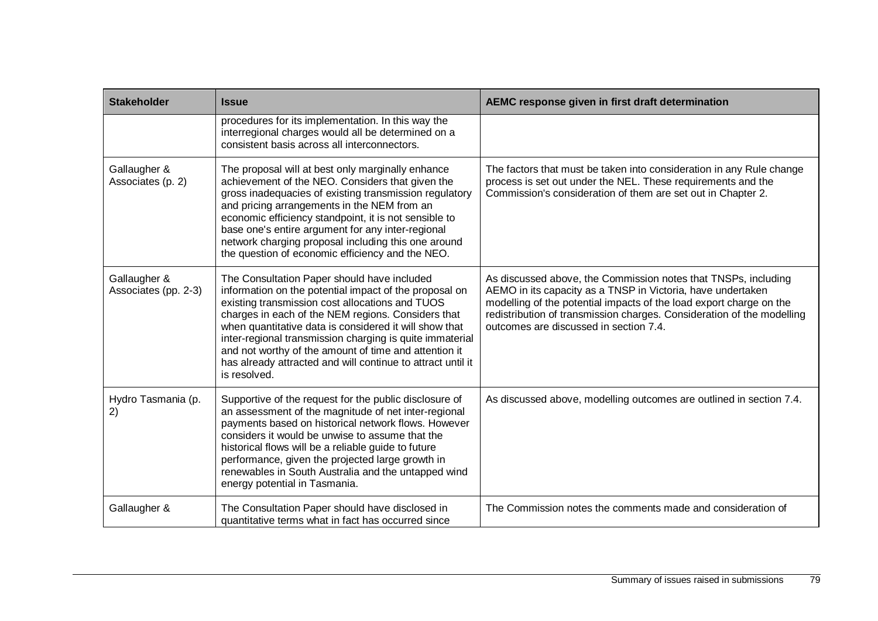| Stakeholder | Issue | AEMC response given in first draft determination |
|---|---|---|
| | procedures for its implementation. In this way the interregional charges would all be determined on a consistent basis across all interconnectors. | |
| Gallaugher & Associates (p. 2) | The proposal will at best only marginally enhance achievement of the NEO. Considers that given the gross inadequacies of existing transmission regulatory and pricing arrangements in the NEM from an economic efficiency standpoint, it is not sensible to base one's entire argument for any inter-regional network charging proposal including this one around the question of economic efficiency and the NEO. | The factors that must be taken into consideration in any Rule change process is set out under the NEL. These requirements and the Commission's consideration of them are set out in Chapter 2. |
| Gallaugher & Associates (pp. 2-3) | The Consultation Paper should have included information on the potential impact of the proposal on existing transmission cost allocations and TUOS charges in each of the NEM regions. Considers that when quantitative data is considered it will show that inter-regional transmission charging is quite immaterial and not worthy of the amount of time and attention it has already attracted and will continue to attract until it is resolved. | As discussed above, the Commission notes that TNSPs, including AEMO in its capacity as a TNSP in Victoria, have undertaken modelling of the potential impacts of the load export charge on the redistribution of transmission charges. Consideration of the modelling outcomes are discussed in section 7.4. |
| Hydro Tasmania (p. 2) | Supportive of the request for the public disclosure of an assessment of the magnitude of net inter-regional payments based on historical network flows. However considers it would be unwise to assume that the historical flows will be a reliable guide to future performance, given the projected large growth in renewables in South Australia and the untapped wind energy potential in Tasmania. | As discussed above, modelling outcomes are outlined in section 7.4. |
| Gallaugher & | The Consultation Paper should have disclosed in quantitative terms what in fact has occurred since | The Commission notes the comments made and consideration of |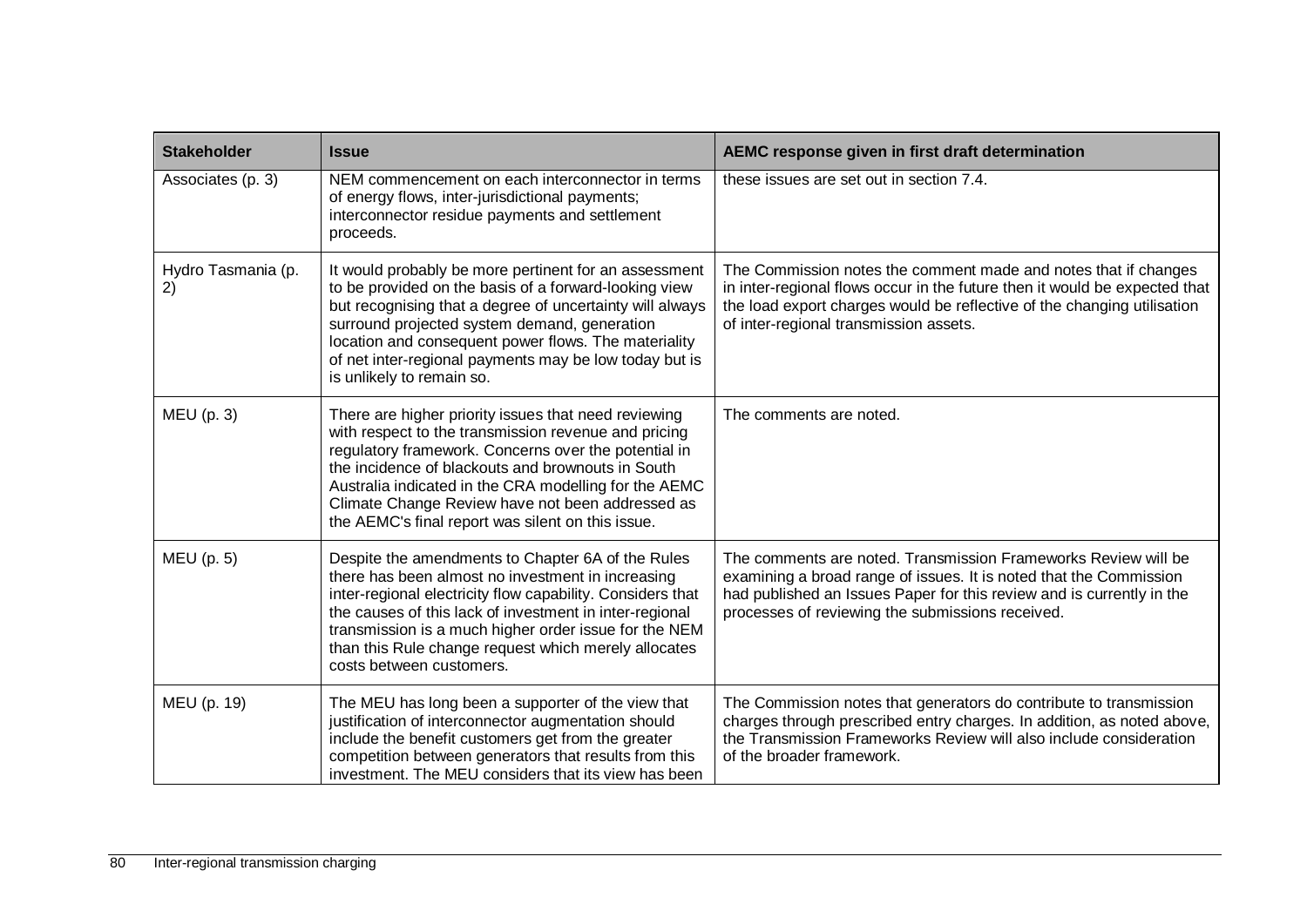| Stakeholder | Issue | AEMC response given in first draft determination |
|---|---|---|
| Associates (p. 3) | NEM commencement on each interconnector in terms of energy flows, inter-jurisdictional payments; interconnector residue payments and settlement proceeds. | these issues are set out in section 7.4. |
| Hydro Tasmania (p. 2) | It would probably be more pertinent for an assessment to be provided on the basis of a forward-looking view but recognising that a degree of uncertainty will always surround projected system demand, generation location and consequent power flows. The materiality of net inter-regional payments may be low today but is is unlikely to remain so. | The Commission notes the comment made and notes that if changes in inter-regional flows occur in the future then it would be expected that the load export charges would be reflective of the changing utilisation of inter-regional transmission assets. |
| MEU (p. 3) | There are higher priority issues that need reviewing with respect to the transmission revenue and pricing regulatory framework. Concerns over the potential in the incidence of blackouts and brownouts in South Australia indicated in the CRA modelling for the AEMC Climate Change Review have not been addressed as the AEMC's final report was silent on this issue. | The comments are noted. |
| MEU (p. 5) | Despite the amendments to Chapter 6A of the Rules there has been almost no investment in increasing inter-regional electricity flow capability. Considers that the causes of this lack of investment in inter-regional transmission is a much higher order issue for the NEM than this Rule change request which merely allocates costs between customers. | The comments are noted. Transmission Frameworks Review will be examining a broad range of issues. It is noted that the Commission had published an Issues Paper for this review and is currently in the processes of reviewing the submissions received. |
| MEU (p. 19) | The MEU has long been a supporter of the view that justification of interconnector augmentation should include the benefit customers get from the greater competition between generators that results from this investment. The MEU considers that its view has been | The Commission notes that generators do contribute to transmission charges through prescribed entry charges. In addition, as noted above, the Transmission Frameworks Review will also include consideration of the broader framework. |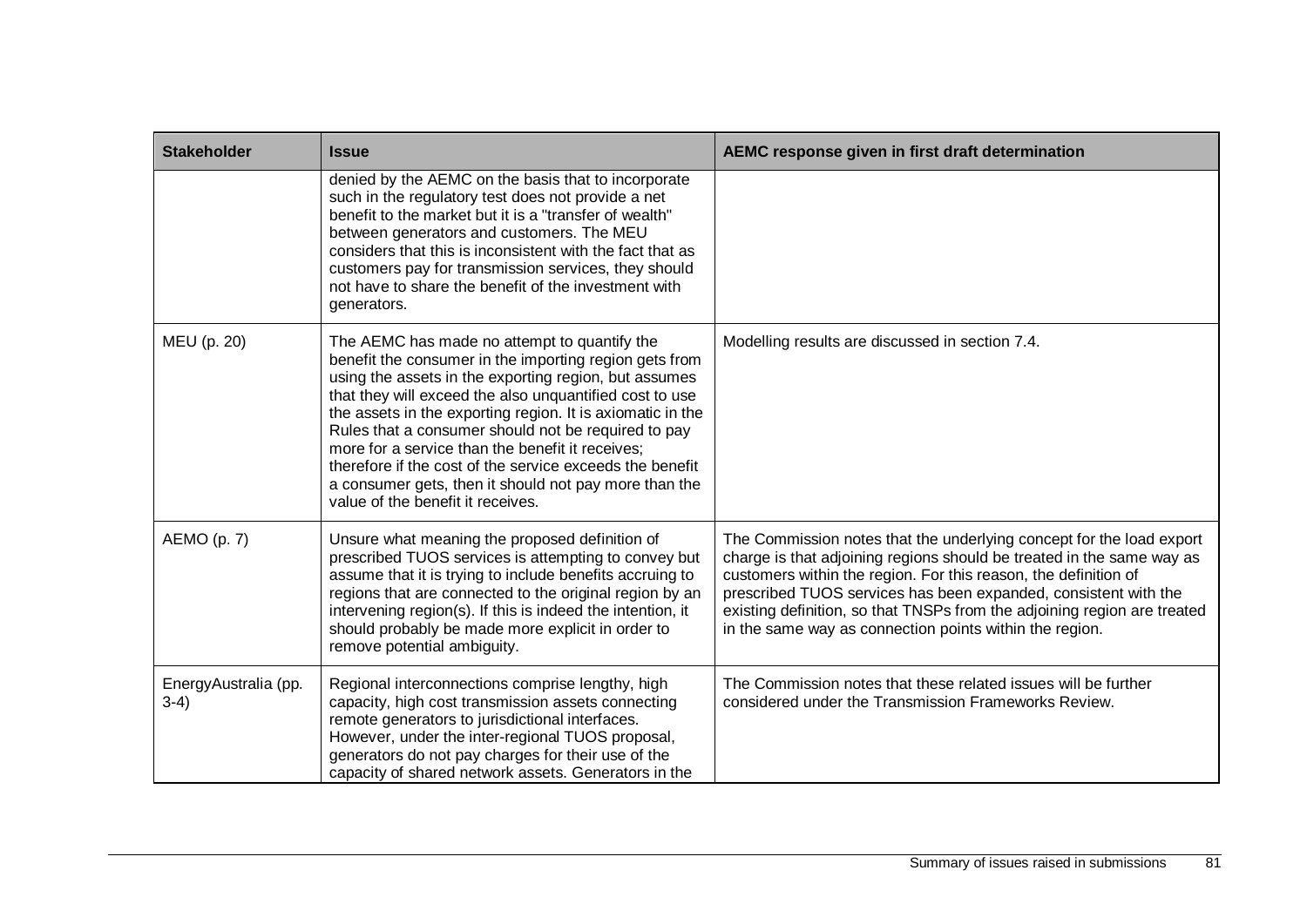| Stakeholder | Issue | AEMC response given in first draft determination |
| --- | --- | --- |
| | denied by the AEMC on the basis that to incorporate such in the regulatory test does not provide a net benefit to the market but it is a "transfer of wealth" between generators and customers. The MEU considers that this is inconsistent with the fact that as customers pay for transmission services, they should not have to share the benefit of the investment with generators. | |
| MEU (p. 20) | The AEMC has made no attempt to quantify the benefit the consumer in the importing region gets from using the assets in the exporting region, but assumes that they will exceed the also unquantified cost to use the assets in the exporting region. It is axiomatic in the Rules that a consumer should not be required to pay more for a service than the benefit it receives; therefore if the cost of the service exceeds the benefit a consumer gets, then it should not pay more than the value of the benefit it receives. | Modelling results are discussed in section 7.4. |
| AEMO (p. 7) | Unsure what meaning the proposed definition of prescribed TUOS services is attempting to convey but assume that it is trying to include benefits accruing to regions that are connected to the original region by an intervening region(s). If this is indeed the intention, it should probably be made more explicit in order to remove potential ambiguity. | The Commission notes that the underlying concept for the load export charge is that adjoining regions should be treated in the same way as customers within the region. For this reason, the definition of prescribed TUOS services has been expanded, consistent with the existing definition, so that TNSPs from the adjoining region are treated in the same way as connection points within the region. |
| EnergyAustralia (pp. 3-4) | Regional interconnections comprise lengthy, high capacity, high cost transmission assets connecting remote generators to jurisdictional interfaces. However, under the inter-regional TUOS proposal, generators do not pay charges for their use of the capacity of shared network assets. Generators in the | The Commission notes that these related issues will be further considered under the Transmission Frameworks Review. |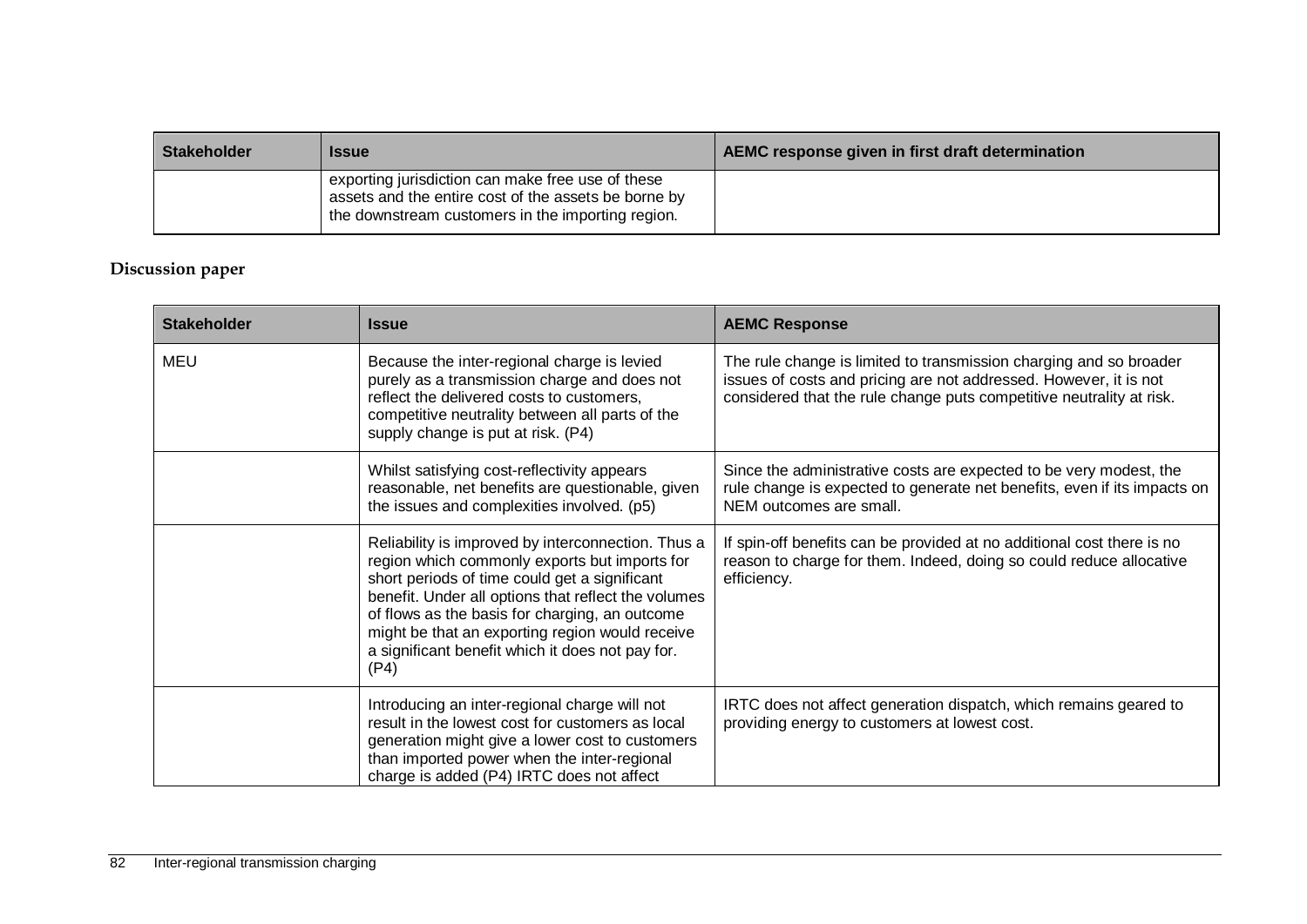| Stakeholder | Issue | AEMC response given in first draft determination |
|---|---|---|
| | exporting jurisdiction can make free use of these assets and the entire cost of the assets be borne by the downstream customers in the importing region. | |

**Discussion paper**

| Stakeholder | Issue | AEMC Response |
|---|---|---|
| MEU | Because the inter-regional charge is levied purely as a transmission charge and does not reflect the delivered costs to customers, competitive neutrality between all parts of the supply change is put at risk. (P4) | The rule change is limited to transmission charging and so broader issues of costs and pricing are not addressed. However, it is not considered that the rule change puts competitive neutrality at risk. |
| | Whilst satisfying cost-reflectivity appears reasonable, net benefits are questionable, given the issues and complexities involved. (p5) | Since the administrative costs are expected to be very modest, the rule change is expected to generate net benefits, even if its impacts on NEM outcomes are small. |
| | Reliability is improved by interconnection. Thus a region which commonly exports but imports for short periods of time could get a significant benefit. Under all options that reflect the volumes of flows as the basis for charging, an outcome might be that an exporting region would receive a significant benefit which it does not pay for. (P4) | If spin-off benefits can be provided at no additional cost there is no reason to charge for them. Indeed, doing so could reduce allocative efficiency. |
| | Introducing an inter-regional charge will not result in the lowest cost for customers as local generation might give a lower cost to customers than imported power when the inter-regional charge is added (P4) IRTC does not affect | IRTC does not affect generation dispatch, which remains geared to providing energy to customers at lowest cost. |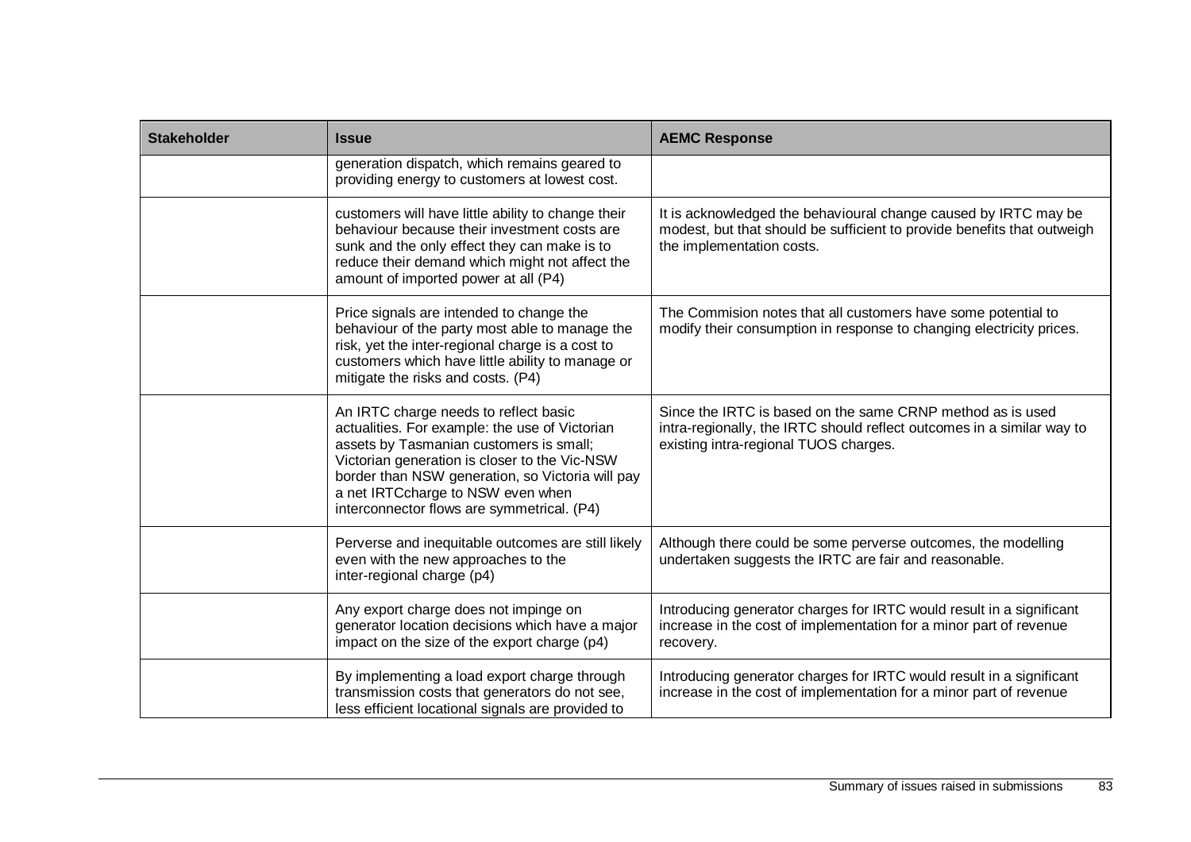| Stakeholder | Issue | AEMC Response |
|---|---|---|
| | generation dispatch, which remains geared to providing energy to customers at lowest cost. | |
| | customers will have little ability to change their behaviour because their investment costs are sunk and the only effect they can make is to reduce their demand which might not affect the amount of imported power at all (P4) | It is acknowledged the behavioural change caused by IRTC may be modest, but that should be sufficient to provide benefits that outweigh the implementation costs. |
| | Price signals are intended to change the behaviour of the party most able to manage the risk, yet the inter-regional charge is a cost to customers which have little ability to manage or mitigate the risks and costs. (P4) | The Commision notes that all customers have some potential to modify their consumption in response to changing electricity prices. |
| | An IRTC charge needs to reflect basic actualities. For example: the use of Victorian assets by Tasmanian customers is small; Victorian generation is closer to the Vic-NSW border than NSW generation, so Victoria will pay a net IRTCcharge to NSW even when interconnector flows are symmetrical. (P4) | Since the IRTC is based on the same CRNP method as is used intra-regionally, the IRTC should reflect outcomes in a similar way to existing intra-regional TUOS charges. |
| | Perverse and inequitable outcomes are still likely even with the new approaches to the inter-regional charge (p4) | Although there could be some perverse outcomes, the modelling undertaken suggests the IRTC are fair and reasonable. |
| | Any export charge does not impinge on generator location decisions which have a major impact on the size of the export charge (p4) | Introducing generator charges for IRTC would result in a significant increase in the cost of implementation for a minor part of revenue recovery. |
| | By implementing a load export charge through transmission costs that generators do not see, less efficient locational signals are provided to | Introducing generator charges for IRTC would result in a significant increase in the cost of implementation for a minor part of revenue |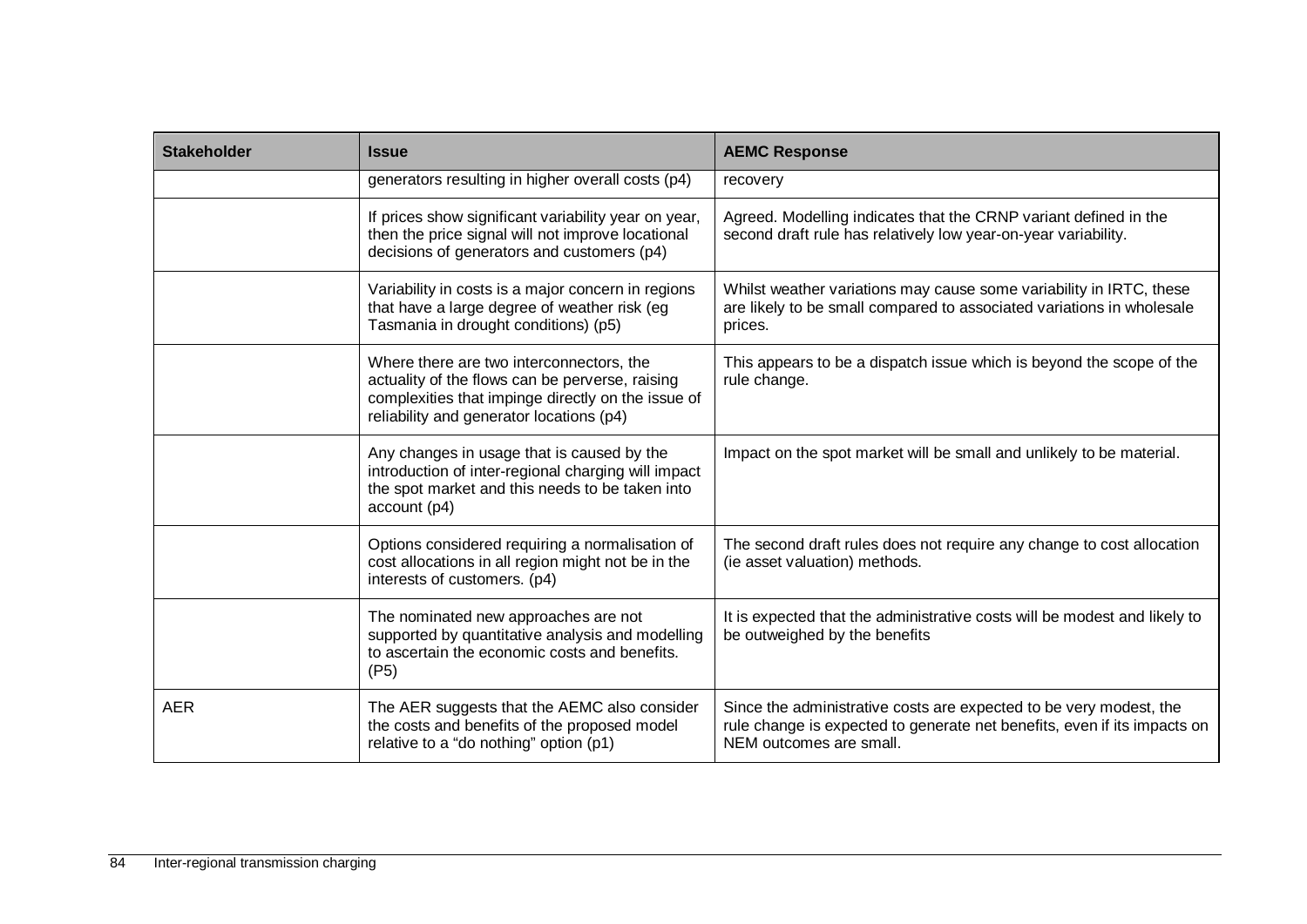| Stakeholder | Issue | AEMC Response |
|---|---|---|
| | generators resulting in higher overall costs (p4) | recovery |
| | If prices show significant variability year on year, then the price signal will not improve locational decisions of generators and customers (p4) | Agreed. Modelling indicates that the CRNP variant defined in the second draft rule has relatively low year-on-year variability. |
| | Variability in costs is a major concern in regions that have a large degree of weather risk (eg Tasmania in drought conditions) (p5) | Whilst weather variations may cause some variability in IRTC, these are likely to be small compared to associated variations in wholesale prices. |
| | Where there are two interconnectors, the actuality of the flows can be perverse, raising complexities that impinge directly on the issue of reliability and generator locations (p4) | This appears to be a dispatch issue which is beyond the scope of the rule change. |
| | Any changes in usage that is caused by the introduction of inter-regional charging will impact the spot market and this needs to be taken into account (p4) | Impact on the spot market will be small and unlikely to be material. |
| | Options considered requiring a normalisation of cost allocations in all region might not be in the interests of customers. (p4) | The second draft rules does not require any change to cost allocation (ie asset valuation) methods. |
| | The nominated new approaches are not supported by quantitative analysis and modelling to ascertain the economic costs and benefits. (P5) | It is expected that the administrative costs will be modest and likely to be outweighed by the benefits |
| AER | The AER suggests that the AEMC also consider the costs and benefits of the proposed model relative to a "do nothing" option (p1) | Since the administrative costs are expected to be very modest, the rule change is expected to generate net benefits, even if its impacts on NEM outcomes are small. |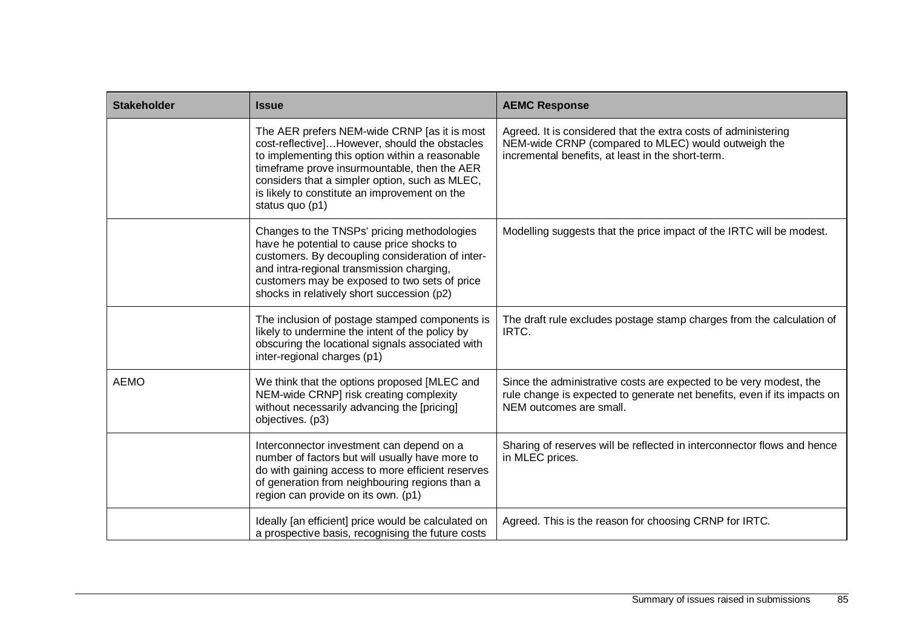| Stakeholder | Issue | AEMC Response |
|---|---|---|
| | The AER prefers NEM-wide CRNP [as it is most cost-reflective]…However, should the obstacles to implementing this option within a reasonable timeframe prove insurmountable, then the AER considers that a simpler option, such as MLEC, is likely to constitute an improvement on the status quo (p1) | Agreed. It is considered that the extra costs of administering NEM-wide CRNP (compared to MLEC) would outweigh the incremental benefits, at least in the short-term. |
| | Changes to the TNSPs' pricing methodologies have he potential to cause price shocks to customers. By decoupling consideration of inter- and intra-regional transmission charging, customers may be exposed to two sets of price shocks in relatively short succession (p2) | Modelling suggests that the price impact of the IRTC will be modest. |
| | The inclusion of postage stamped components is likely to undermine the intent of the policy by obscuring the locational signals associated with inter-regional charges (p1) | The draft rule excludes postage stamp charges from the calculation of IRTC. |
| AEMO | We think that the options proposed [MLEC and NEM-wide CRNP] risk creating complexity without necessarily advancing the [pricing] objectives. (p3) | Since the administrative costs are expected to be very modest, the rule change is expected to generate net benefits, even if its impacts on NEM outcomes are small. |
| | Interconnector investment can depend on a number of factors but will usually have more to do with gaining access to more efficient reserves of generation from neighbouring regions than a region can provide on its own. (p1) | Sharing of reserves will be reflected in interconnector flows and hence in MLEC prices. |
| | Ideally [an efficient] price would be calculated on a prospective basis, recognising the future costs | Agreed. This is the reason for choosing CRNP for IRTC. |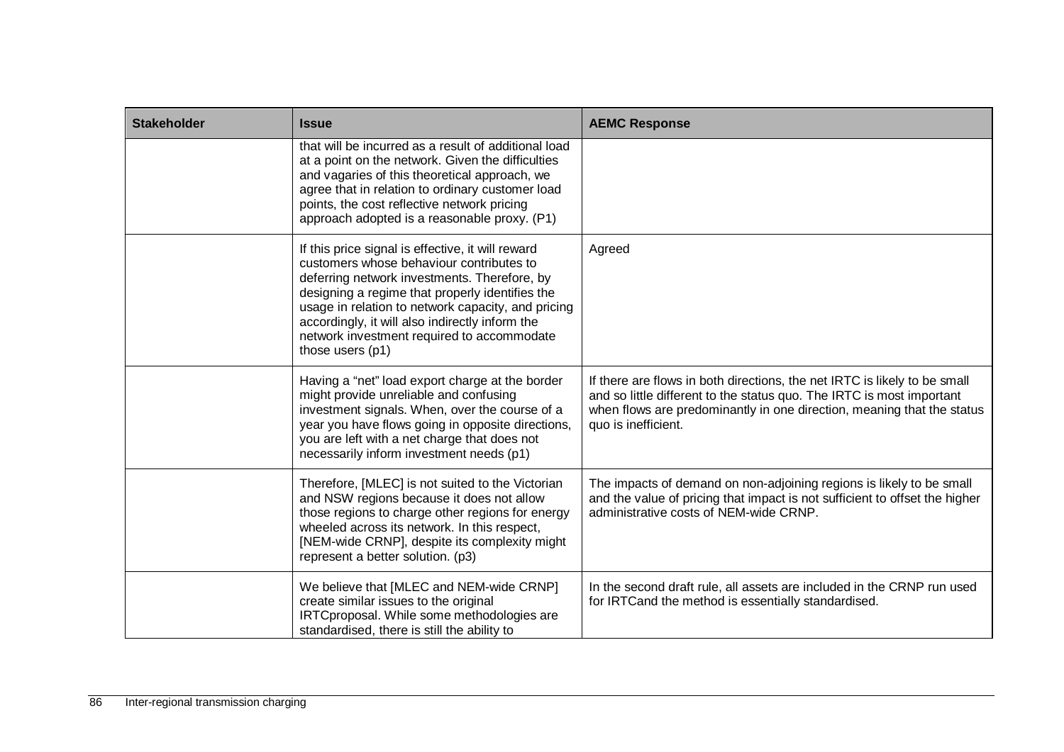| Stakeholder | Issue | AEMC Response |
|---|---|---|
| | that will be incurred as a result of additional load at a point on the network. Given the difficulties and vagaries of this theoretical approach, we agree that in relation to ordinary customer load points, the cost reflective network pricing approach adopted is a reasonable proxy. (P1) | |
| | If this price signal is effective, it will reward customers whose behaviour contributes to deferring network investments. Therefore, by designing a regime that properly identifies the usage in relation to network capacity, and pricing accordingly, it will also indirectly inform the network investment required to accommodate those users (p1) | Agreed |
| | Having a "net" load export charge at the border might provide unreliable and confusing investment signals. When, over the course of a year you have flows going in opposite directions, you are left with a net charge that does not necessarily inform investment needs (p1) | If there are flows in both directions, the net IRTC is likely to be small and so little different to the status quo. The IRTC is most important when flows are predominantly in one direction, meaning that the status quo is inefficient. |
| | Therefore, [MLEC] is not suited to the Victorian and NSW regions because it does not allow those regions to charge other regions for energy wheeled across its network. In this respect, [NEM-wide CRNP], despite its complexity might represent a better solution. (p3) | The impacts of demand on non-adjoining regions is likely to be small and the value of pricing that impact is not sufficient to offset the higher administrative costs of NEM-wide CRNP. |
| | We believe that [MLEC and NEM-wide CRNP] create similar issues to the original IRTCproposal. While some methodologies are standardised, there is still the ability to | In the second draft rule, all assets are included in the CRNP run used for IRTCand the method is essentially standardised. |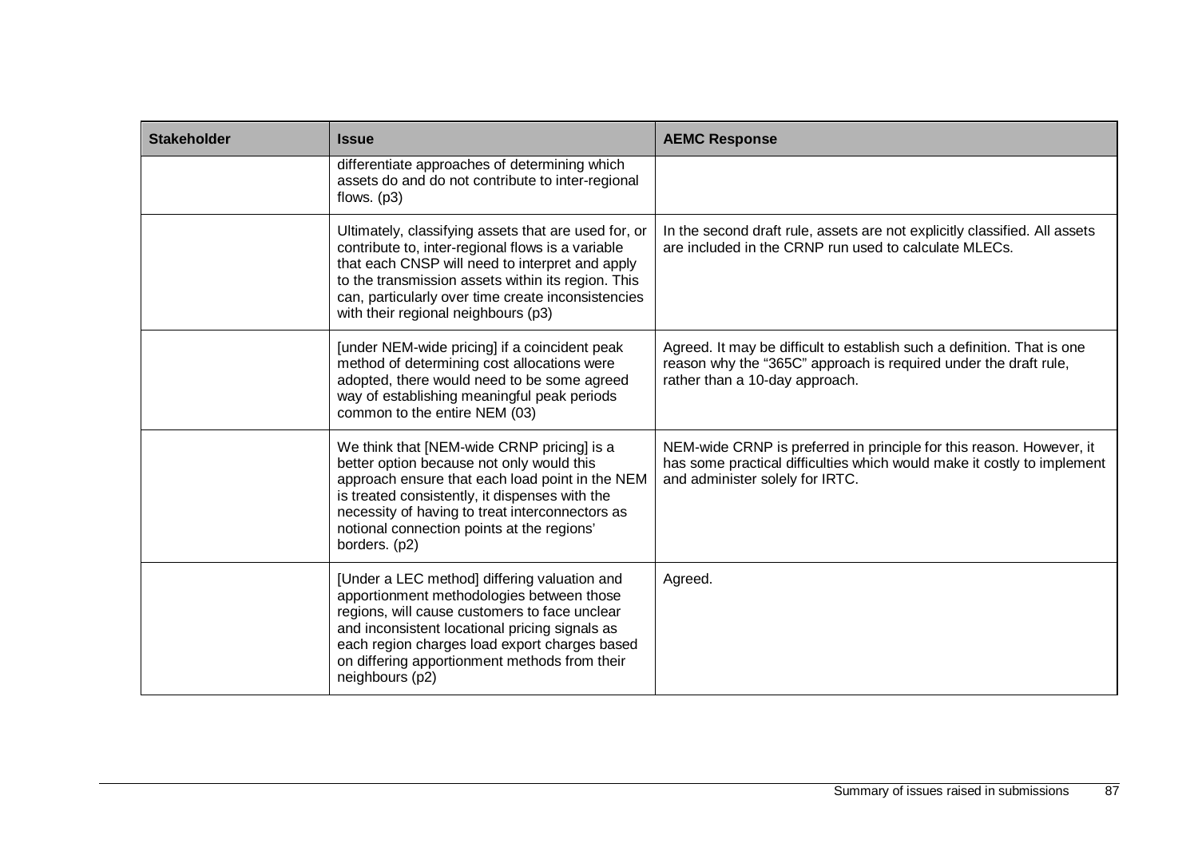| Stakeholder | Issue | AEMC Response |
|---|---|---|
| | differentiate approaches of determining which assets do and do not contribute to inter-regional flows. (p3) | |
| | Ultimately, classifying assets that are used for, or contribute to, inter-regional flows is a variable that each CNSP will need to interpret and apply to the transmission assets within its region. This can, particularly over time create inconsistencies with their regional neighbours (p3) | In the second draft rule, assets are not explicitly classified. All assets are included in the CRNP run used to calculate MLECs. |
| | [under NEM-wide pricing] if a coincident peak method of determining cost allocations were adopted, there would need to be some agreed way of establishing meaningful peak periods common to the entire NEM (03) | Agreed. It may be difficult to establish such a definition. That is one reason why the "365C" approach is required under the draft rule, rather than a 10-day approach. |
| | We think that [NEM-wide CRNP pricing] is a better option because not only would this approach ensure that each load point in the NEM is treated consistently, it dispenses with the necessity of having to treat interconnectors as notional connection points at the regions' borders. (p2) | NEM-wide CRNP is preferred in principle for this reason. However, it has some practical difficulties which would make it costly to implement and administer solely for IRTC. |
| | [Under a LEC method] differing valuation and apportionment methodologies between those regions, will cause customers to face unclear and inconsistent locational pricing signals as each region charges load export charges based on differing apportionment methods from their neighbours (p2) | Agreed. |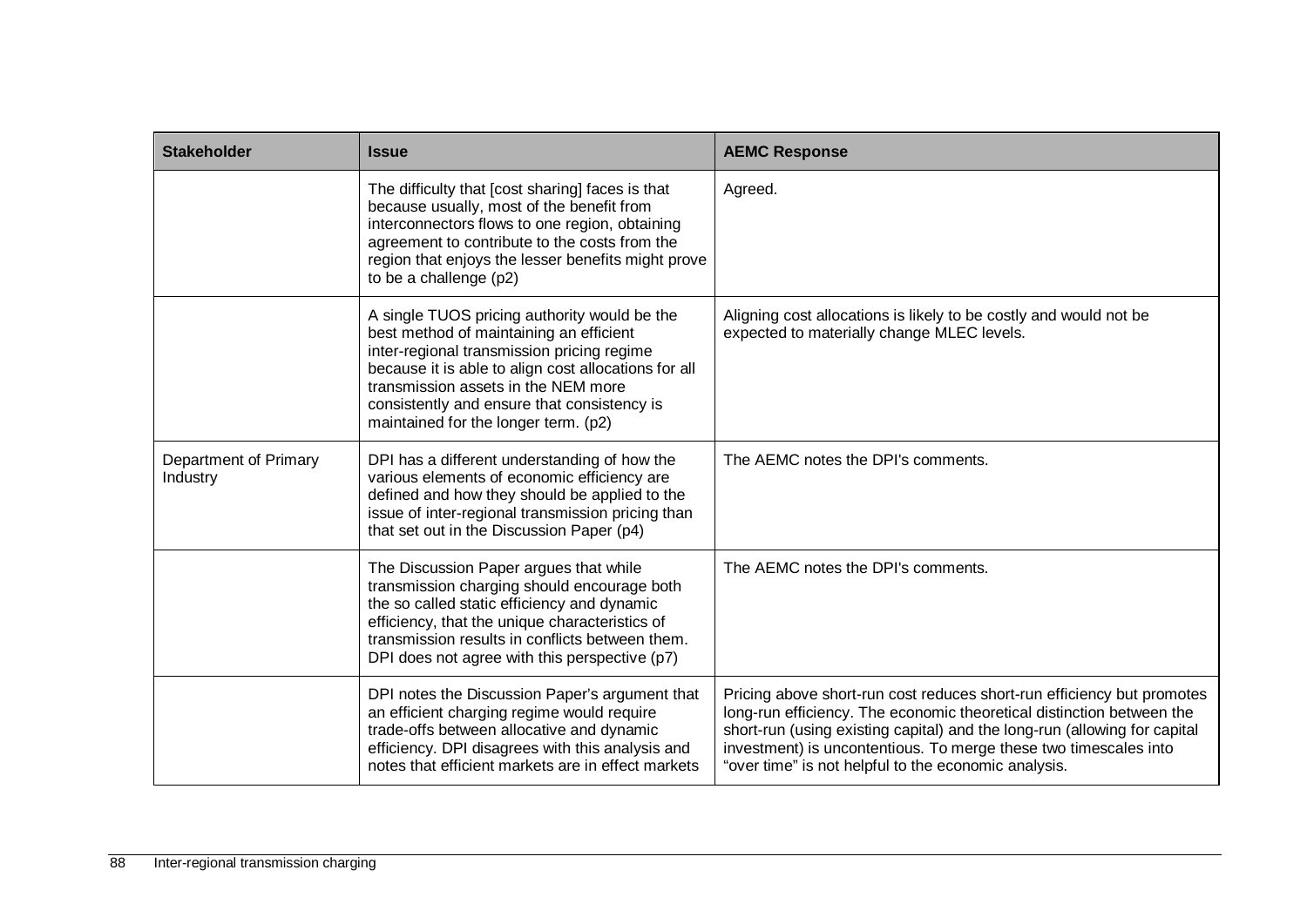| Stakeholder | Issue | AEMC Response |
|---|---|---|
| | The difficulty that [cost sharing] faces is that because usually, most of the benefit from interconnectors flows to one region, obtaining agreement to contribute to the costs from the region that enjoys the lesser benefits might prove to be a challenge (p2) | Agreed. |
| | A single TUOS pricing authority would be the best method of maintaining an efficient inter-regional transmission pricing regime because it is able to align cost allocations for all transmission assets in the NEM more consistently and ensure that consistency is maintained for the longer term. (p2) | Aligning cost allocations is likely to be costly and would not be expected to materially change MLEC levels. |
| Department of Primary Industry | DPI has a different understanding of how the various elements of economic efficiency are defined and how they should be applied to the issue of inter-regional transmission pricing than that set out in the Discussion Paper (p4) | The AEMC notes the DPI's comments. |
| | The Discussion Paper argues that while transmission charging should encourage both the so called static efficiency and dynamic efficiency, that the unique characteristics of transmission results in conflicts between them. DPI does not agree with this perspective (p7) | The AEMC notes the DPI's comments. |
| | DPI notes the Discussion Paper's argument that an efficient charging regime would require trade-offs between allocative and dynamic efficiency. DPI disagrees with this analysis and notes that efficient markets are in effect markets | Pricing above short-run cost reduces short-run efficiency but promotes long-run efficiency. The economic theoretical distinction between the short-run (using existing capital) and the long-run (allowing for capital investment) is uncontentious. To merge these two timescales into "over time" is not helpful to the economic analysis. |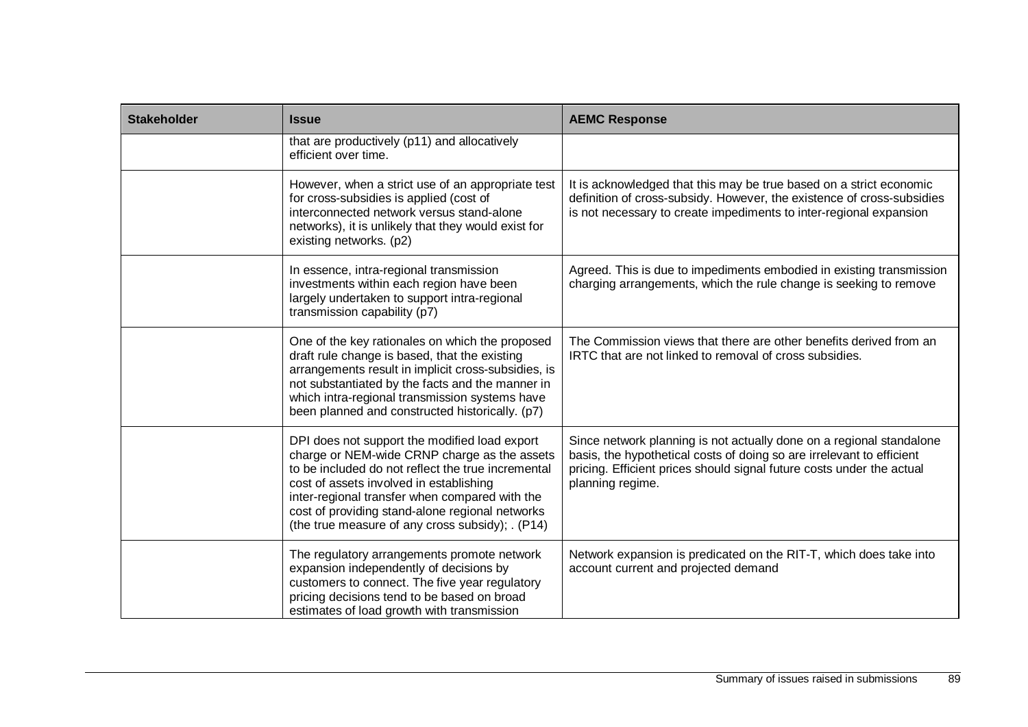| Stakeholder | Issue | AEMC Response |
|---|---|---|
| | that are productively (p11) and allocatively efficient over time. | |
| | However, when a strict use of an appropriate test for cross-subsidies is applied (cost of interconnected network versus stand-alone networks), it is unlikely that they would exist for existing networks. (p2) | It is acknowledged that this may be true based on a strict economic definition of cross-subsidy. However, the existence of cross-subsidies is not necessary to create impediments to inter-regional expansion |
| | In essence, intra-regional transmission investments within each region have been largely undertaken to support intra-regional transmission capability (p7) | Agreed. This is due to impediments embodied in existing transmission charging arrangements, which the rule change is seeking to remove |
| | One of the key rationales on which the proposed draft rule change is based, that the existing arrangements result in implicit cross-subsidies, is not substantiated by the facts and the manner in which intra-regional transmission systems have been planned and constructed historically. (p7) | The Commission views that there are other benefits derived from an IRTC that are not linked to removal of cross subsidies. |
| | DPI does not support the modified load export charge or NEM-wide CRNP charge as the assets to be included do not reflect the true incremental cost of assets involved in establishing inter-regional transfer when compared with the cost of providing stand-alone regional networks (the true measure of any cross subsidy); . (P14) | Since network planning is not actually done on a regional standalone basis, the hypothetical costs of doing so are irrelevant to efficient pricing. Efficient prices should signal future costs under the actual planning regime. |
| | The regulatory arrangements promote network expansion independently of decisions by customers to connect. The five year regulatory pricing decisions tend to be based on broad estimates of load growth with transmission | Network expansion is predicated on the RIT-T, which does take into account current and projected demand |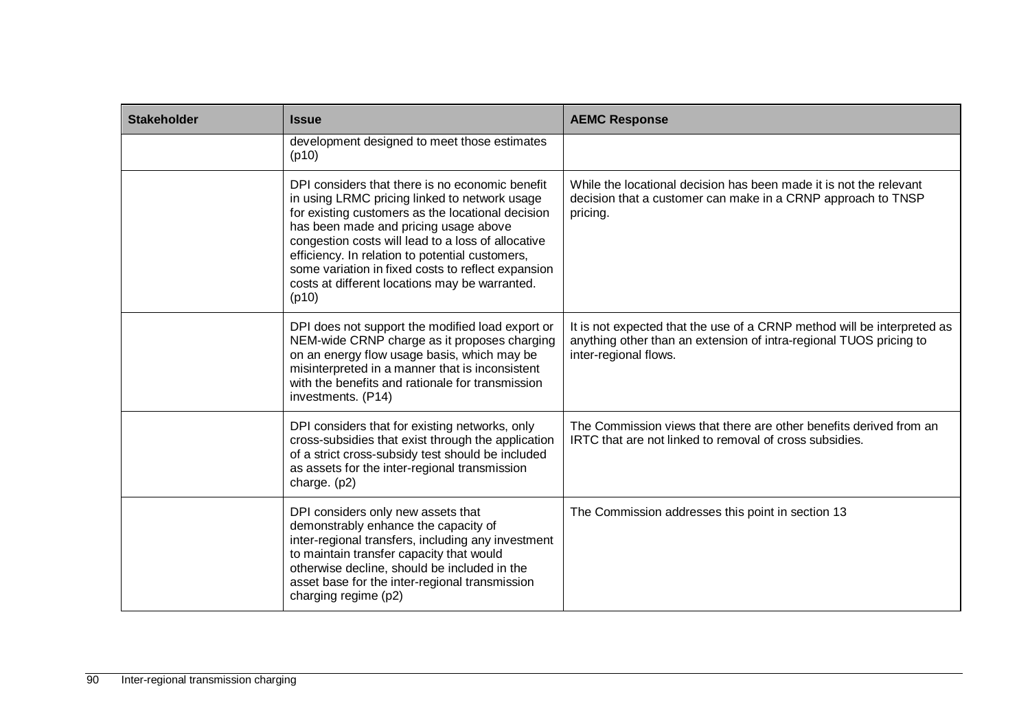| Stakeholder | Issue | AEMC Response |
|---|---|---|
| | development designed to meet those estimates (p10) | |
| | DPI considers that there is no economic benefit in using LRMC pricing linked to network usage for existing customers as the locational decision has been made and pricing usage above congestion costs will lead to a loss of allocative efficiency. In relation to potential customers, some variation in fixed costs to reflect expansion costs at different locations may be warranted. (p10) | While the locational decision has been made it is not the relevant decision that a customer can make in a CRNP approach to TNSP pricing. |
| | DPI does not support the modified load export or NEM-wide CRNP charge as it proposes charging on an energy flow usage basis, which may be misinterpreted in a manner that is inconsistent with the benefits and rationale for transmission investments. (P14) | It is not expected that the use of a CRNP method will be interpreted as anything other than an extension of intra-regional TUOS pricing to inter-regional flows. |
| | DPI considers that for existing networks, only cross-subsidies that exist through the application of a strict cross-subsidy test should be included as assets for the inter-regional transmission charge. (p2) | The Commission views that there are other benefits derived from an IRTC that are not linked to removal of cross subsidies. |
| | DPI considers only new assets that demonstrably enhance the capacity of inter-regional transfers, including any investment to maintain transfer capacity that would otherwise decline, should be included in the asset base for the inter-regional transmission charging regime (p2) | The Commission addresses this point in section 13 |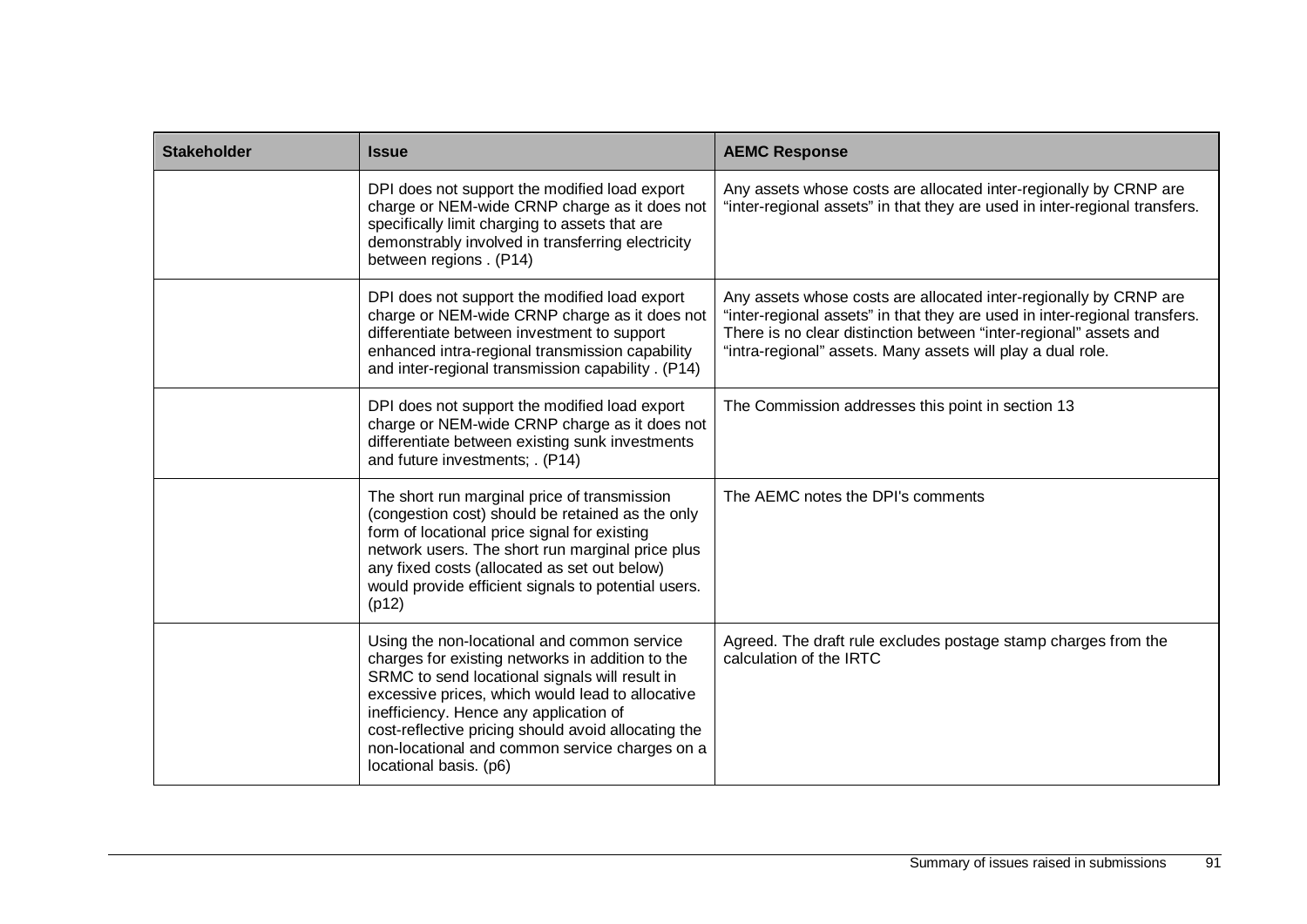| Stakeholder | Issue | AEMC Response |
|---|---|---|
| | DPI does not support the modified load export charge or NEM-wide CRNP charge as it does not specifically limit charging to assets that are demonstrably involved in transferring electricity between regions . (P14) | Any assets whose costs are allocated inter-regionally by CRNP are "inter-regional assets" in that they are used in inter-regional transfers. |
| | DPI does not support the modified load export charge or NEM-wide CRNP charge as it does not differentiate between investment to support enhanced intra-regional transmission capability and inter-regional transmission capability . (P14) | Any assets whose costs are allocated inter-regionally by CRNP are "inter-regional assets" in that they are used in inter-regional transfers. There is no clear distinction between "inter-regional" assets and "intra-regional" assets. Many assets will play a dual role. |
| | DPI does not support the modified load export charge or NEM-wide CRNP charge as it does not differentiate between existing sunk investments and future investments; . (P14) | The Commission addresses this point in section 13 |
| | The short run marginal price of transmission (congestion cost) should be retained as the only form of locational price signal for existing network users. The short run marginal price plus any fixed costs (allocated as set out below) would provide efficient signals to potential users. (p12) | The AEMC notes the DPI's comments |
| | Using the non-locational and common service charges for existing networks in addition to the SRMC to send locational signals will result in excessive prices, which would lead to allocative inefficiency. Hence any application of cost-reflective pricing should avoid allocating the non-locational and common service charges on a locational basis. (p6) | Agreed. The draft rule excludes postage stamp charges from the calculation of the IRTC |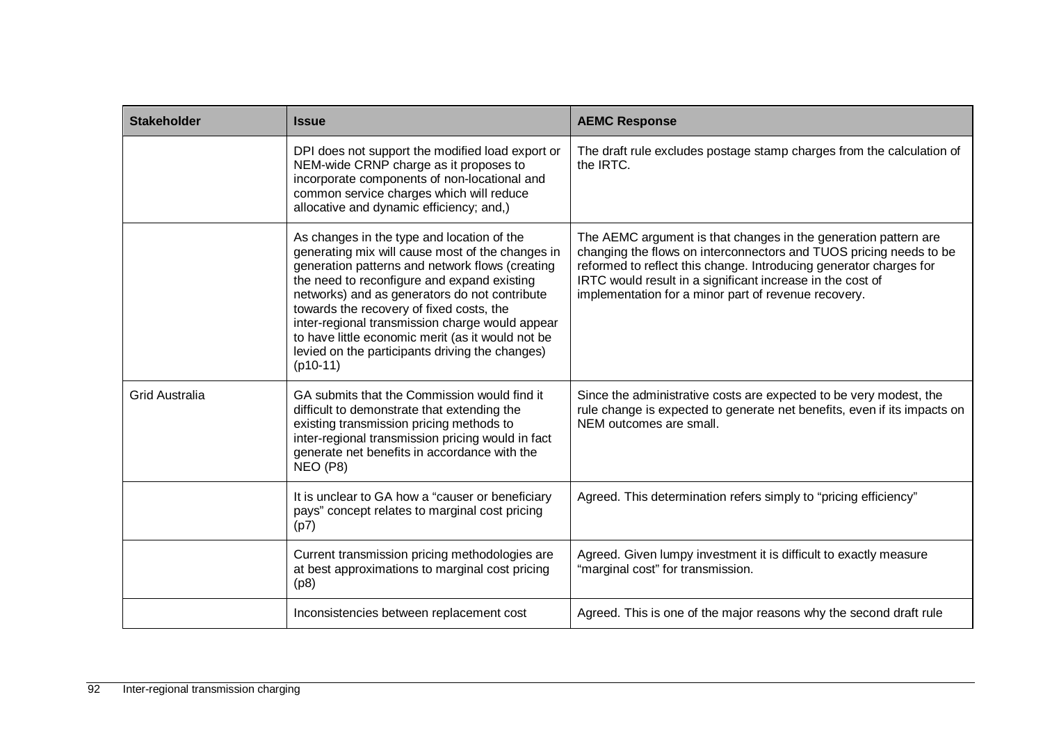| Stakeholder | Issue | AEMC Response |
|---|---|---|
| | DPI does not support the modified load export or NEM-wide CRNP charge as it proposes to incorporate components of non-locational and common service charges which will reduce allocative and dynamic efficiency; and,) | The draft rule excludes postage stamp charges from the calculation of the IRTC. |
| | As changes in the type and location of the generating mix will cause most of the changes in generation patterns and network flows (creating the need to reconfigure and expand existing networks) and as generators do not contribute towards the recovery of fixed costs, the inter-regional transmission charge would appear to have little economic merit (as it would not be levied on the participants driving the changes) (p10-11) | The AEMC argument is that changes in the generation pattern are changing the flows on interconnectors and TUOS pricing needs to be reformed to reflect this change. Introducing generator charges for IRTC would result in a significant increase in the cost of implementation for a minor part of revenue recovery. |
| Grid Australia | GA submits that the Commission would find it difficult to demonstrate that extending the existing transmission pricing methods to inter-regional transmission pricing would in fact generate net benefits in accordance with the NEO (P8) | Since the administrative costs are expected to be very modest, the rule change is expected to generate net benefits, even if its impacts on NEM outcomes are small. |
| | It is unclear to GA how a "causer or beneficiary pays" concept relates to marginal cost pricing (p7) | Agreed. This determination refers simply to "pricing efficiency" |
| | Current transmission pricing methodologies are at best approximations to marginal cost pricing (p8) | Agreed. Given lumpy investment it is difficult to exactly measure "marginal cost" for transmission. |
| | Inconsistencies between replacement cost | Agreed. This is one of the major reasons why the second draft rule |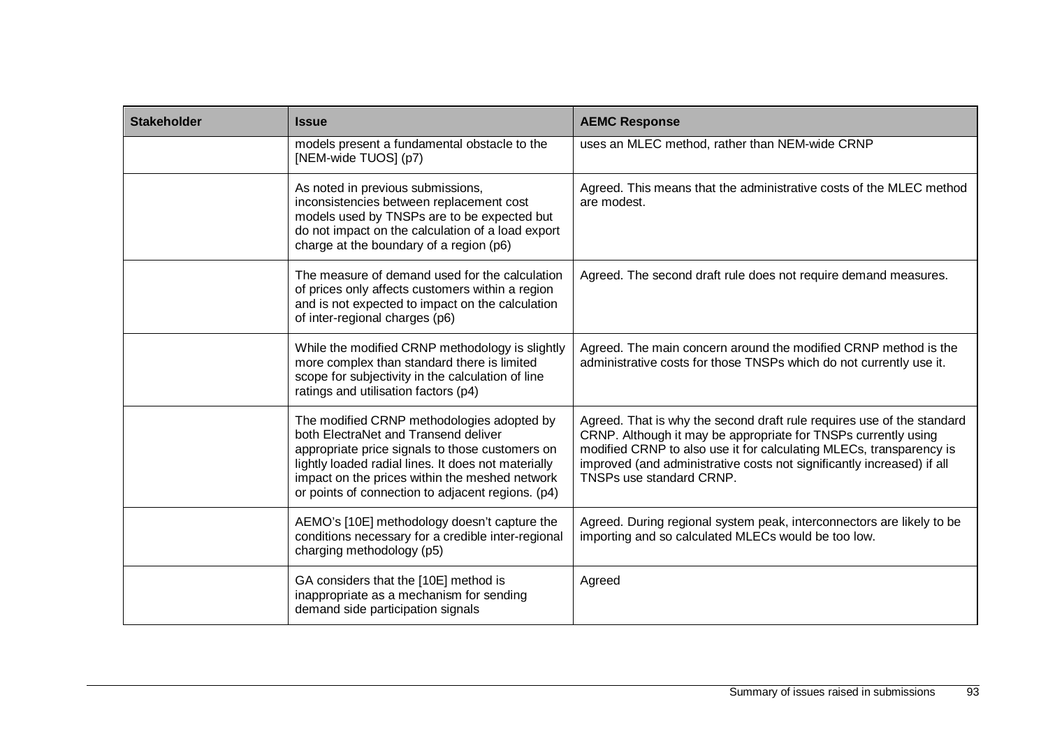| Stakeholder | Issue | AEMC Response |
|---|---|---|
| | models present a fundamental obstacle to the [NEM-wide TUOS] (p7) | uses an MLEC method, rather than NEM-wide CRNP |
| | As noted in previous submissions, inconsistencies between replacement cost models used by TNSPs are to be expected but do not impact on the calculation of a load export charge at the boundary of a region (p6) | Agreed. This means that the administrative costs of the MLEC method are modest. |
| | The measure of demand used for the calculation of prices only affects customers within a region and is not expected to impact on the calculation of inter-regional charges (p6) | Agreed. The second draft rule does not require demand measures. |
| | While the modified CRNP methodology is slightly more complex than standard there is limited scope for subjectivity in the calculation of line ratings and utilisation factors (p4) | Agreed. The main concern around the modified CRNP method is the administrative costs for those TNSPs which do not currently use it. |
| | The modified CRNP methodologies adopted by both ElectraNet and Transend deliver appropriate price signals to those customers on lightly loaded radial lines. It does not materially impact on the prices within the meshed network or points of connection to adjacent regions. (p4) | Agreed. That is why the second draft rule requires use of the standard CRNP. Although it may be appropriate for TNSPs currently using modified CRNP to also use it for calculating MLECs, transparency is improved (and administrative costs not significantly increased) if all TNSPs use standard CRNP. |
| | AEMO's [10E] methodology doesn't capture the conditions necessary for a credible inter-regional charging methodology (p5) | Agreed. During regional system peak, interconnectors are likely to be importing and so calculated MLECs would be too low. |
| | GA considers that the [10E] method is inappropriate as a mechanism for sending demand side participation signals | Agreed |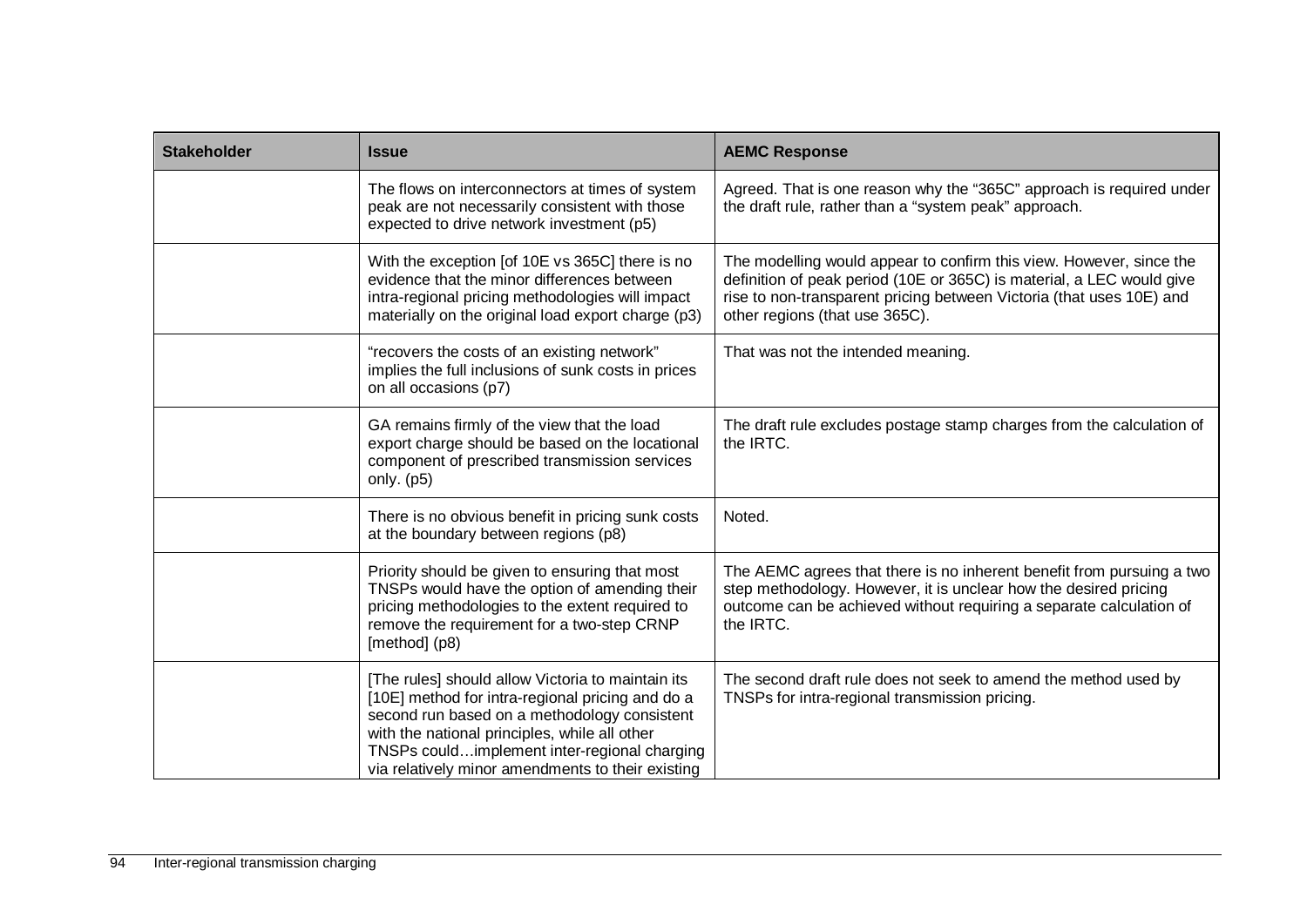| Stakeholder | Issue | AEMC Response |
|---|---|---|
| | The flows on interconnectors at times of system peak are not necessarily consistent with those expected to drive network investment (p5) | Agreed. That is one reason why the "365C" approach is required under the draft rule, rather than a "system peak" approach. |
| | With the exception [of 10E vs 365C] there is no evidence that the minor differences between intra-regional pricing methodologies will impact materially on the original load export charge (p3) | The modelling would appear to confirm this view. However, since the definition of peak period (10E or 365C) is material, a LEC would give rise to non-transparent pricing between Victoria (that uses 10E) and other regions (that use 365C). |
| | "recovers the costs of an existing network" implies the full inclusions of sunk costs in prices on all occasions (p7) | That was not the intended meaning. |
| | GA remains firmly of the view that the load export charge should be based on the locational component of prescribed transmission services only. (p5) | The draft rule excludes postage stamp charges from the calculation of the IRTC. |
| | There is no obvious benefit in pricing sunk costs at the boundary between regions (p8) | Noted. |
| | Priority should be given to ensuring that most TNSPs would have the option of amending their pricing methodologies to the extent required to remove the requirement for a two-step CRNP [method] (p8) | The AEMC agrees that there is no inherent benefit from pursuing a two step methodology. However, it is unclear how the desired pricing outcome can be achieved without requiring a separate calculation of the IRTC. |
| | [The rules] should allow Victoria to maintain its [10E] method for intra-regional pricing and do a second run based on a methodology consistent with the national principles, while all other TNSPs could…implement inter-regional charging via relatively minor amendments to their existing | The second draft rule does not seek to amend the method used by TNSPs for intra-regional transmission pricing. |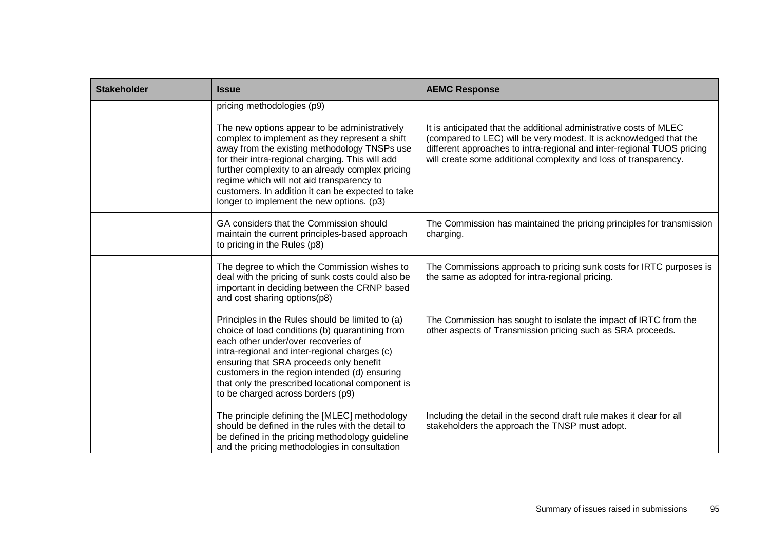| Stakeholder | Issue | AEMC Response |
|---|---|---|
| | pricing methodologies (p9) | |
| | The new options appear to be administratively complex to implement as they represent a shift away from the existing methodology TNSPs use for their intra-regional charging. This will add further complexity to an already complex pricing regime which will not aid transparency to customers. In addition it can be expected to take longer to implement the new options. (p3) | It is anticipated that the additional administrative costs of MLEC (compared to LEC) will be very modest. It is acknowledged that the different approaches to intra-regional and inter-regional TUOS pricing will create some additional complexity and loss of transparency. |
| | GA considers that the Commission should maintain the current principles-based approach to pricing in the Rules (p8) | The Commission has maintained the pricing principles for transmission charging. |
| | The degree to which the Commission wishes to deal with the pricing of sunk costs could also be important in deciding between the CRNP based and cost sharing options(p8) | The Commissions approach to pricing sunk costs for IRTC purposes is the same as adopted for intra-regional pricing. |
| | Principles in the Rules should be limited to (a) choice of load conditions (b) quarantining from each other under/over recoveries of intra-regional and inter-regional charges (c) ensuring that SRA proceeds only benefit customers in the region intended (d) ensuring that only the prescribed locational component is to be charged across borders (p9) | The Commission has sought to isolate the impact of IRTC from the other aspects of Transmission pricing such as SRA proceeds. |
| | The principle defining the [MLEC] methodology should be defined in the rules with the detail to be defined in the pricing methodology guideline and the pricing methodologies in consultation | Including the detail in the second draft rule makes it clear for all stakeholders the approach the TNSP must adopt. |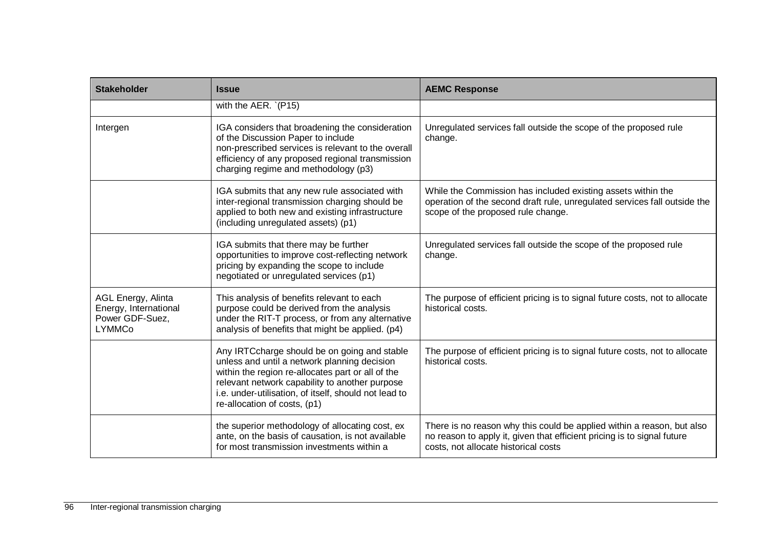| Stakeholder | Issue | AEMC Response |
| --- | --- | --- |
| | with the AER. `(P15) | |
| Intergen | IGA considers that broadening the consideration of the Discussion Paper to include non-prescribed services is relevant to the overall efficiency of any proposed regional transmission charging regime and methodology (p3) | Unregulated services fall outside the scope of the proposed rule change. |
| | IGA submits that any new rule associated with inter-regional transmission charging should be applied to both new and existing infrastructure (including unregulated assets) (p1) | While the Commission has included existing assets within the operation of the second draft rule, unregulated services fall outside the scope of the proposed rule change. |
| | IGA submits that there may be further opportunities to improve cost-reflecting network pricing by expanding the scope to include negotiated or unregulated services (p1) | Unregulated services fall outside the scope of the proposed rule change. |
| AGL Energy, Alinta Energy, International Power GDF-Suez, LYMMCo | This analysis of benefits relevant to each purpose could be derived from the analysis under the RIT-T process, or from any alternative analysis of benefits that might be applied. (p4) | The purpose of efficient pricing is to signal future costs, not to allocate historical costs. |
| | Any IRTCcharge should be on going and stable unless and until a network planning decision within the region re-allocates part or all of the relevant network capability to another purpose i.e. under-utilisation, of itself, should not lead to re-allocation of costs, (p1) | The purpose of efficient pricing is to signal future costs, not to allocate historical costs. |
| | the superior methodology of allocating cost, ex ante, on the basis of causation, is not available for most transmission investments within a | There is no reason why this could be applied within a reason, but also no reason to apply it, given that efficient pricing is to signal future costs, not allocate historical costs |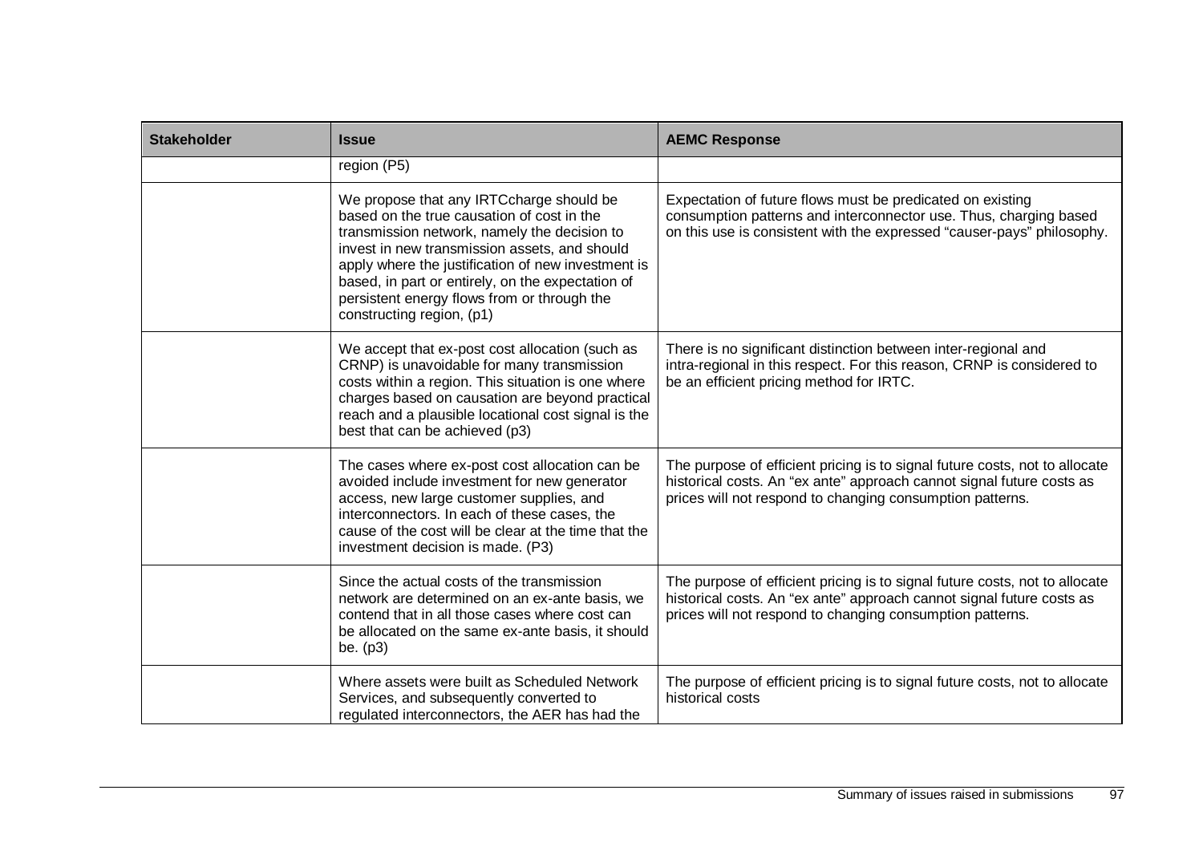| Stakeholder | Issue | AEMC Response |
|---|---|---|
| | region (P5) | |
| | We propose that any IRTCcharge should be based on the true causation of cost in the transmission network, namely the decision to invest in new transmission assets, and should apply where the justification of new investment is based, in part or entirely, on the expectation of persistent energy flows from or through the constructing region, (p1) | Expectation of future flows must be predicated on existing consumption patterns and interconnector use. Thus, charging based on this use is consistent with the expressed "causer-pays" philosophy. |
| | We accept that ex-post cost allocation (such as CRNP) is unavoidable for many transmission costs within a region. This situation is one where charges based on causation are beyond practical reach and a plausible locational cost signal is the best that can be achieved (p3) | There is no significant distinction between inter-regional and intra-regional in this respect. For this reason, CRNP is considered to be an efficient pricing method for IRTC. |
| | The cases where ex-post cost allocation can be avoided include investment for new generator access, new large customer supplies, and interconnectors. In each of these cases, the cause of the cost will be clear at the time that the investment decision is made. (P3) | The purpose of efficient pricing is to signal future costs, not to allocate historical costs. An "ex ante" approach cannot signal future costs as prices will not respond to changing consumption patterns. |
| | Since the actual costs of the transmission network are determined on an ex-ante basis, we contend that in all those cases where cost can be allocated on the same ex-ante basis, it should be. (p3) | The purpose of efficient pricing is to signal future costs, not to allocate historical costs. An "ex ante" approach cannot signal future costs as prices will not respond to changing consumption patterns. |
| | Where assets were built as Scheduled Network Services, and subsequently converted to regulated interconnectors, the AER has had the | The purpose of efficient pricing is to signal future costs, not to allocate historical costs |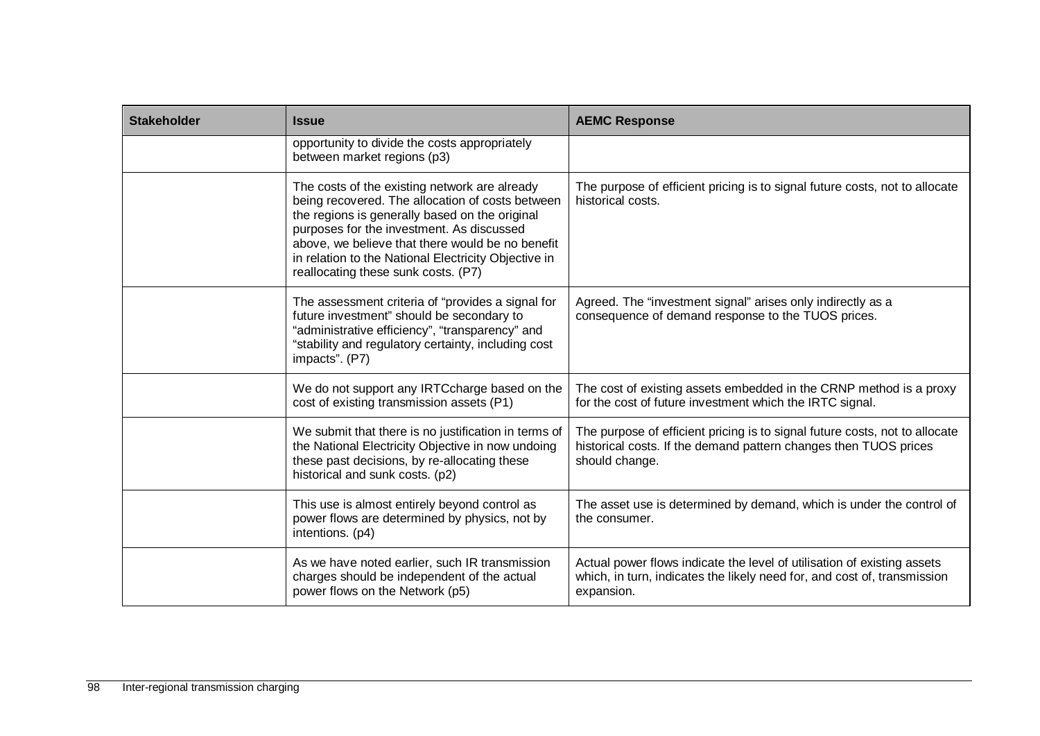| Stakeholder | Issue | AEMC Response |
| --- | --- | --- |
| | opportunity to divide the costs appropriately between market regions (p3) | |
| | The costs of the existing network are already being recovered. The allocation of costs between the regions is generally based on the original purposes for the investment. As discussed above, we believe that there would be no benefit in relation to the National Electricity Objective in reallocating these sunk costs. (P7) | The purpose of efficient pricing is to signal future costs, not to allocate historical costs. |
| | The assessment criteria of "provides a signal for future investment" should be secondary to "administrative efficiency", "transparency" and "stability and regulatory certainty, including cost impacts". (P7) | Agreed. The "investment signal" arises only indirectly as a consequence of demand response to the TUOS prices. |
| | We do not support any IRTCcharge based on the cost of existing transmission assets (P1) | The cost of existing assets embedded in the CRNP method is a proxy for the cost of future investment which the IRTC signal. |
| | We submit that there is no justification in terms of the National Electricity Objective in now undoing these past decisions, by re-allocating these historical and sunk costs. (p2) | The purpose of efficient pricing is to signal future costs, not to allocate historical costs. If the demand pattern changes then TUOS prices should change. |
| | This use is almost entirely beyond control as power flows are determined by physics, not by intentions. (p4) | The asset use is determined by demand, which is under the control of the consumer. |
| | As we have noted earlier, such IR transmission charges should be independent of the actual power flows on the Network (p5) | Actual power flows indicate the level of utilisation of existing assets which, in turn, indicates the likely need for, and cost of, transmission expansion. |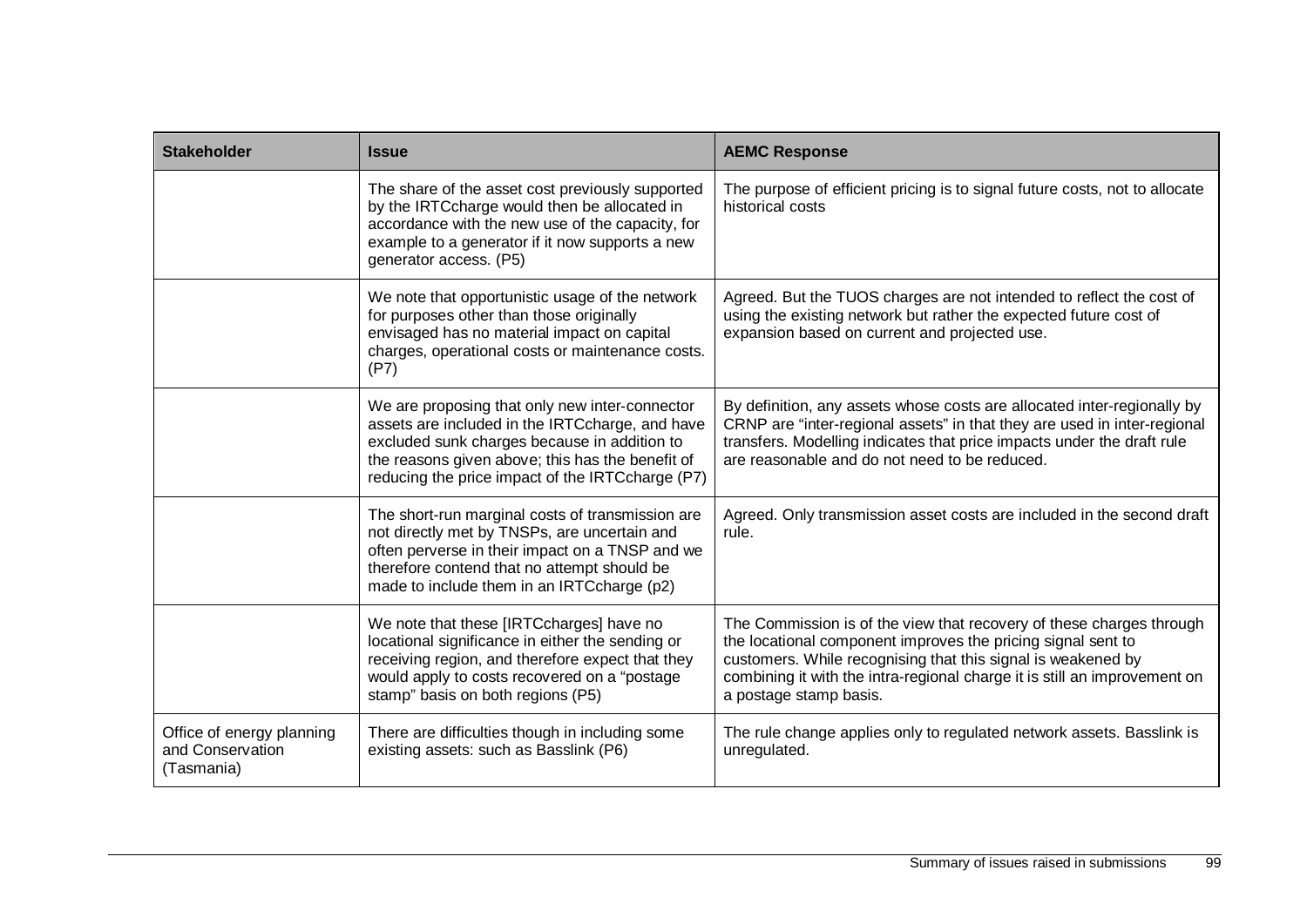| Stakeholder | Issue | AEMC Response |
| --- | --- | --- |
| | The share of the asset cost previously supported by the IRTCcharge would then be allocated in accordance with the new use of the capacity, for example to a generator if it now supports a new generator access. (P5) | The purpose of efficient pricing is to signal future costs, not to allocate historical costs |
| | We note that opportunistic usage of the network for purposes other than those originally envisaged has no material impact on capital charges, operational costs or maintenance costs. (P7) | Agreed. But the TUOS charges are not intended to reflect the cost of using the existing network but rather the expected future cost of expansion based on current and projected use. |
| | We are proposing that only new inter-connector assets are included in the IRTCcharge, and have excluded sunk charges because in addition to the reasons given above; this has the benefit of reducing the price impact of the IRTCcharge (P7) | By definition, any assets whose costs are allocated inter-regionally by CRNP are "inter-regional assets" in that they are used in inter-regional transfers. Modelling indicates that price impacts under the draft rule are reasonable and do not need to be reduced. |
| | The short-run marginal costs of transmission are not directly met by TNSPs, are uncertain and often perverse in their impact on a TNSP and we therefore contend that no attempt should be made to include them in an IRTCcharge (p2) | Agreed. Only transmission asset costs are included in the second draft rule. |
| | We note that these [IRTCcharges] have no locational significance in either the sending or receiving region, and therefore expect that they would apply to costs recovered on a "postage stamp" basis on both regions (P5) | The Commission is of the view that recovery of these charges through the locational component improves the pricing signal sent to customers. While recognising that this signal is weakened by combining it with the intra-regional charge it is still an improvement on a postage stamp basis. |
| Office of energy planning and Conservation (Tasmania) | There are difficulties though in including some existing assets: such as Basslink (P6) | The rule change applies only to regulated network assets. Basslink is unregulated. |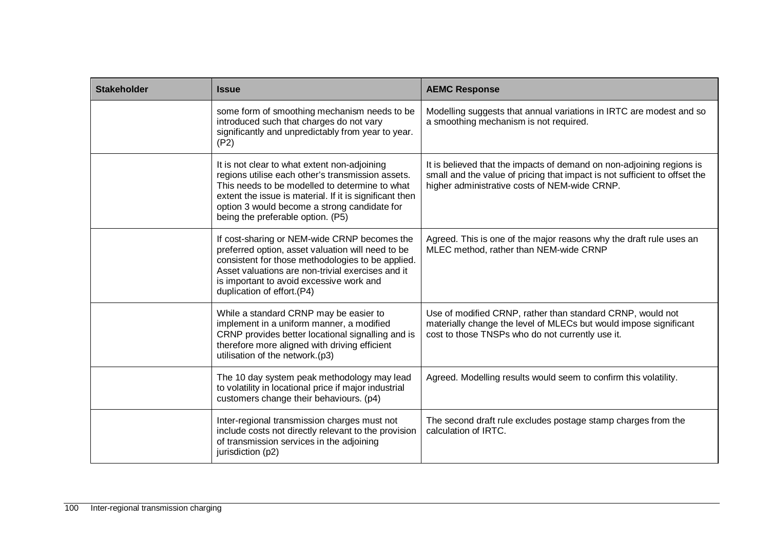| Stakeholder | Issue | AEMC Response |
|---|---|---|
| | some form of smoothing mechanism needs to be introduced such that charges do not vary significantly and unpredictably from year to year. (P2) | Modelling suggests that annual variations in IRTC are modest and so a smoothing mechanism is not required. |
| | It is not clear to what extent non-adjoining regions utilise each other's transmission assets. This needs to be modelled to determine to what extent the issue is material. If it is significant then option 3 would become a strong candidate for being the preferable option. (P5) | It is believed that the impacts of demand on non-adjoining regions is small and the value of pricing that impact is not sufficient to offset the higher administrative costs of NEM-wide CRNP. |
| | If cost-sharing or NEM-wide CRNP becomes the preferred option, asset valuation will need to be consistent for those methodologies to be applied. Asset valuations are non-trivial exercises and it is important to avoid excessive work and duplication of effort.(P4) | Agreed. This is one of the major reasons why the draft rule uses an MLEC method, rather than NEM-wide CRNP |
| | While a standard CRNP may be easier to implement in a uniform manner, a modified CRNP provides better locational signalling and is therefore more aligned with driving efficient utilisation of the network.(p3) | Use of modified CRNP, rather than standard CRNP, would not materially change the level of MLECs but would impose significant cost to those TNSPs who do not currently use it. |
| | The 10 day system peak methodology may lead to volatility in locational price if major industrial customers change their behaviours. (p4) | Agreed. Modelling results would seem to confirm this volatility. |
| | Inter-regional transmission charges must not include costs not directly relevant to the provision of transmission services in the adjoining jurisdiction (p2) | The second draft rule excludes postage stamp charges from the calculation of IRTC. |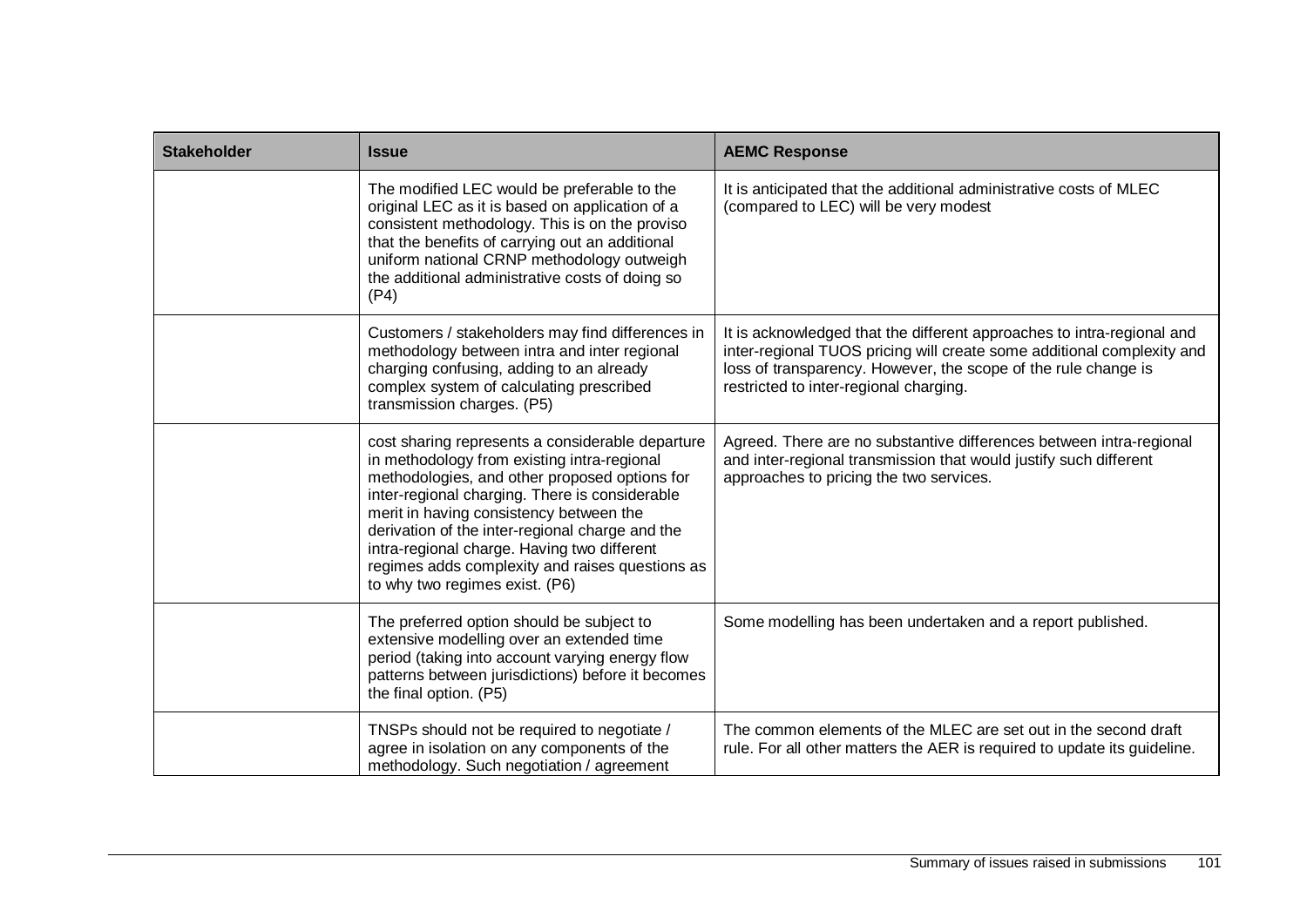| Stakeholder | Issue | AEMC Response |
|---|---|---|
| | The modified LEC would be preferable to the original LEC as it is based on application of a consistent methodology. This is on the proviso that the benefits of carrying out an additional uniform national CRNP methodology outweigh the additional administrative costs of doing so (P4) | It is anticipated that the additional administrative costs of MLEC (compared to LEC) will be very modest |
| | Customers / stakeholders may find differences in methodology between intra and inter regional charging confusing, adding to an already complex system of calculating prescribed transmission charges. (P5) | It is acknowledged that the different approaches to intra-regional and inter-regional TUOS pricing will create some additional complexity and loss of transparency. However, the scope of the rule change is restricted to inter-regional charging. |
| | cost sharing represents a considerable departure in methodology from existing intra-regional methodologies, and other proposed options for inter-regional charging. There is considerable merit in having consistency between the derivation of the inter-regional charge and the intra-regional charge. Having two different regimes adds complexity and raises questions as to why two regimes exist. (P6) | Agreed. There are no substantive differences between intra-regional and inter-regional transmission that would justify such different approaches to pricing the two services. |
| | The preferred option should be subject to extensive modelling over an extended time period (taking into account varying energy flow patterns between jurisdictions) before it becomes the final option. (P5) | Some modelling has been undertaken and a report published. |
| | TNSPs should not be required to negotiate / agree in isolation on any components of the methodology. Such negotiation / agreement | The common elements of the MLEC are set out in the second draft rule. For all other matters the AER is required to update its guideline. |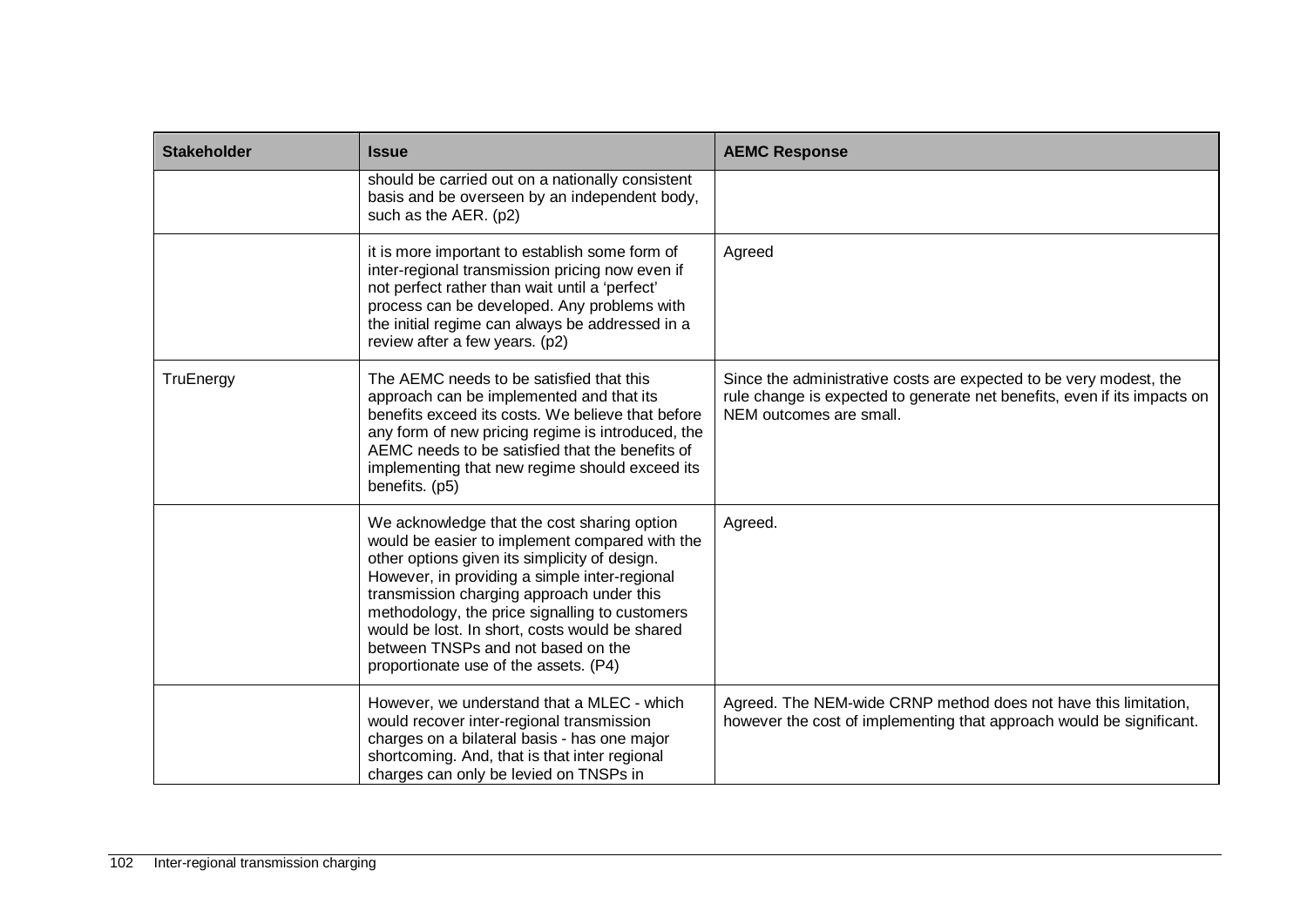| Stakeholder | Issue | AEMC Response |
|---|---|---|
| | should be carried out on a nationally consistent basis and be overseen by an independent body, such as the AER. (p2) | |
| | it is more important to establish some form of inter-regional transmission pricing now even if not perfect rather than wait until a 'perfect' process can be developed. Any problems with the initial regime can always be addressed in a review after a few years. (p2) | Agreed |
| TruEnergy | The AEMC needs to be satisfied that this approach can be implemented and that its benefits exceed its costs. We believe that before any form of new pricing regime is introduced, the AEMC needs to be satisfied that the benefits of implementing that new regime should exceed its benefits. (p5) | Since the administrative costs are expected to be very modest, the rule change is expected to generate net benefits, even if its impacts on NEM outcomes are small. |
| | We acknowledge that the cost sharing option would be easier to implement compared with the other options given its simplicity of design. However, in providing a simple inter-regional transmission charging approach under this methodology, the price signalling to customers would be lost. In short, costs would be shared between TNSPs and not based on the proportionate use of the assets. (P4) | Agreed. |
| | However, we understand that a MLEC - which would recover inter-regional transmission charges on a bilateral basis - has one major shortcoming. And, that is that inter regional charges can only be levied on TNSPs in | Agreed. The NEM-wide CRNP method does not have this limitation, however the cost of implementing that approach would be significant. |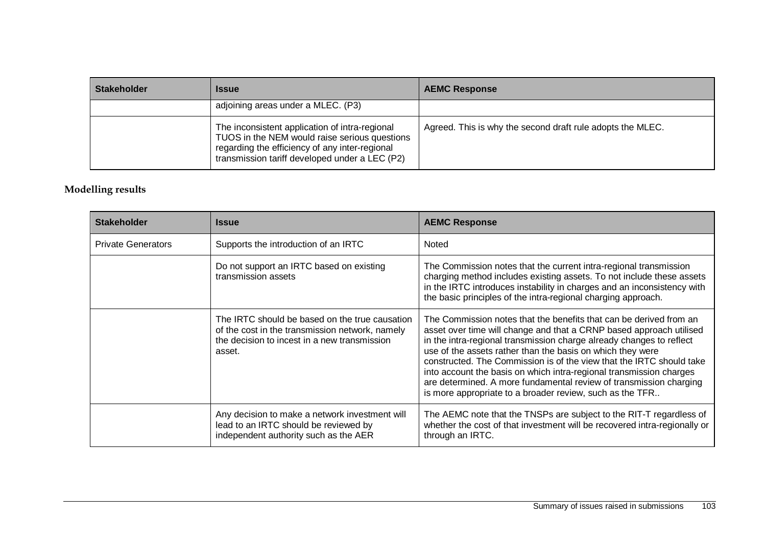| Stakeholder | Issue | AEMC Response |
|---|---|---|
| | adjoining areas under a MLEC. (P3) | |
| | The inconsistent application of intra-regional TUOS in the NEM would raise serious questions regarding the efficiency of any inter-regional transmission tariff developed under a LEC (P2) | Agreed. This is why the second draft rule adopts the MLEC. |

**Modelling results**

| Stakeholder | Issue | AEMC Response |
|---|---|---|
| Private Generators | Supports the introduction of an IRTC | Noted |
| | Do not support an IRTC based on existing transmission assets | The Commission notes that the current intra-regional transmission charging method includes existing assets. To not include these assets in the IRTC introduces instability in charges and an inconsistency with the basic principles of the intra-regional charging approach. |
| | The IRTC should be based on the true causation of the cost in the transmission network, namely the decision to incest in a new transmission asset. | The Commission notes that the benefits that can be derived from an asset over time will change and that a CRNP based approach utilised in the intra-regional transmission charge already changes to reflect use of the assets rather than the basis on which they were constructed. The Commission is of the view that the IRTC should take into account the basis on which intra-regional transmission charges are determined. A more fundamental review of transmission charging is more appropriate to a broader review, such as the TFR.. |
| | Any decision to make a network investment will lead to an IRTC should be reviewed by independent authority such as the AER | The AEMC note that the TNSPs are subject to the RIT-T regardless of whether the cost of that investment will be recovered intra-regionally or through an IRTC. |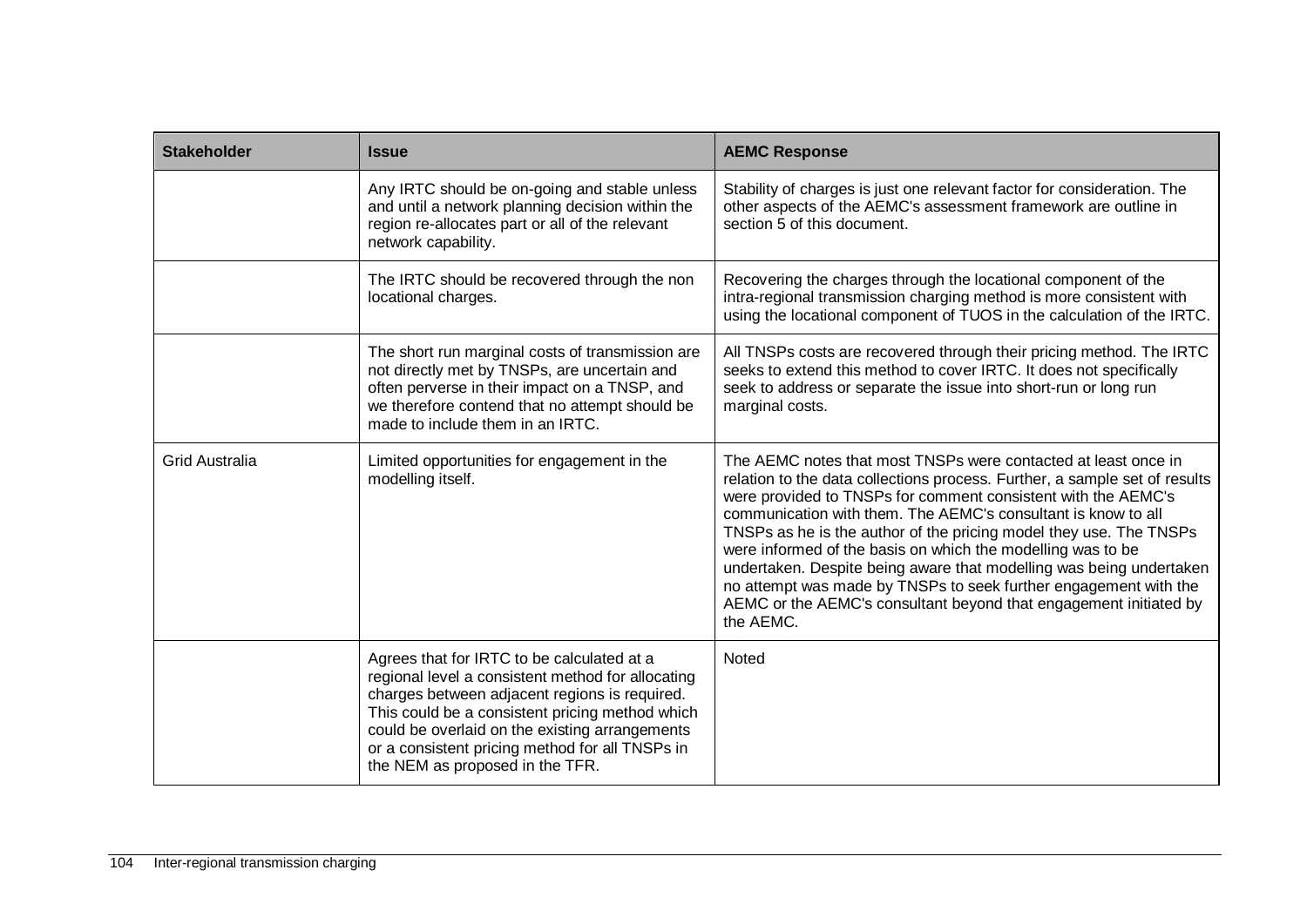| Stakeholder | Issue | AEMC Response |
|---|---|---|
| | Any IRTC should be on-going and stable unless and until a network planning decision within the region re-allocates part or all of the relevant network capability. | Stability of charges is just one relevant factor for consideration. The other aspects of the AEMC's assessment framework are outline in section 5 of this document. |
| | The IRTC should be recovered through the non locational charges. | Recovering the charges through the locational component of the intra-regional transmission charging method is more consistent with using the locational component of TUOS in the calculation of the IRTC. |
| | The short run marginal costs of transmission are not directly met by TNSPs, are uncertain and often perverse in their impact on a TNSP, and we therefore contend that no attempt should be made to include them in an IRTC. | All TNSPs costs are recovered through their pricing method. The IRTC seeks to extend this method to cover IRTC. It does not specifically seek to address or separate the issue into short-run or long run marginal costs. |
| Grid Australia | Limited opportunities for engagement in the modelling itself. | The AEMC notes that most TNSPs were contacted at least once in relation to the data collections process. Further, a sample set of results were provided to TNSPs for comment consistent with the AEMC's communication with them. The AEMC's consultant is know to all TNSPs as he is the author of the pricing model they use. The TNSPs were informed of the basis on which the modelling was to be undertaken. Despite being aware that modelling was being undertaken no attempt was made by TNSPs to seek further engagement with the AEMC or the AEMC's consultant beyond that engagement initiated by the AEMC. |
| | Agrees that for IRTC to be calculated at a regional level a consistent method for allocating charges between adjacent regions is required. This could be a consistent pricing method which could be overlaid on the existing arrangements or a consistent pricing method for all TNSPs in the NEM as proposed in the TFR. | Noted |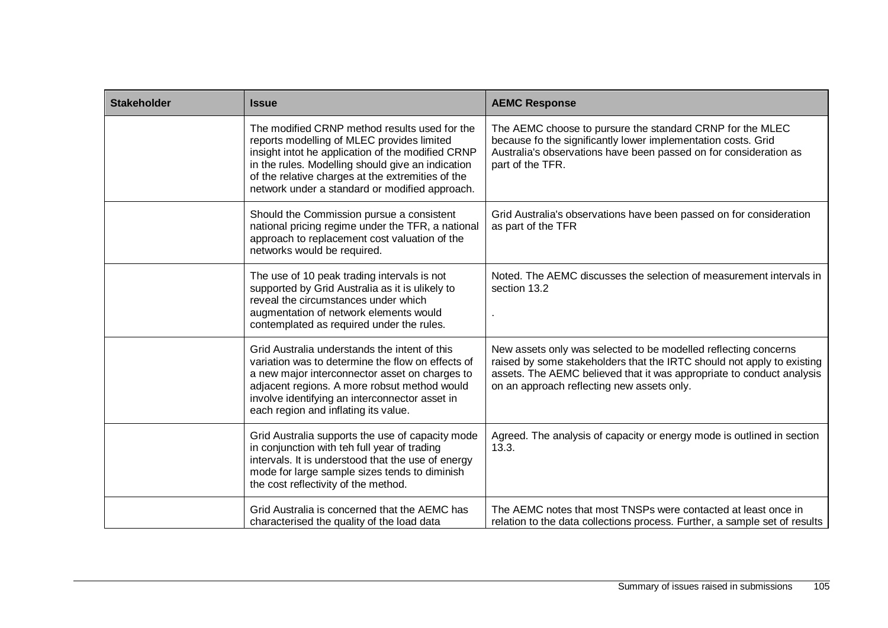| Stakeholder | Issue | AEMC Response |
| --- | --- | --- |
| | The modified CRNP method results used for the reports modelling of MLEC provides limited insight intot he application of the modified CRNP in the rules. Modelling should give an indication of the relative charges at the extremities of the network under a standard or modified approach. | The AEMC choose to pursure the standard CRNP for the MLEC because fo the significantly lower implementation costs. Grid Australia's observations have been passed on for consideration as part of the TFR. |
| | Should the Commission pursue a consistent national pricing regime under the TFR, a national approach to replacement cost valuation of the networks would be required. | Grid Australia's observations have been passed on for consideration as part of the TFR |
| | The use of 10 peak trading intervals is not supported by Grid Australia as it is ulikely to reveal the circumstances under which augmentation of network elements would contemplated as required under the rules. | Noted. The AEMC discusses the selection of measurement intervals in section 13.2<br><br>. |
| | Grid Australia understands the intent of this variation was to determine the flow on effects of a new major interconnector asset on charges to adjacent regions. A more robsut method would involve identifying an interconnector asset in each region and inflating its value. | New assets only was selected to be modelled reflecting concerns raised by some stakeholders that the IRTC should not apply to existing assets. The AEMC believed that it was appropriate to conduct analysis on an approach reflecting new assets only. |
| | Grid Australia supports the use of capacity mode in conjunction with teh full year of trading intervals. It is understood that the use of energy mode for large sample sizes tends to diminish the cost reflectivity of the method. | Agreed. The analysis of capacity or energy mode is outlined in section 13.3. |
| | Grid Australia is concerned that the AEMC has characterised the quality of the load data | The AEMC notes that most TNSPs were contacted at least once in relation to the data collections process. Further, a sample set of results |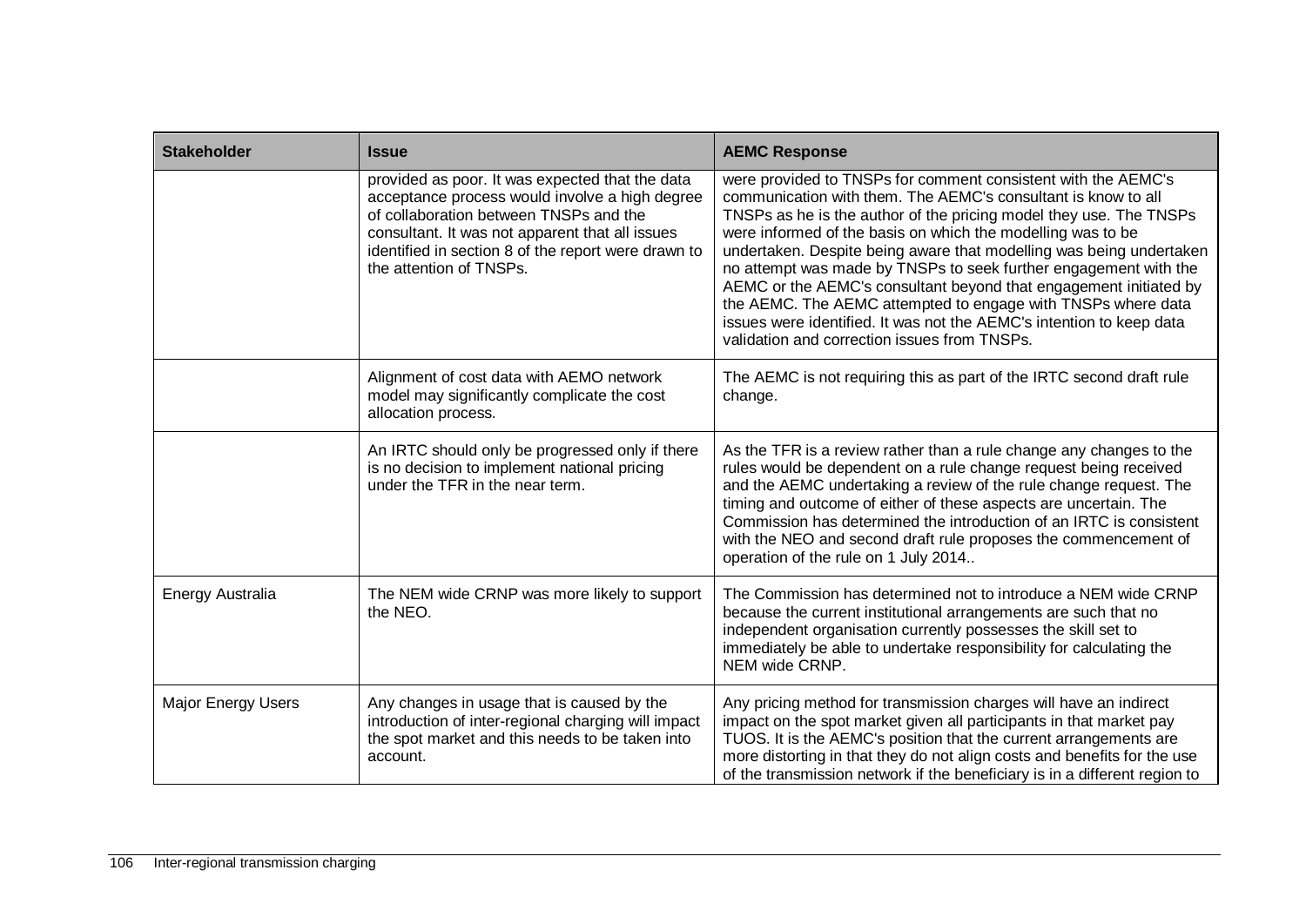| Stakeholder | Issue | AEMC Response |
|---|---|---|
| | provided as poor. It was expected that the data acceptance process would involve a high degree of collaboration between TNSPs and the consultant. It was not apparent that all issues identified in section 8 of the report were drawn to the attention of TNSPs. | were provided to TNSPs for comment consistent with the AEMC's communication with them. The AEMC's consultant is know to all TNSPs as he is the author of the pricing model they use. The TNSPs were informed of the basis on which the modelling was to be undertaken. Despite being aware that modelling was being undertaken no attempt was made by TNSPs to seek further engagement with the AEMC or the AEMC's consultant beyond that engagement initiated by the AEMC. The AEMC attempted to engage with TNSPs where data issues were identified. It was not the AEMC's intention to keep data validation and correction issues from TNSPs. |
| | Alignment of cost data with AEMO network model may significantly complicate the cost allocation process. | The AEMC is not requiring this as part of the IRTC second draft rule change. |
| | An IRTC should only be progressed only if there is no decision to implement national pricing under the TFR in the near term. | As the TFR is a review rather than a rule change any changes to the rules would be dependent on a rule change request being received and the AEMC undertaking a review of the rule change request. The timing and outcome of either of these aspects are uncertain. The Commission has determined the introduction of an IRTC is consistent with the NEO and second draft rule proposes the commencement of operation of the rule on 1 July 2014.. |
| Energy Australia | The NEM wide CRNP was more likely to support the NEO. | The Commission has determined not to introduce a NEM wide CRNP because the current institutional arrangements are such that no independent organisation currently possesses the skill set to immediately be able to undertake responsibility for calculating the NEM wide CRNP. |
| Major Energy Users | Any changes in usage that is caused by the introduction of inter-regional charging will impact the spot market and this needs to be taken into account. | Any pricing method for transmission charges will have an indirect impact on the spot market given all participants in that market pay TUOS. It is the AEMC's position that the current arrangements are more distorting in that they do not align costs and benefits for the use of the transmission network if the beneficiary is in a different region to |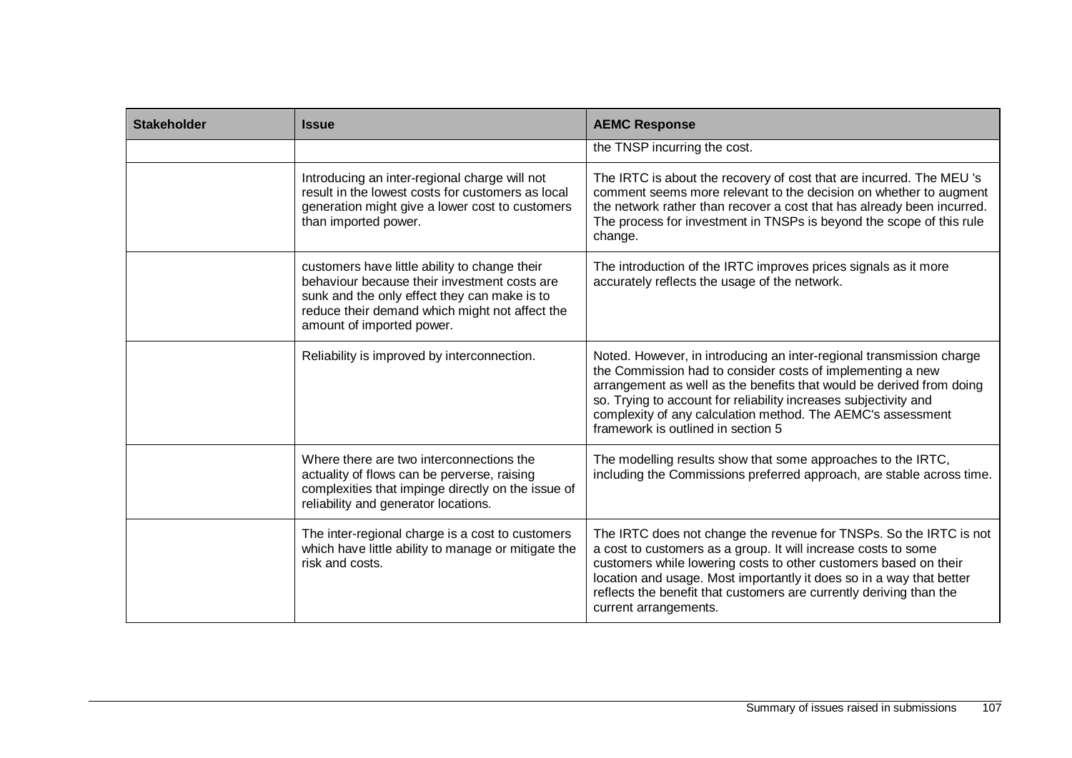| Stakeholder | Issue | AEMC Response |
|---|---|---|
| | | the TNSP incurring the cost. |
| | Introducing an inter-regional charge will not result in the lowest costs for customers as local generation might give a lower cost to customers than imported power. | The IRTC is about the recovery of cost that are incurred. The MEU 's comment seems more relevant to the decision on whether to augment the network rather than recover a cost that has already been incurred. The process for investment in TNSPs is beyond the scope of this rule change. |
| | customers have little ability to change their behaviour because their investment costs are sunk and the only effect they can make is to reduce their demand which might not affect the amount of imported power. | The introduction of the IRTC improves prices signals as it more accurately reflects the usage of the network. |
| | Reliability is improved by interconnection. | Noted. However, in introducing an inter-regional transmission charge the Commission had to consider costs of implementing a new arrangement as well as the benefits that would be derived from doing so. Trying to account for reliability increases subjectivity and complexity of any calculation method. The AEMC's assessment framework is outlined in section 5 |
| | Where there are two interconnections the actuality of flows can be perverse, raising complexities that impinge directly on the issue of reliability and generator locations. | The modelling results show that some approaches to the IRTC, including the Commissions preferred approach, are stable across time. |
| | The inter-regional charge is a cost to customers which have little ability to manage or mitigate the risk and costs. | The IRTC does not change the revenue for TNSPs. So the IRTC is not a cost to customers as a group. It will increase costs to some customers while lowering costs to other customers based on their location and usage. Most importantly it does so in a way that better reflects the benefit that customers are currently deriving than the current arrangements. |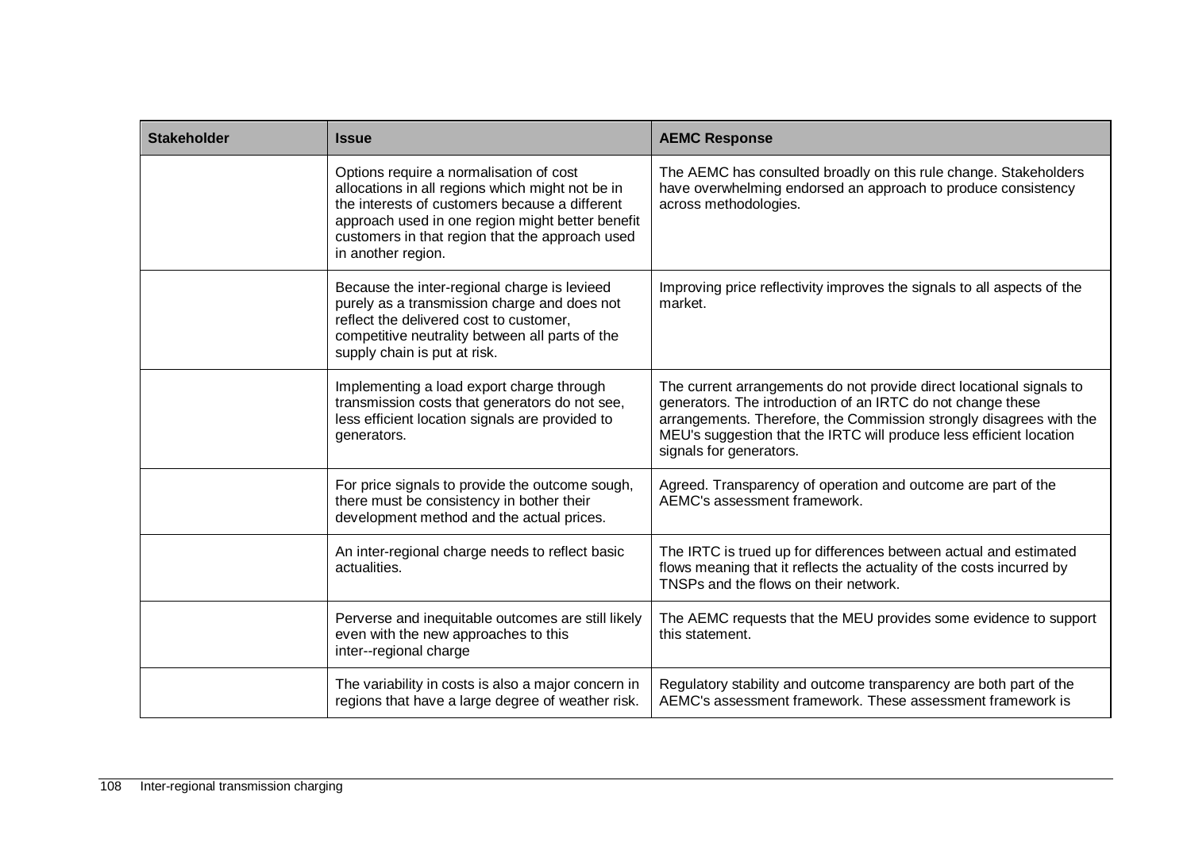| Stakeholder | Issue | AEMC Response |
|---|---|---|
| | Options require a normalisation of cost allocations in all regions which might not be in the interests of customers because a different approach used in one region might better benefit customers in that region that the approach used in another region. | The AEMC has consulted broadly on this rule change. Stakeholders have overwhelming endorsed an approach to produce consistency across methodologies. |
| | Because the inter-regional charge is levieed purely as a transmission charge and does not reflect the delivered cost to customer, competitive neutrality between all parts of the supply chain is put at risk. | Improving price reflectivity improves the signals to all aspects of the market. |
| | Implementing a load export charge through transmission costs that generators do not see, less efficient location signals are provided to generators. | The current arrangements do not provide direct locational signals to generators. The introduction of an IRTC do not change these arrangements. Therefore, the Commission strongly disagrees with the MEU's suggestion that the IRTC will produce less efficient location signals for generators. |
| | For price signals to provide the outcome sough, there must be consistency in bother their development method and the actual prices. | Agreed. Transparency of operation and outcome are part of the AEMC's assessment framework. |
| | An inter-regional charge needs to reflect basic actualities. | The IRTC is trued up for differences between actual and estimated flows meaning that it reflects the actuality of the costs incurred by TNSPs and the flows on their network. |
| | Perverse and inequitable outcomes are still likely even with the new approaches to this inter--regional charge | The AEMC requests that the MEU provides some evidence to support this statement. |
| | The variability in costs is also a major concern in regions that have a large degree of weather risk. | Regulatory stability and outcome transparency are both part of the AEMC's assessment framework. These assessment framework is |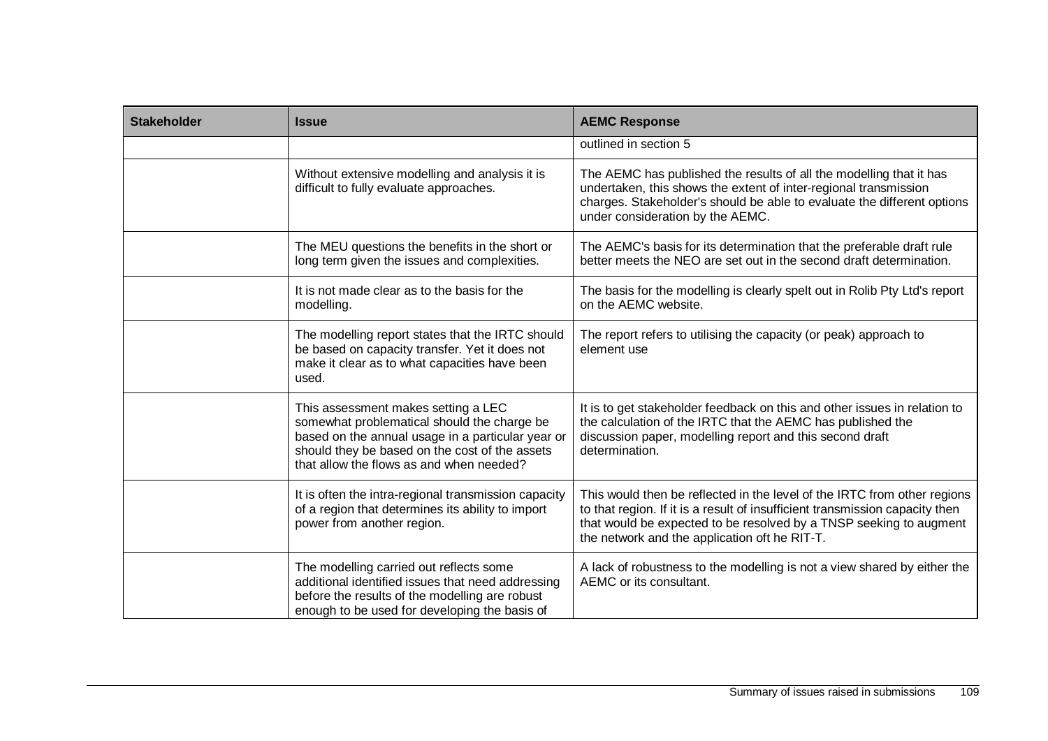| Stakeholder | Issue | AEMC Response |
|---|---|---|
| | | outlined in section 5 |
| | Without extensive modelling and analysis it is difficult to fully evaluate approaches. | The AEMC has published the results of all the modelling that it has undertaken, this shows the extent of inter-regional transmission charges. Stakeholder's should be able to evaluate the different options under consideration by the AEMC. |
| | The MEU questions the benefits in the short or long term given the issues and complexities. | The AEMC's basis for its determination that the preferable draft rule better meets the NEO are set out in the second draft determination. |
| | It is not made clear as to the basis for the modelling. | The basis for the modelling is clearly spelt out in Rolib Pty Ltd's report on the AEMC website. |
| | The modelling report states that the IRTC should be based on capacity transfer. Yet it does not make it clear as to what capacities have been used. | The report refers to utilising the capacity (or peak) approach to element use |
| | This assessment makes setting a LEC somewhat problematical should the charge be based on the annual usage in a particular year or should they be based on the cost of the assets that allow the flows as and when needed? | It is to get stakeholder feedback on this and other issues in relation to the calculation of the IRTC that the AEMC has published the discussion paper, modelling report and this second draft determination. |
| | It is often the intra-regional transmission capacity of a region that determines its ability to import power from another region. | This would then be reflected in the level of the IRTC from other regions to that region. If it is a result of insufficient transmission capacity then that would be expected to be resolved by a TNSP seeking to augment the network and the application oft he RIT-T. |
| | The modelling carried out reflects some additional identified issues that need addressing before the results of the modelling are robust enough to be used for developing the basis of | A lack of robustness to the modelling is not a view shared by either the AEMC or its consultant. |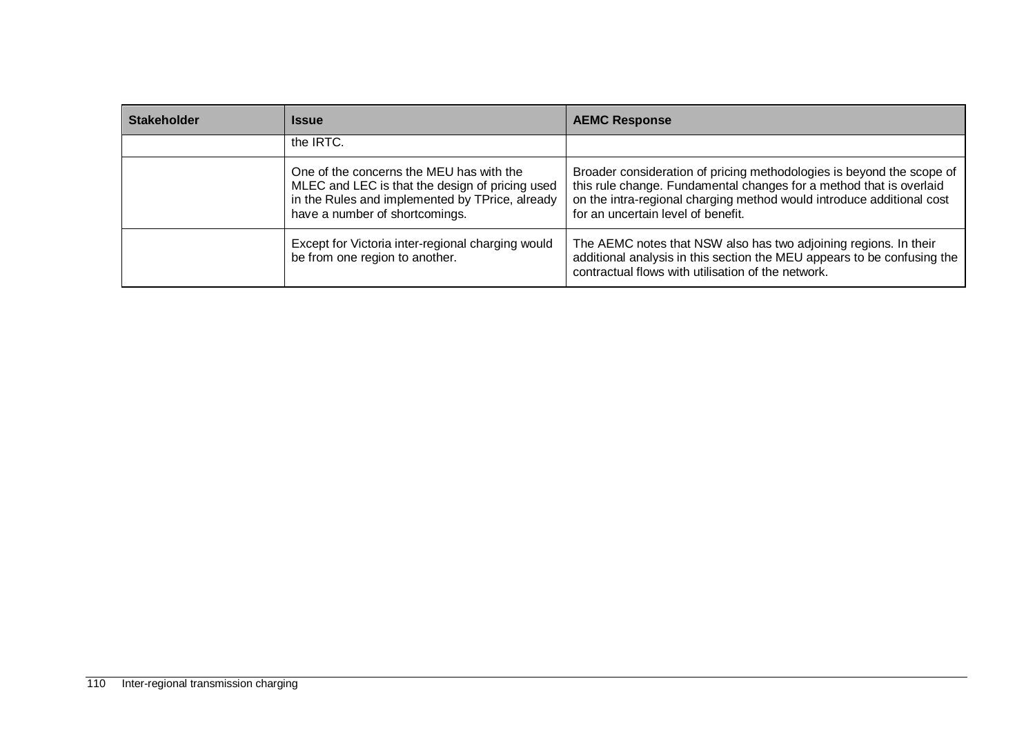| Stakeholder | Issue | AEMC Response |
| --- | --- | --- |
| | the IRTC. | |
| | One of the concerns the MEU has with the MLEC and LEC is that the design of pricing used in the Rules and implemented by TPrice, already have a number of shortcomings. | Broader consideration of pricing methodologies is beyond the scope of this rule change. Fundamental changes for a method that is overlaid on the intra-regional charging method would introduce additional cost for an uncertain level of benefit. |
| | Except for Victoria inter-regional charging would be from one region to another. | The AEMC notes that NSW also has two adjoining regions. In their additional analysis in this section the MEU appears to be confusing the contractual flows with utilisation of the network. |